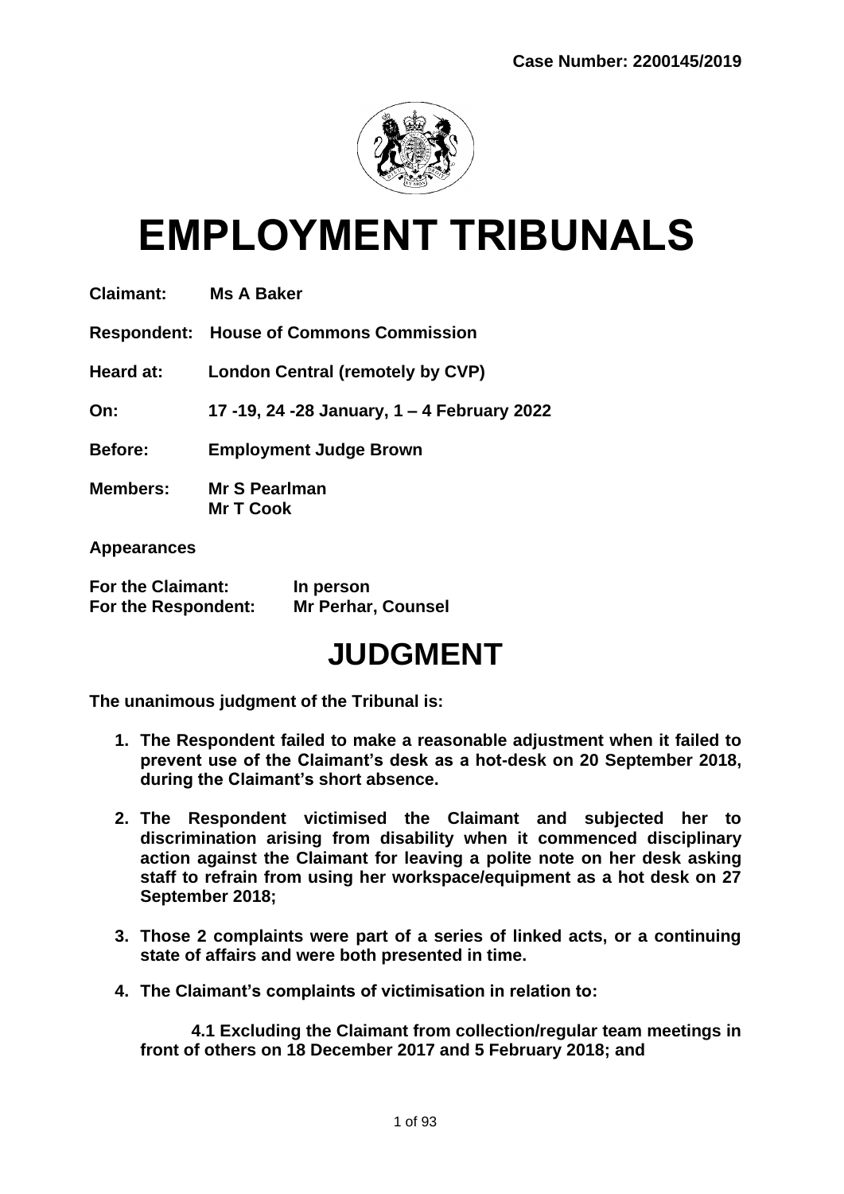**Case Number: 2200145/2019**

# EMPLOYMENT TRIBUNALS

**Claimant:** **Ms A Baker**

**Respondent:** **House of Commons Commission**

**Heard at:** **London Central (remotely by CVP)**

**On:** **17 -19, 24 -28 January, 1 – 4 February 2022**

**Before:** **Employment Judge Brown**

**Members:** **Mr S Pearlman**
**Mr T Cook**

**Appearances**

**For the Claimant:** **In person**
**For the Respondent:** **Mr Perhar, Counsel**

# JUDGMENT

**The unanimous judgment of the Tribunal is:**

1. **The Respondent failed to make a reasonable adjustment when it failed to prevent use of the Claimant's desk as a hot-desk on 20 September 2018, during the Claimant's short absence.**

2. **The Respondent victimised the Claimant and subjected her to discrimination arising from disability when it commenced disciplinary action against the Claimant for leaving a polite note on her desk asking staff to refrain from using her workspace/equipment as a hot desk on 27 September 2018;**

3. **Those 2 complaints were part of a series of linked acts, or a continuing state of affairs and were both presented in time.**

4. **The Claimant's complaints of victimisation in relation to:**

   **4.1 Excluding the Claimant from collection/regular team meetings in front of others on 18 December 2017 and 5 February 2018; and**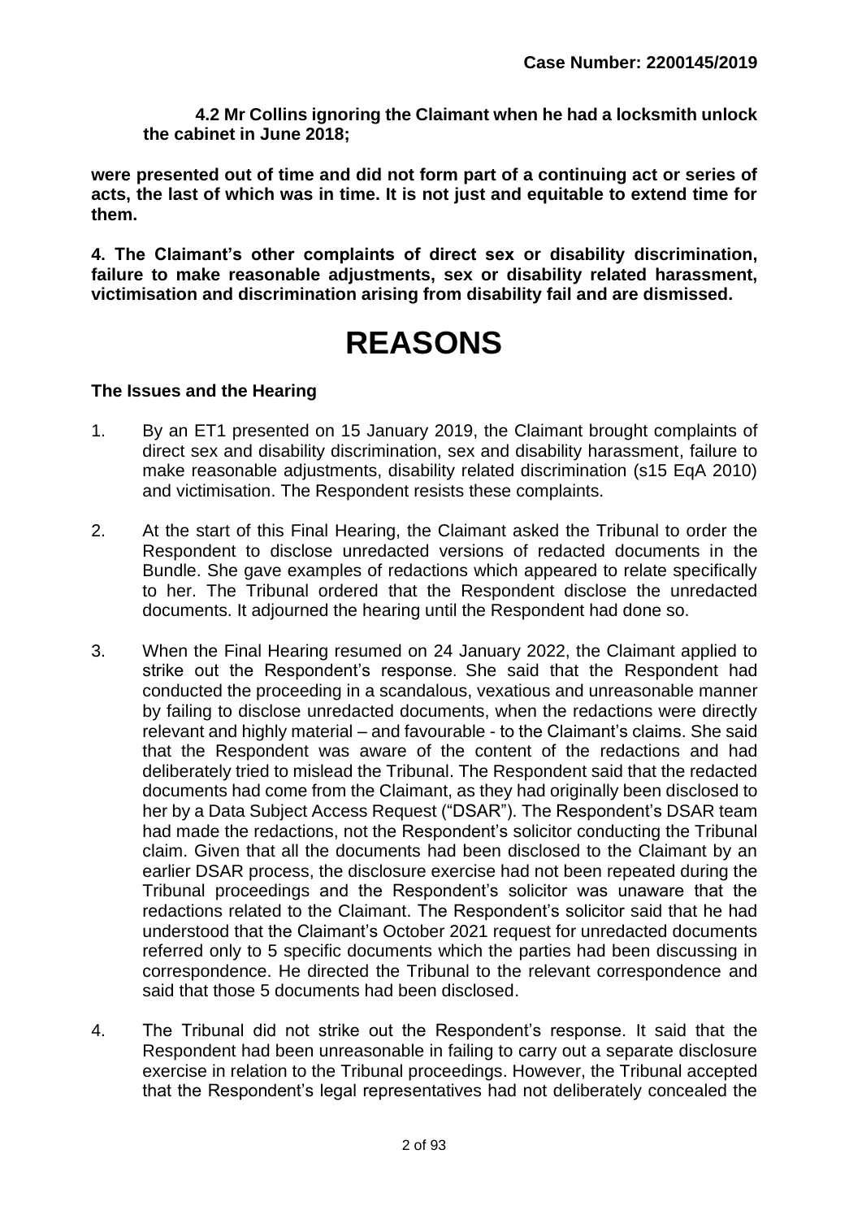**4.2 Mr Collins ignoring the Claimant when he had a locksmith unlock the cabinet in June 2018;**

**were presented out of time and did not form part of a continuing act or series of acts, the last of which was in time. It is not just and equitable to extend time for them.**

**4. The Claimant's other complaints of direct sex or disability discrimination, failure to make reasonable adjustments, sex or disability related harassment, victimisation and discrimination arising from disability fail and are dismissed.**

# REASONS

### The Issues and the Hearing

1. By an ET1 presented on 15 January 2019, the Claimant brought complaints of direct sex and disability discrimination, sex and disability harassment, failure to make reasonable adjustments, disability related discrimination (s15 EqA 2010) and victimisation. The Respondent resists these complaints.

2. At the start of this Final Hearing, the Claimant asked the Tribunal to order the Respondent to disclose unredacted versions of redacted documents in the Bundle. She gave examples of redactions which appeared to relate specifically to her. The Tribunal ordered that the Respondent disclose the unredacted documents. It adjourned the hearing until the Respondent had done so.

3. When the Final Hearing resumed on 24 January 2022, the Claimant applied to strike out the Respondent's response. She said that the Respondent had conducted the proceeding in a scandalous, vexatious and unreasonable manner by failing to disclose unredacted documents, when the redactions were directly relevant and highly material – and favourable - to the Claimant's claims. She said that the Respondent was aware of the content of the redactions and had deliberately tried to mislead the Tribunal. The Respondent said that the redacted documents had come from the Claimant, as they had originally been disclosed to her by a Data Subject Access Request ("DSAR"). The Respondent's DSAR team had made the redactions, not the Respondent's solicitor conducting the Tribunal claim. Given that all the documents had been disclosed to the Claimant by an earlier DSAR process, the disclosure exercise had not been repeated during the Tribunal proceedings and the Respondent's solicitor was unaware that the redactions related to the Claimant. The Respondent's solicitor said that he had understood that the Claimant's October 2021 request for unredacted documents referred only to 5 specific documents which the parties had been discussing in correspondence. He directed the Tribunal to the relevant correspondence and said that those 5 documents had been disclosed.

4. The Tribunal did not strike out the Respondent's response. It said that the Respondent had been unreasonable in failing to carry out a separate disclosure exercise in relation to the Tribunal proceedings. However, the Tribunal accepted that the Respondent's legal representatives had not deliberately concealed the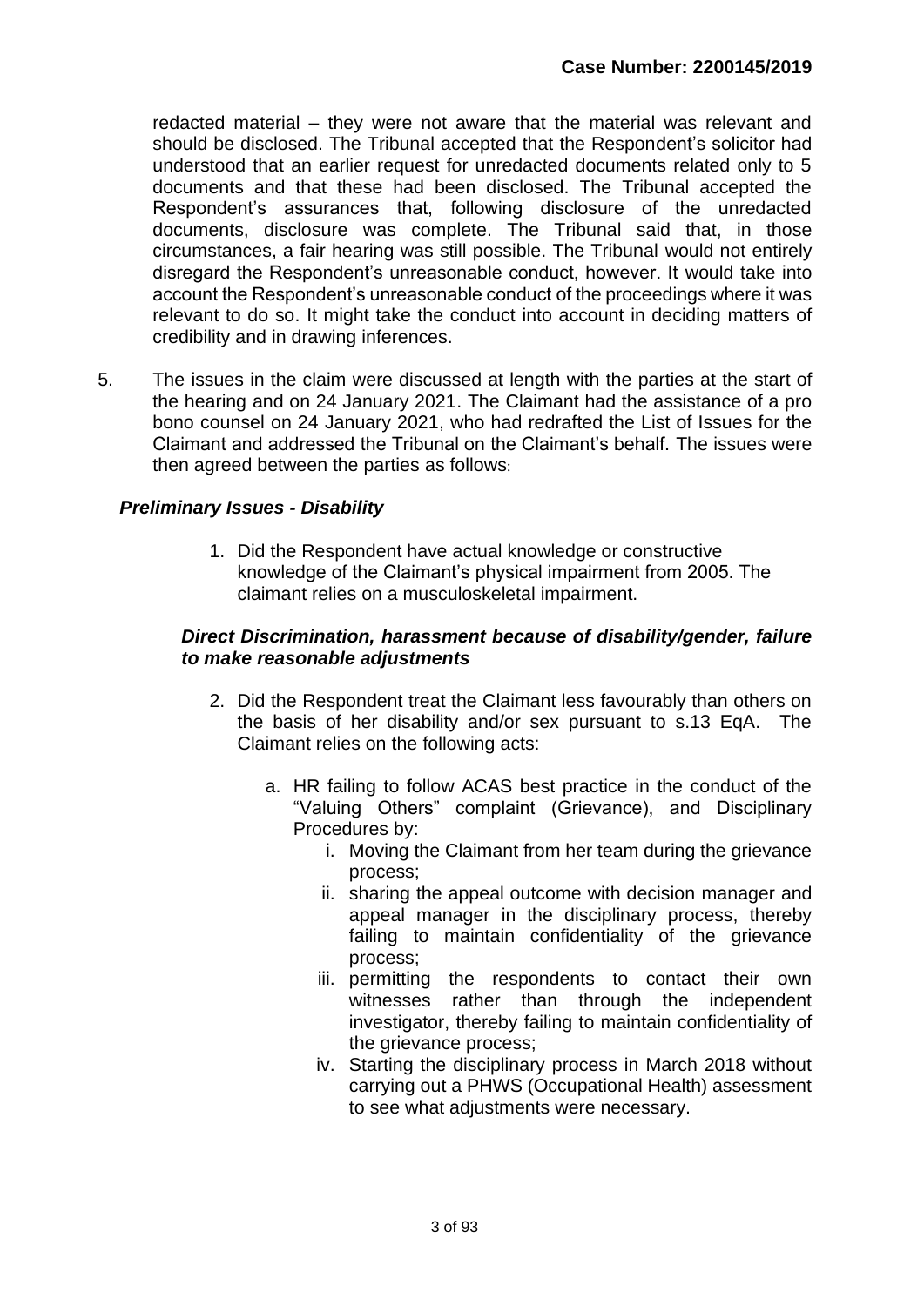redacted material – they were not aware that the material was relevant and should be disclosed. The Tribunal accepted that the Respondent's solicitor had understood that an earlier request for unredacted documents related only to 5 documents and that these had been disclosed. The Tribunal accepted the Respondent's assurances that, following disclosure of the unredacted documents, disclosure was complete. The Tribunal said that, in those circumstances, a fair hearing was still possible. The Tribunal would not entirely disregard the Respondent's unreasonable conduct, however. It would take into account the Respondent's unreasonable conduct of the proceedings where it was relevant to do so. It might take the conduct into account in deciding matters of credibility and in drawing inferences.

5. The issues in the claim were discussed at length with the parties at the start of the hearing and on 24 January 2021. The Claimant had the assistance of a pro bono counsel on 24 January 2021, who had redrafted the List of Issues for the Claimant and addressed the Tribunal on the Claimant's behalf. The issues were then agreed between the parties as follows:

***Preliminary Issues - Disability***

1. Did the Respondent have actual knowledge or constructive knowledge of the Claimant's physical impairment from 2005. The claimant relies on a musculoskeletal impairment.

***Direct Discrimination, harassment because of disability/gender, failure to make reasonable adjustments***

2. Did the Respondent treat the Claimant less favourably than others on the basis of her disability and/or sex pursuant to s.13 EqA. The Claimant relies on the following acts:

    a. HR failing to follow ACAS best practice in the conduct of the "Valuing Others" complaint (Grievance), and Disciplinary Procedures by:

        i. Moving the Claimant from her team during the grievance process;
        ii. sharing the appeal outcome with decision manager and appeal manager in the disciplinary process, thereby failing to maintain confidentiality of the grievance process;
        iii. permitting the respondents to contact their own witnesses rather than through the independent investigator, thereby failing to maintain confidentiality of the grievance process;
        iv. Starting the disciplinary process in March 2018 without carrying out a PHWS (Occupational Health) assessment to see what adjustments were necessary.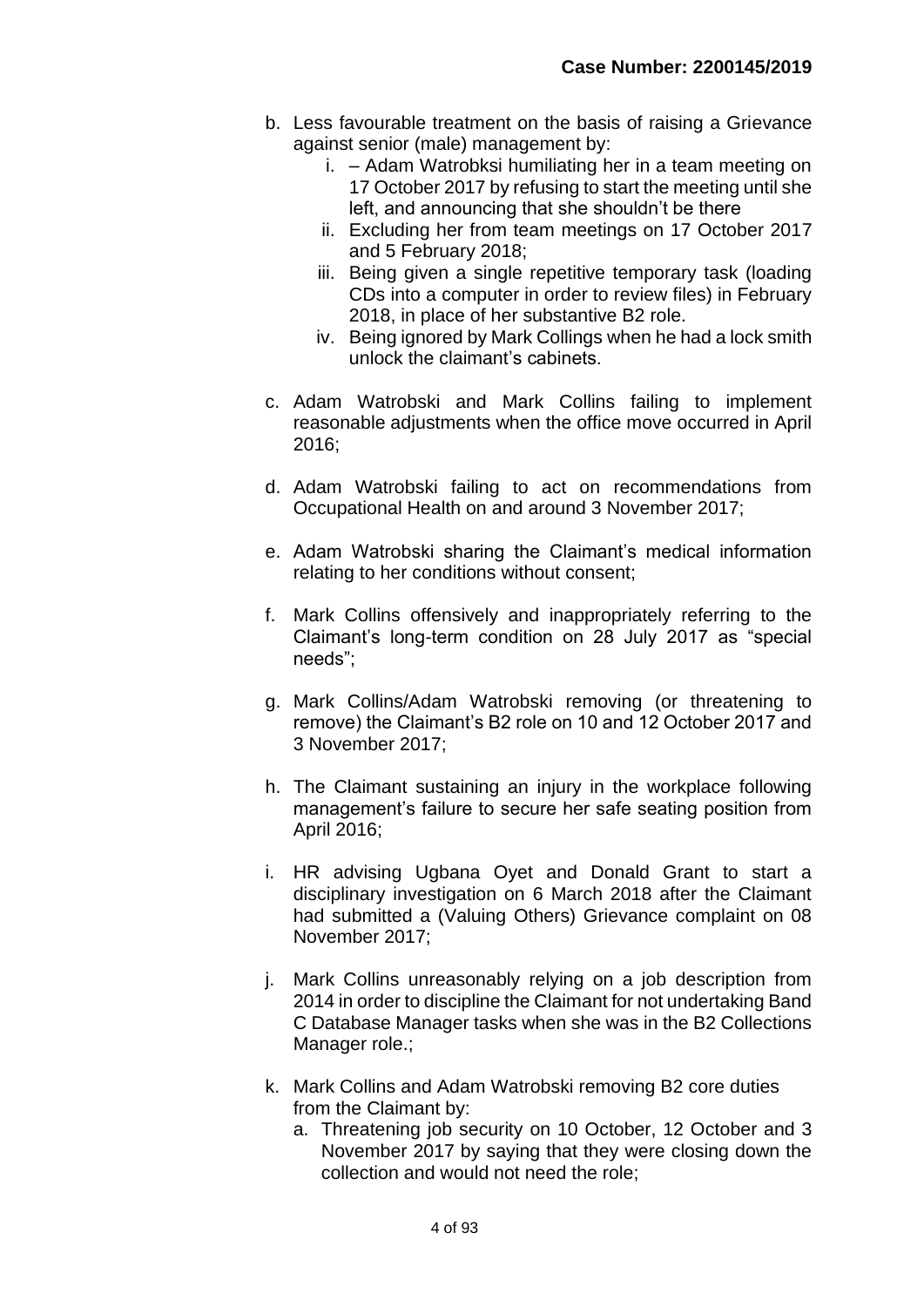b. Less favourable treatment on the basis of raising a Grievance against senior (male) management by:
    i. – Adam Watrobksi humiliating her in a team meeting on 17 October 2017 by refusing to start the meeting until she left, and announcing that she shouldn't be there
    ii. Excluding her from team meetings on 17 October 2017 and 5 February 2018;
    iii. Being given a single repetitive temporary task (loading CDs into a computer in order to review files) in February 2018, in place of her substantive B2 role.
    iv. Being ignored by Mark Collings when he had a lock smith unlock the claimant's cabinets.

c. Adam Watrobski and Mark Collins failing to implement reasonable adjustments when the office move occurred in April 2016;

d. Adam Watrobski failing to act on recommendations from Occupational Health on and around 3 November 2017;

e. Adam Watrobski sharing the Claimant's medical information relating to her conditions without consent;

f. Mark Collins offensively and inappropriately referring to the Claimant's long-term condition on 28 July 2017 as "special needs";

g. Mark Collins/Adam Watrobski removing (or threatening to remove) the Claimant's B2 role on 10 and 12 October 2017 and 3 November 2017;

h. The Claimant sustaining an injury in the workplace following management's failure to secure her safe seating position from April 2016;

i. HR advising Ugbana Oyet and Donald Grant to start a disciplinary investigation on 6 March 2018 after the Claimant had submitted a (Valuing Others) Grievance complaint on 08 November 2017;

j. Mark Collins unreasonably relying on a job description from 2014 in order to discipline the Claimant for not undertaking Band C Database Manager tasks when she was in the B2 Collections Manager role.;

k. Mark Collins and Adam Watrobski removing B2 core duties from the Claimant by:
    a. Threatening job security on 10 October, 12 October and 3 November 2017 by saying that they were closing down the collection and would not need the role;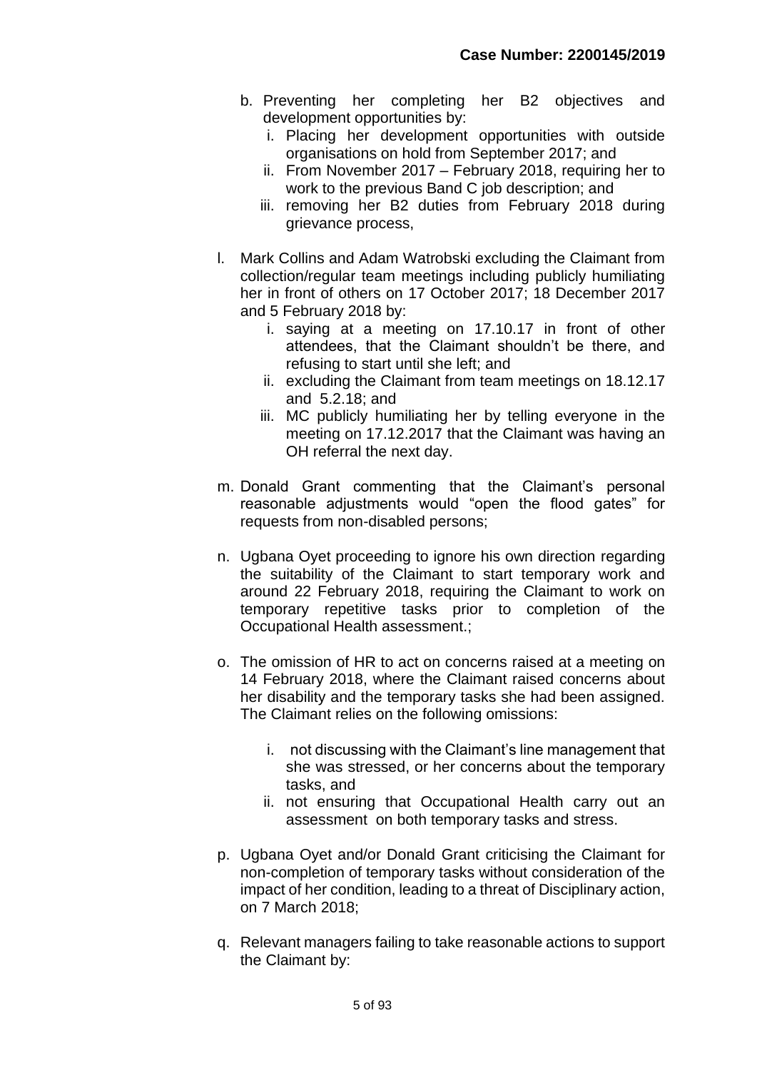b. Preventing her completing her B2 objectives and development opportunities by:
    i. Placing her development opportunities with outside organisations on hold from September 2017; and
    ii. From November 2017 – February 2018, requiring her to work to the previous Band C job description; and
    iii. removing her B2 duties from February 2018 during grievance process,

l. Mark Collins and Adam Watrobski excluding the Claimant from collection/regular team meetings including publicly humiliating her in front of others on 17 October 2017; 18 December 2017 and 5 February 2018 by:
    i. saying at a meeting on 17.10.17 in front of other attendees, that the Claimant shouldn't be there, and refusing to start until she left; and
    ii. excluding the Claimant from team meetings on 18.12.17 and 5.2.18; and
    iii. MC publicly humiliating her by telling everyone in the meeting on 17.12.2017 that the Claimant was having an OH referral the next day.

m. Donald Grant commenting that the Claimant's personal reasonable adjustments would "open the flood gates" for requests from non-disabled persons;

n. Ugbana Oyet proceeding to ignore his own direction regarding the suitability of the Claimant to start temporary work and around 22 February 2018, requiring the Claimant to work on temporary repetitive tasks prior to completion of the Occupational Health assessment.;

o. The omission of HR to act on concerns raised at a meeting on 14 February 2018, where the Claimant raised concerns about her disability and the temporary tasks she had been assigned. The Claimant relies on the following omissions:
    i. not discussing with the Claimant's line management that she was stressed, or her concerns about the temporary tasks, and
    ii. not ensuring that Occupational Health carry out an assessment on both temporary tasks and stress.

p. Ugbana Oyet and/or Donald Grant criticising the Claimant for non-completion of temporary tasks without consideration of the impact of her condition, leading to a threat of Disciplinary action, on 7 March 2018;

q. Relevant managers failing to take reasonable actions to support the Claimant by: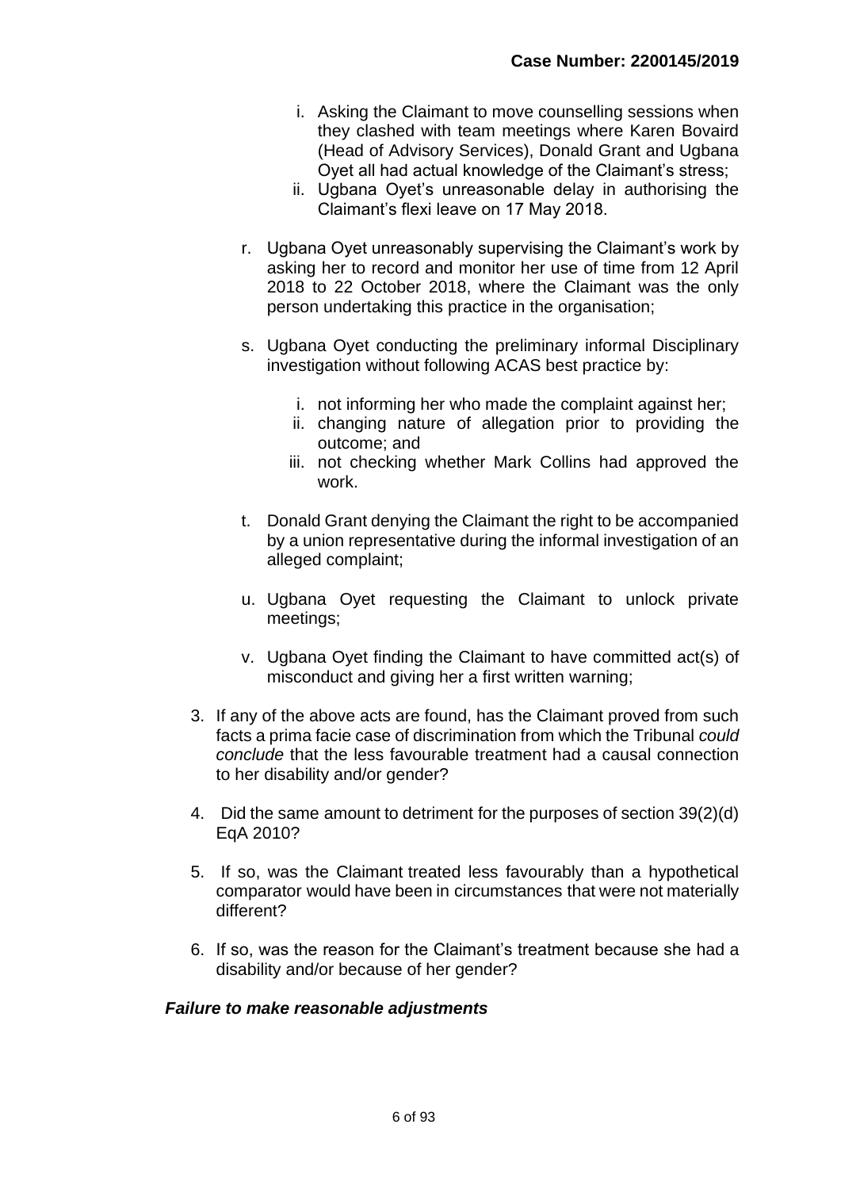i. Asking the Claimant to move counselling sessions when they clashed with team meetings where Karen Bovaird (Head of Advisory Services), Donald Grant and Ugbana Oyet all had actual knowledge of the Claimant's stress;
   ii. Ugbana Oyet's unreasonable delay in authorising the Claimant's flexi leave on 17 May 2018.

r. Ugbana Oyet unreasonably supervising the Claimant's work by asking her to record and monitor her use of time from 12 April 2018 to 22 October 2018, where the Claimant was the only person undertaking this practice in the organisation;

s. Ugbana Oyet conducting the preliminary informal Disciplinary investigation without following ACAS best practice by:

   i. not informing her who made the complaint against her;
   ii. changing nature of allegation prior to providing the outcome; and
   iii. not checking whether Mark Collins had approved the work.

t. Donald Grant denying the Claimant the right to be accompanied by a union representative during the informal investigation of an alleged complaint;

u. Ugbana Oyet requesting the Claimant to unlock private meetings;

v. Ugbana Oyet finding the Claimant to have committed act(s) of misconduct and giving her a first written warning;

3. If any of the above acts are found, has the Claimant proved from such facts a prima facie case of discrimination from which the Tribunal *could conclude* that the less favourable treatment had a causal connection to her disability and/or gender?

4. Did the same amount to detriment for the purposes of section 39(2)(d) EqA 2010?

5. If so, was the Claimant treated less favourably than a hypothetical comparator would have been in circumstances that were not materially different?

6. If so, was the reason for the Claimant's treatment because she had a disability and/or because of her gender?

***Failure to make reasonable adjustments***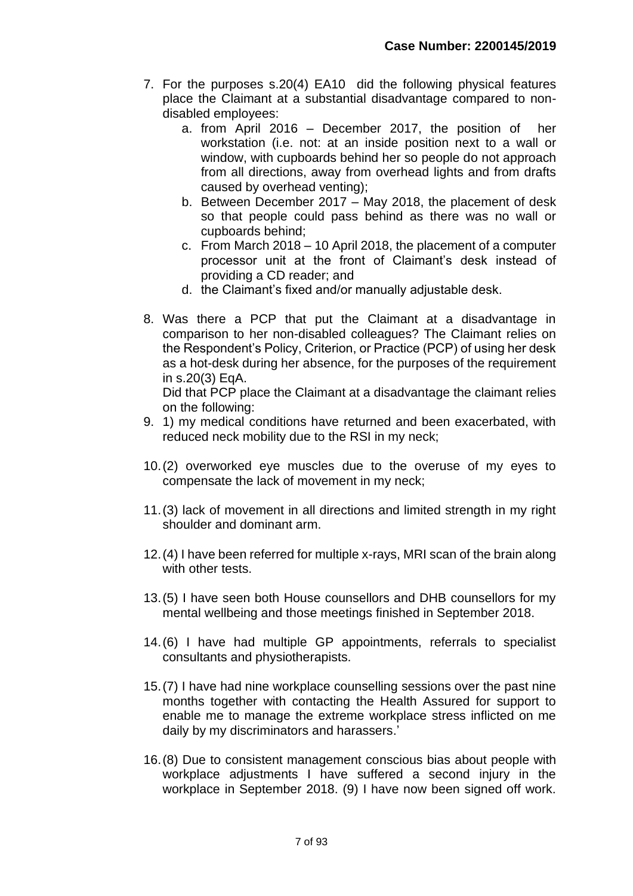7. For the purposes s.20(4) EA10 did the following physical features place the Claimant at a substantial disadvantage compared to non-disabled employees:
   a. from April 2016 – December 2017, the position of her workstation (i.e. not: at an inside position next to a wall or window, with cupboards behind her so people do not approach from all directions, away from overhead lights and from drafts caused by overhead venting);
   b. Between December 2017 – May 2018, the placement of desk so that people could pass behind as there was no wall or cupboards behind;
   c. From March 2018 – 10 April 2018, the placement of a computer processor unit at the front of Claimant's desk instead of providing a CD reader; and
   d. the Claimant's fixed and/or manually adjustable desk.

8. Was there a PCP that put the Claimant at a disadvantage in comparison to her non-disabled colleagues? The Claimant relies on the Respondent's Policy, Criterion, or Practice (PCP) of using her desk as a hot-desk during her absence, for the purposes of the requirement in s.20(3) EqA.

   Did that PCP place the Claimant at a disadvantage the claimant relies on the following:

9. 1) my medical conditions have returned and been exacerbated, with reduced neck mobility due to the RSI in my neck;

10. (2) overworked eye muscles due to the overuse of my eyes to compensate the lack of movement in my neck;

11. (3) lack of movement in all directions and limited strength in my right shoulder and dominant arm.

12. (4) I have been referred for multiple x-rays, MRI scan of the brain along with other tests.

13. (5) I have seen both House counsellors and DHB counsellors for my mental wellbeing and those meetings finished in September 2018.

14. (6) I have had multiple GP appointments, referrals to specialist consultants and physiotherapists.

15. (7) I have had nine workplace counselling sessions over the past nine months together with contacting the Health Assured for support to enable me to manage the extreme workplace stress inflicted on me daily by my discriminators and harassers.'

16. (8) Due to consistent management conscious bias about people with workplace adjustments I have suffered a second injury in the workplace in September 2018. (9) I have now been signed off work.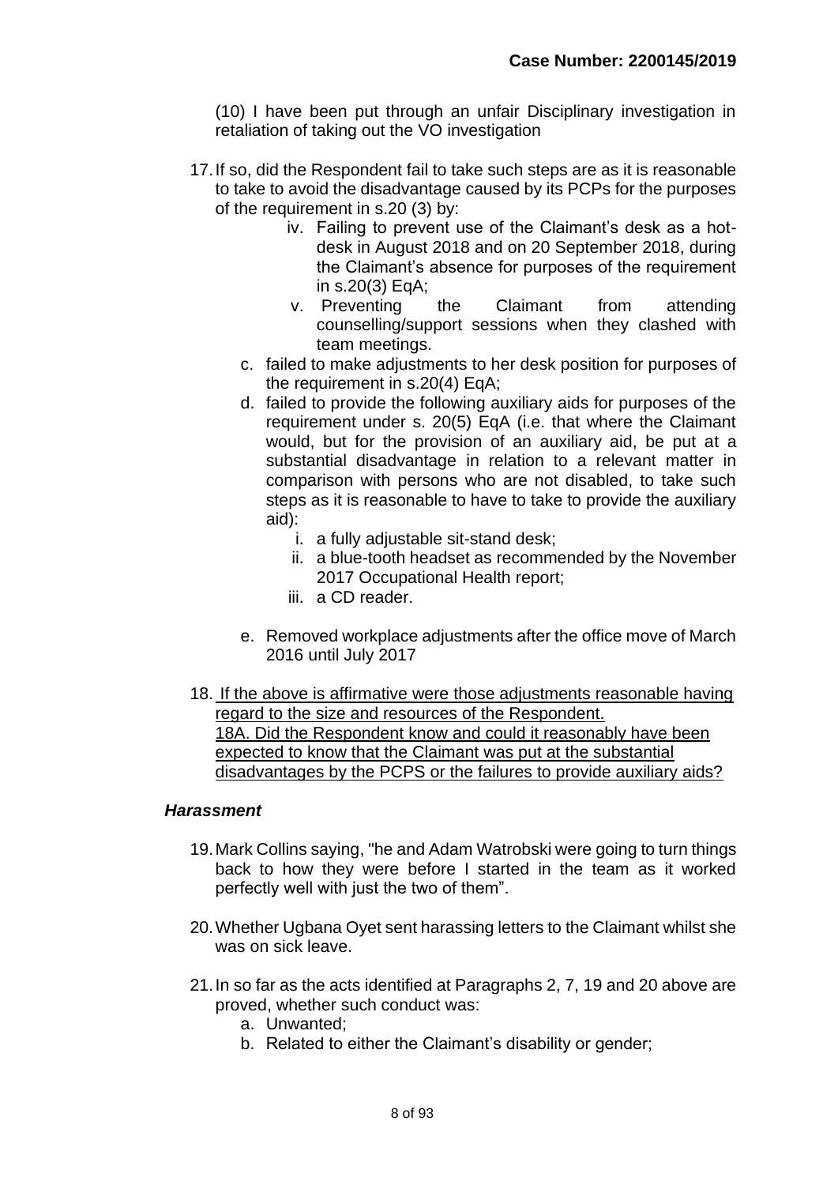(10) I have been put through an unfair Disciplinary investigation in retaliation of taking out the VO investigation

17. If so, did the Respondent fail to take such steps are as it is reasonable to take to avoid the disadvantage caused by its PCPs for the purposes of the requirement in s.20 (3) by:
    - iv. Failing to prevent use of the Claimant's desk as a hot-desk in August 2018 and on 20 September 2018, during the Claimant's absence for purposes of the requirement in s.20(3) EqA;
    - v. Preventing the Claimant from attending counselling/support sessions when they clashed with team meetings.
    
    c. failed to make adjustments to her desk position for purposes of the requirement in s.20(4) EqA;
    
    d. failed to provide the following auxiliary aids for purposes of the requirement under s. 20(5) EqA (i.e. that where the Claimant would, but for the provision of an auxiliary aid, be put at a substantial disadvantage in relation to a relevant matter in comparison with persons who are not disabled, to take such steps as it is reasonable to have to take to provide the auxiliary aid):
    - i. a fully adjustable sit-stand desk;
    - ii. a blue-tooth headset as recommended by the November 2017 Occupational Health report;
    - iii. a CD reader.
    
    e. Removed workplace adjustments after the office move of March 2016 until July 2017

18. <u>If the above is affirmative were those adjustments reasonable having regard to the size and resources of the Respondent.</u>
    <u>18A. Did the Respondent know and could it reasonably have been expected to know that the Claimant was put at the substantial disadvantages by the PCPS or the failures to provide auxiliary aids?</u>

### *Harassment*

19. Mark Collins saying, "he and Adam Watrobski were going to turn things back to how they were before I started in the team as it worked perfectly well with just the two of them".

20. Whether Ugbana Oyet sent harassing letters to the Claimant whilst she was on sick leave.

21. In so far as the acts identified at Paragraphs 2, 7, 19 and 20 above are proved, whether such conduct was:
    - a. Unwanted;
    - b. Related to either the Claimant's disability or gender;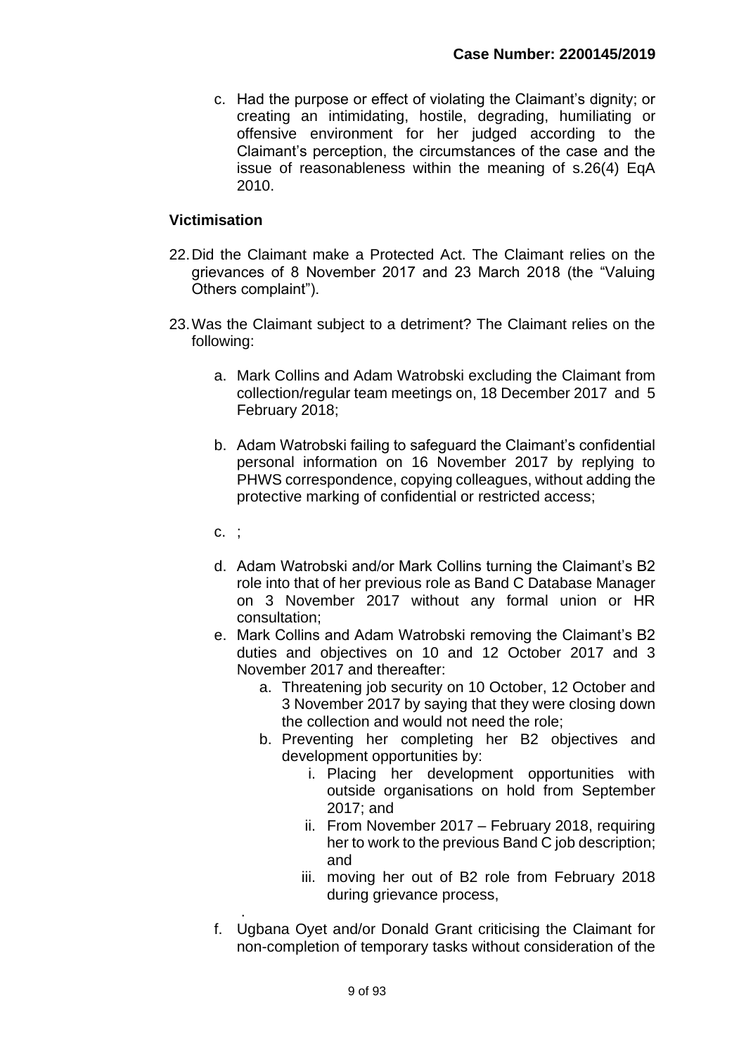c. Had the purpose or effect of violating the Claimant's dignity; or creating an intimidating, hostile, degrading, humiliating or offensive environment for her judged according to the Claimant's perception, the circumstances of the case and the issue of reasonableness within the meaning of s.26(4) EqA 2010.

**Victimisation**

22. Did the Claimant make a Protected Act. The Claimant relies on the grievances of 8 November 2017 and 23 March 2018 (the "Valuing Others complaint").

23. Was the Claimant subject to a detriment? The Claimant relies on the following:

    a. Mark Collins and Adam Watrobski excluding the Claimant from collection/regular team meetings on, 18 December 2017 and 5 February 2018;

    b. Adam Watrobski failing to safeguard the Claimant's confidential personal information on 16 November 2017 by replying to PHWS correspondence, copying colleagues, without adding the protective marking of confidential or restricted access;

    c. ;

    d. Adam Watrobski and/or Mark Collins turning the Claimant's B2 role into that of her previous role as Band C Database Manager on 3 November 2017 without any formal union or HR consultation;

    e. Mark Collins and Adam Watrobski removing the Claimant's B2 duties and objectives on 10 and 12 October 2017 and 3 November 2017 and thereafter:

        a. Threatening job security on 10 October, 12 October and 3 November 2017 by saying that they were closing down the collection and would not need the role;

        b. Preventing her completing her B2 objectives and development opportunities by:

            i. Placing her development opportunities with outside organisations on hold from September 2017; and

            ii. From November 2017 – February 2018, requiring her to work to the previous Band C job description; and

            iii. moving her out of B2 role from February 2018 during grievance process,

    .

    f. Ugbana Oyet and/or Donald Grant criticising the Claimant for non-completion of temporary tasks without consideration of the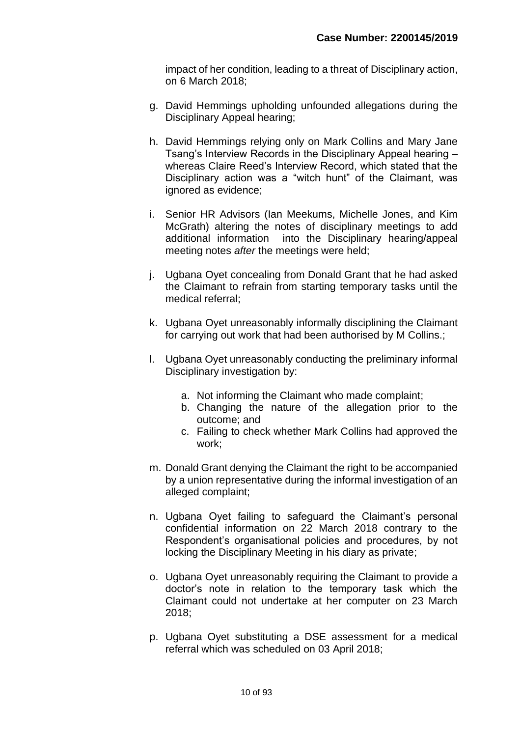impact of her condition, leading to a threat of Disciplinary action, on 6 March 2018;

g. David Hemmings upholding unfounded allegations during the Disciplinary Appeal hearing;

h. David Hemmings relying only on Mark Collins and Mary Jane Tsang's Interview Records in the Disciplinary Appeal hearing – whereas Claire Reed's Interview Record, which stated that the Disciplinary action was a "witch hunt" of the Claimant, was ignored as evidence;

i. Senior HR Advisors (Ian Meekums, Michelle Jones, and Kim McGrath) altering the notes of disciplinary meetings to add additional information into the Disciplinary hearing/appeal meeting notes *after* the meetings were held;

j. Ugbana Oyet concealing from Donald Grant that he had asked the Claimant to refrain from starting temporary tasks until the medical referral;

k. Ugbana Oyet unreasonably informally disciplining the Claimant for carrying out work that had been authorised by M Collins.;

l. Ugbana Oyet unreasonably conducting the preliminary informal Disciplinary investigation by:

    a. Not informing the Claimant who made complaint;
    b. Changing the nature of the allegation prior to the outcome; and
    c. Failing to check whether Mark Collins had approved the work;

m. Donald Grant denying the Claimant the right to be accompanied by a union representative during the informal investigation of an alleged complaint;

n. Ugbana Oyet failing to safeguard the Claimant's personal confidential information on 22 March 2018 contrary to the Respondent's organisational policies and procedures, by not locking the Disciplinary Meeting in his diary as private;

o. Ugbana Oyet unreasonably requiring the Claimant to provide a doctor's note in relation to the temporary task which the Claimant could not undertake at her computer on 23 March 2018;

p. Ugbana Oyet substituting a DSE assessment for a medical referral which was scheduled on 03 April 2018;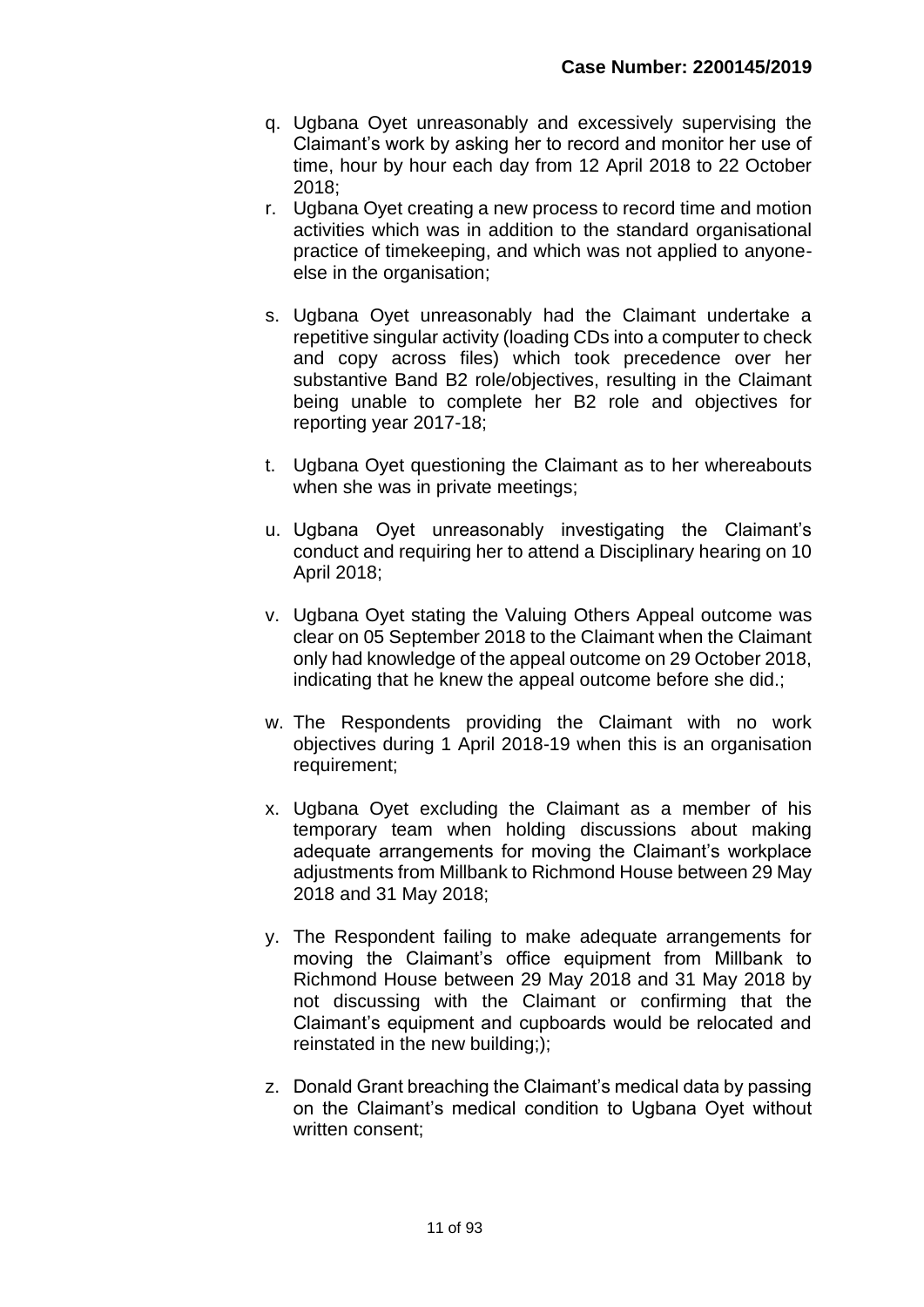q. Ugbana Oyet unreasonably and excessively supervising the Claimant's work by asking her to record and monitor her use of time, hour by hour each day from 12 April 2018 to 22 October 2018;

r. Ugbana Oyet creating a new process to record time and motion activities which was in addition to the standard organisational practice of timekeeping, and which was not applied to anyone-else in the organisation;

s. Ugbana Oyet unreasonably had the Claimant undertake a repetitive singular activity (loading CDs into a computer to check and copy across files) which took precedence over her substantive Band B2 role/objectives, resulting in the Claimant being unable to complete her B2 role and objectives for reporting year 2017-18;

t. Ugbana Oyet questioning the Claimant as to her whereabouts when she was in private meetings;

u. Ugbana Oyet unreasonably investigating the Claimant's conduct and requiring her to attend a Disciplinary hearing on 10 April 2018;

v. Ugbana Oyet stating the Valuing Others Appeal outcome was clear on 05 September 2018 to the Claimant when the Claimant only had knowledge of the appeal outcome on 29 October 2018, indicating that he knew the appeal outcome before she did.;

w. The Respondents providing the Claimant with no work objectives during 1 April 2018-19 when this is an organisation requirement;

x. Ugbana Oyet excluding the Claimant as a member of his temporary team when holding discussions about making adequate arrangements for moving the Claimant's workplace adjustments from Millbank to Richmond House between 29 May 2018 and 31 May 2018;

y. The Respondent failing to make adequate arrangements for moving the Claimant's office equipment from Millbank to Richmond House between 29 May 2018 and 31 May 2018 by not discussing with the Claimant or confirming that the Claimant's equipment and cupboards would be relocated and reinstated in the new building;);

z. Donald Grant breaching the Claimant's medical data by passing on the Claimant's medical condition to Ugbana Oyet without written consent;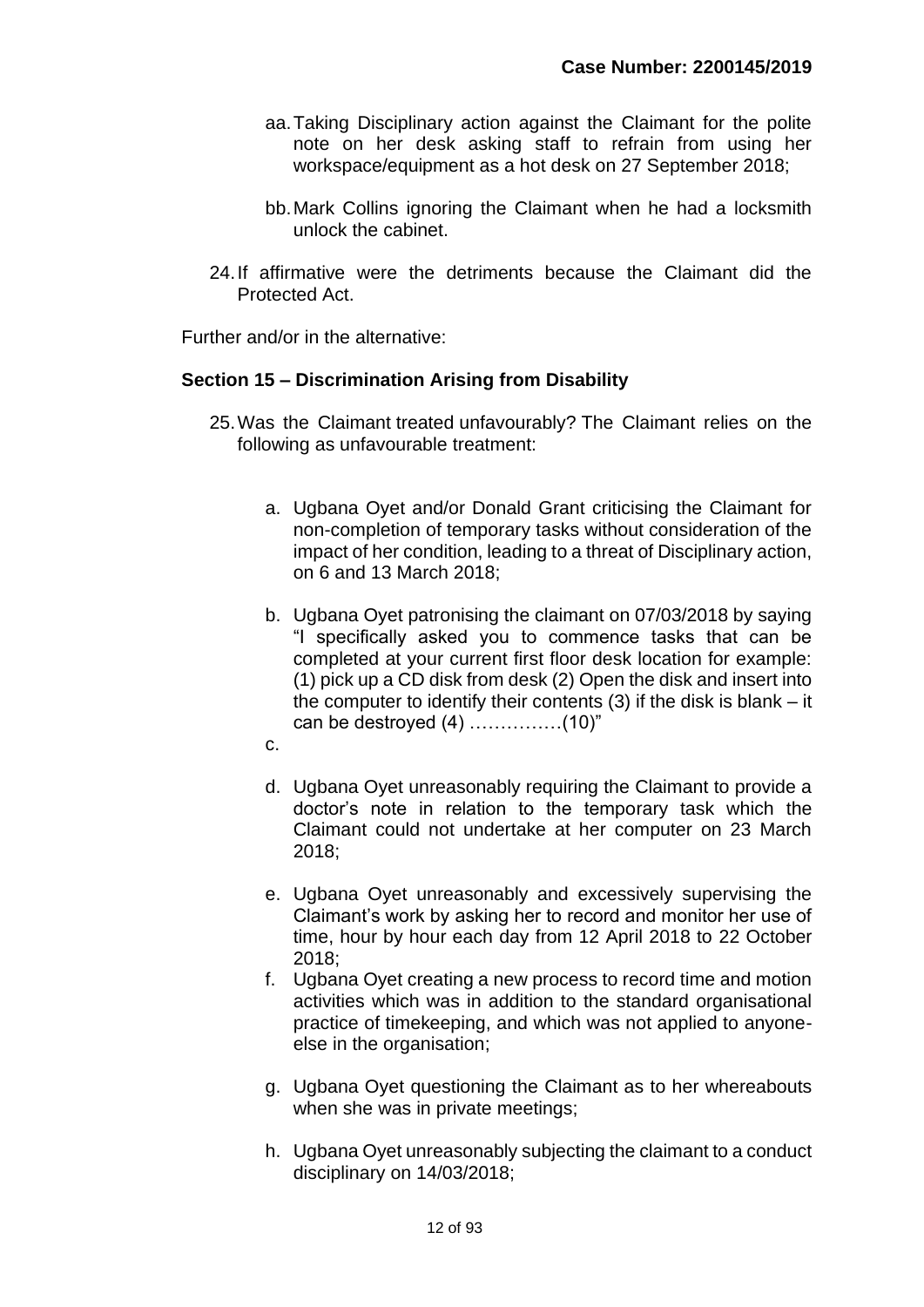aa. Taking Disciplinary action against the Claimant for the polite note on her desk asking staff to refrain from using her workspace/equipment as a hot desk on 27 September 2018;

bb. Mark Collins ignoring the Claimant when he had a locksmith unlock the cabinet.

24. If affirmative were the detriments because the Claimant did the Protected Act.

Further and/or in the alternative:

**Section 15 – Discrimination Arising from Disability**

25. Was the Claimant treated unfavourably? The Claimant relies on the following as unfavourable treatment:

   a. Ugbana Oyet and/or Donald Grant criticising the Claimant for non-completion of temporary tasks without consideration of the impact of her condition, leading to a threat of Disciplinary action, on 6 and 13 March 2018;

   b. Ugbana Oyet patronising the claimant on 07/03/2018 by saying "I specifically asked you to commence tasks that can be completed at your current first floor desk location for example: (1) pick up a CD disk from desk (2) Open the disk and insert into the computer to identify their contents (3) if the disk is blank – it can be destroyed (4) ……………(10)"

   c.

   d. Ugbana Oyet unreasonably requiring the Claimant to provide a doctor's note in relation to the temporary task which the Claimant could not undertake at her computer on 23 March 2018;

   e. Ugbana Oyet unreasonably and excessively supervising the Claimant's work by asking her to record and monitor her use of time, hour by hour each day from 12 April 2018 to 22 October 2018;

   f. Ugbana Oyet creating a new process to record time and motion activities which was in addition to the standard organisational practice of timekeeping, and which was not applied to anyone-else in the organisation;

   g. Ugbana Oyet questioning the Claimant as to her whereabouts when she was in private meetings;

   h. Ugbana Oyet unreasonably subjecting the claimant to a conduct disciplinary on 14/03/2018;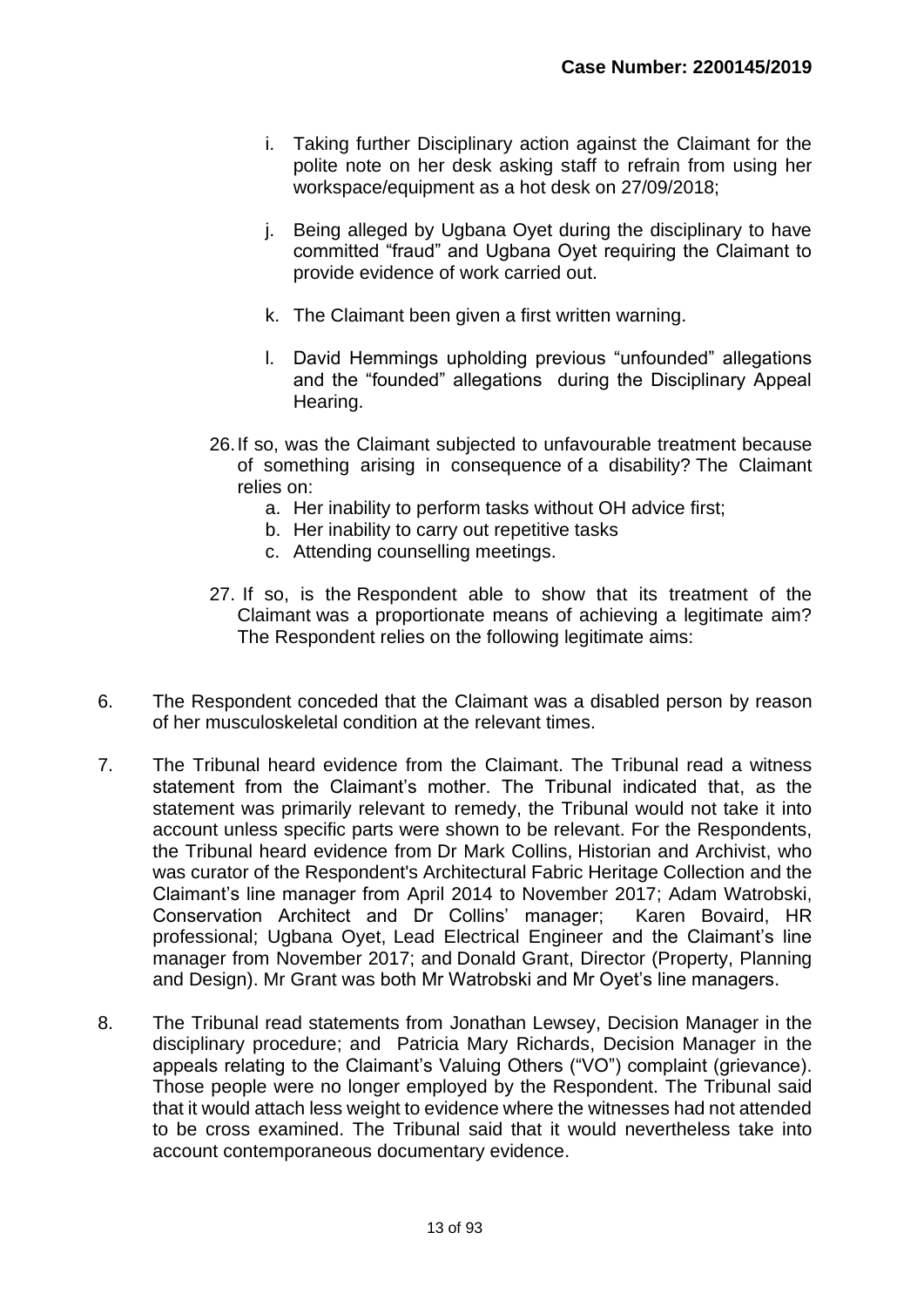i. Taking further Disciplinary action against the Claimant for the polite note on her desk asking staff to refrain from using her workspace/equipment as a hot desk on 27/09/2018;

j. Being alleged by Ugbana Oyet during the disciplinary to have committed "fraud" and Ugbana Oyet requiring the Claimant to provide evidence of work carried out.

k. The Claimant been given a first written warning.

l. David Hemmings upholding previous "unfounded" allegations and the "founded" allegations during the Disciplinary Appeal Hearing.

26. If so, was the Claimant subjected to unfavourable treatment because of something arising in consequence of a disability? The Claimant relies on:
    a. Her inability to perform tasks without OH advice first;
    b. Her inability to carry out repetitive tasks
    c. Attending counselling meetings.

27. If so, is the Respondent able to show that its treatment of the Claimant was a proportionate means of achieving a legitimate aim? The Respondent relies on the following legitimate aims:

6. The Respondent conceded that the Claimant was a disabled person by reason of her musculoskeletal condition at the relevant times.

7. The Tribunal heard evidence from the Claimant. The Tribunal read a witness statement from the Claimant's mother. The Tribunal indicated that, as the statement was primarily relevant to remedy, the Tribunal would not take it into account unless specific parts were shown to be relevant. For the Respondents, the Tribunal heard evidence from Dr Mark Collins, Historian and Archivist, who was curator of the Respondent's Architectural Fabric Heritage Collection and the Claimant's line manager from April 2014 to November 2017; Adam Watrobski, Conservation Architect and Dr Collins' manager; Karen Bovaird, HR professional; Ugbana Oyet, Lead Electrical Engineer and the Claimant's line manager from November 2017; and Donald Grant, Director (Property, Planning and Design). Mr Grant was both Mr Watrobski and Mr Oyet's line managers.

8. The Tribunal read statements from Jonathan Lewsey, Decision Manager in the disciplinary procedure; and Patricia Mary Richards, Decision Manager in the appeals relating to the Claimant's Valuing Others ("VO") complaint (grievance). Those people were no longer employed by the Respondent. The Tribunal said that it would attach less weight to evidence where the witnesses had not attended to be cross examined. The Tribunal said that it would nevertheless take into account contemporaneous documentary evidence.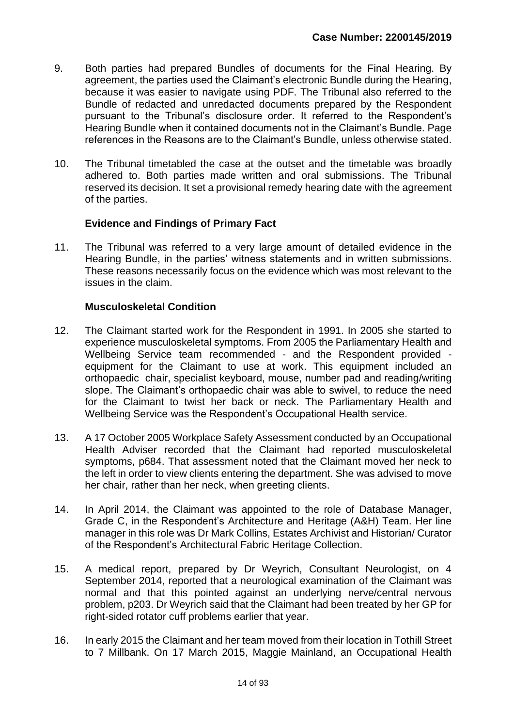9. Both parties had prepared Bundles of documents for the Final Hearing. By agreement, the parties used the Claimant's electronic Bundle during the Hearing, because it was easier to navigate using PDF. The Tribunal also referred to the Bundle of redacted and unredacted documents prepared by the Respondent pursuant to the Tribunal's disclosure order. It referred to the Respondent's Hearing Bundle when it contained documents not in the Claimant's Bundle. Page references in the Reasons are to the Claimant's Bundle, unless otherwise stated.

10. The Tribunal timetabled the case at the outset and the timetable was broadly adhered to. Both parties made written and oral submissions. The Tribunal reserved its decision. It set a provisional remedy hearing date with the agreement of the parties.

### Evidence and Findings of Primary Fact

11. The Tribunal was referred to a very large amount of detailed evidence in the Hearing Bundle, in the parties' witness statements and in written submissions. These reasons necessarily focus on the evidence which was most relevant to the issues in the claim.

### Musculoskeletal Condition

12. The Claimant started work for the Respondent in 1991. In 2005 she started to experience musculoskeletal symptoms. From 2005 the Parliamentary Health and Wellbeing Service team recommended - and the Respondent provided - equipment for the Claimant to use at work. This equipment included an orthopaedic chair, specialist keyboard, mouse, number pad and reading/writing slope. The Claimant's orthopaedic chair was able to swivel, to reduce the need for the Claimant to twist her back or neck. The Parliamentary Health and Wellbeing Service was the Respondent's Occupational Health service.

13. A 17 October 2005 Workplace Safety Assessment conducted by an Occupational Health Adviser recorded that the Claimant had reported musculoskeletal symptoms, p684. That assessment noted that the Claimant moved her neck to the left in order to view clients entering the department. She was advised to move her chair, rather than her neck, when greeting clients.

14. In April 2014, the Claimant was appointed to the role of Database Manager, Grade C, in the Respondent's Architecture and Heritage (A&H) Team. Her line manager in this role was Dr Mark Collins, Estates Archivist and Historian/ Curator of the Respondent's Architectural Fabric Heritage Collection.

15. A medical report, prepared by Dr Weyrich, Consultant Neurologist, on 4 September 2014, reported that a neurological examination of the Claimant was normal and that this pointed against an underlying nerve/central nervous problem, p203. Dr Weyrich said that the Claimant had been treated by her GP for right-sided rotator cuff problems earlier that year.

16. In early 2015 the Claimant and her team moved from their location in Tothill Street to 7 Millbank. On 17 March 2015, Maggie Mainland, an Occupational Health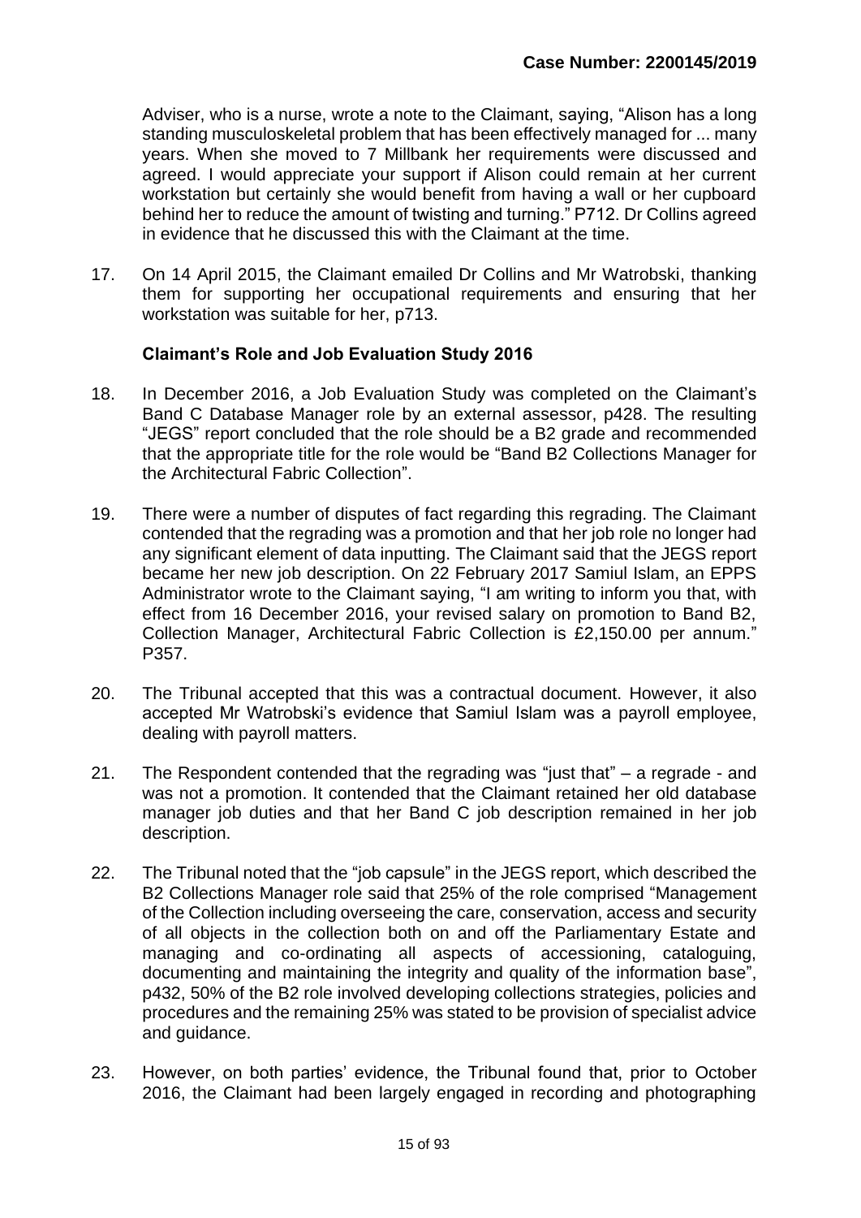Adviser, who is a nurse, wrote a note to the Claimant, saying, "Alison has a long standing musculoskeletal problem that has been effectively managed for ... many years. When she moved to 7 Millbank her requirements were discussed and agreed. I would appreciate your support if Alison could remain at her current workstation but certainly she would benefit from having a wall or her cupboard behind her to reduce the amount of twisting and turning." P712. Dr Collins agreed in evidence that he discussed this with the Claimant at the time.

17. On 14 April 2015, the Claimant emailed Dr Collins and Mr Watrobski, thanking them for supporting her occupational requirements and ensuring that her workstation was suitable for her, p713.

### Claimant's Role and Job Evaluation Study 2016

18. In December 2016, a Job Evaluation Study was completed on the Claimant's Band C Database Manager role by an external assessor, p428. The resulting "JEGS" report concluded that the role should be a B2 grade and recommended that the appropriate title for the role would be "Band B2 Collections Manager for the Architectural Fabric Collection".

19. There were a number of disputes of fact regarding this regrading. The Claimant contended that the regrading was a promotion and that her job role no longer had any significant element of data inputting. The Claimant said that the JEGS report became her new job description. On 22 February 2017 Samiul Islam, an EPPS Administrator wrote to the Claimant saying, "I am writing to inform you that, with effect from 16 December 2016, your revised salary on promotion to Band B2, Collection Manager, Architectural Fabric Collection is £2,150.00 per annum." P357.

20. The Tribunal accepted that this was a contractual document. However, it also accepted Mr Watrobski's evidence that Samiul Islam was a payroll employee, dealing with payroll matters.

21. The Respondent contended that the regrading was "just that" – a regrade - and was not a promotion. It contended that the Claimant retained her old database manager job duties and that her Band C job description remained in her job description.

22. The Tribunal noted that the "job capsule" in the JEGS report, which described the B2 Collections Manager role said that 25% of the role comprised "Management of the Collection including overseeing the care, conservation, access and security of all objects in the collection both on and off the Parliamentary Estate and managing and co-ordinating all aspects of accessioning, cataloguing, documenting and maintaining the integrity and quality of the information base", p432, 50% of the B2 role involved developing collections strategies, policies and procedures and the remaining 25% was stated to be provision of specialist advice and guidance.

23. However, on both parties' evidence, the Tribunal found that, prior to October 2016, the Claimant had been largely engaged in recording and photographing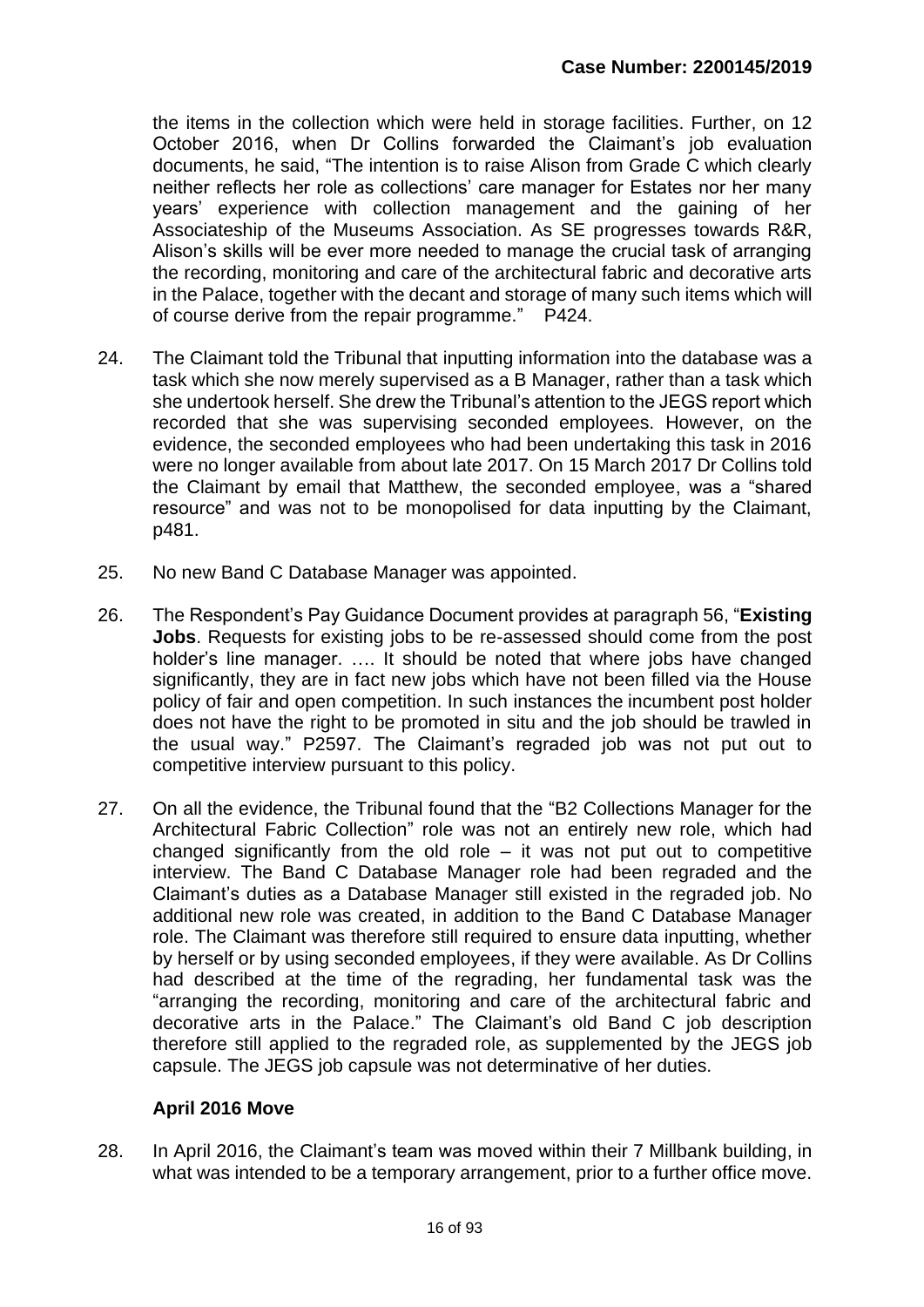the items in the collection which were held in storage facilities. Further, on 12 October 2016, when Dr Collins forwarded the Claimant's job evaluation documents, he said, "The intention is to raise Alison from Grade C which clearly neither reflects her role as collections' care manager for Estates nor her many years' experience with collection management and the gaining of her Associateship of the Museums Association. As SE progresses towards R&R, Alison's skills will be ever more needed to manage the crucial task of arranging the recording, monitoring and care of the architectural fabric and decorative arts in the Palace, together with the decant and storage of many such items which will of course derive from the repair programme." P424.

24. The Claimant told the Tribunal that inputting information into the database was a task which she now merely supervised as a B Manager, rather than a task which she undertook herself. She drew the Tribunal's attention to the JEGS report which recorded that she was supervising seconded employees. However, on the evidence, the seconded employees who had been undertaking this task in 2016 were no longer available from about late 2017. On 15 March 2017 Dr Collins told the Claimant by email that Matthew, the seconded employee, was a "shared resource" and was not to be monopolised for data inputting by the Claimant, p481.

25. No new Band C Database Manager was appointed.

26. The Respondent's Pay Guidance Document provides at paragraph 56, "**Existing Jobs**. Requests for existing jobs to be re-assessed should come from the post holder's line manager. …. It should be noted that where jobs have changed significantly, they are in fact new jobs which have not been filled via the House policy of fair and open competition. In such instances the incumbent post holder does not have the right to be promoted in situ and the job should be trawled in the usual way." P2597. The Claimant's regraded job was not put out to competitive interview pursuant to this policy.

27. On all the evidence, the Tribunal found that the "B2 Collections Manager for the Architectural Fabric Collection" role was not an entirely new role, which had changed significantly from the old role – it was not put out to competitive interview. The Band C Database Manager role had been regraded and the Claimant's duties as a Database Manager still existed in the regraded job. No additional new role was created, in addition to the Band C Database Manager role. The Claimant was therefore still required to ensure data inputting, whether by herself or by using seconded employees, if they were available. As Dr Collins had described at the time of the regrading, her fundamental task was the "arranging the recording, monitoring and care of the architectural fabric and decorative arts in the Palace." The Claimant's old Band C job description therefore still applied to the regraded role, as supplemented by the JEGS job capsule. The JEGS job capsule was not determinative of her duties.

### April 2016 Move

28. In April 2016, the Claimant's team was moved within their 7 Millbank building, in what was intended to be a temporary arrangement, prior to a further office move.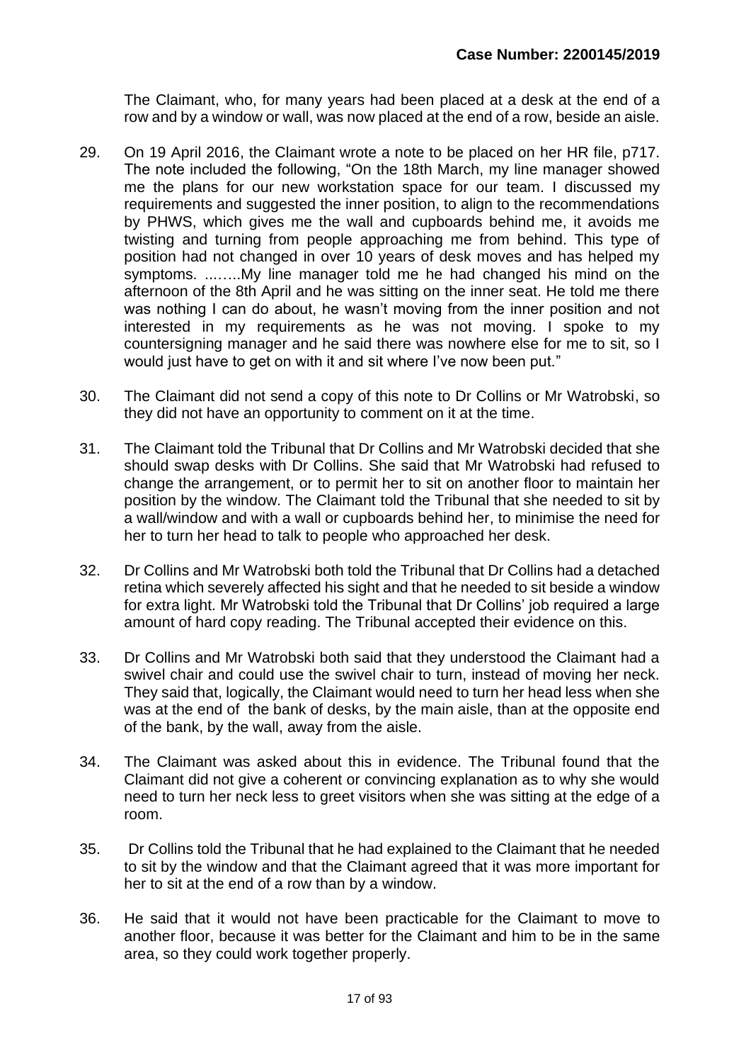The Claimant, who, for many years had been placed at a desk at the end of a row and by a window or wall, was now placed at the end of a row, beside an aisle.

29. On 19 April 2016, the Claimant wrote a note to be placed on her HR file, p717. The note included the following, "On the 18th March, my line manager showed me the plans for our new workstation space for our team. I discussed my requirements and suggested the inner position, to align to the recommendations by PHWS, which gives me the wall and cupboards behind me, it avoids me twisting and turning from people approaching me from behind. This type of position had not changed in over 10 years of desk moves and has helped my symptoms. ...…..My line manager told me he had changed his mind on the afternoon of the 8th April and he was sitting on the inner seat. He told me there was nothing I can do about, he wasn't moving from the inner position and not interested in my requirements as he was not moving. I spoke to my countersigning manager and he said there was nowhere else for me to sit, so I would just have to get on with it and sit where I've now been put."

30. The Claimant did not send a copy of this note to Dr Collins or Mr Watrobski, so they did not have an opportunity to comment on it at the time.

31. The Claimant told the Tribunal that Dr Collins and Mr Watrobski decided that she should swap desks with Dr Collins. She said that Mr Watrobski had refused to change the arrangement, or to permit her to sit on another floor to maintain her position by the window. The Claimant told the Tribunal that she needed to sit by a wall/window and with a wall or cupboards behind her, to minimise the need for her to turn her head to talk to people who approached her desk.

32. Dr Collins and Mr Watrobski both told the Tribunal that Dr Collins had a detached retina which severely affected his sight and that he needed to sit beside a window for extra light. Mr Watrobski told the Tribunal that Dr Collins' job required a large amount of hard copy reading. The Tribunal accepted their evidence on this.

33. Dr Collins and Mr Watrobski both said that they understood the Claimant had a swivel chair and could use the swivel chair to turn, instead of moving her neck. They said that, logically, the Claimant would need to turn her head less when she was at the end of the bank of desks, by the main aisle, than at the opposite end of the bank, by the wall, away from the aisle.

34. The Claimant was asked about this in evidence. The Tribunal found that the Claimant did not give a coherent or convincing explanation as to why she would need to turn her neck less to greet visitors when she was sitting at the edge of a room.

35. Dr Collins told the Tribunal that he had explained to the Claimant that he needed to sit by the window and that the Claimant agreed that it was more important for her to sit at the end of a row than by a window.

36. He said that it would not have been practicable for the Claimant to move to another floor, because it was better for the Claimant and him to be in the same area, so they could work together properly.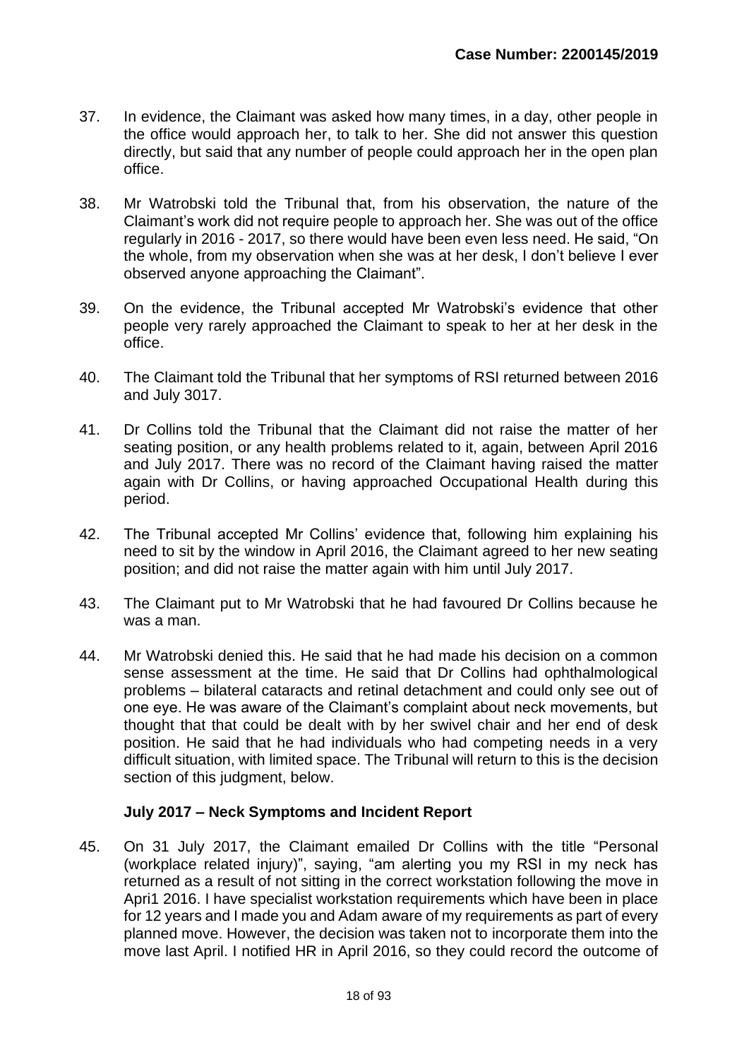37. In evidence, the Claimant was asked how many times, in a day, other people in the office would approach her, to talk to her. She did not answer this question directly, but said that any number of people could approach her in the open plan office.

38. Mr Watrobski told the Tribunal that, from his observation, the nature of the Claimant's work did not require people to approach her. She was out of the office regularly in 2016 - 2017, so there would have been even less need. He said, "On the whole, from my observation when she was at her desk, I don't believe I ever observed anyone approaching the Claimant".

39. On the evidence, the Tribunal accepted Mr Watrobski's evidence that other people very rarely approached the Claimant to speak to her at her desk in the office.

40. The Claimant told the Tribunal that her symptoms of RSI returned between 2016 and July 3017.

41. Dr Collins told the Tribunal that the Claimant did not raise the matter of her seating position, or any health problems related to it, again, between April 2016 and July 2017. There was no record of the Claimant having raised the matter again with Dr Collins, or having approached Occupational Health during this period.

42. The Tribunal accepted Mr Collins' evidence that, following him explaining his need to sit by the window in April 2016, the Claimant agreed to her new seating position; and did not raise the matter again with him until July 2017.

43. The Claimant put to Mr Watrobski that he had favoured Dr Collins because he was a man.

44. Mr Watrobski denied this. He said that he had made his decision on a common sense assessment at the time. He said that Dr Collins had ophthalmological problems – bilateral cataracts and retinal detachment and could only see out of one eye. He was aware of the Claimant's complaint about neck movements, but thought that that could be dealt with by her swivel chair and her end of desk position. He said that he had individuals who had competing needs in a very difficult situation, with limited space. The Tribunal will return to this is the decision section of this judgment, below.

### July 2017 – Neck Symptoms and Incident Report

45. On 31 July 2017, the Claimant emailed Dr Collins with the title "Personal (workplace related injury)", saying, "am alerting you my RSI in my neck has returned as a result of not sitting in the correct workstation following the move in Apri1 2016. I have specialist workstation requirements which have been in place for 12 years and I made you and Adam aware of my requirements as part of every planned move. However, the decision was taken not to incorporate them into the move last April. I notified HR in April 2016, so they could record the outcome of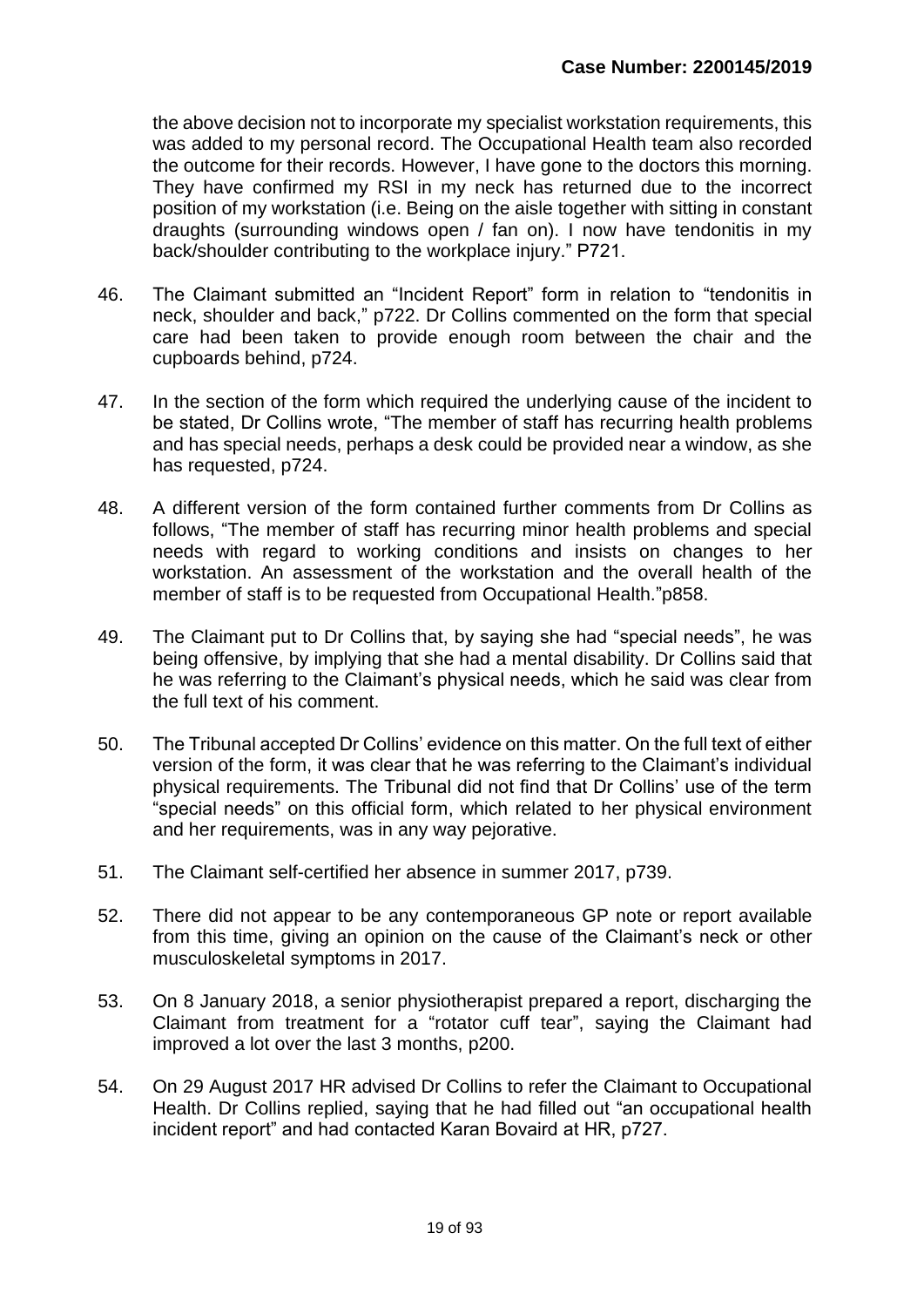the above decision not to incorporate my specialist workstation requirements, this was added to my personal record. The Occupational Health team also recorded the outcome for their records. However, I have gone to the doctors this morning. They have confirmed my RSI in my neck has returned due to the incorrect position of my workstation (i.e. Being on the aisle together with sitting in constant draughts (surrounding windows open / fan on). I now have tendonitis in my back/shoulder contributing to the workplace injury." P721.

46. The Claimant submitted an "Incident Report" form in relation to "tendonitis in neck, shoulder and back," p722. Dr Collins commented on the form that special care had been taken to provide enough room between the chair and the cupboards behind, p724.

47. In the section of the form which required the underlying cause of the incident to be stated, Dr Collins wrote, "The member of staff has recurring health problems and has special needs, perhaps a desk could be provided near a window, as she has requested, p724.

48. A different version of the form contained further comments from Dr Collins as follows, "The member of staff has recurring minor health problems and special needs with regard to working conditions and insists on changes to her workstation. An assessment of the workstation and the overall health of the member of staff is to be requested from Occupational Health."p858.

49. The Claimant put to Dr Collins that, by saying she had "special needs", he was being offensive, by implying that she had a mental disability. Dr Collins said that he was referring to the Claimant's physical needs, which he said was clear from the full text of his comment.

50. The Tribunal accepted Dr Collins' evidence on this matter. On the full text of either version of the form, it was clear that he was referring to the Claimant's individual physical requirements. The Tribunal did not find that Dr Collins' use of the term "special needs" on this official form, which related to her physical environment and her requirements, was in any way pejorative.

51. The Claimant self-certified her absence in summer 2017, p739.

52. There did not appear to be any contemporaneous GP note or report available from this time, giving an opinion on the cause of the Claimant's neck or other musculoskeletal symptoms in 2017.

53. On 8 January 2018, a senior physiotherapist prepared a report, discharging the Claimant from treatment for a "rotator cuff tear", saying the Claimant had improved a lot over the last 3 months, p200.

54. On 29 August 2017 HR advised Dr Collins to refer the Claimant to Occupational Health. Dr Collins replied, saying that he had filled out "an occupational health incident report" and had contacted Karan Bovaird at HR, p727.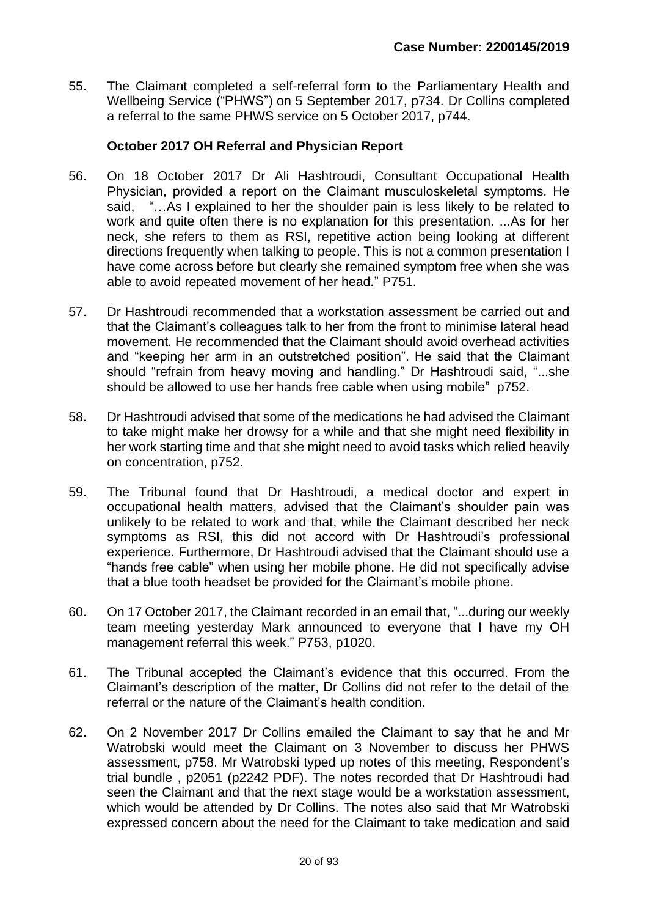55. The Claimant completed a self-referral form to the Parliamentary Health and Wellbeing Service ("PHWS") on 5 September 2017, p734. Dr Collins completed a referral to the same PHWS service on 5 October 2017, p744.

**October 2017 OH Referral and Physician Report**

56. On 18 October 2017 Dr Ali Hashtroudi, Consultant Occupational Health Physician, provided a report on the Claimant musculoskeletal symptoms. He said, "…As I explained to her the shoulder pain is less likely to be related to work and quite often there is no explanation for this presentation. ...As for her neck, she refers to them as RSI, repetitive action being looking at different directions frequently when talking to people. This is not a common presentation I have come across before but clearly she remained symptom free when she was able to avoid repeated movement of her head." P751.

57. Dr Hashtroudi recommended that a workstation assessment be carried out and that the Claimant's colleagues talk to her from the front to minimise lateral head movement. He recommended that the Claimant should avoid overhead activities and "keeping her arm in an outstretched position". He said that the Claimant should "refrain from heavy moving and handling." Dr Hashtroudi said, "...she should be allowed to use her hands free cable when using mobile" p752.

58. Dr Hashtroudi advised that some of the medications he had advised the Claimant to take might make her drowsy for a while and that she might need flexibility in her work starting time and that she might need to avoid tasks which relied heavily on concentration, p752.

59. The Tribunal found that Dr Hashtroudi, a medical doctor and expert in occupational health matters, advised that the Claimant's shoulder pain was unlikely to be related to work and that, while the Claimant described her neck symptoms as RSI, this did not accord with Dr Hashtroudi's professional experience. Furthermore, Dr Hashtroudi advised that the Claimant should use a "hands free cable" when using her mobile phone. He did not specifically advise that a blue tooth headset be provided for the Claimant's mobile phone.

60. On 17 October 2017, the Claimant recorded in an email that, "...during our weekly team meeting yesterday Mark announced to everyone that I have my OH management referral this week." P753, p1020.

61. The Tribunal accepted the Claimant's evidence that this occurred. From the Claimant's description of the matter, Dr Collins did not refer to the detail of the referral or the nature of the Claimant's health condition.

62. On 2 November 2017 Dr Collins emailed the Claimant to say that he and Mr Watrobski would meet the Claimant on 3 November to discuss her PHWS assessment, p758. Mr Watrobski typed up notes of this meeting, Respondent's trial bundle , p2051 (p2242 PDF). The notes recorded that Dr Hashtroudi had seen the Claimant and that the next stage would be a workstation assessment, which would be attended by Dr Collins. The notes also said that Mr Watrobski expressed concern about the need for the Claimant to take medication and said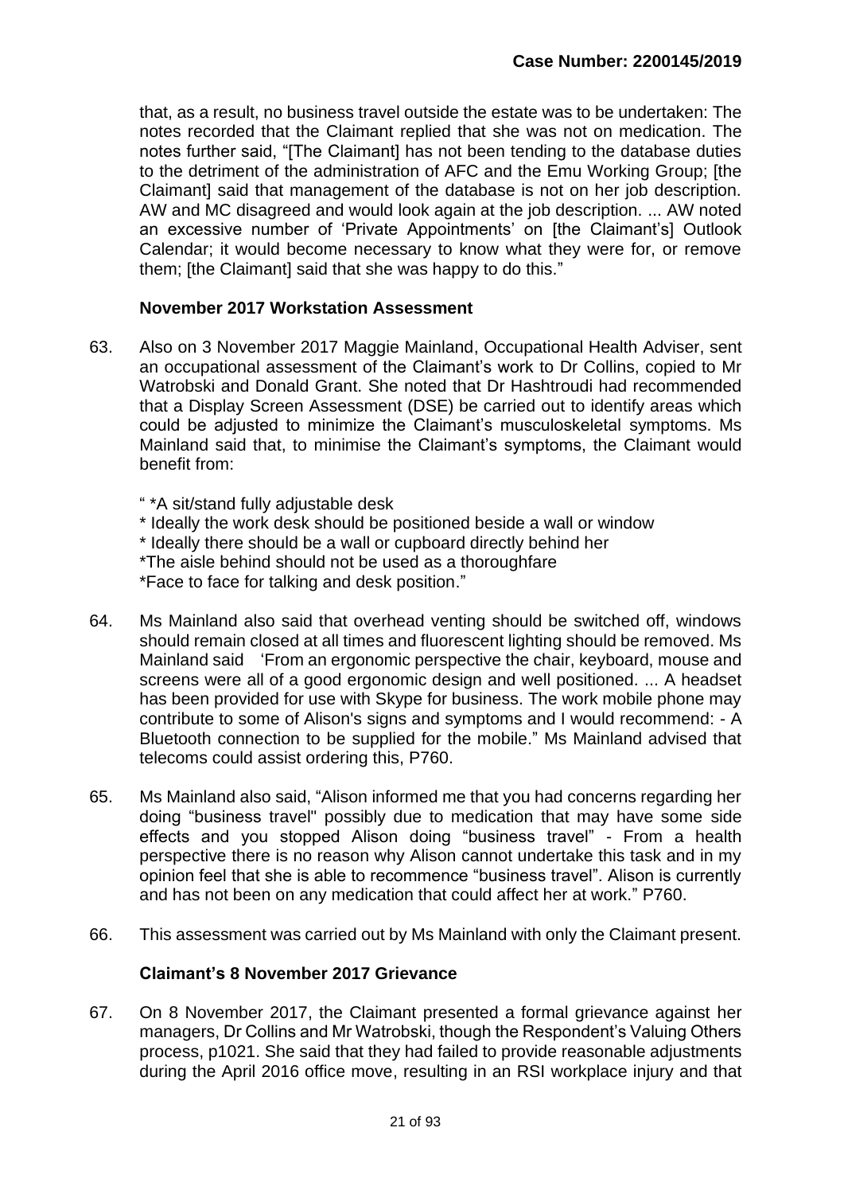that, as a result, no business travel outside the estate was to be undertaken: The notes recorded that the Claimant replied that she was not on medication. The notes further said, "[The Claimant] has not been tending to the database duties to the detriment of the administration of AFC and the Emu Working Group; [the Claimant] said that management of the database is not on her job description. AW and MC disagreed and would look again at the job description. ... AW noted an excessive number of 'Private Appointments' on [the Claimant's] Outlook Calendar; it would become necessary to know what they were for, or remove them; [the Claimant] said that she was happy to do this."

### November 2017 Workstation Assessment

63. Also on 3 November 2017 Maggie Mainland, Occupational Health Adviser, sent an occupational assessment of the Claimant's work to Dr Collins, copied to Mr Watrobski and Donald Grant. She noted that Dr Hashtroudi had recommended that a Display Screen Assessment (DSE) be carried out to identify areas which could be adjusted to minimize the Claimant's musculoskeletal symptoms. Ms Mainland said that, to minimise the Claimant's symptoms, the Claimant would benefit from:

   " *A sit/stand fully adjustable desk
   * Ideally the work desk should be positioned beside a wall or window
   * Ideally there should be a wall or cupboard directly behind her
   *The aisle behind should not be used as a thoroughfare
   *Face to face for talking and desk position."

64. Ms Mainland also said that overhead venting should be switched off, windows should remain closed at all times and fluorescent lighting should be removed. Ms Mainland said 'From an ergonomic perspective the chair, keyboard, mouse and screens were all of a good ergonomic design and well positioned. ... A headset has been provided for use with Skype for business. The work mobile phone may contribute to some of Alison's signs and symptoms and I would recommend: - A Bluetooth connection to be supplied for the mobile." Ms Mainland advised that telecoms could assist ordering this, P760.

65. Ms Mainland also said, "Alison informed me that you had concerns regarding her doing "business travel" possibly due to medication that may have some side effects and you stopped Alison doing "business travel" - From a health perspective there is no reason why Alison cannot undertake this task and in my opinion feel that she is able to recommence "business travel". Alison is currently and has not been on any medication that could affect her at work." P760.

66. This assessment was carried out by Ms Mainland with only the Claimant present.

### Claimant's 8 November 2017 Grievance

67. On 8 November 2017, the Claimant presented a formal grievance against her managers, Dr Collins and Mr Watrobski, though the Respondent's Valuing Others process, p1021. She said that they had failed to provide reasonable adjustments during the April 2016 office move, resulting in an RSI workplace injury and that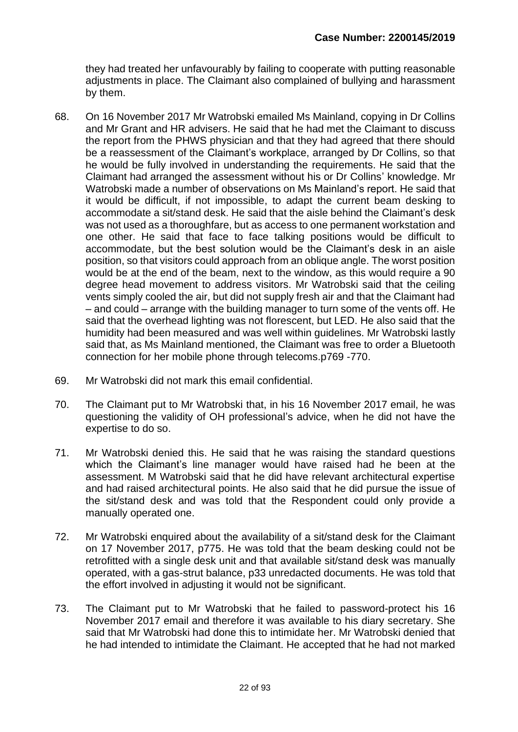they had treated her unfavourably by failing to cooperate with putting reasonable adjustments in place. The Claimant also complained of bullying and harassment by them.

68. On 16 November 2017 Mr Watrobski emailed Ms Mainland, copying in Dr Collins and Mr Grant and HR advisers. He said that he had met the Claimant to discuss the report from the PHWS physician and that they had agreed that there should be a reassessment of the Claimant's workplace, arranged by Dr Collins, so that he would be fully involved in understanding the requirements. He said that the Claimant had arranged the assessment without his or Dr Collins' knowledge. Mr Watrobski made a number of observations on Ms Mainland's report. He said that it would be difficult, if not impossible, to adapt the current beam desking to accommodate a sit/stand desk. He said that the aisle behind the Claimant's desk was not used as a thoroughfare, but as access to one permanent workstation and one other. He said that face to face talking positions would be difficult to accommodate, but the best solution would be the Claimant's desk in an aisle position, so that visitors could approach from an oblique angle. The worst position would be at the end of the beam, next to the window, as this would require a 90 degree head movement to address visitors. Mr Watrobski said that the ceiling vents simply cooled the air, but did not supply fresh air and that the Claimant had – and could – arrange with the building manager to turn some of the vents off. He said that the overhead lighting was not florescent, but LED. He also said that the humidity had been measured and was well within guidelines. Mr Watrobski lastly said that, as Ms Mainland mentioned, the Claimant was free to order a Bluetooth connection for her mobile phone through telecoms.p769 -770.

69. Mr Watrobski did not mark this email confidential.

70. The Claimant put to Mr Watrobski that, in his 16 November 2017 email, he was questioning the validity of OH professional's advice, when he did not have the expertise to do so.

71. Mr Watrobski denied this. He said that he was raising the standard questions which the Claimant's line manager would have raised had he been at the assessment. M Watrobski said that he did have relevant architectural expertise and had raised architectural points. He also said that he did pursue the issue of the sit/stand desk and was told that the Respondent could only provide a manually operated one.

72. Mr Watrobski enquired about the availability of a sit/stand desk for the Claimant on 17 November 2017, p775. He was told that the beam desking could not be retrofitted with a single desk unit and that available sit/stand desk was manually operated, with a gas-strut balance, p33 unredacted documents. He was told that the effort involved in adjusting it would not be significant.

73. The Claimant put to Mr Watrobski that he failed to password-protect his 16 November 2017 email and therefore it was available to his diary secretary. She said that Mr Watrobski had done this to intimidate her. Mr Watrobski denied that he had intended to intimidate the Claimant. He accepted that he had not marked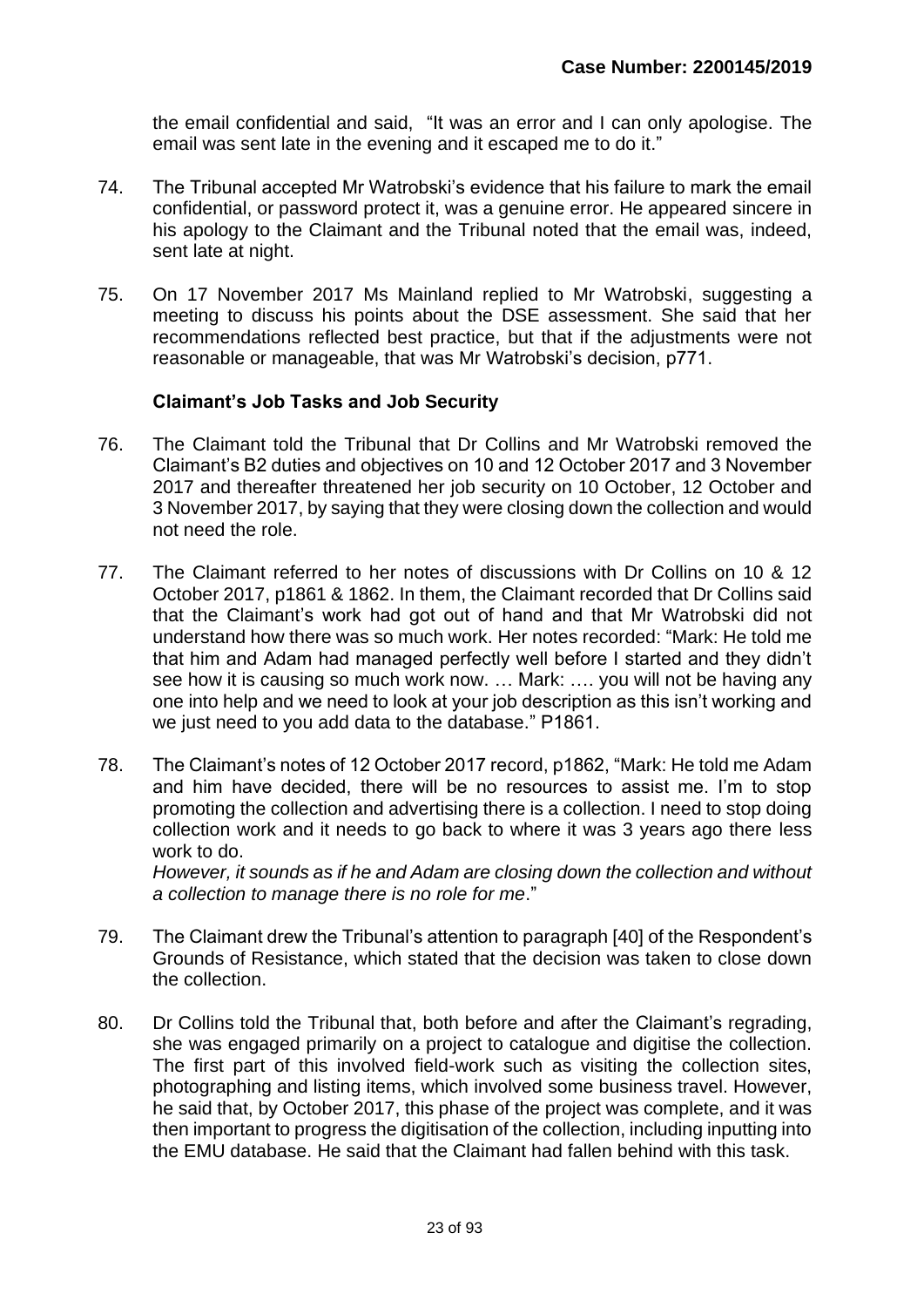the email confidential and said, "It was an error and I can only apologise. The email was sent late in the evening and it escaped me to do it."

74. The Tribunal accepted Mr Watrobski's evidence that his failure to mark the email confidential, or password protect it, was a genuine error. He appeared sincere in his apology to the Claimant and the Tribunal noted that the email was, indeed, sent late at night.

75. On 17 November 2017 Ms Mainland replied to Mr Watrobski, suggesting a meeting to discuss his points about the DSE assessment. She said that her recommendations reflected best practice, but that if the adjustments were not reasonable or manageable, that was Mr Watrobski's decision, p771.

### Claimant's Job Tasks and Job Security

76. The Claimant told the Tribunal that Dr Collins and Mr Watrobski removed the Claimant's B2 duties and objectives on 10 and 12 October 2017 and 3 November 2017 and thereafter threatened her job security on 10 October, 12 October and 3 November 2017, by saying that they were closing down the collection and would not need the role.

77. The Claimant referred to her notes of discussions with Dr Collins on 10 & 12 October 2017, p1861 & 1862. In them, the Claimant recorded that Dr Collins said that the Claimant's work had got out of hand and that Mr Watrobski did not understand how there was so much work. Her notes recorded: "Mark: He told me that him and Adam had managed perfectly well before I started and they didn't see how it is causing so much work now. … Mark: …. you will not be having any one into help and we need to look at your job description as this isn't working and we just need to you add data to the database." P1861.

78. The Claimant's notes of 12 October 2017 record, p1862, "Mark: He told me Adam and him have decided, there will be no resources to assist me. I'm to stop promoting the collection and advertising there is a collection. I need to stop doing collection work and it needs to go back to where it was 3 years ago there less work to do.
*However, it sounds as if he and Adam are closing down the collection and without a collection to manage there is no role for me*."

79. The Claimant drew the Tribunal's attention to paragraph [40] of the Respondent's Grounds of Resistance, which stated that the decision was taken to close down the collection.

80. Dr Collins told the Tribunal that, both before and after the Claimant's regrading, she was engaged primarily on a project to catalogue and digitise the collection. The first part of this involved field-work such as visiting the collection sites, photographing and listing items, which involved some business travel. However, he said that, by October 2017, this phase of the project was complete, and it was then important to progress the digitisation of the collection, including inputting into the EMU database. He said that the Claimant had fallen behind with this task.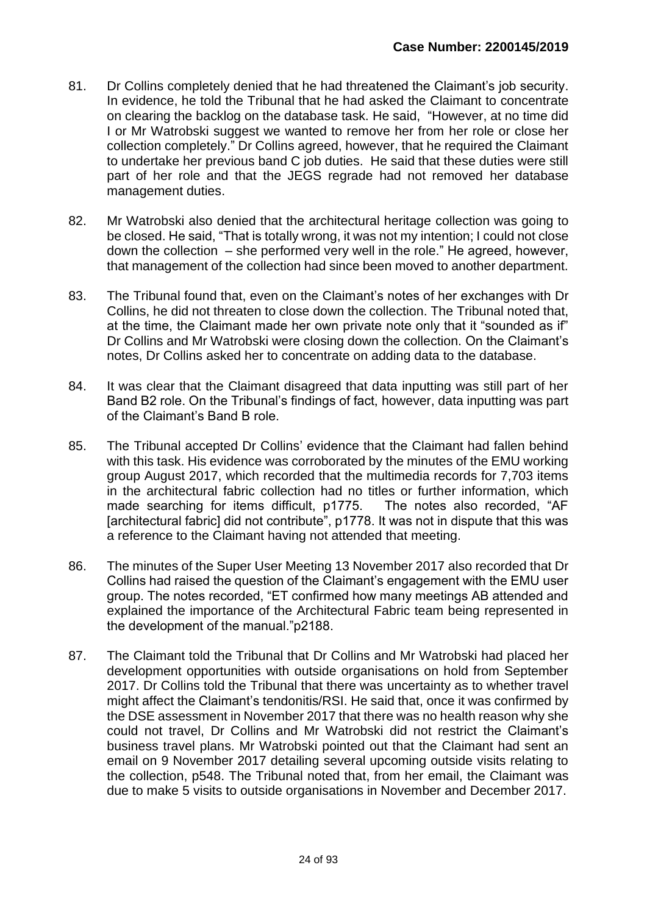81. Dr Collins completely denied that he had threatened the Claimant's job security. In evidence, he told the Tribunal that he had asked the Claimant to concentrate on clearing the backlog on the database task. He said, "However, at no time did I or Mr Watrobski suggest we wanted to remove her from her role or close her collection completely." Dr Collins agreed, however, that he required the Claimant to undertake her previous band C job duties. He said that these duties were still part of her role and that the JEGS regrade had not removed her database management duties.

82. Mr Watrobski also denied that the architectural heritage collection was going to be closed. He said, "That is totally wrong, it was not my intention; I could not close down the collection – she performed very well in the role." He agreed, however, that management of the collection had since been moved to another department.

83. The Tribunal found that, even on the Claimant's notes of her exchanges with Dr Collins, he did not threaten to close down the collection. The Tribunal noted that, at the time, the Claimant made her own private note only that it "sounded as if" Dr Collins and Mr Watrobski were closing down the collection. On the Claimant's notes, Dr Collins asked her to concentrate on adding data to the database.

84. It was clear that the Claimant disagreed that data inputting was still part of her Band B2 role. On the Tribunal's findings of fact, however, data inputting was part of the Claimant's Band B role.

85. The Tribunal accepted Dr Collins' evidence that the Claimant had fallen behind with this task. His evidence was corroborated by the minutes of the EMU working group August 2017, which recorded that the multimedia records for 7,703 items in the architectural fabric collection had no titles or further information, which made searching for items difficult, p1775. The notes also recorded, "AF [architectural fabric] did not contribute", p1778. It was not in dispute that this was a reference to the Claimant having not attended that meeting.

86. The minutes of the Super User Meeting 13 November 2017 also recorded that Dr Collins had raised the question of the Claimant's engagement with the EMU user group. The notes recorded, "ET confirmed how many meetings AB attended and explained the importance of the Architectural Fabric team being represented in the development of the manual."p2188.

87. The Claimant told the Tribunal that Dr Collins and Mr Watrobski had placed her development opportunities with outside organisations on hold from September 2017. Dr Collins told the Tribunal that there was uncertainty as to whether travel might affect the Claimant's tendonitis/RSI. He said that, once it was confirmed by the DSE assessment in November 2017 that there was no health reason why she could not travel, Dr Collins and Mr Watrobski did not restrict the Claimant's business travel plans. Mr Watrobski pointed out that the Claimant had sent an email on 9 November 2017 detailing several upcoming outside visits relating to the collection, p548. The Tribunal noted that, from her email, the Claimant was due to make 5 visits to outside organisations in November and December 2017.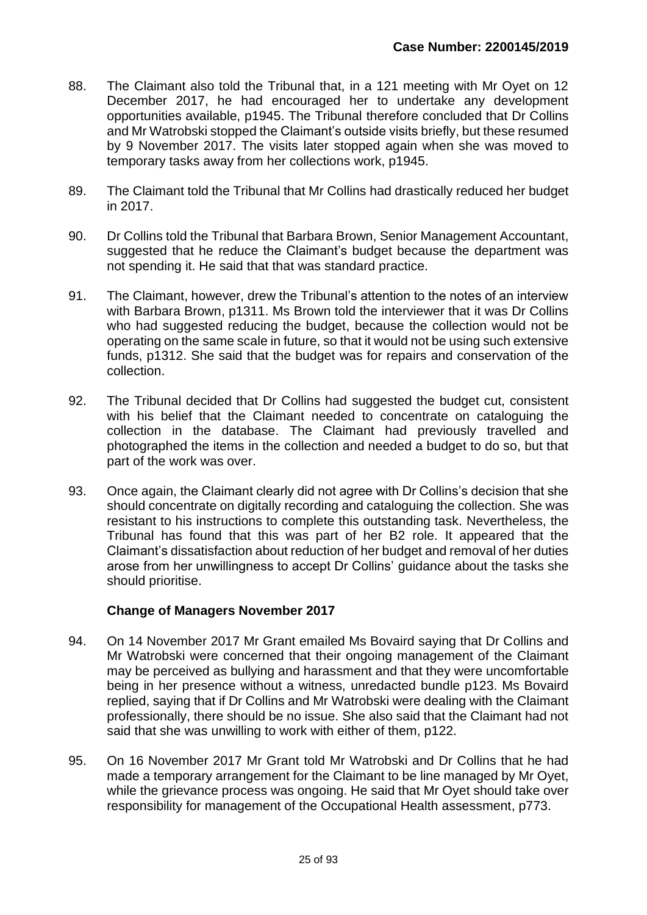88. The Claimant also told the Tribunal that, in a 121 meeting with Mr Oyet on 12 December 2017, he had encouraged her to undertake any development opportunities available, p1945. The Tribunal therefore concluded that Dr Collins and Mr Watrobski stopped the Claimant's outside visits briefly, but these resumed by 9 November 2017. The visits later stopped again when she was moved to temporary tasks away from her collections work, p1945.

89. The Claimant told the Tribunal that Mr Collins had drastically reduced her budget in 2017.

90. Dr Collins told the Tribunal that Barbara Brown, Senior Management Accountant, suggested that he reduce the Claimant's budget because the department was not spending it. He said that that was standard practice.

91. The Claimant, however, drew the Tribunal's attention to the notes of an interview with Barbara Brown, p1311. Ms Brown told the interviewer that it was Dr Collins who had suggested reducing the budget, because the collection would not be operating on the same scale in future, so that it would not be using such extensive funds, p1312. She said that the budget was for repairs and conservation of the collection.

92. The Tribunal decided that Dr Collins had suggested the budget cut, consistent with his belief that the Claimant needed to concentrate on cataloguing the collection in the database. The Claimant had previously travelled and photographed the items in the collection and needed a budget to do so, but that part of the work was over.

93. Once again, the Claimant clearly did not agree with Dr Collins's decision that she should concentrate on digitally recording and cataloguing the collection. She was resistant to his instructions to complete this outstanding task. Nevertheless, the Tribunal has found that this was part of her B2 role. It appeared that the Claimant's dissatisfaction about reduction of her budget and removal of her duties arose from her unwillingness to accept Dr Collins' guidance about the tasks she should prioritise.

### Change of Managers November 2017

94. On 14 November 2017 Mr Grant emailed Ms Bovaird saying that Dr Collins and Mr Watrobski were concerned that their ongoing management of the Claimant may be perceived as bullying and harassment and that they were uncomfortable being in her presence without a witness, unredacted bundle p123. Ms Bovaird replied, saying that if Dr Collins and Mr Watrobski were dealing with the Claimant professionally, there should be no issue. She also said that the Claimant had not said that she was unwilling to work with either of them, p122.

95. On 16 November 2017 Mr Grant told Mr Watrobski and Dr Collins that he had made a temporary arrangement for the Claimant to be line managed by Mr Oyet, while the grievance process was ongoing. He said that Mr Oyet should take over responsibility for management of the Occupational Health assessment, p773.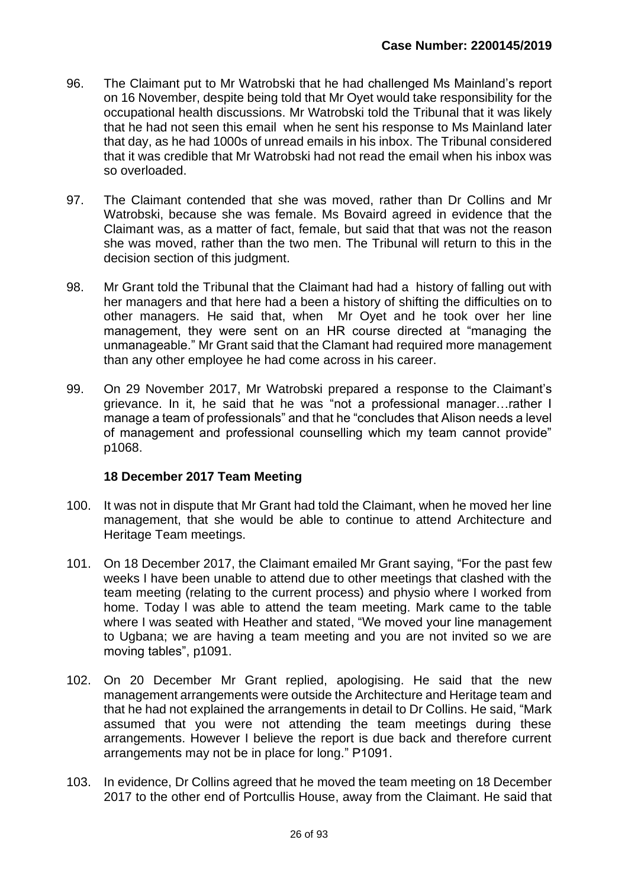96. The Claimant put to Mr Watrobski that he had challenged Ms Mainland's report on 16 November, despite being told that Mr Oyet would take responsibility for the occupational health discussions. Mr Watrobski told the Tribunal that it was likely that he had not seen this email when he sent his response to Ms Mainland later that day, as he had 1000s of unread emails in his inbox. The Tribunal considered that it was credible that Mr Watrobski had not read the email when his inbox was so overloaded.

97. The Claimant contended that she was moved, rather than Dr Collins and Mr Watrobski, because she was female. Ms Bovaird agreed in evidence that the Claimant was, as a matter of fact, female, but said that that was not the reason she was moved, rather than the two men. The Tribunal will return to this in the decision section of this judgment.

98. Mr Grant told the Tribunal that the Claimant had had a history of falling out with her managers and that here had a been a history of shifting the difficulties on to other managers. He said that, when Mr Oyet and he took over her line management, they were sent on an HR course directed at "managing the unmanageable." Mr Grant said that the Clamant had required more management than any other employee he had come across in his career.

99. On 29 November 2017, Mr Watrobski prepared a response to the Claimant's grievance. In it, he said that he was "not a professional manager…rather I manage a team of professionals" and that he "concludes that Alison needs a level of management and professional counselling which my team cannot provide" p1068.

**18 December 2017 Team Meeting**

100. It was not in dispute that Mr Grant had told the Claimant, when he moved her line management, that she would be able to continue to attend Architecture and Heritage Team meetings.

101. On 18 December 2017, the Claimant emailed Mr Grant saying, "For the past few weeks I have been unable to attend due to other meetings that clashed with the team meeting (relating to the current process) and physio where I worked from home. Today I was able to attend the team meeting. Mark came to the table where I was seated with Heather and stated, "We moved your line management to Ugbana; we are having a team meeting and you are not invited so we are moving tables", p1091.

102. On 20 December Mr Grant replied, apologising. He said that the new management arrangements were outside the Architecture and Heritage team and that he had not explained the arrangements in detail to Dr Collins. He said, "Mark assumed that you were not attending the team meetings during these arrangements. However I believe the report is due back and therefore current arrangements may not be in place for long." P1091.

103. In evidence, Dr Collins agreed that he moved the team meeting on 18 December 2017 to the other end of Portcullis House, away from the Claimant. He said that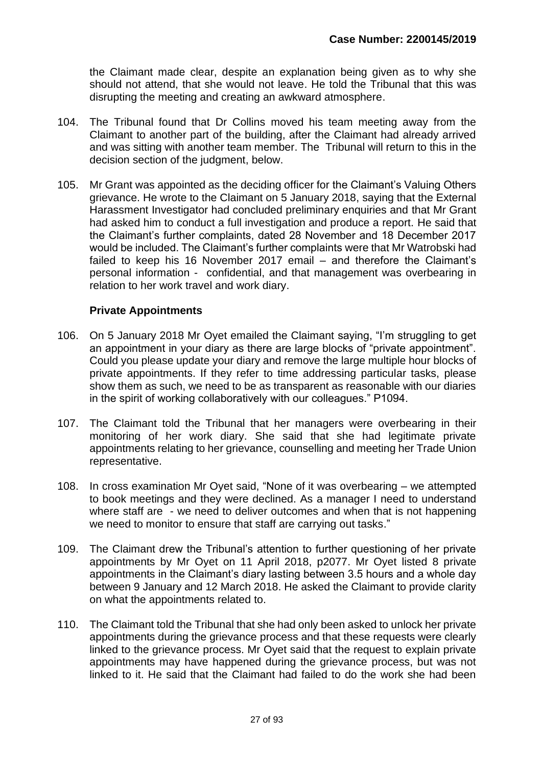the Claimant made clear, despite an explanation being given as to why she should not attend, that she would not leave. He told the Tribunal that this was disrupting the meeting and creating an awkward atmosphere.

104. The Tribunal found that Dr Collins moved his team meeting away from the Claimant to another part of the building, after the Claimant had already arrived and was sitting with another team member. The Tribunal will return to this in the decision section of the judgment, below.

105. Mr Grant was appointed as the deciding officer for the Claimant's Valuing Others grievance. He wrote to the Claimant on 5 January 2018, saying that the External Harassment Investigator had concluded preliminary enquiries and that Mr Grant had asked him to conduct a full investigation and produce a report. He said that the Claimant's further complaints, dated 28 November and 18 December 2017 would be included. The Claimant's further complaints were that Mr Watrobski had failed to keep his 16 November 2017 email – and therefore the Claimant's personal information - confidential, and that management was overbearing in relation to her work travel and work diary.

### Private Appointments

106. On 5 January 2018 Mr Oyet emailed the Claimant saying, "I'm struggling to get an appointment in your diary as there are large blocks of "private appointment". Could you please update your diary and remove the large multiple hour blocks of private appointments. If they refer to time addressing particular tasks, please show them as such, we need to be as transparent as reasonable with our diaries in the spirit of working collaboratively with our colleagues." P1094.

107. The Claimant told the Tribunal that her managers were overbearing in their monitoring of her work diary. She said that she had legitimate private appointments relating to her grievance, counselling and meeting her Trade Union representative.

108. In cross examination Mr Oyet said, "None of it was overbearing – we attempted to book meetings and they were declined. As a manager I need to understand where staff are - we need to deliver outcomes and when that is not happening we need to monitor to ensure that staff are carrying out tasks."

109. The Claimant drew the Tribunal's attention to further questioning of her private appointments by Mr Oyet on 11 April 2018, p2077. Mr Oyet listed 8 private appointments in the Claimant's diary lasting between 3.5 hours and a whole day between 9 January and 12 March 2018. He asked the Claimant to provide clarity on what the appointments related to.

110. The Claimant told the Tribunal that she had only been asked to unlock her private appointments during the grievance process and that these requests were clearly linked to the grievance process. Mr Oyet said that the request to explain private appointments may have happened during the grievance process, but was not linked to it. He said that the Claimant had failed to do the work she had been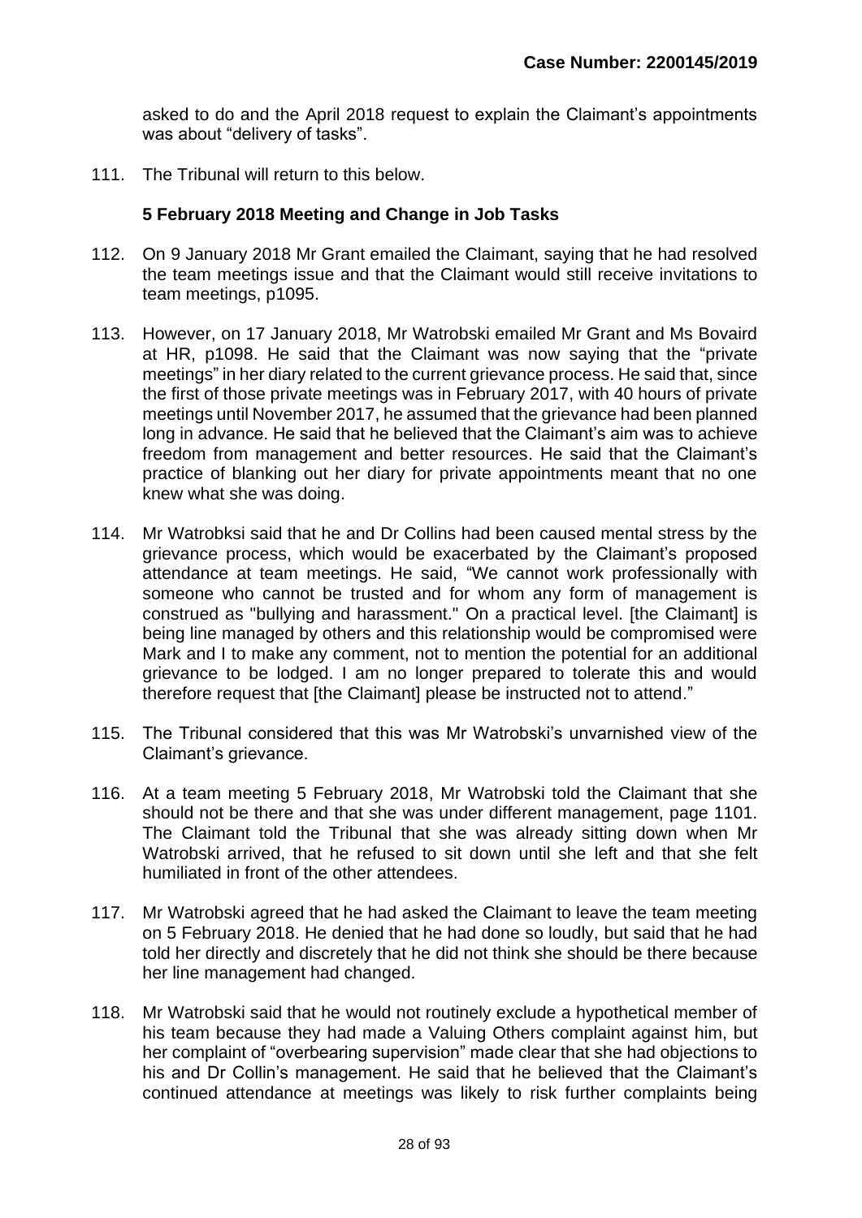asked to do and the April 2018 request to explain the Claimant's appointments was about "delivery of tasks".

111. The Tribunal will return to this below.

### 5 February 2018 Meeting and Change in Job Tasks

112. On 9 January 2018 Mr Grant emailed the Claimant, saying that he had resolved the team meetings issue and that the Claimant would still receive invitations to team meetings, p1095.

113. However, on 17 January 2018, Mr Watrobski emailed Mr Grant and Ms Bovaird at HR, p1098. He said that the Claimant was now saying that the "private meetings" in her diary related to the current grievance process. He said that, since the first of those private meetings was in February 2017, with 40 hours of private meetings until November 2017, he assumed that the grievance had been planned long in advance. He said that he believed that the Claimant's aim was to achieve freedom from management and better resources. He said that the Claimant's practice of blanking out her diary for private appointments meant that no one knew what she was doing.

114. Mr Watrobksi said that he and Dr Collins had been caused mental stress by the grievance process, which would be exacerbated by the Claimant's proposed attendance at team meetings. He said, "We cannot work professionally with someone who cannot be trusted and for whom any form of management is construed as "bullying and harassment." On a practical level. [the Claimant] is being line managed by others and this relationship would be compromised were Mark and I to make any comment, not to mention the potential for an additional grievance to be lodged. I am no longer prepared to tolerate this and would therefore request that [the Claimant] please be instructed not to attend."

115. The Tribunal considered that this was Mr Watrobski's unvarnished view of the Claimant's grievance.

116. At a team meeting 5 February 2018, Mr Watrobski told the Claimant that she should not be there and that she was under different management, page 1101. The Claimant told the Tribunal that she was already sitting down when Mr Watrobski arrived, that he refused to sit down until she left and that she felt humiliated in front of the other attendees.

117. Mr Watrobski agreed that he had asked the Claimant to leave the team meeting on 5 February 2018. He denied that he had done so loudly, but said that he had told her directly and discretely that he did not think she should be there because her line management had changed.

118. Mr Watrobski said that he would not routinely exclude a hypothetical member of his team because they had made a Valuing Others complaint against him, but her complaint of "overbearing supervision" made clear that she had objections to his and Dr Collin's management. He said that he believed that the Claimant's continued attendance at meetings was likely to risk further complaints being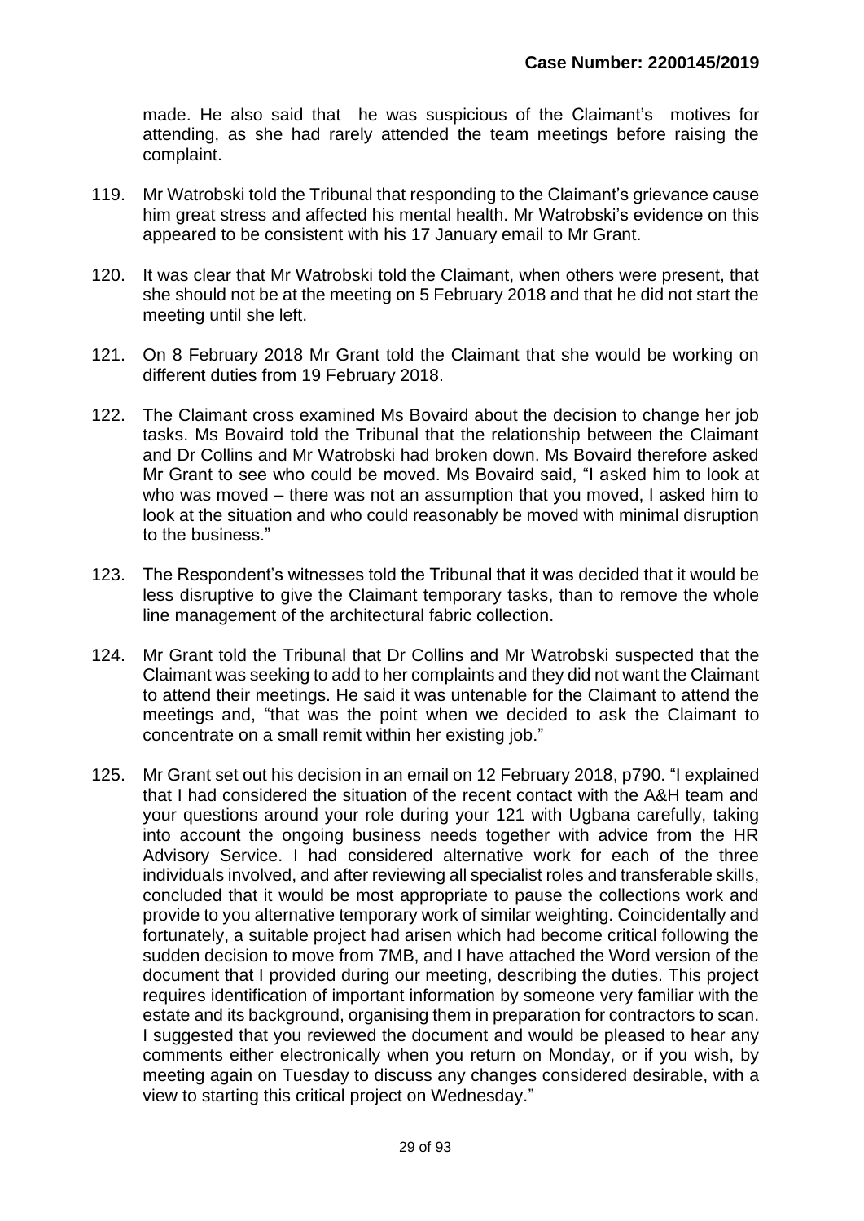made. He also said that he was suspicious of the Claimant's motives for attending, as she had rarely attended the team meetings before raising the complaint.

119. Mr Watrobski told the Tribunal that responding to the Claimant's grievance cause him great stress and affected his mental health. Mr Watrobski's evidence on this appeared to be consistent with his 17 January email to Mr Grant.

120. It was clear that Mr Watrobski told the Claimant, when others were present, that she should not be at the meeting on 5 February 2018 and that he did not start the meeting until she left.

121. On 8 February 2018 Mr Grant told the Claimant that she would be working on different duties from 19 February 2018.

122. The Claimant cross examined Ms Bovaird about the decision to change her job tasks. Ms Bovaird told the Tribunal that the relationship between the Claimant and Dr Collins and Mr Watrobski had broken down. Ms Bovaird therefore asked Mr Grant to see who could be moved. Ms Bovaird said, "I asked him to look at who was moved – there was not an assumption that you moved, I asked him to look at the situation and who could reasonably be moved with minimal disruption to the business."

123. The Respondent's witnesses told the Tribunal that it was decided that it would be less disruptive to give the Claimant temporary tasks, than to remove the whole line management of the architectural fabric collection.

124. Mr Grant told the Tribunal that Dr Collins and Mr Watrobski suspected that the Claimant was seeking to add to her complaints and they did not want the Claimant to attend their meetings. He said it was untenable for the Claimant to attend the meetings and, "that was the point when we decided to ask the Claimant to concentrate on a small remit within her existing job."

125. Mr Grant set out his decision in an email on 12 February 2018, p790. "I explained that I had considered the situation of the recent contact with the A&H team and your questions around your role during your 121 with Ugbana carefully, taking into account the ongoing business needs together with advice from the HR Advisory Service. I had considered alternative work for each of the three individuals involved, and after reviewing all specialist roles and transferable skills, concluded that it would be most appropriate to pause the collections work and provide to you alternative temporary work of similar weighting. Coincidentally and fortunately, a suitable project had arisen which had become critical following the sudden decision to move from 7MB, and I have attached the Word version of the document that I provided during our meeting, describing the duties. This project requires identification of important information by someone very familiar with the estate and its background, organising them in preparation for contractors to scan. I suggested that you reviewed the document and would be pleased to hear any comments either electronically when you return on Monday, or if you wish, by meeting again on Tuesday to discuss any changes considered desirable, with a view to starting this critical project on Wednesday."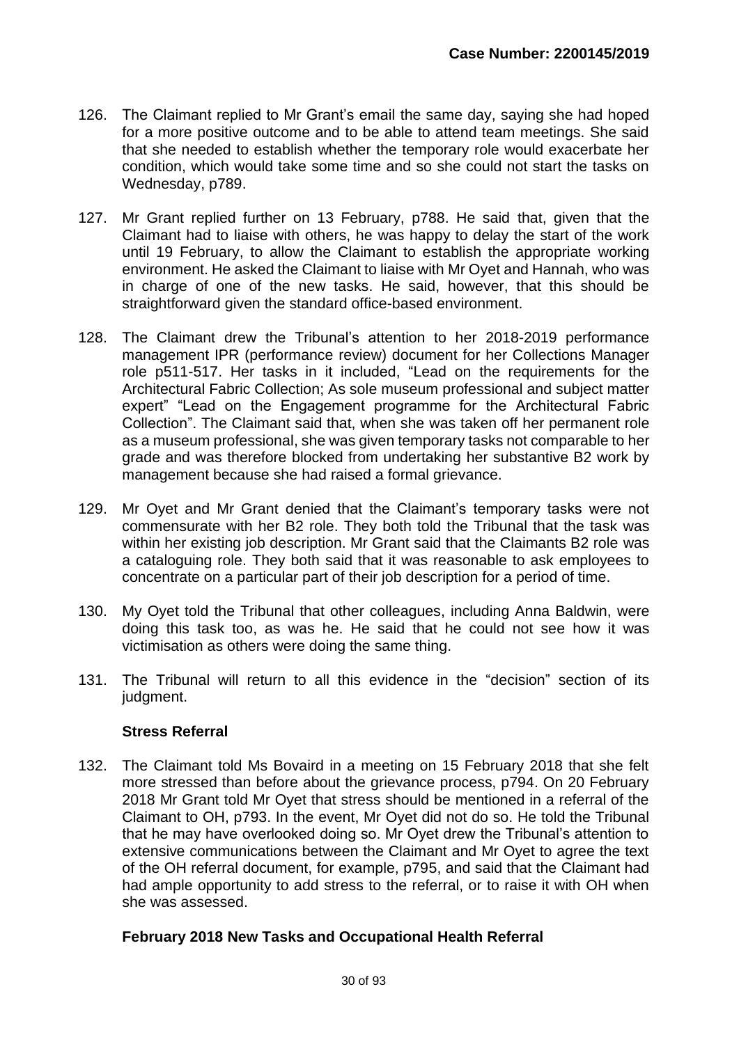**Case Number: 2200145/2019**

126. The Claimant replied to Mr Grant's email the same day, saying she had hoped for a more positive outcome and to be able to attend team meetings. She said that she needed to establish whether the temporary role would exacerbate her condition, which would take some time and so she could not start the tasks on Wednesday, p789.

127. Mr Grant replied further on 13 February, p788. He said that, given that the Claimant had to liaise with others, he was happy to delay the start of the work until 19 February, to allow the Claimant to establish the appropriate working environment. He asked the Claimant to liaise with Mr Oyet and Hannah, who was in charge of one of the new tasks. He said, however, that this should be straightforward given the standard office-based environment.

128. The Claimant drew the Tribunal's attention to her 2018-2019 performance management IPR (performance review) document for her Collections Manager role p511-517. Her tasks in it included, "Lead on the requirements for the Architectural Fabric Collection; As sole museum professional and subject matter expert" "Lead on the Engagement programme for the Architectural Fabric Collection". The Claimant said that, when she was taken off her permanent role as a museum professional, she was given temporary tasks not comparable to her grade and was therefore blocked from undertaking her substantive B2 work by management because she had raised a formal grievance.

129. Mr Oyet and Mr Grant denied that the Claimant's temporary tasks were not commensurate with her B2 role. They both told the Tribunal that the task was within her existing job description. Mr Grant said that the Claimants B2 role was a cataloguing role. They both said that it was reasonable to ask employees to concentrate on a particular part of their job description for a period of time.

130. My Oyet told the Tribunal that other colleagues, including Anna Baldwin, were doing this task too, as was he. He said that he could not see how it was victimisation as others were doing the same thing.

131. The Tribunal will return to all this evidence in the "decision" section of its judgment.

### Stress Referral

132. The Claimant told Ms Bovaird in a meeting on 15 February 2018 that she felt more stressed than before about the grievance process, p794. On 20 February 2018 Mr Grant told Mr Oyet that stress should be mentioned in a referral of the Claimant to OH, p793. In the event, Mr Oyet did not do so. He told the Tribunal that he may have overlooked doing so. Mr Oyet drew the Tribunal's attention to extensive communications between the Claimant and Mr Oyet to agree the text of the OH referral document, for example, p795, and said that the Claimant had had ample opportunity to add stress to the referral, or to raise it with OH when she was assessed.

### February 2018 New Tasks and Occupational Health Referral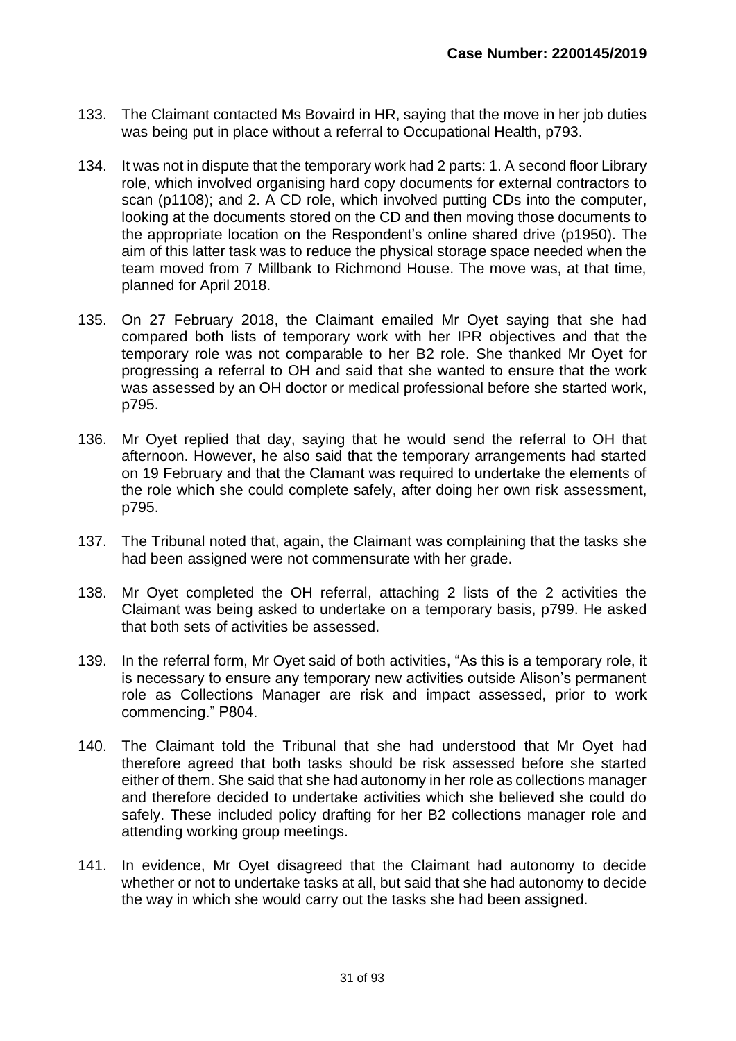133. The Claimant contacted Ms Bovaird in HR, saying that the move in her job duties was being put in place without a referral to Occupational Health, p793.

134. It was not in dispute that the temporary work had 2 parts: 1. A second floor Library role, which involved organising hard copy documents for external contractors to scan (p1108); and 2. A CD role, which involved putting CDs into the computer, looking at the documents stored on the CD and then moving those documents to the appropriate location on the Respondent's online shared drive (p1950). The aim of this latter task was to reduce the physical storage space needed when the team moved from 7 Millbank to Richmond House. The move was, at that time, planned for April 2018.

135. On 27 February 2018, the Claimant emailed Mr Oyet saying that she had compared both lists of temporary work with her IPR objectives and that the temporary role was not comparable to her B2 role. She thanked Mr Oyet for progressing a referral to OH and said that she wanted to ensure that the work was assessed by an OH doctor or medical professional before she started work, p795.

136. Mr Oyet replied that day, saying that he would send the referral to OH that afternoon. However, he also said that the temporary arrangements had started on 19 February and that the Clamant was required to undertake the elements of the role which she could complete safely, after doing her own risk assessment, p795.

137. The Tribunal noted that, again, the Claimant was complaining that the tasks she had been assigned were not commensurate with her grade.

138. Mr Oyet completed the OH referral, attaching 2 lists of the 2 activities the Claimant was being asked to undertake on a temporary basis, p799. He asked that both sets of activities be assessed.

139. In the referral form, Mr Oyet said of both activities, "As this is a temporary role, it is necessary to ensure any temporary new activities outside Alison's permanent role as Collections Manager are risk and impact assessed, prior to work commencing." P804.

140. The Claimant told the Tribunal that she had understood that Mr Oyet had therefore agreed that both tasks should be risk assessed before she started either of them. She said that she had autonomy in her role as collections manager and therefore decided to undertake activities which she believed she could do safely. These included policy drafting for her B2 collections manager role and attending working group meetings.

141. In evidence, Mr Oyet disagreed that the Claimant had autonomy to decide whether or not to undertake tasks at all, but said that she had autonomy to decide the way in which she would carry out the tasks she had been assigned.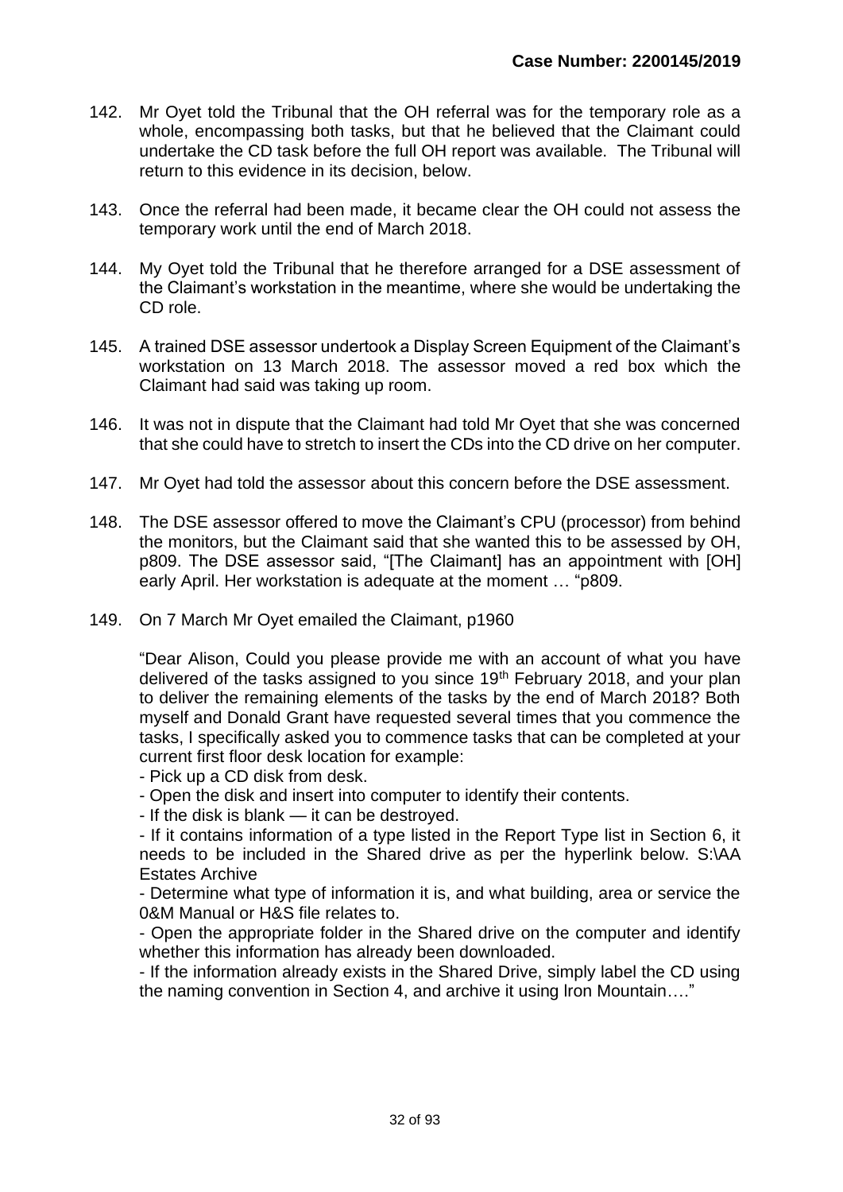142. Mr Oyet told the Tribunal that the OH referral was for the temporary role as a whole, encompassing both tasks, but that he believed that the Claimant could undertake the CD task before the full OH report was available. The Tribunal will return to this evidence in its decision, below.

143. Once the referral had been made, it became clear the OH could not assess the temporary work until the end of March 2018.

144. My Oyet told the Tribunal that he therefore arranged for a DSE assessment of the Claimant's workstation in the meantime, where she would be undertaking the CD role.

145. A trained DSE assessor undertook a Display Screen Equipment of the Claimant's workstation on 13 March 2018. The assessor moved a red box which the Claimant had said was taking up room.

146. It was not in dispute that the Claimant had told Mr Oyet that she was concerned that she could have to stretch to insert the CDs into the CD drive on her computer.

147. Mr Oyet had told the assessor about this concern before the DSE assessment.

148. The DSE assessor offered to move the Claimant's CPU (processor) from behind the monitors, but the Claimant said that she wanted this to be assessed by OH, p809. The DSE assessor said, "[The Claimant] has an appointment with [OH] early April. Her workstation is adequate at the moment … "p809.

149. On 7 March Mr Oyet emailed the Claimant, p1960

"Dear Alison, Could you please provide me with an account of what you have delivered of the tasks assigned to you since 19th February 2018, and your plan to deliver the remaining elements of the tasks by the end of March 2018? Both myself and Donald Grant have requested several times that you commence the tasks, I specifically asked you to commence tasks that can be completed at your current first floor desk location for example:

- Pick up a CD disk from desk.
- Open the disk and insert into computer to identify their contents.
- If the disk is blank — it can be destroyed.
- If it contains information of a type listed in the Report Type list in Section 6, it needs to be included in the Shared drive as per the hyperlink below. S:\AA Estates Archive
- Determine what type of information it is, and what building, area or service the 0&M Manual or H&S file relates to.
- Open the appropriate folder in the Shared drive on the computer and identify whether this information has already been downloaded.
- If the information already exists in the Shared Drive, simply label the CD using the naming convention in Section 4, and archive it using Iron Mountain…."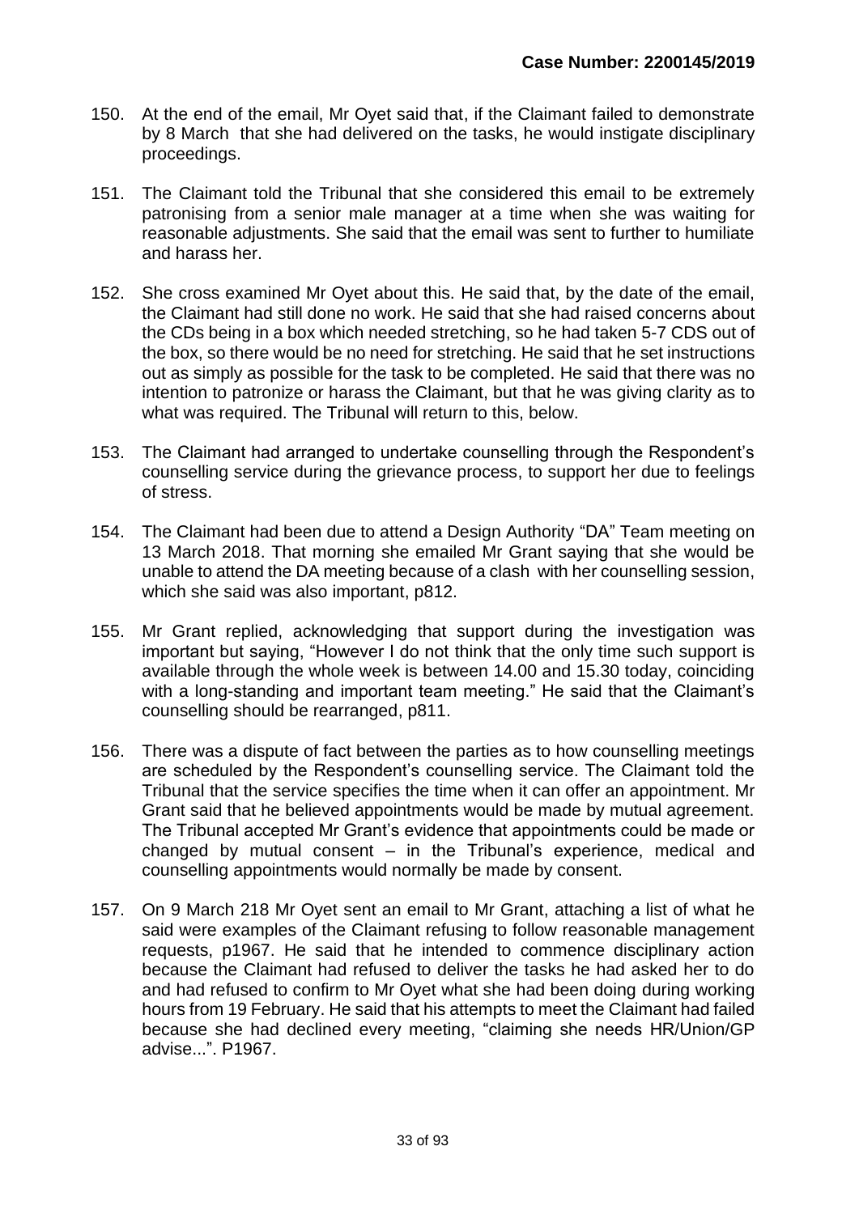**Case Number: 2200145/2019**

150. At the end of the email, Mr Oyet said that, if the Claimant failed to demonstrate by 8 March that she had delivered on the tasks, he would instigate disciplinary proceedings.

151. The Claimant told the Tribunal that she considered this email to be extremely patronising from a senior male manager at a time when she was waiting for reasonable adjustments. She said that the email was sent to further to humiliate and harass her.

152. She cross examined Mr Oyet about this. He said that, by the date of the email, the Claimant had still done no work. He said that she had raised concerns about the CDs being in a box which needed stretching, so he had taken 5-7 CDS out of the box, so there would be no need for stretching. He said that he set instructions out as simply as possible for the task to be completed. He said that there was no intention to patronize or harass the Claimant, but that he was giving clarity as to what was required. The Tribunal will return to this, below.

153. The Claimant had arranged to undertake counselling through the Respondent's counselling service during the grievance process, to support her due to feelings of stress.

154. The Claimant had been due to attend a Design Authority "DA" Team meeting on 13 March 2018. That morning she emailed Mr Grant saying that she would be unable to attend the DA meeting because of a clash with her counselling session, which she said was also important, p812.

155. Mr Grant replied, acknowledging that support during the investigation was important but saying, "However I do not think that the only time such support is available through the whole week is between 14.00 and 15.30 today, coinciding with a long-standing and important team meeting." He said that the Claimant's counselling should be rearranged, p811.

156. There was a dispute of fact between the parties as to how counselling meetings are scheduled by the Respondent's counselling service. The Claimant told the Tribunal that the service specifies the time when it can offer an appointment. Mr Grant said that he believed appointments would be made by mutual agreement. The Tribunal accepted Mr Grant's evidence that appointments could be made or changed by mutual consent – in the Tribunal's experience, medical and counselling appointments would normally be made by consent.

157. On 9 March 218 Mr Oyet sent an email to Mr Grant, attaching a list of what he said were examples of the Claimant refusing to follow reasonable management requests, p1967. He said that he intended to commence disciplinary action because the Claimant had refused to deliver the tasks he had asked her to do and had refused to confirm to Mr Oyet what she had been doing during working hours from 19 February. He said that his attempts to meet the Claimant had failed because she had declined every meeting, "claiming she needs HR/Union/GP advise...". P1967.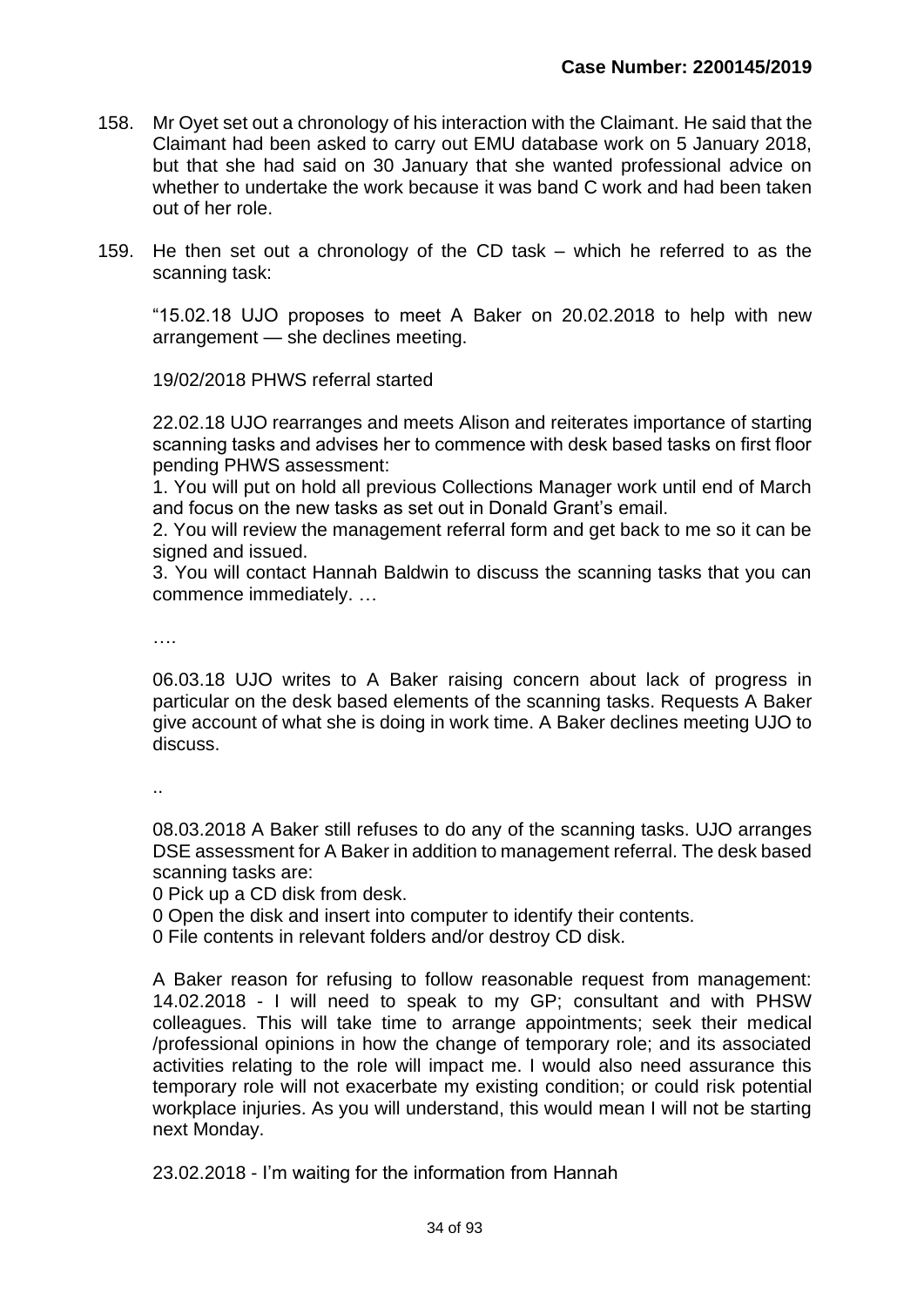158. Mr Oyet set out a chronology of his interaction with the Claimant. He said that the Claimant had been asked to carry out EMU database work on 5 January 2018, but that she had said on 30 January that she wanted professional advice on whether to undertake the work because it was band C work and had been taken out of her role.

159. He then set out a chronology of the CD task – which he referred to as the scanning task:

    "15.02.18 UJO proposes to meet A Baker on 20.02.2018 to help with new arrangement — she declines meeting.

    19/02/2018 PHWS referral started

    22.02.18 UJO rearranges and meets Alison and reiterates importance of starting scanning tasks and advises her to commence with desk based tasks on first floor pending PHWS assessment:
    1. You will put on hold all previous Collections Manager work until end of March and focus on the new tasks as set out in Donald Grant's email.
    2. You will review the management referral form and get back to me so it can be signed and issued.
    3. You will contact Hannah Baldwin to discuss the scanning tasks that you can commence immediately. …

    ….

    06.03.18 UJO writes to A Baker raising concern about lack of progress in particular on the desk based elements of the scanning tasks. Requests A Baker give account of what she is doing in work time. A Baker declines meeting UJO to discuss.

    ..

    08.03.2018 A Baker still refuses to do any of the scanning tasks. UJO arranges DSE assessment for A Baker in addition to management referral. The desk based scanning tasks are:
    0 Pick up a CD disk from desk.
    0 Open the disk and insert into computer to identify their contents.
    0 File contents in relevant folders and/or destroy CD disk.

    A Baker reason for refusing to follow reasonable request from management: 14.02.2018 - I will need to speak to my GP; consultant and with PHSW colleagues. This will take time to arrange appointments; seek their medical /professional opinions in how the change of temporary role; and its associated activities relating to the role will impact me. I would also need assurance this temporary role will not exacerbate my existing condition; or could risk potential workplace injuries. As you will understand, this would mean I will not be starting next Monday.

    23.02.2018 - I'm waiting for the information from Hannah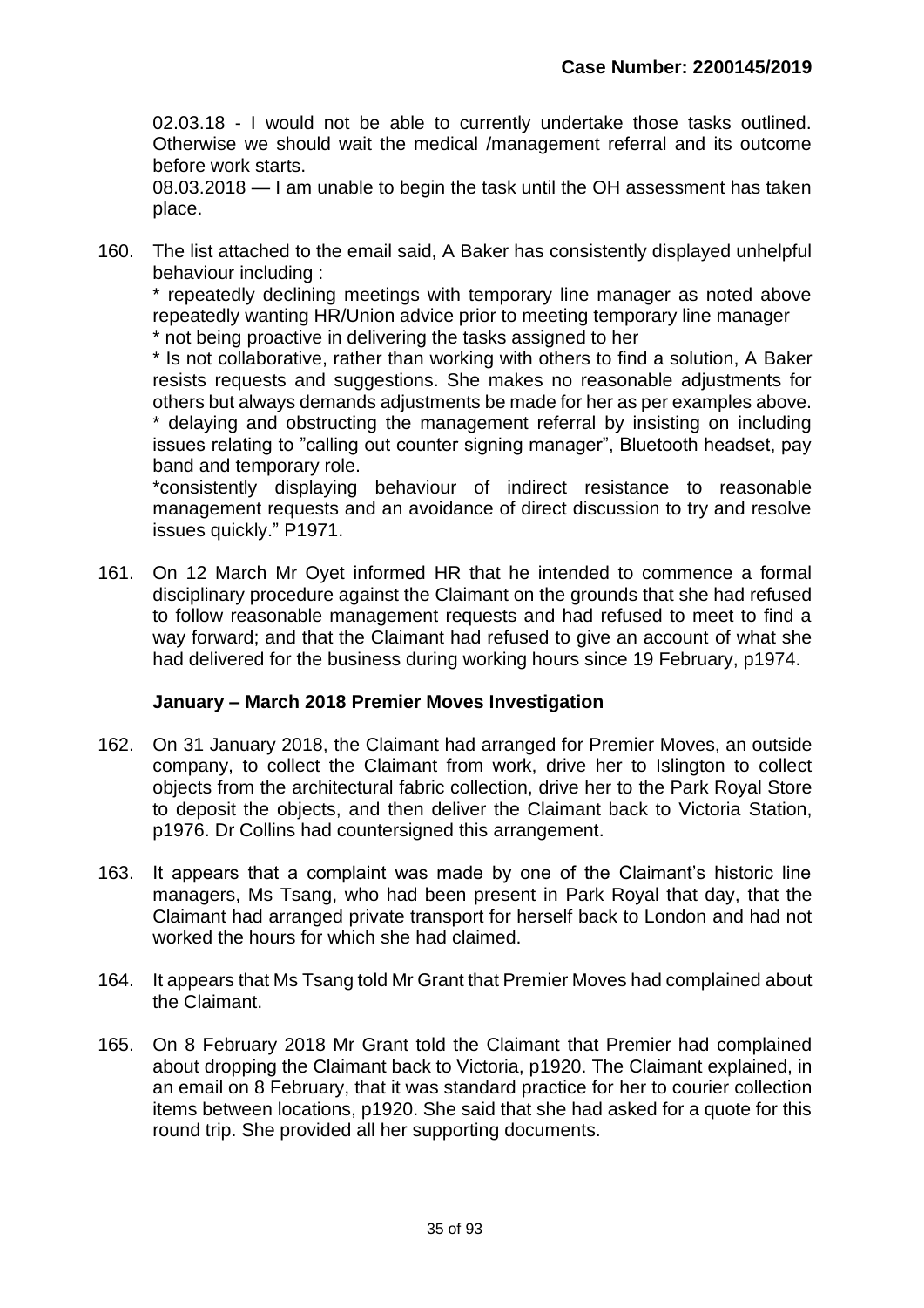02.03.18 - I would not be able to currently undertake those tasks outlined. Otherwise we should wait the medical /management referral and its outcome before work starts.

08.03.2018 — I am unable to begin the task until the OH assessment has taken place.

160. The list attached to the email said, A Baker has consistently displayed unhelpful behaviour including :

    * repeatedly declining meetings with temporary line manager as noted above repeatedly wanting HR/Union advice prior to meeting temporary line manager
    * not being proactive in delivering the tasks assigned to her
    * Is not collaborative, rather than working with others to find a solution, A Baker resists requests and suggestions. She makes no reasonable adjustments for others but always demands adjustments be made for her as per examples above.
    * delaying and obstructing the management referral by insisting on including issues relating to "calling out counter signing manager", Bluetooth headset, pay band and temporary role.
    *consistently displaying behaviour of indirect resistance to reasonable management requests and an avoidance of direct discussion to try and resolve issues quickly." P1971.

161. On 12 March Mr Oyet informed HR that he intended to commence a formal disciplinary procedure against the Claimant on the grounds that she had refused to follow reasonable management requests and had refused to meet to find a way forward; and that the Claimant had refused to give an account of what she had delivered for the business during working hours since 19 February, p1974.

### January – March 2018 Premier Moves Investigation

162. On 31 January 2018, the Claimant had arranged for Premier Moves, an outside company, to collect the Claimant from work, drive her to Islington to collect objects from the architectural fabric collection, drive her to the Park Royal Store to deposit the objects, and then deliver the Claimant back to Victoria Station, p1976. Dr Collins had countersigned this arrangement.

163. It appears that a complaint was made by one of the Claimant's historic line managers, Ms Tsang, who had been present in Park Royal that day, that the Claimant had arranged private transport for herself back to London and had not worked the hours for which she had claimed.

164. It appears that Ms Tsang told Mr Grant that Premier Moves had complained about the Claimant.

165. On 8 February 2018 Mr Grant told the Claimant that Premier had complained about dropping the Claimant back to Victoria, p1920. The Claimant explained, in an email on 8 February, that it was standard practice for her to courier collection items between locations, p1920. She said that she had asked for a quote for this round trip. She provided all her supporting documents.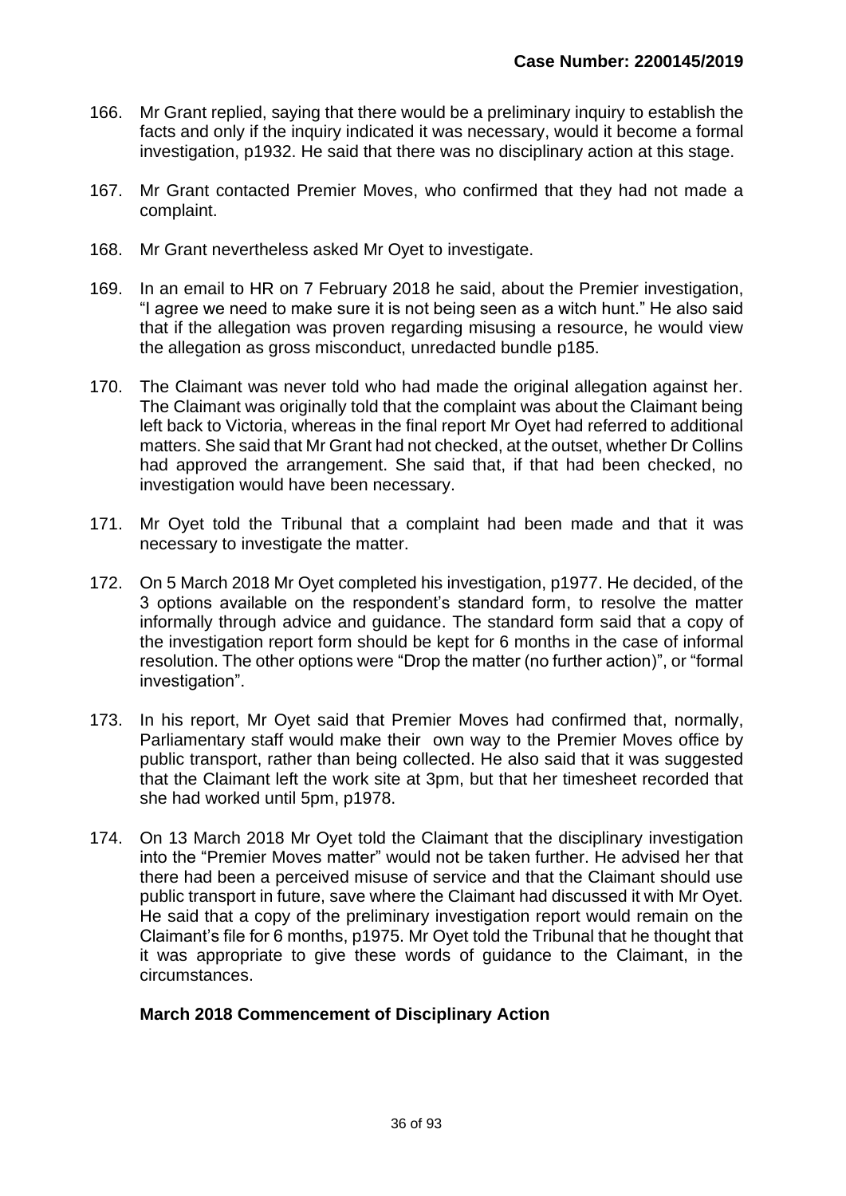166. Mr Grant replied, saying that there would be a preliminary inquiry to establish the facts and only if the inquiry indicated it was necessary, would it become a formal investigation, p1932. He said that there was no disciplinary action at this stage.

167. Mr Grant contacted Premier Moves, who confirmed that they had not made a complaint.

168. Mr Grant nevertheless asked Mr Oyet to investigate.

169. In an email to HR on 7 February 2018 he said, about the Premier investigation, "I agree we need to make sure it is not being seen as a witch hunt." He also said that if the allegation was proven regarding misusing a resource, he would view the allegation as gross misconduct, unredacted bundle p185.

170. The Claimant was never told who had made the original allegation against her. The Claimant was originally told that the complaint was about the Claimant being left back to Victoria, whereas in the final report Mr Oyet had referred to additional matters. She said that Mr Grant had not checked, at the outset, whether Dr Collins had approved the arrangement. She said that, if that had been checked, no investigation would have been necessary.

171. Mr Oyet told the Tribunal that a complaint had been made and that it was necessary to investigate the matter.

172. On 5 March 2018 Mr Oyet completed his investigation, p1977. He decided, of the 3 options available on the respondent's standard form, to resolve the matter informally through advice and guidance. The standard form said that a copy of the investigation report form should be kept for 6 months in the case of informal resolution. The other options were "Drop the matter (no further action)", or "formal investigation".

173. In his report, Mr Oyet said that Premier Moves had confirmed that, normally, Parliamentary staff would make their own way to the Premier Moves office by public transport, rather than being collected. He also said that it was suggested that the Claimant left the work site at 3pm, but that her timesheet recorded that she had worked until 5pm, p1978.

174. On 13 March 2018 Mr Oyet told the Claimant that the disciplinary investigation into the "Premier Moves matter" would not be taken further. He advised her that there had been a perceived misuse of service and that the Claimant should use public transport in future, save where the Claimant had discussed it with Mr Oyet. He said that a copy of the preliminary investigation report would remain on the Claimant's file for 6 months, p1975. Mr Oyet told the Tribunal that he thought that it was appropriate to give these words of guidance to the Claimant, in the circumstances.

**March 2018 Commencement of Disciplinary Action**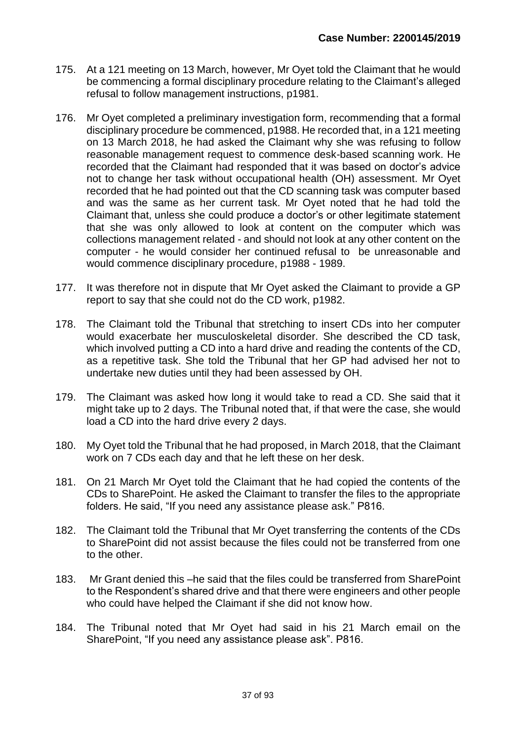175. At a 121 meeting on 13 March, however, Mr Oyet told the Claimant that he would be commencing a formal disciplinary procedure relating to the Claimant's alleged refusal to follow management instructions, p1981.

176. Mr Oyet completed a preliminary investigation form, recommending that a formal disciplinary procedure be commenced, p1988. He recorded that, in a 121 meeting on 13 March 2018, he had asked the Claimant why she was refusing to follow reasonable management request to commence desk-based scanning work. He recorded that the Claimant had responded that it was based on doctor's advice not to change her task without occupational health (OH) assessment. Mr Oyet recorded that he had pointed out that the CD scanning task was computer based and was the same as her current task. Mr Oyet noted that he had told the Claimant that, unless she could produce a doctor's or other legitimate statement that she was only allowed to look at content on the computer which was collections management related - and should not look at any other content on the computer - he would consider her continued refusal to be unreasonable and would commence disciplinary procedure, p1988 - 1989.

177. It was therefore not in dispute that Mr Oyet asked the Claimant to provide a GP report to say that she could not do the CD work, p1982.

178. The Claimant told the Tribunal that stretching to insert CDs into her computer would exacerbate her musculoskeletal disorder. She described the CD task, which involved putting a CD into a hard drive and reading the contents of the CD, as a repetitive task. She told the Tribunal that her GP had advised her not to undertake new duties until they had been assessed by OH.

179. The Claimant was asked how long it would take to read a CD. She said that it might take up to 2 days. The Tribunal noted that, if that were the case, she would load a CD into the hard drive every 2 days.

180. My Oyet told the Tribunal that he had proposed, in March 2018, that the Claimant work on 7 CDs each day and that he left these on her desk.

181. On 21 March Mr Oyet told the Claimant that he had copied the contents of the CDs to SharePoint. He asked the Claimant to transfer the files to the appropriate folders. He said, "If you need any assistance please ask." P816.

182. The Claimant told the Tribunal that Mr Oyet transferring the contents of the CDs to SharePoint did not assist because the files could not be transferred from one to the other.

183. Mr Grant denied this –he said that the files could be transferred from SharePoint to the Respondent's shared drive and that there were engineers and other people who could have helped the Claimant if she did not know how.

184. The Tribunal noted that Mr Oyet had said in his 21 March email on the SharePoint, "If you need any assistance please ask". P816.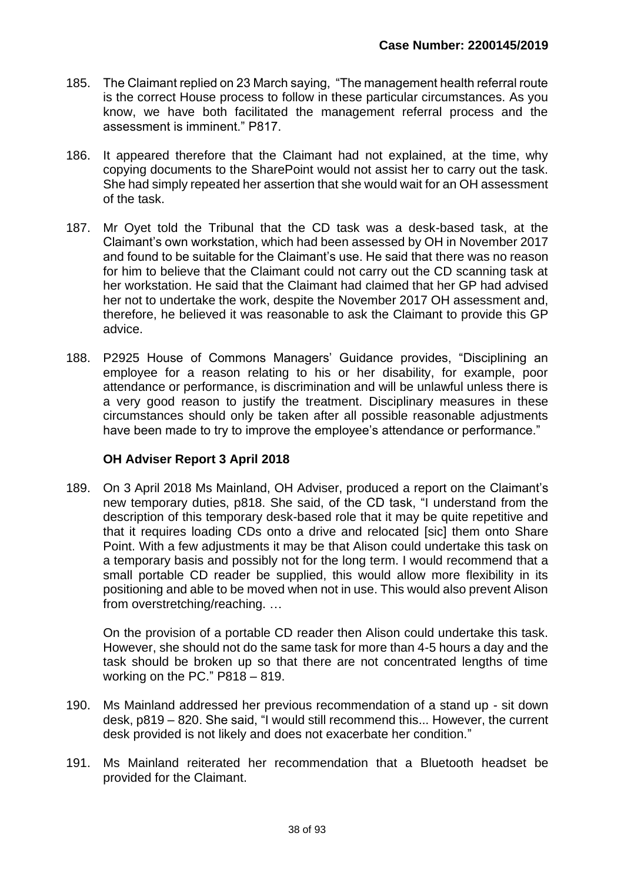185. The Claimant replied on 23 March saying, "The management health referral route is the correct House process to follow in these particular circumstances. As you know, we have both facilitated the management referral process and the assessment is imminent." P817.

186. It appeared therefore that the Claimant had not explained, at the time, why copying documents to the SharePoint would not assist her to carry out the task. She had simply repeated her assertion that she would wait for an OH assessment of the task.

187. Mr Oyet told the Tribunal that the CD task was a desk-based task, at the Claimant's own workstation, which had been assessed by OH in November 2017 and found to be suitable for the Claimant's use. He said that there was no reason for him to believe that the Claimant could not carry out the CD scanning task at her workstation. He said that the Claimant had claimed that her GP had advised her not to undertake the work, despite the November 2017 OH assessment and, therefore, he believed it was reasonable to ask the Claimant to provide this GP advice.

188. P2925 House of Commons Managers' Guidance provides, "Disciplining an employee for a reason relating to his or her disability, for example, poor attendance or performance, is discrimination and will be unlawful unless there is a very good reason to justify the treatment. Disciplinary measures in these circumstances should only be taken after all possible reasonable adjustments have been made to try to improve the employee's attendance or performance."

### OH Adviser Report 3 April 2018

189. On 3 April 2018 Ms Mainland, OH Adviser, produced a report on the Claimant's new temporary duties, p818. She said, of the CD task, "I understand from the description of this temporary desk-based role that it may be quite repetitive and that it requires loading CDs onto a drive and relocated [sic] them onto Share Point. With a few adjustments it may be that Alison could undertake this task on a temporary basis and possibly not for the long term. I would recommend that a small portable CD reader be supplied, this would allow more flexibility in its positioning and able to be moved when not in use. This would also prevent Alison from overstretching/reaching. …

    On the provision of a portable CD reader then Alison could undertake this task. However, she should not do the same task for more than 4-5 hours a day and the task should be broken up so that there are not concentrated lengths of time working on the PC." P818 – 819.

190. Ms Mainland addressed her previous recommendation of a stand up - sit down desk, p819 – 820. She said, "I would still recommend this... However, the current desk provided is not likely and does not exacerbate her condition."

191. Ms Mainland reiterated her recommendation that a Bluetooth headset be provided for the Claimant.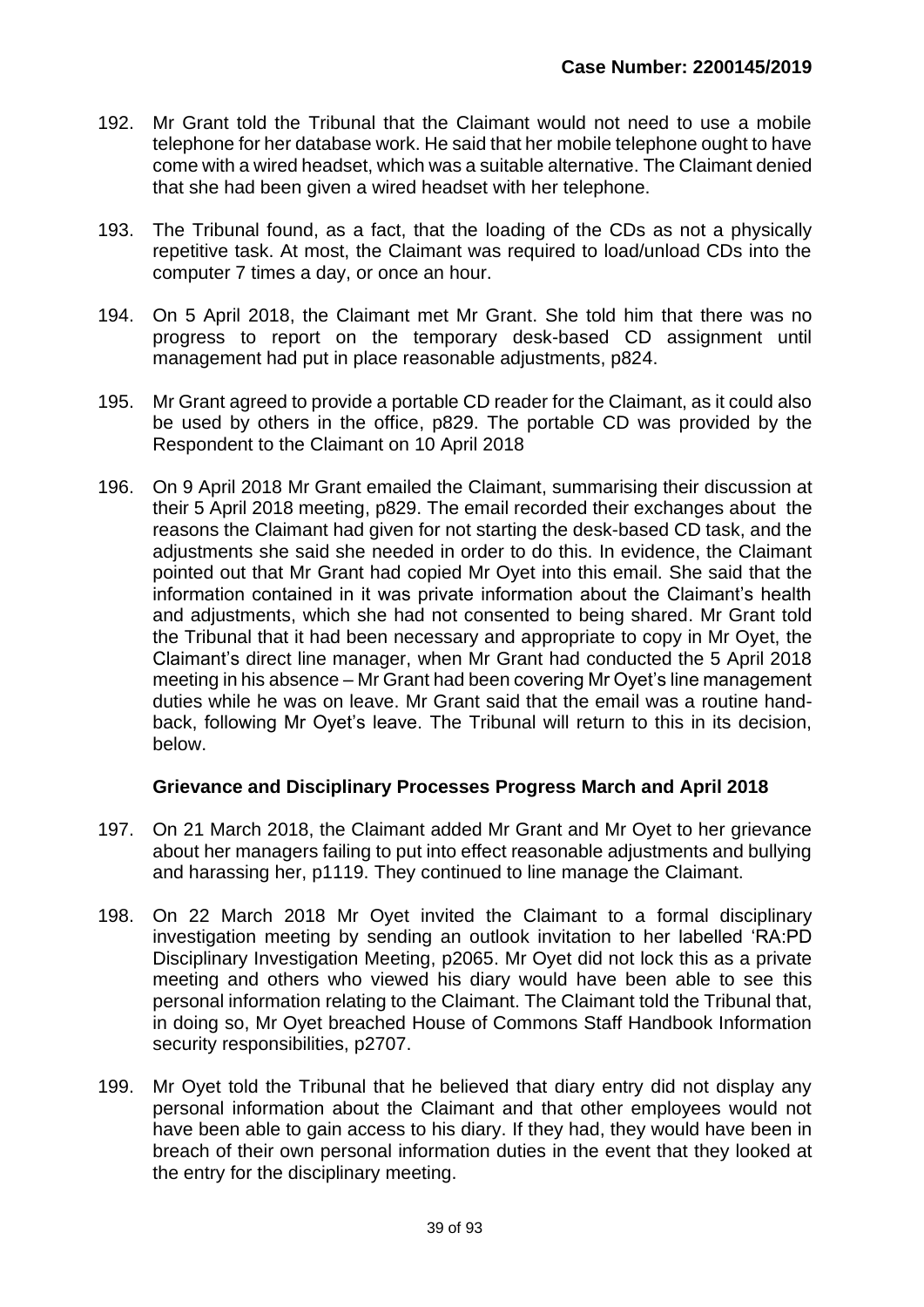192. Mr Grant told the Tribunal that the Claimant would not need to use a mobile telephone for her database work. He said that her mobile telephone ought to have come with a wired headset, which was a suitable alternative. The Claimant denied that she had been given a wired headset with her telephone.

193. The Tribunal found, as a fact, that the loading of the CDs as not a physically repetitive task. At most, the Claimant was required to load/unload CDs into the computer 7 times a day, or once an hour.

194. On 5 April 2018, the Claimant met Mr Grant. She told him that there was no progress to report on the temporary desk-based CD assignment until management had put in place reasonable adjustments, p824.

195. Mr Grant agreed to provide a portable CD reader for the Claimant, as it could also be used by others in the office, p829. The portable CD was provided by the Respondent to the Claimant on 10 April 2018

196. On 9 April 2018 Mr Grant emailed the Claimant, summarising their discussion at their 5 April 2018 meeting, p829. The email recorded their exchanges about the reasons the Claimant had given for not starting the desk-based CD task, and the adjustments she said she needed in order to do this. In evidence, the Claimant pointed out that Mr Grant had copied Mr Oyet into this email. She said that the information contained in it was private information about the Claimant's health and adjustments, which she had not consented to being shared. Mr Grant told the Tribunal that it had been necessary and appropriate to copy in Mr Oyet, the Claimant's direct line manager, when Mr Grant had conducted the 5 April 2018 meeting in his absence – Mr Grant had been covering Mr Oyet's line management duties while he was on leave. Mr Grant said that the email was a routine hand-back, following Mr Oyet's leave. The Tribunal will return to this in its decision, below.

**Grievance and Disciplinary Processes Progress March and April 2018**

197. On 21 March 2018, the Claimant added Mr Grant and Mr Oyet to her grievance about her managers failing to put into effect reasonable adjustments and bullying and harassing her, p1119. They continued to line manage the Claimant.

198. On 22 March 2018 Mr Oyet invited the Claimant to a formal disciplinary investigation meeting by sending an outlook invitation to her labelled 'RA:PD Disciplinary Investigation Meeting, p2065. Mr Oyet did not lock this as a private meeting and others who viewed his diary would have been able to see this personal information relating to the Claimant. The Claimant told the Tribunal that, in doing so, Mr Oyet breached House of Commons Staff Handbook Information security responsibilities, p2707.

199. Mr Oyet told the Tribunal that he believed that diary entry did not display any personal information about the Claimant and that other employees would not have been able to gain access to his diary. If they had, they would have been in breach of their own personal information duties in the event that they looked at the entry for the disciplinary meeting.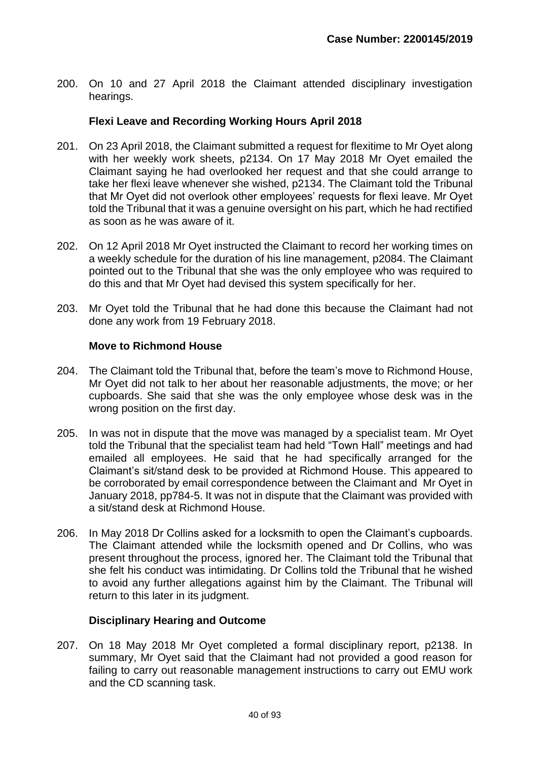200. On 10 and 27 April 2018 the Claimant attended disciplinary investigation hearings.

### Flexi Leave and Recording Working Hours April 2018

201. On 23 April 2018, the Claimant submitted a request for flexitime to Mr Oyet along with her weekly work sheets, p2134. On 17 May 2018 Mr Oyet emailed the Claimant saying he had overlooked her request and that she could arrange to take her flexi leave whenever she wished, p2134. The Claimant told the Tribunal that Mr Oyet did not overlook other employees' requests for flexi leave. Mr Oyet told the Tribunal that it was a genuine oversight on his part, which he had rectified as soon as he was aware of it.

202. On 12 April 2018 Mr Oyet instructed the Claimant to record her working times on a weekly schedule for the duration of his line management, p2084. The Claimant pointed out to the Tribunal that she was the only employee who was required to do this and that Mr Oyet had devised this system specifically for her.

203. Mr Oyet told the Tribunal that he had done this because the Claimant had not done any work from 19 February 2018.

### Move to Richmond House

204. The Claimant told the Tribunal that, before the team's move to Richmond House, Mr Oyet did not talk to her about her reasonable adjustments, the move; or her cupboards. She said that she was the only employee whose desk was in the wrong position on the first day.

205. In was not in dispute that the move was managed by a specialist team. Mr Oyet told the Tribunal that the specialist team had held "Town Hall" meetings and had emailed all employees. He said that he had specifically arranged for the Claimant's sit/stand desk to be provided at Richmond House. This appeared to be corroborated by email correspondence between the Claimant and Mr Oyet in January 2018, pp784-5. It was not in dispute that the Claimant was provided with a sit/stand desk at Richmond House.

206. In May 2018 Dr Collins asked for a locksmith to open the Claimant's cupboards. The Claimant attended while the locksmith opened and Dr Collins, who was present throughout the process, ignored her. The Claimant told the Tribunal that she felt his conduct was intimidating. Dr Collins told the Tribunal that he wished to avoid any further allegations against him by the Claimant. The Tribunal will return to this later in its judgment.

### Disciplinary Hearing and Outcome

207. On 18 May 2018 Mr Oyet completed a formal disciplinary report, p2138. In summary, Mr Oyet said that the Claimant had not provided a good reason for failing to carry out reasonable management instructions to carry out EMU work and the CD scanning task.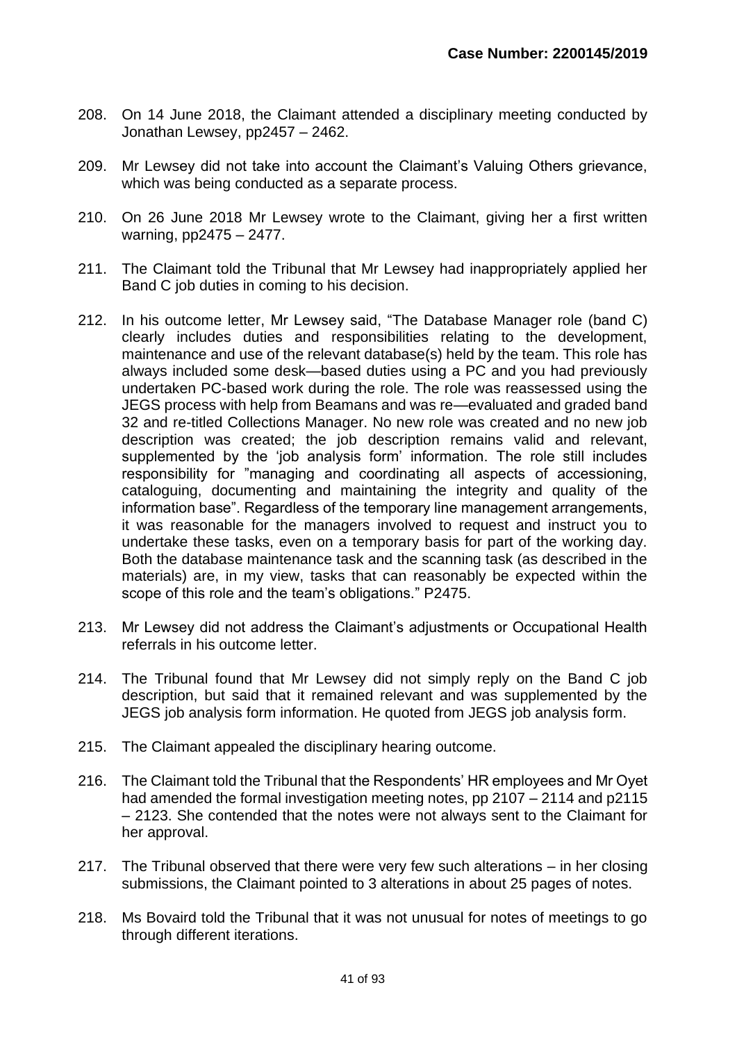**Case Number: 2200145/2019**

208. On 14 June 2018, the Claimant attended a disciplinary meeting conducted by Jonathan Lewsey, pp2457 – 2462.

209. Mr Lewsey did not take into account the Claimant's Valuing Others grievance, which was being conducted as a separate process.

210. On 26 June 2018 Mr Lewsey wrote to the Claimant, giving her a first written warning, pp2475 – 2477.

211. The Claimant told the Tribunal that Mr Lewsey had inappropriately applied her Band C job duties in coming to his decision.

212. In his outcome letter, Mr Lewsey said, "The Database Manager role (band C) clearly includes duties and responsibilities relating to the development, maintenance and use of the relevant database(s) held by the team. This role has always included some desk—based duties using a PC and you had previously undertaken PC-based work during the role. The role was reassessed using the JEGS process with help from Beamans and was re—evaluated and graded band 32 and re-titled Collections Manager. No new role was created and no new job description was created; the job description remains valid and relevant, supplemented by the 'job analysis form' information. The role still includes responsibility for "managing and coordinating all aspects of accessioning, cataloguing, documenting and maintaining the integrity and quality of the information base". Regardless of the temporary line management arrangements, it was reasonable for the managers involved to request and instruct you to undertake these tasks, even on a temporary basis for part of the working day. Both the database maintenance task and the scanning task (as described in the materials) are, in my view, tasks that can reasonably be expected within the scope of this role and the team's obligations." P2475.

213. Mr Lewsey did not address the Claimant's adjustments or Occupational Health referrals in his outcome letter.

214. The Tribunal found that Mr Lewsey did not simply reply on the Band C job description, but said that it remained relevant and was supplemented by the JEGS job analysis form information. He quoted from JEGS job analysis form.

215. The Claimant appealed the disciplinary hearing outcome.

216. The Claimant told the Tribunal that the Respondents' HR employees and Mr Oyet had amended the formal investigation meeting notes, pp 2107 – 2114 and p2115 – 2123. She contended that the notes were not always sent to the Claimant for her approval.

217. The Tribunal observed that there were very few such alterations – in her closing submissions, the Claimant pointed to 3 alterations in about 25 pages of notes.

218. Ms Bovaird told the Tribunal that it was not unusual for notes of meetings to go through different iterations.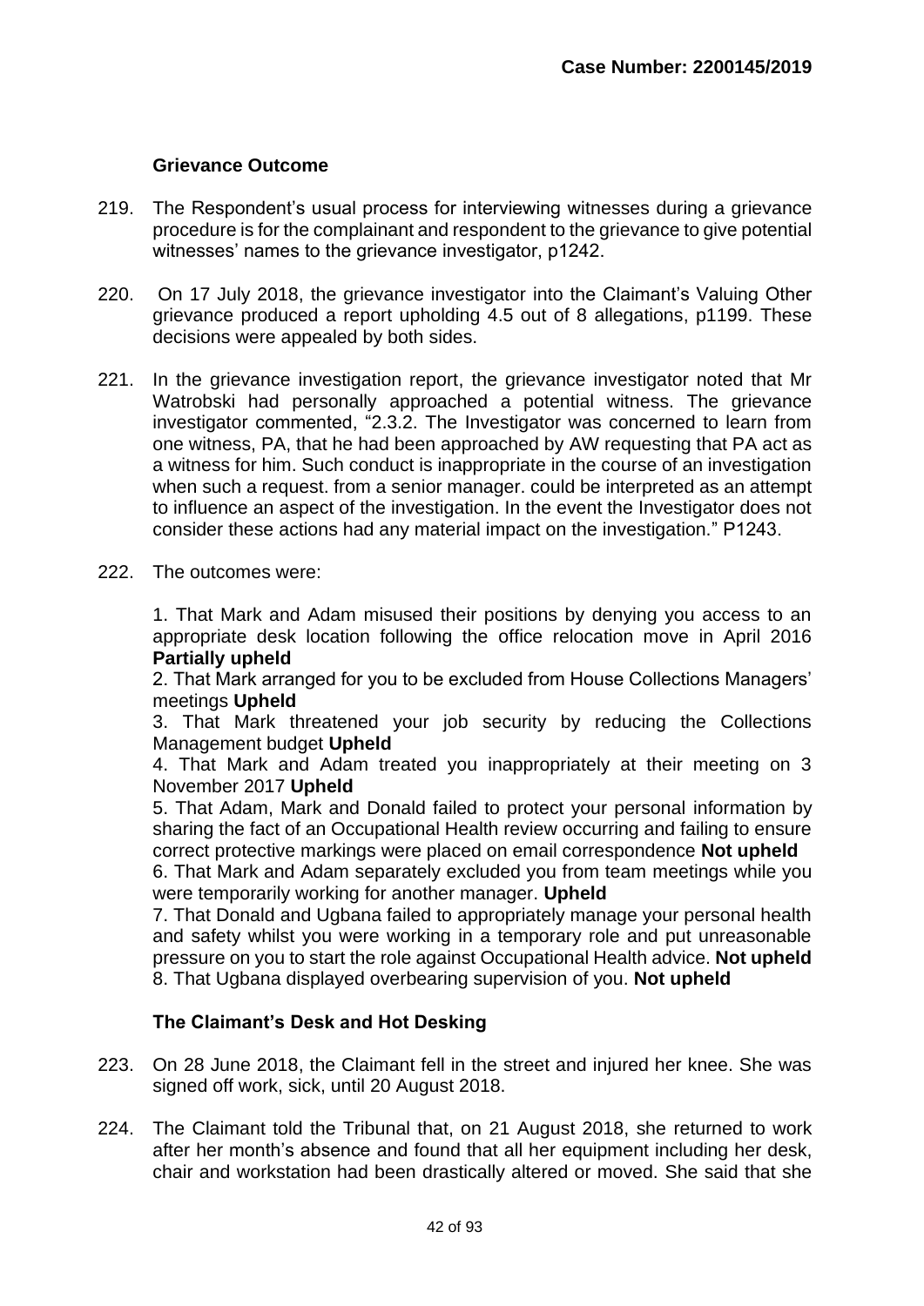### Grievance Outcome

219. The Respondent's usual process for interviewing witnesses during a grievance procedure is for the complainant and respondent to the grievance to give potential witnesses' names to the grievance investigator, p1242.

220. On 17 July 2018, the grievance investigator into the Claimant's Valuing Other grievance produced a report upholding 4.5 out of 8 allegations, p1199. These decisions were appealed by both sides.

221. In the grievance investigation report, the grievance investigator noted that Mr Watrobski had personally approached a potential witness. The grievance investigator commented, "2.3.2. The Investigator was concerned to learn from one witness, PA, that he had been approached by AW requesting that PA act as a witness for him. Such conduct is inappropriate in the course of an investigation when such a request. from a senior manager. could be interpreted as an attempt to influence an aspect of the investigation. In the event the Investigator does not consider these actions had any material impact on the investigation." P1243.

222. The outcomes were:

    1. That Mark and Adam misused their positions by denying you access to an appropriate desk location following the office relocation move in April 2016 **Partially upheld**
    2. That Mark arranged for you to be excluded from House Collections Managers' meetings **Upheld**
    3. That Mark threatened your job security by reducing the Collections Management budget **Upheld**
    4. That Mark and Adam treated you inappropriately at their meeting on 3 November 2017 **Upheld**
    5. That Adam, Mark and Donald failed to protect your personal information by sharing the fact of an Occupational Health review occurring and failing to ensure correct protective markings were placed on email correspondence **Not upheld**
    6. That Mark and Adam separately excluded you from team meetings while you were temporarily working for another manager. **Upheld**
    7. That Donald and Ugbana failed to appropriately manage your personal health and safety whilst you were working in a temporary role and put unreasonable pressure on you to start the role against Occupational Health advice. **Not upheld**
    8. That Ugbana displayed overbearing supervision of you. **Not upheld**

### The Claimant's Desk and Hot Desking

223. On 28 June 2018, the Claimant fell in the street and injured her knee. She was signed off work, sick, until 20 August 2018.

224. The Claimant told the Tribunal that, on 21 August 2018, she returned to work after her month's absence and found that all her equipment including her desk, chair and workstation had been drastically altered or moved. She said that she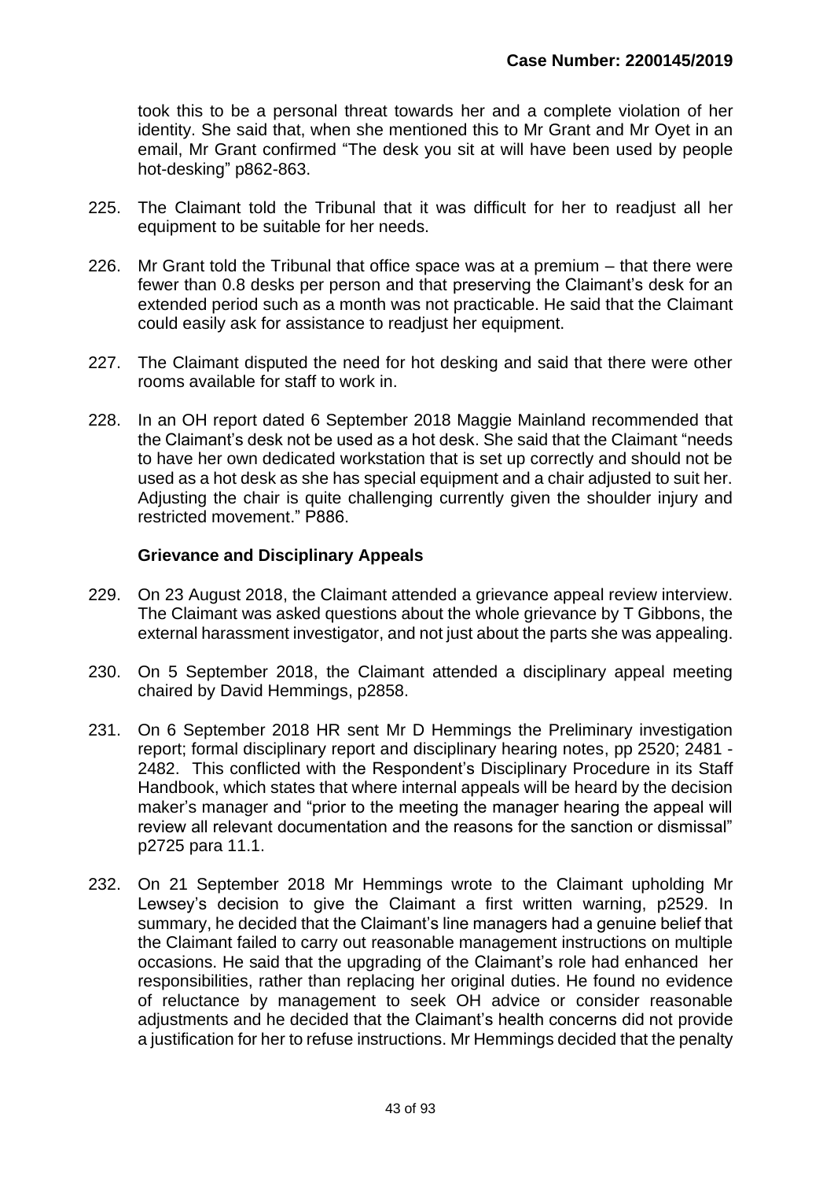took this to be a personal threat towards her and a complete violation of her identity. She said that, when she mentioned this to Mr Grant and Mr Oyet in an email, Mr Grant confirmed "The desk you sit at will have been used by people hot-desking" p862-863.

225. The Claimant told the Tribunal that it was difficult for her to readjust all her equipment to be suitable for her needs.

226. Mr Grant told the Tribunal that office space was at a premium – that there were fewer than 0.8 desks per person and that preserving the Claimant's desk for an extended period such as a month was not practicable. He said that the Claimant could easily ask for assistance to readjust her equipment.

227. The Claimant disputed the need for hot desking and said that there were other rooms available for staff to work in.

228. In an OH report dated 6 September 2018 Maggie Mainland recommended that the Claimant's desk not be used as a hot desk. She said that the Claimant "needs to have her own dedicated workstation that is set up correctly and should not be used as a hot desk as she has special equipment and a chair adjusted to suit her. Adjusting the chair is quite challenging currently given the shoulder injury and restricted movement." P886.

**Grievance and Disciplinary Appeals**

229. On 23 August 2018, the Claimant attended a grievance appeal review interview. The Claimant was asked questions about the whole grievance by T Gibbons, the external harassment investigator, and not just about the parts she was appealing.

230. On 5 September 2018, the Claimant attended a disciplinary appeal meeting chaired by David Hemmings, p2858.

231. On 6 September 2018 HR sent Mr D Hemmings the Preliminary investigation report; formal disciplinary report and disciplinary hearing notes, pp 2520; 2481 - 2482. This conflicted with the Respondent's Disciplinary Procedure in its Staff Handbook, which states that where internal appeals will be heard by the decision maker's manager and "prior to the meeting the manager hearing the appeal will review all relevant documentation and the reasons for the sanction or dismissal" p2725 para 11.1.

232. On 21 September 2018 Mr Hemmings wrote to the Claimant upholding Mr Lewsey's decision to give the Claimant a first written warning, p2529. In summary, he decided that the Claimant's line managers had a genuine belief that the Claimant failed to carry out reasonable management instructions on multiple occasions. He said that the upgrading of the Claimant's role had enhanced her responsibilities, rather than replacing her original duties. He found no evidence of reluctance by management to seek OH advice or consider reasonable adjustments and he decided that the Claimant's health concerns did not provide a justification for her to refuse instructions. Mr Hemmings decided that the penalty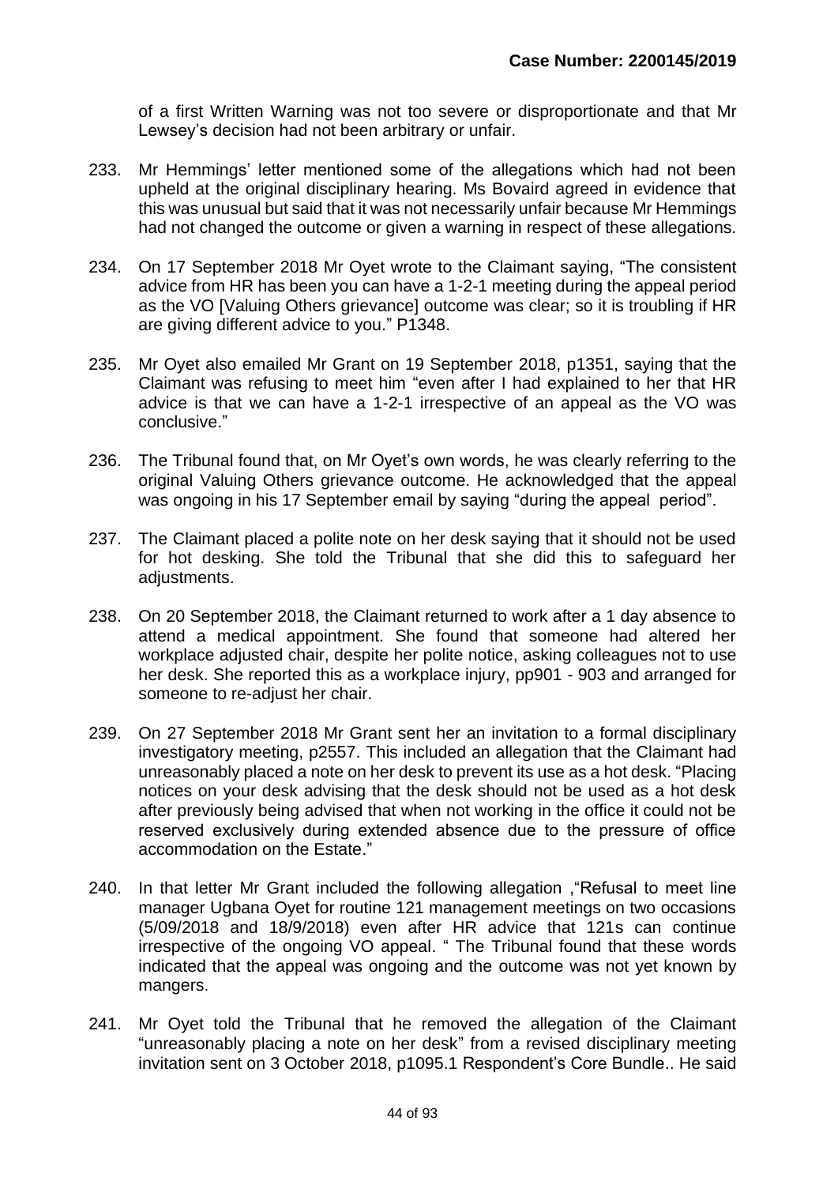of a first Written Warning was not too severe or disproportionate and that Mr Lewsey's decision had not been arbitrary or unfair.

233. Mr Hemmings' letter mentioned some of the allegations which had not been upheld at the original disciplinary hearing. Ms Bovaird agreed in evidence that this was unusual but said that it was not necessarily unfair because Mr Hemmings had not changed the outcome or given a warning in respect of these allegations.

234. On 17 September 2018 Mr Oyet wrote to the Claimant saying, "The consistent advice from HR has been you can have a 1-2-1 meeting during the appeal period as the VO [Valuing Others grievance] outcome was clear; so it is troubling if HR are giving different advice to you." P1348.

235. Mr Oyet also emailed Mr Grant on 19 September 2018, p1351, saying that the Claimant was refusing to meet him "even after I had explained to her that HR advice is that we can have a 1-2-1 irrespective of an appeal as the VO was conclusive."

236. The Tribunal found that, on Mr Oyet's own words, he was clearly referring to the original Valuing Others grievance outcome. He acknowledged that the appeal was ongoing in his 17 September email by saying "during the appeal period".

237. The Claimant placed a polite note on her desk saying that it should not be used for hot desking. She told the Tribunal that she did this to safeguard her adjustments.

238. On 20 September 2018, the Claimant returned to work after a 1 day absence to attend a medical appointment. She found that someone had altered her workplace adjusted chair, despite her polite notice, asking colleagues not to use her desk. She reported this as a workplace injury, pp901 - 903 and arranged for someone to re-adjust her chair.

239. On 27 September 2018 Mr Grant sent her an invitation to a formal disciplinary investigatory meeting, p2557. This included an allegation that the Claimant had unreasonably placed a note on her desk to prevent its use as a hot desk. "Placing notices on your desk advising that the desk should not be used as a hot desk after previously being advised that when not working in the office it could not be reserved exclusively during extended absence due to the pressure of office accommodation on the Estate."

240. In that letter Mr Grant included the following allegation ,"Refusal to meet line manager Ugbana Oyet for routine 121 management meetings on two occasions (5/09/2018 and 18/9/2018) even after HR advice that 121s can continue irrespective of the ongoing VO appeal. " The Tribunal found that these words indicated that the appeal was ongoing and the outcome was not yet known by mangers.

241. Mr Oyet told the Tribunal that he removed the allegation of the Claimant "unreasonably placing a note on her desk" from a revised disciplinary meeting invitation sent on 3 October 2018, p1095.1 Respondent's Core Bundle.. He said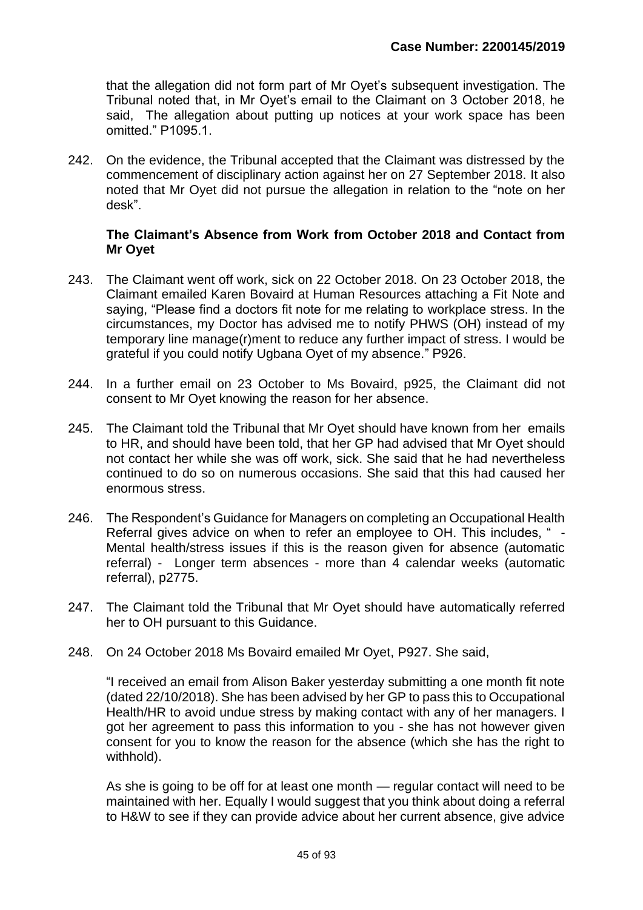that the allegation did not form part of Mr Oyet's subsequent investigation. The Tribunal noted that, in Mr Oyet's email to the Claimant on 3 October 2018, he said, The allegation about putting up notices at your work space has been omitted." P1095.1.

242. On the evidence, the Tribunal accepted that the Claimant was distressed by the commencement of disciplinary action against her on 27 September 2018. It also noted that Mr Oyet did not pursue the allegation in relation to the "note on her desk".

**The Claimant's Absence from Work from October 2018 and Contact from Mr Oyet**

243. The Claimant went off work, sick on 22 October 2018. On 23 October 2018, the Claimant emailed Karen Bovaird at Human Resources attaching a Fit Note and saying, "Please find a doctors fit note for me relating to workplace stress. In the circumstances, my Doctor has advised me to notify PHWS (OH) instead of my temporary line manage(r)ment to reduce any further impact of stress. I would be grateful if you could notify Ugbana Oyet of my absence." P926.

244. In a further email on 23 October to Ms Bovaird, p925, the Claimant did not consent to Mr Oyet knowing the reason for her absence.

245. The Claimant told the Tribunal that Mr Oyet should have known from her emails to HR, and should have been told, that her GP had advised that Mr Oyet should not contact her while she was off work, sick. She said that he had nevertheless continued to do so on numerous occasions. She said that this had caused her enormous stress.

246. The Respondent's Guidance for Managers on completing an Occupational Health Referral gives advice on when to refer an employee to OH. This includes, " - Mental health/stress issues if this is the reason given for absence (automatic referral) - Longer term absences - more than 4 calendar weeks (automatic referral), p2775.

247. The Claimant told the Tribunal that Mr Oyet should have automatically referred her to OH pursuant to this Guidance.

248. On 24 October 2018 Ms Bovaird emailed Mr Oyet, P927. She said,

"I received an email from Alison Baker yesterday submitting a one month fit note (dated 22/10/2018). She has been advised by her GP to pass this to Occupational Health/HR to avoid undue stress by making contact with any of her managers. I got her agreement to pass this information to you - she has not however given consent for you to know the reason for the absence (which she has the right to withhold).

As she is going to be off for at least one month — regular contact will need to be maintained with her. Equally I would suggest that you think about doing a referral to H&W to see if they can provide advice about her current absence, give advice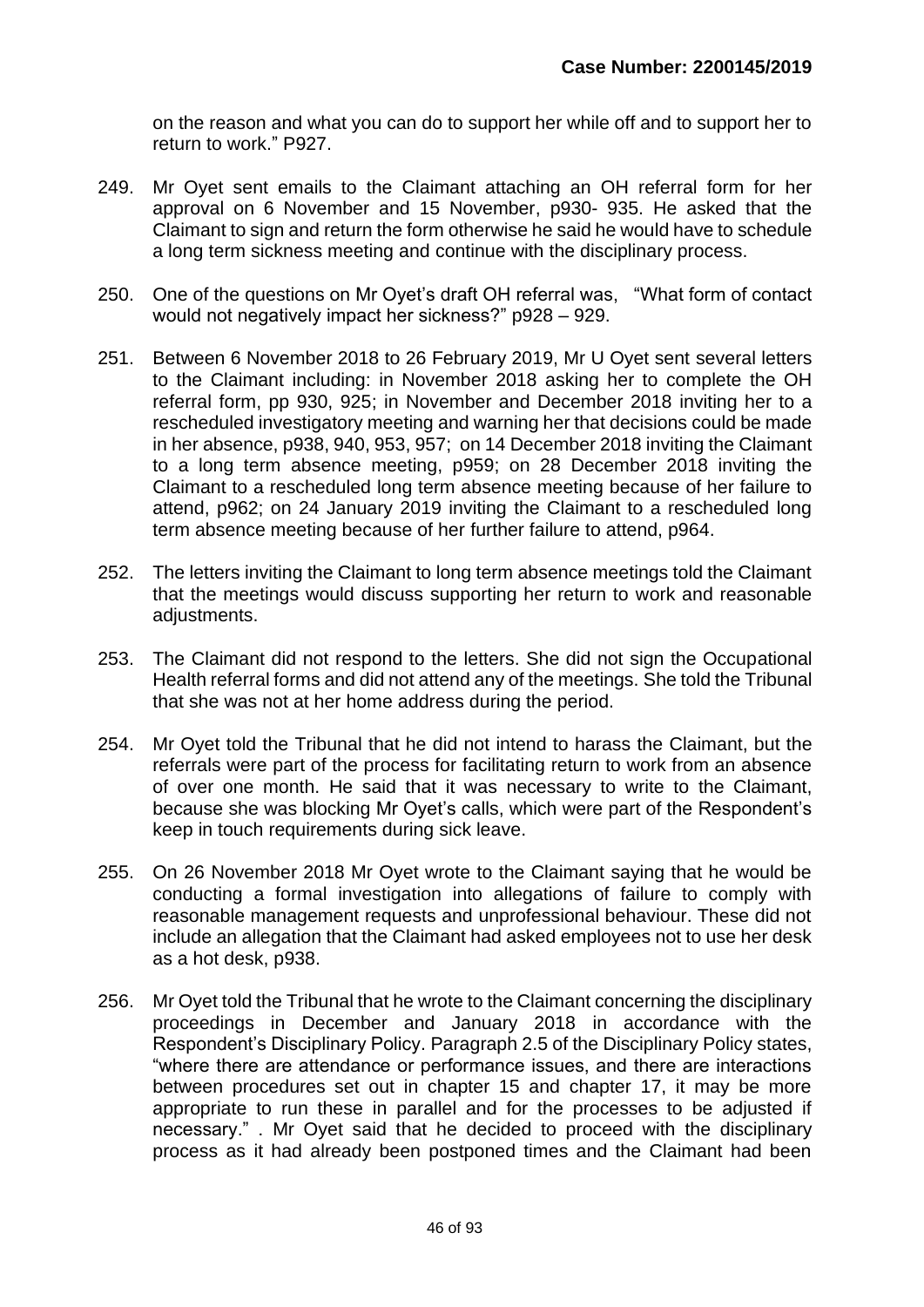on the reason and what you can do to support her while off and to support her to return to work." P927.

249. Mr Oyet sent emails to the Claimant attaching an OH referral form for her approval on 6 November and 15 November, p930- 935. He asked that the Claimant to sign and return the form otherwise he said he would have to schedule a long term sickness meeting and continue with the disciplinary process.

250. One of the questions on Mr Oyet's draft OH referral was, "What form of contact would not negatively impact her sickness?" p928 – 929.

251. Between 6 November 2018 to 26 February 2019, Mr U Oyet sent several letters to the Claimant including: in November 2018 asking her to complete the OH referral form, pp 930, 925; in November and December 2018 inviting her to a rescheduled investigatory meeting and warning her that decisions could be made in her absence, p938, 940, 953, 957; on 14 December 2018 inviting the Claimant to a long term absence meeting, p959; on 28 December 2018 inviting the Claimant to a rescheduled long term absence meeting because of her failure to attend, p962; on 24 January 2019 inviting the Claimant to a rescheduled long term absence meeting because of her further failure to attend, p964.

252. The letters inviting the Claimant to long term absence meetings told the Claimant that the meetings would discuss supporting her return to work and reasonable adjustments.

253. The Claimant did not respond to the letters. She did not sign the Occupational Health referral forms and did not attend any of the meetings. She told the Tribunal that she was not at her home address during the period.

254. Mr Oyet told the Tribunal that he did not intend to harass the Claimant, but the referrals were part of the process for facilitating return to work from an absence of over one month. He said that it was necessary to write to the Claimant, because she was blocking Mr Oyet's calls, which were part of the Respondent's keep in touch requirements during sick leave.

255. On 26 November 2018 Mr Oyet wrote to the Claimant saying that he would be conducting a formal investigation into allegations of failure to comply with reasonable management requests and unprofessional behaviour. These did not include an allegation that the Claimant had asked employees not to use her desk as a hot desk, p938.

256. Mr Oyet told the Tribunal that he wrote to the Claimant concerning the disciplinary proceedings in December and January 2018 in accordance with the Respondent's Disciplinary Policy. Paragraph 2.5 of the Disciplinary Policy states, "where there are attendance or performance issues, and there are interactions between procedures set out in chapter 15 and chapter 17, it may be more appropriate to run these in parallel and for the processes to be adjusted if necessary." . Mr Oyet said that he decided to proceed with the disciplinary process as it had already been postponed times and the Claimant had been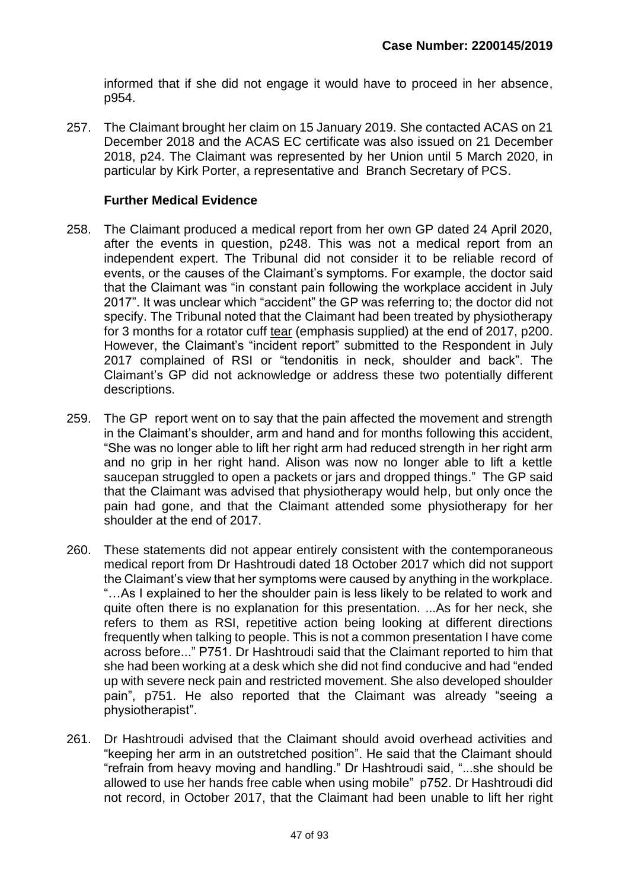informed that if she did not engage it would have to proceed in her absence, p954.

257. The Claimant brought her claim on 15 January 2019. She contacted ACAS on 21 December 2018 and the ACAS EC certificate was also issued on 21 December 2018, p24. The Claimant was represented by her Union until 5 March 2020, in particular by Kirk Porter, a representative and Branch Secretary of PCS.

**Further Medical Evidence**

258. The Claimant produced a medical report from her own GP dated 24 April 2020, after the events in question, p248. This was not a medical report from an independent expert. The Tribunal did not consider it to be reliable record of events, or the causes of the Claimant's symptoms. For example, the doctor said that the Claimant was "in constant pain following the workplace accident in July 2017". It was unclear which "accident" the GP was referring to; the doctor did not specify. The Tribunal noted that the Claimant had been treated by physiotherapy for 3 months for a rotator cuff <u>tear</u> (emphasis supplied) at the end of 2017, p200. However, the Claimant's "incident report" submitted to the Respondent in July 2017 complained of RSI or "tendonitis in neck, shoulder and back". The Claimant's GP did not acknowledge or address these two potentially different descriptions.

259. The GP report went on to say that the pain affected the movement and strength in the Claimant's shoulder, arm and hand and for months following this accident, "She was no longer able to lift her right arm had reduced strength in her right arm and no grip in her right hand. Alison was now no longer able to lift a kettle saucepan struggled to open a packets or jars and dropped things." The GP said that the Claimant was advised that physiotherapy would help, but only once the pain had gone, and that the Claimant attended some physiotherapy for her shoulder at the end of 2017.

260. These statements did not appear entirely consistent with the contemporaneous medical report from Dr Hashtroudi dated 18 October 2017 which did not support the Claimant's view that her symptoms were caused by anything in the workplace. "…As I explained to her the shoulder pain is less likely to be related to work and quite often there is no explanation for this presentation. ...As for her neck, she refers to them as RSI, repetitive action being looking at different directions frequently when talking to people. This is not a common presentation I have come across before..." P751. Dr Hashtroudi said that the Claimant reported to him that she had been working at a desk which she did not find conducive and had "ended up with severe neck pain and restricted movement. She also developed shoulder pain", p751. He also reported that the Claimant was already "seeing a physiotherapist".

261. Dr Hashtroudi advised that the Claimant should avoid overhead activities and "keeping her arm in an outstretched position". He said that the Claimant should "refrain from heavy moving and handling." Dr Hashtroudi said, "...she should be allowed to use her hands free cable when using mobile" p752. Dr Hashtroudi did not record, in October 2017, that the Claimant had been unable to lift her right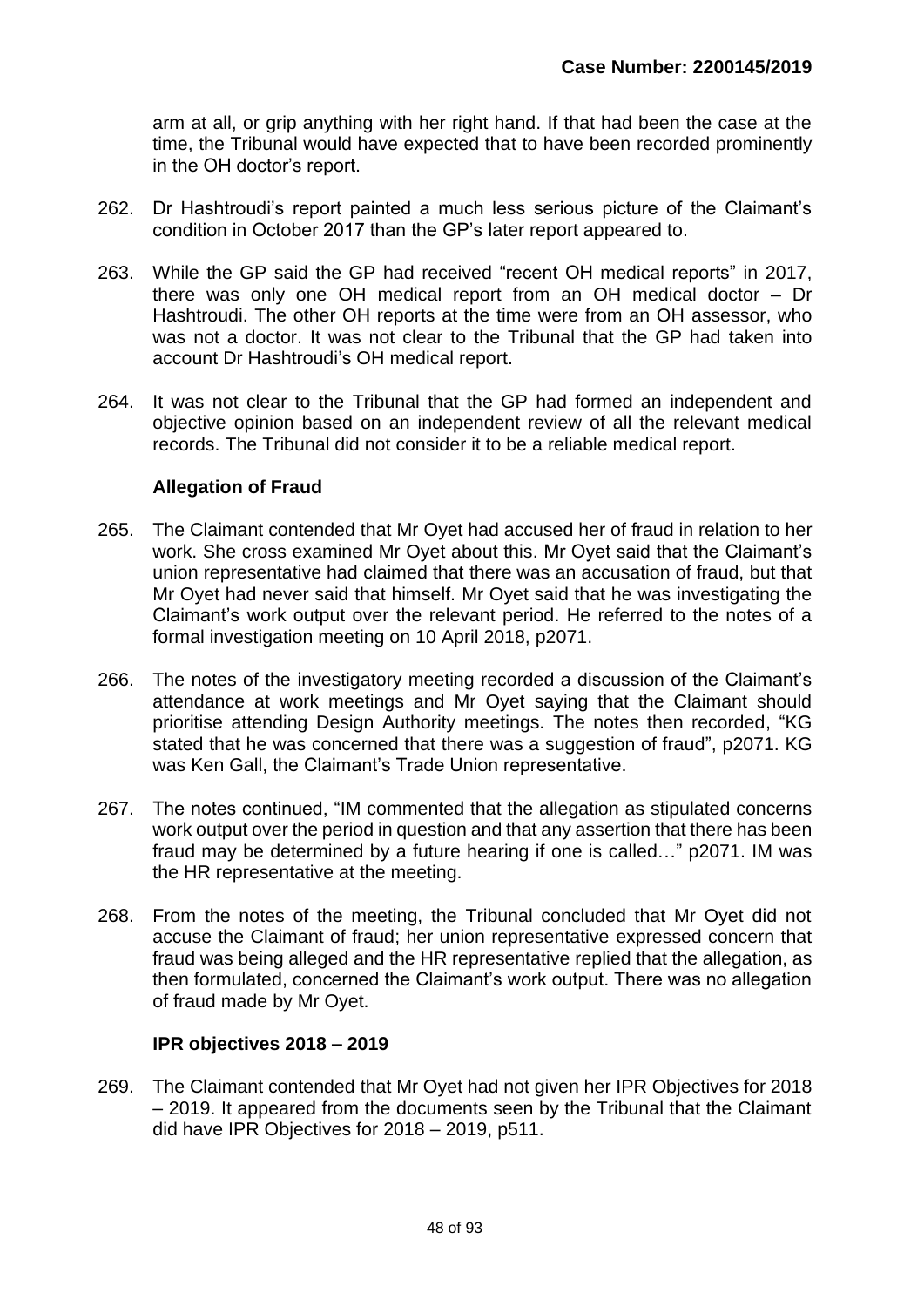arm at all, or grip anything with her right hand. If that had been the case at the time, the Tribunal would have expected that to have been recorded prominently in the OH doctor's report.

262. Dr Hashtroudi's report painted a much less serious picture of the Claimant's condition in October 2017 than the GP's later report appeared to.

263. While the GP said the GP had received "recent OH medical reports" in 2017, there was only one OH medical report from an OH medical doctor – Dr Hashtroudi. The other OH reports at the time were from an OH assessor, who was not a doctor. It was not clear to the Tribunal that the GP had taken into account Dr Hashtroudi's OH medical report.

264. It was not clear to the Tribunal that the GP had formed an independent and objective opinion based on an independent review of all the relevant medical records. The Tribunal did not consider it to be a reliable medical report.

### Allegation of Fraud

265. The Claimant contended that Mr Oyet had accused her of fraud in relation to her work. She cross examined Mr Oyet about this. Mr Oyet said that the Claimant's union representative had claimed that there was an accusation of fraud, but that Mr Oyet had never said that himself. Mr Oyet said that he was investigating the Claimant's work output over the relevant period. He referred to the notes of a formal investigation meeting on 10 April 2018, p2071.

266. The notes of the investigatory meeting recorded a discussion of the Claimant's attendance at work meetings and Mr Oyet saying that the Claimant should prioritise attending Design Authority meetings. The notes then recorded, "KG stated that he was concerned that there was a suggestion of fraud", p2071. KG was Ken Gall, the Claimant's Trade Union representative.

267. The notes continued, "IM commented that the allegation as stipulated concerns work output over the period in question and that any assertion that there has been fraud may be determined by a future hearing if one is called…" p2071. IM was the HR representative at the meeting.

268. From the notes of the meeting, the Tribunal concluded that Mr Oyet did not accuse the Claimant of fraud; her union representative expressed concern that fraud was being alleged and the HR representative replied that the allegation, as then formulated, concerned the Claimant's work output. There was no allegation of fraud made by Mr Oyet.

### IPR objectives 2018 – 2019

269. The Claimant contended that Mr Oyet had not given her IPR Objectives for 2018 – 2019. It appeared from the documents seen by the Tribunal that the Claimant did have IPR Objectives for 2018 – 2019, p511.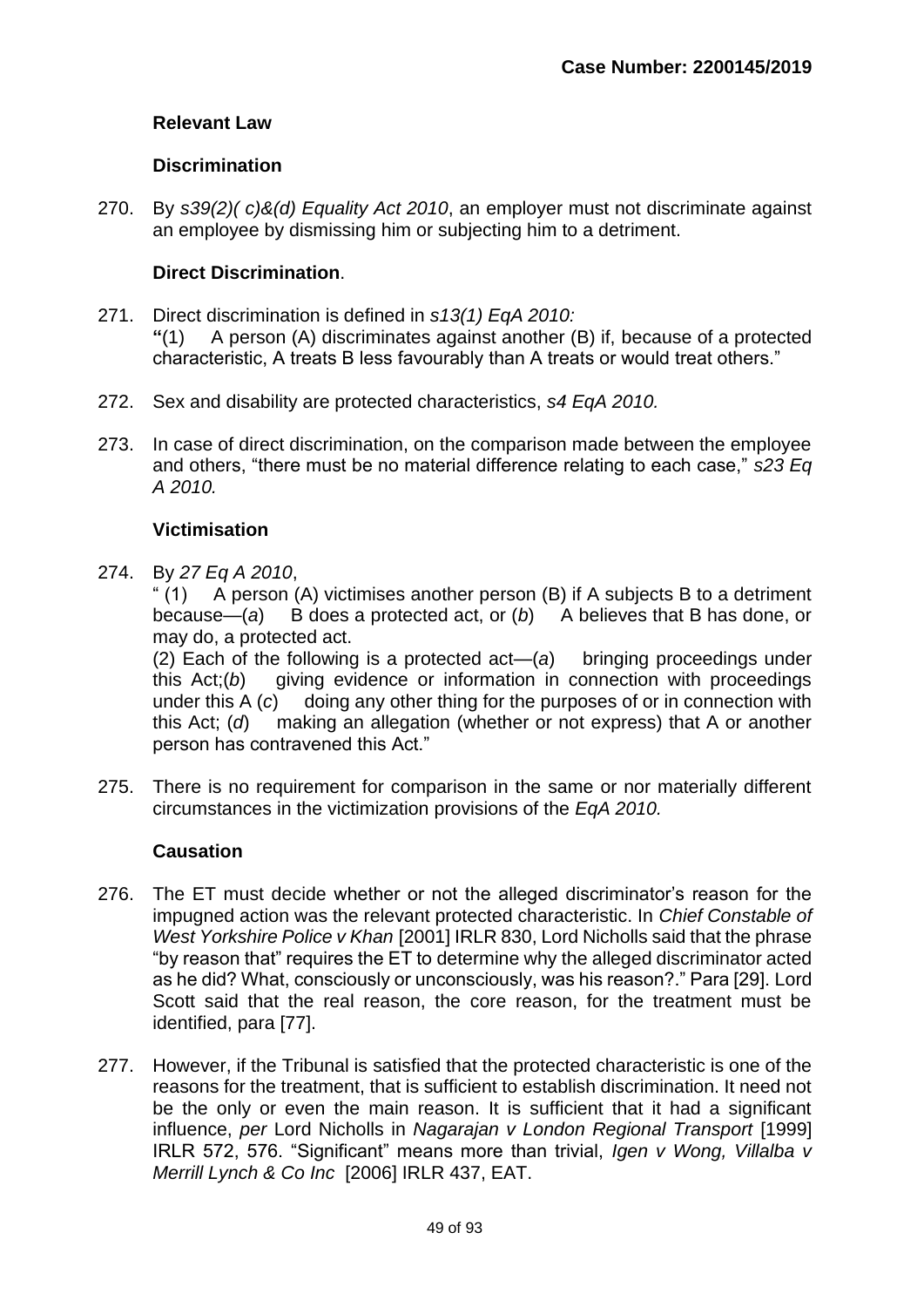**Case Number: 2200145/2019**

### Relevant Law

### Discrimination

270. By *s39(2)( c)&(d) Equality Act 2010*, an employer must not discriminate against an employee by dismissing him or subjecting him to a detriment.

### Direct Discrimination.

271. Direct discrimination is defined in *s13(1) EqA 2010:*
**"**(1) A person (A) discriminates against another (B) if, because of a protected characteristic, A treats B less favourably than A treats or would treat others."

272. Sex and disability are protected characteristics, *s4 EqA 2010.*

273. In case of direct discrimination, on the comparison made between the employee and others, "there must be no material difference relating to each case," *s23 Eq A 2010.*

### Victimisation

274. By *27 Eq A 2010*,
" (1) A person (A) victimises another person (B) if A subjects B to a detriment because—(*a*) B does a protected act, or (*b*) A believes that B has done, or may do, a protected act.
(2) Each of the following is a protected act—(*a*) bringing proceedings under this Act;(*b*) giving evidence or information in connection with proceedings under this A (*c*) doing any other thing for the purposes of or in connection with this Act; (*d*) making an allegation (whether or not express) that A or another person has contravened this Act."

275. There is no requirement for comparison in the same or nor materially different circumstances in the victimization provisions of the *EqA 2010.*

### Causation

276. The ET must decide whether or not the alleged discriminator's reason for the impugned action was the relevant protected characteristic. In *Chief Constable of West Yorkshire Police v Khan* [2001] IRLR 830, Lord Nicholls said that the phrase "by reason that" requires the ET to determine why the alleged discriminator acted as he did? What, consciously or unconsciously, was his reason?." Para [29]. Lord Scott said that the real reason, the core reason, for the treatment must be identified, para [77].

277. However, if the Tribunal is satisfied that the protected characteristic is one of the reasons for the treatment, that is sufficient to establish discrimination. It need not be the only or even the main reason. It is sufficient that it had a significant influence, *per* Lord Nicholls in *Nagarajan v London Regional Transport* [1999] IRLR 572, 576. "Significant" means more than trivial, *Igen v Wong, Villalba v Merrill Lynch & Co Inc* [2006] IRLR 437, EAT.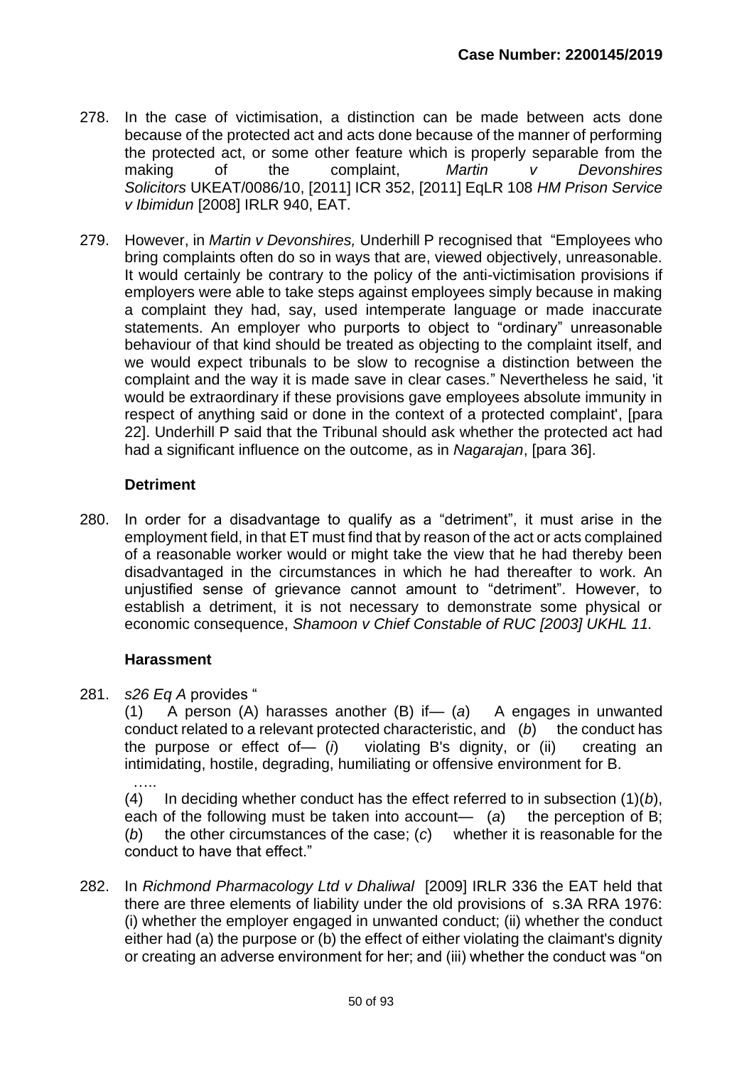278. In the case of victimisation, a distinction can be made between acts done because of the protected act and acts done because of the manner of performing the protected act, or some other feature which is properly separable from the making of the complaint, *Martin v Devonshires Solicitors* UKEAT/0086/10, [2011] ICR 352, [2011] EqLR 108 *HM Prison Service v Ibimidun* [2008] IRLR 940, EAT.

279. However, in *Martin v Devonshires,* Underhill P recognised that "Employees who bring complaints often do so in ways that are, viewed objectively, unreasonable. It would certainly be contrary to the policy of the anti-victimisation provisions if employers were able to take steps against employees simply because in making a complaint they had, say, used intemperate language or made inaccurate statements. An employer who purports to object to "ordinary" unreasonable behaviour of that kind should be treated as objecting to the complaint itself, and we would expect tribunals to be slow to recognise a distinction between the complaint and the way it is made save in clear cases." Nevertheless he said, 'it would be extraordinary if these provisions gave employees absolute immunity in respect of anything said or done in the context of a protected complaint', [para 22]. Underhill P said that the Tribunal should ask whether the protected act had had a significant influence on the outcome, as in *Nagarajan*, [para 36].

### Detriment

280. In order for a disadvantage to qualify as a "detriment", it must arise in the employment field, in that ET must find that by reason of the act or acts complained of a reasonable worker would or might take the view that he had thereby been disadvantaged in the circumstances in which he had thereafter to work. An unjustified sense of grievance cannot amount to "detriment". However, to establish a detriment, it is not necessary to demonstrate some physical or economic consequence, *Shamoon v Chief Constable of RUC [2003] UKHL 11.*

### Harassment

281. *s26 Eq A* provides "
(1) A person (A) harasses another (B) if— (*a*) A engages in unwanted conduct related to a relevant protected characteristic, and (*b*) the conduct has the purpose or effect of— (*i*) violating B's dignity, or (ii) creating an intimidating, hostile, degrading, humiliating or offensive environment for B.
…..
(4) In deciding whether conduct has the effect referred to in subsection (1)(*b*), each of the following must be taken into account— (*a*) the perception of B; (*b*) the other circumstances of the case; (*c*) whether it is reasonable for the conduct to have that effect."

282. In *Richmond Pharmacology Ltd v Dhaliwal* [2009] IRLR 336 the EAT held that there are three elements of liability under the old provisions of s.3A RRA 1976: (i) whether the employer engaged in unwanted conduct; (ii) whether the conduct either had (a) the purpose or (b) the effect of either violating the claimant's dignity or creating an adverse environment for her; and (iii) whether the conduct was "on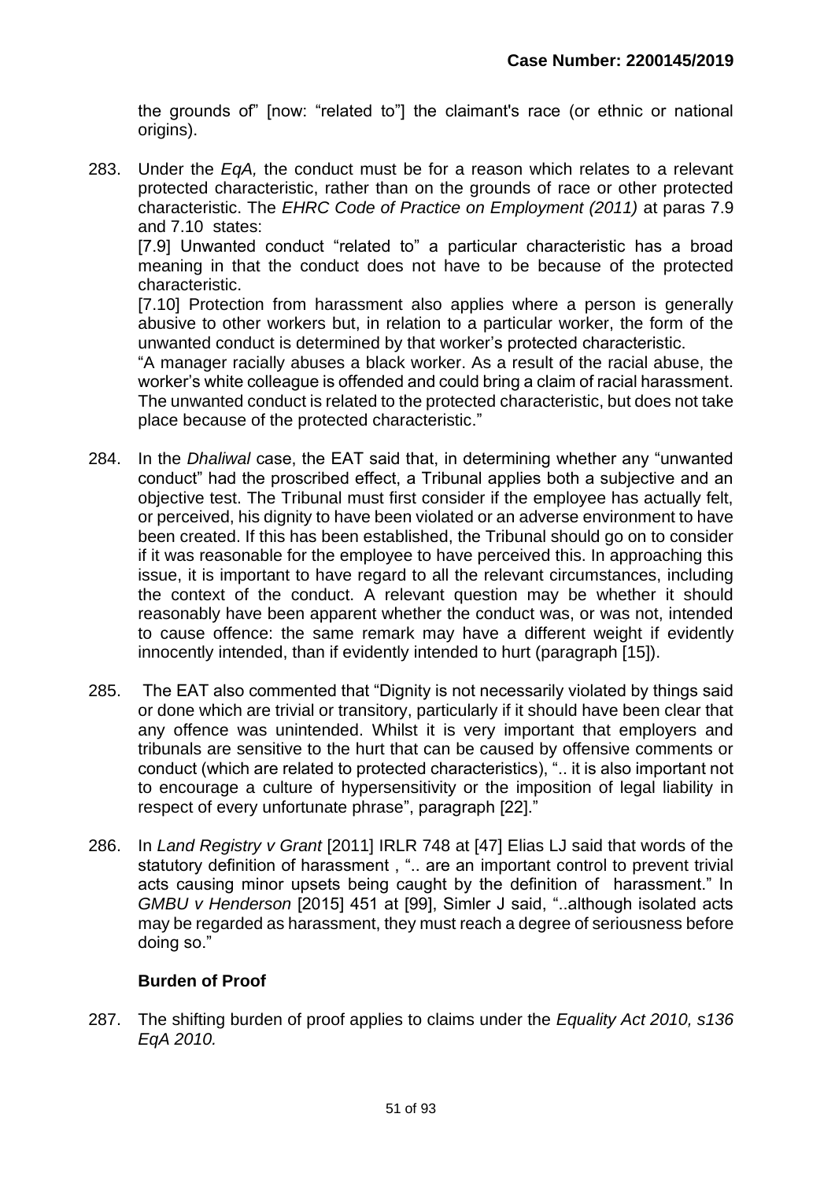the grounds of" [now: "related to"] the claimant's race (or ethnic or national origins).

283. Under the *EqA,* the conduct must be for a reason which relates to a relevant protected characteristic, rather than on the grounds of race or other protected characteristic. The *EHRC Code of Practice on Employment (2011)* at paras 7.9 and 7.10 states:
[7.9] Unwanted conduct "related to" a particular characteristic has a broad meaning in that the conduct does not have to be because of the protected characteristic.
[7.10] Protection from harassment also applies where a person is generally abusive to other workers but, in relation to a particular worker, the form of the unwanted conduct is determined by that worker's protected characteristic.
"A manager racially abuses a black worker. As a result of the racial abuse, the worker's white colleague is offended and could bring a claim of racial harassment. The unwanted conduct is related to the protected characteristic, but does not take place because of the protected characteristic."

284. In the *Dhaliwal* case, the EAT said that, in determining whether any "unwanted conduct" had the proscribed effect, a Tribunal applies both a subjective and an objective test. The Tribunal must first consider if the employee has actually felt, or perceived, his dignity to have been violated or an adverse environment to have been created. If this has been established, the Tribunal should go on to consider if it was reasonable for the employee to have perceived this. In approaching this issue, it is important to have regard to all the relevant circumstances, including the context of the conduct. A relevant question may be whether it should reasonably have been apparent whether the conduct was, or was not, intended to cause offence: the same remark may have a different weight if evidently innocently intended, than if evidently intended to hurt (paragraph [15]).

285. The EAT also commented that "Dignity is not necessarily violated by things said or done which are trivial or transitory, particularly if it should have been clear that any offence was unintended. Whilst it is very important that employers and tribunals are sensitive to the hurt that can be caused by offensive comments or conduct (which are related to protected characteristics), ".. it is also important not to encourage a culture of hypersensitivity or the imposition of legal liability in respect of every unfortunate phrase", paragraph [22]."

286. In *Land Registry v Grant* [2011] IRLR 748 at [47] Elias LJ said that words of the statutory definition of harassment , ".. are an important control to prevent trivial acts causing minor upsets being caught by the definition of harassment." In *GMBU v Henderson* [2015] 451 at [99], Simler J said, "..although isolated acts may be regarded as harassment, they must reach a degree of seriousness before doing so."

### Burden of Proof

287. The shifting burden of proof applies to claims under the *Equality Act 2010, s136 EqA 2010.*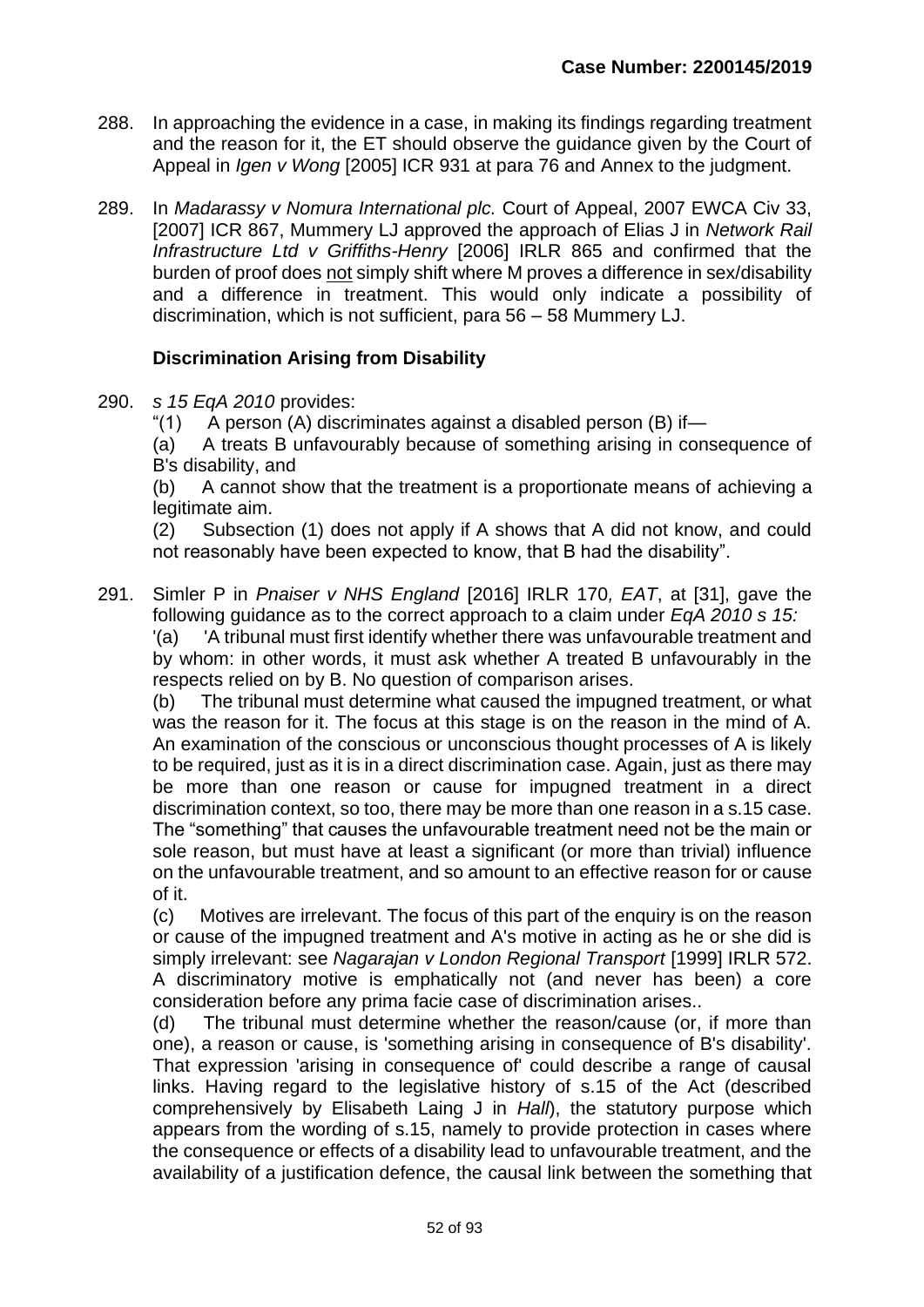288. In approaching the evidence in a case, in making its findings regarding treatment and the reason for it, the ET should observe the guidance given by the Court of Appeal in *Igen v Wong* [2005] ICR 931 at para 76 and Annex to the judgment.

289. In *Madarassy v Nomura International plc.* Court of Appeal, 2007 EWCA Civ 33, [2007] ICR 867, Mummery LJ approved the approach of Elias J in *Network Rail Infrastructure Ltd v Griffiths-Henry* [2006] IRLR 865 and confirmed that the burden of proof does not simply shift where M proves a difference in sex/disability and a difference in treatment. This would only indicate a possibility of discrimination, which is not sufficient, para 56 – 58 Mummery LJ.

**Discrimination Arising from Disability**

290. *s 15 EqA 2010* provides:

"(1) A person (A) discriminates against a disabled person (B) if—

(a) A treats B unfavourably because of something arising in consequence of B's disability, and

(b) A cannot show that the treatment is a proportionate means of achieving a legitimate aim.

(2) Subsection (1) does not apply if A shows that A did not know, and could not reasonably have been expected to know, that B had the disability".

291. Simler P in *Pnaiser v NHS England* [2016] IRLR 170*, EAT*, at [31], gave the following guidance as to the correct approach to a claim under *EqA 2010 s 15:*

'(a) 'A tribunal must first identify whether there was unfavourable treatment and by whom: in other words, it must ask whether A treated B unfavourably in the respects relied on by B. No question of comparison arises.

(b) The tribunal must determine what caused the impugned treatment, or what was the reason for it. The focus at this stage is on the reason in the mind of A. An examination of the conscious or unconscious thought processes of A is likely to be required, just as it is in a direct discrimination case. Again, just as there may be more than one reason or cause for impugned treatment in a direct discrimination context, so too, there may be more than one reason in a s.15 case. The "something" that causes the unfavourable treatment need not be the main or sole reason, but must have at least a significant (or more than trivial) influence on the unfavourable treatment, and so amount to an effective reason for or cause of it.

(c) Motives are irrelevant. The focus of this part of the enquiry is on the reason or cause of the impugned treatment and A's motive in acting as he or she did is simply irrelevant: see *Nagarajan v London Regional Transport* [1999] IRLR 572. A discriminatory motive is emphatically not (and never has been) a core consideration before any prima facie case of discrimination arises..

(d) The tribunal must determine whether the reason/cause (or, if more than one), a reason or cause, is 'something arising in consequence of B's disability'. That expression 'arising in consequence of' could describe a range of causal links. Having regard to the legislative history of s.15 of the Act (described comprehensively by Elisabeth Laing J in *Hall*), the statutory purpose which appears from the wording of s.15, namely to provide protection in cases where the consequence or effects of a disability lead to unfavourable treatment, and the availability of a justification defence, the causal link between the something that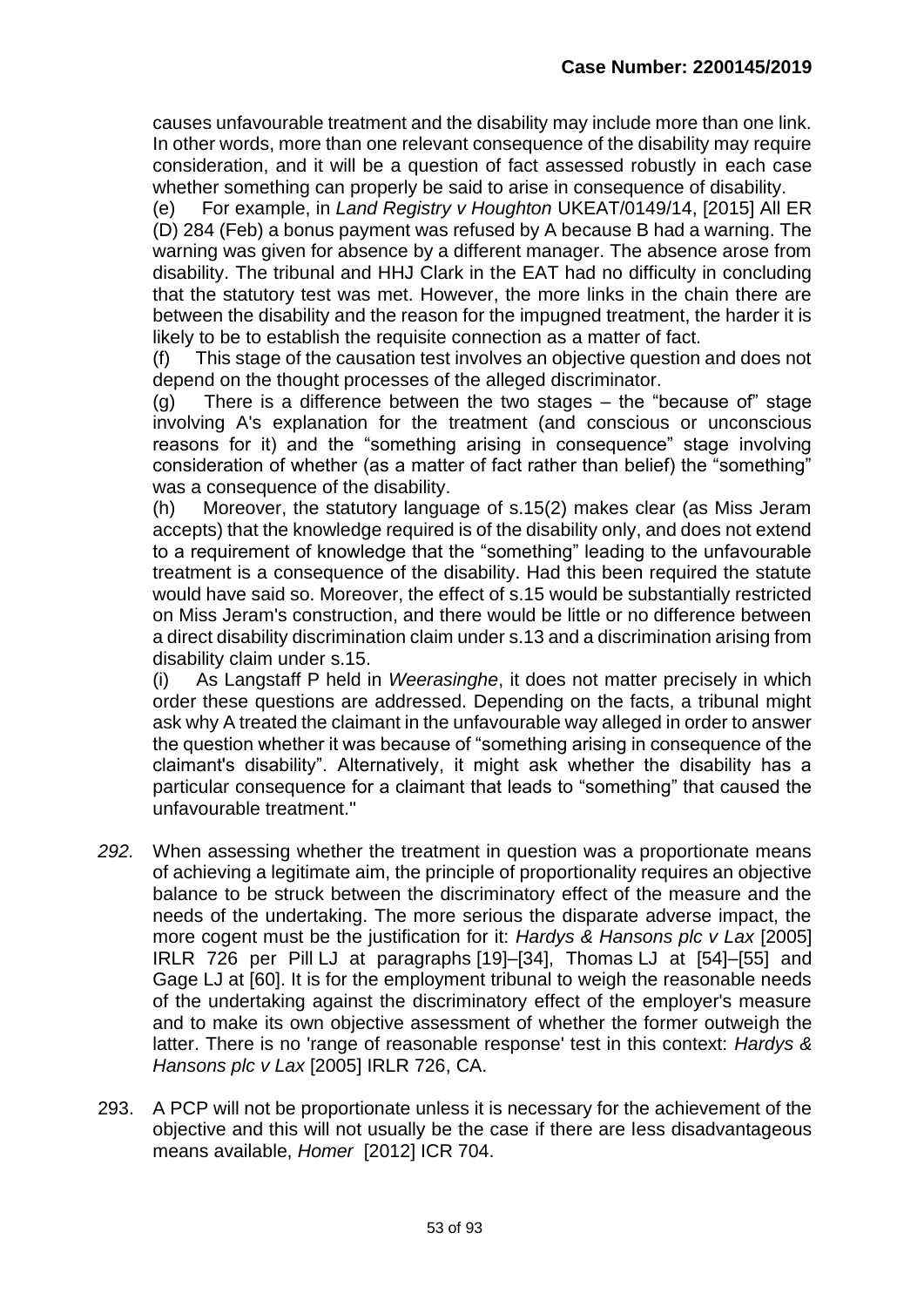causes unfavourable treatment and the disability may include more than one link. In other words, more than one relevant consequence of the disability may require consideration, and it will be a question of fact assessed robustly in each case whether something can properly be said to arise in consequence of disability.

(e) For example, in *Land Registry v Houghton* UKEAT/0149/14, [2015] All ER (D) 284 (Feb) a bonus payment was refused by A because B had a warning. The warning was given for absence by a different manager. The absence arose from disability. The tribunal and HHJ Clark in the EAT had no difficulty in concluding that the statutory test was met. However, the more links in the chain there are between the disability and the reason for the impugned treatment, the harder it is likely to be to establish the requisite connection as a matter of fact.

(f) This stage of the causation test involves an objective question and does not depend on the thought processes of the alleged discriminator.

(g) There is a difference between the two stages – the "because of" stage involving A's explanation for the treatment (and conscious or unconscious reasons for it) and the "something arising in consequence" stage involving consideration of whether (as a matter of fact rather than belief) the "something" was a consequence of the disability.

(h) Moreover, the statutory language of s.15(2) makes clear (as Miss Jeram accepts) that the knowledge required is of the disability only, and does not extend to a requirement of knowledge that the "something" leading to the unfavourable treatment is a consequence of the disability. Had this been required the statute would have said so. Moreover, the effect of s.15 would be substantially restricted on Miss Jeram's construction, and there would be little or no difference between a direct disability discrimination claim under s.13 and a discrimination arising from disability claim under s.15.

(i) As Langstaff P held in *Weerasinghe*, it does not matter precisely in which order these questions are addressed. Depending on the facts, a tribunal might ask why A treated the claimant in the unfavourable way alleged in order to answer the question whether it was because of "something arising in consequence of the claimant's disability". Alternatively, it might ask whether the disability has a particular consequence for a claimant that leads to "something" that caused the unfavourable treatment."

*292.* When assessing whether the treatment in question was a proportionate means of achieving a legitimate aim, the principle of proportionality requires an objective balance to be struck between the discriminatory effect of the measure and the needs of the undertaking. The more serious the disparate adverse impact, the more cogent must be the justification for it: *Hardys & Hansons plc v Lax* [2005] IRLR 726 per Pill LJ at paragraphs [19]–[34], Thomas LJ at [54]–[55] and Gage LJ at [60]. It is for the employment tribunal to weigh the reasonable needs of the undertaking against the discriminatory effect of the employer's measure and to make its own objective assessment of whether the former outweigh the latter. There is no 'range of reasonable response' test in this context: *Hardys & Hansons plc v Lax* [2005] IRLR 726, CA.

293. A PCP will not be proportionate unless it is necessary for the achievement of the objective and this will not usually be the case if there are less disadvantageous means available, *Homer* [2012] ICR 704.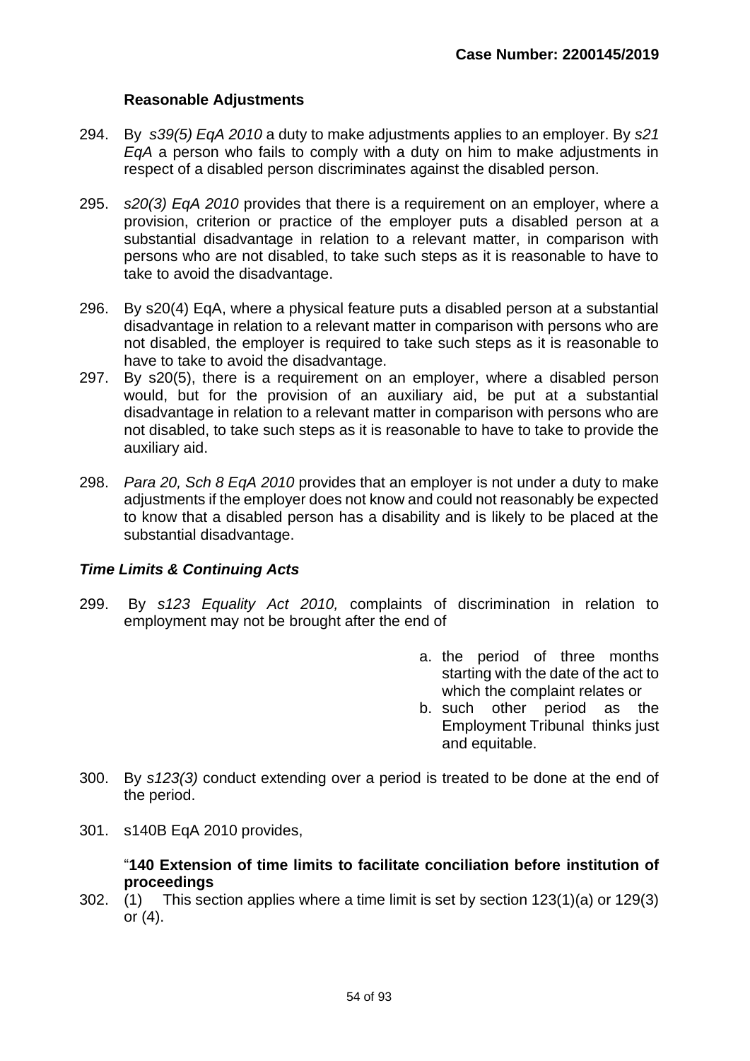### Reasonable Adjustments

294. By *s39(5) EqA 2010* a duty to make adjustments applies to an employer. By *s21 EqA* a person who fails to comply with a duty on him to make adjustments in respect of a disabled person discriminates against the disabled person.

295. *s20(3) EqA 2010* provides that there is a requirement on an employer, where a provision, criterion or practice of the employer puts a disabled person at a substantial disadvantage in relation to a relevant matter, in comparison with persons who are not disabled, to take such steps as it is reasonable to have to take to avoid the disadvantage.

296. By s20(4) EqA, where a physical feature puts a disabled person at a substantial disadvantage in relation to a relevant matter in comparison with persons who are not disabled, the employer is required to take such steps as it is reasonable to have to take to avoid the disadvantage.

297. By s20(5), there is a requirement on an employer, where a disabled person would, but for the provision of an auxiliary aid, be put at a substantial disadvantage in relation to a relevant matter in comparison with persons who are not disabled, to take such steps as it is reasonable to have to take to provide the auxiliary aid.

298. *Para 20, Sch 8 EqA 2010* provides that an employer is not under a duty to make adjustments if the employer does not know and could not reasonably be expected to know that a disabled person has a disability and is likely to be placed at the substantial disadvantage.

### *Time Limits & Continuing Acts*

299. By *s123 Equality Act 2010,* complaints of discrimination in relation to employment may not be brought after the end of

    a. the period of three months starting with the date of the act to which the complaint relates or
    b. such other period as the Employment Tribunal thinks just and equitable.

300. By *s123(3)* conduct extending over a period is treated to be done at the end of the period.

301. s140B EqA 2010 provides,

    "**140 Extension of time limits to facilitate conciliation before institution of proceedings**

302. (1) This section applies where a time limit is set by section 123(1)(a) or 129(3) or (4).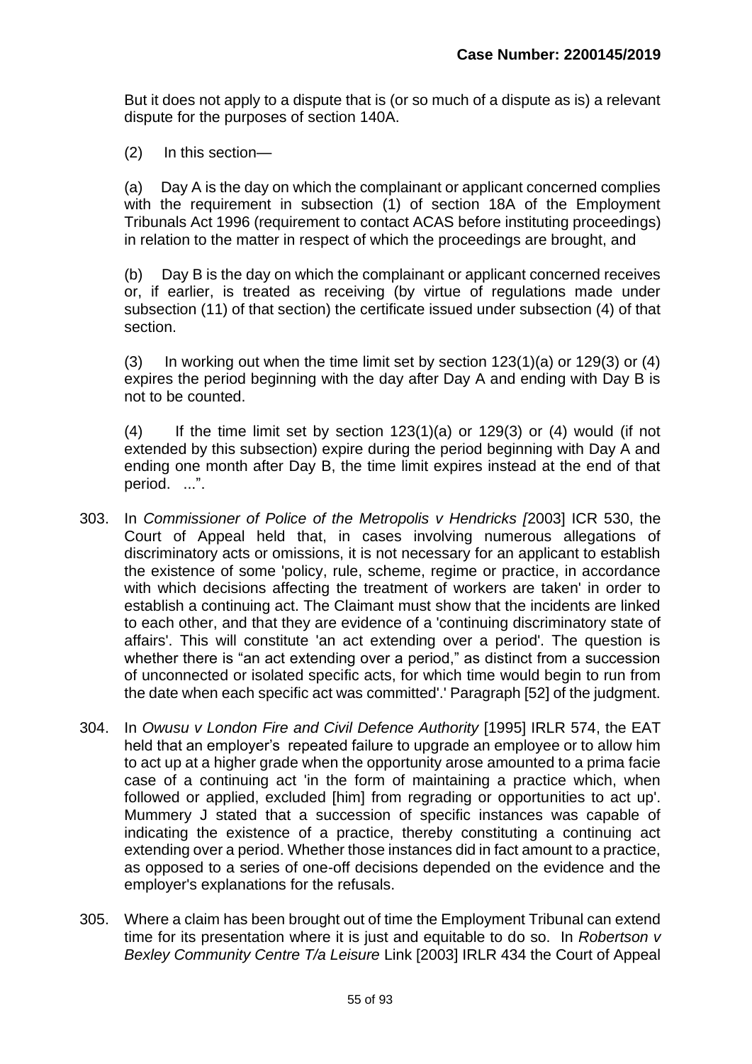But it does not apply to a dispute that is (or so much of a dispute as is) a relevant dispute for the purposes of section 140A.

(2) In this section—

(a) Day A is the day on which the complainant or applicant concerned complies with the requirement in subsection (1) of section 18A of the Employment Tribunals Act 1996 (requirement to contact ACAS before instituting proceedings) in relation to the matter in respect of which the proceedings are brought, and

(b) Day B is the day on which the complainant or applicant concerned receives or, if earlier, is treated as receiving (by virtue of regulations made under subsection (11) of that section) the certificate issued under subsection (4) of that section.

(3) In working out when the time limit set by section 123(1)(a) or 129(3) or (4) expires the period beginning with the day after Day A and ending with Day B is not to be counted.

(4) If the time limit set by section 123(1)(a) or 129(3) or (4) would (if not extended by this subsection) expire during the period beginning with Day A and ending one month after Day B, the time limit expires instead at the end of that period. ...".

303. In *Commissioner of Police of the Metropolis v Hendricks [*2003] ICR 530, the Court of Appeal held that, in cases involving numerous allegations of discriminatory acts or omissions, it is not necessary for an applicant to establish the existence of some 'policy, rule, scheme, regime or practice, in accordance with which decisions affecting the treatment of workers are taken' in order to establish a continuing act. The Claimant must show that the incidents are linked to each other, and that they are evidence of a 'continuing discriminatory state of affairs'. This will constitute 'an act extending over a period'. The question is whether there is "an act extending over a period," as distinct from a succession of unconnected or isolated specific acts, for which time would begin to run from the date when each specific act was committed'.' Paragraph [52] of the judgment.

304. In *Owusu v London Fire and Civil Defence Authority* [1995] IRLR 574, the EAT held that an employer's repeated failure to upgrade an employee or to allow him to act up at a higher grade when the opportunity arose amounted to a prima facie case of a continuing act 'in the form of maintaining a practice which, when followed or applied, excluded [him] from regrading or opportunities to act up'. Mummery J stated that a succession of specific instances was capable of indicating the existence of a practice, thereby constituting a continuing act extending over a period. Whether those instances did in fact amount to a practice, as opposed to a series of one-off decisions depended on the evidence and the employer's explanations for the refusals.

305. Where a claim has been brought out of time the Employment Tribunal can extend time for its presentation where it is just and equitable to do so. In *Robertson v Bexley Community Centre T/a Leisure* Link [2003] IRLR 434 the Court of Appeal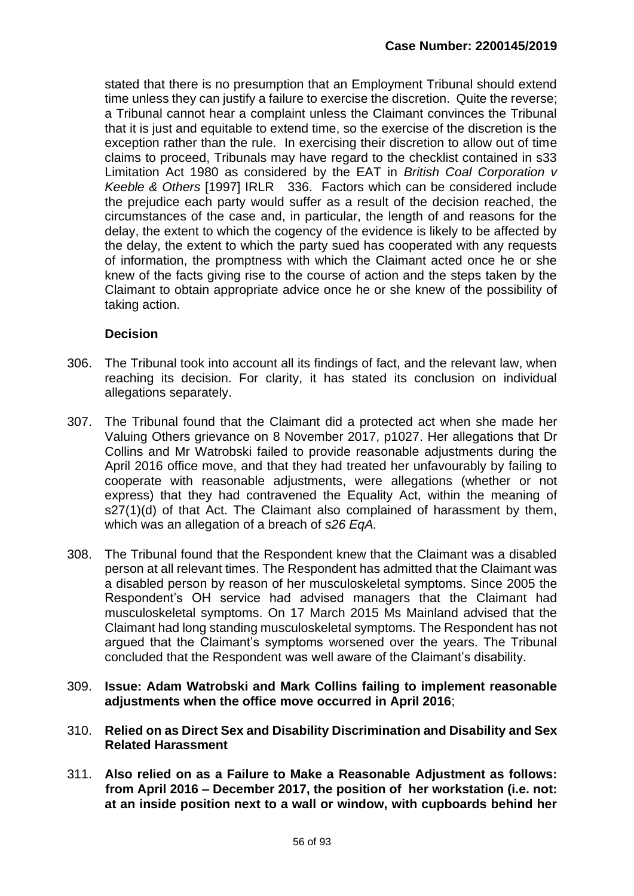stated that there is no presumption that an Employment Tribunal should extend time unless they can justify a failure to exercise the discretion. Quite the reverse; a Tribunal cannot hear a complaint unless the Claimant convinces the Tribunal that it is just and equitable to extend time, so the exercise of the discretion is the exception rather than the rule. In exercising their discretion to allow out of time claims to proceed, Tribunals may have regard to the checklist contained in s33 Limitation Act 1980 as considered by the EAT in *British Coal Corporation v Keeble & Others* [1997] IRLR 336. Factors which can be considered include the prejudice each party would suffer as a result of the decision reached, the circumstances of the case and, in particular, the length of and reasons for the delay, the extent to which the cogency of the evidence is likely to be affected by the delay, the extent to which the party sued has cooperated with any requests of information, the promptness with which the Claimant acted once he or she knew of the facts giving rise to the course of action and the steps taken by the Claimant to obtain appropriate advice once he or she knew of the possibility of taking action.

**Decision**

306. The Tribunal took into account all its findings of fact, and the relevant law, when reaching its decision. For clarity, it has stated its conclusion on individual allegations separately.

307. The Tribunal found that the Claimant did a protected act when she made her Valuing Others grievance on 8 November 2017, p1027. Her allegations that Dr Collins and Mr Watrobski failed to provide reasonable adjustments during the April 2016 office move, and that they had treated her unfavourably by failing to cooperate with reasonable adjustments, were allegations (whether or not express) that they had contravened the Equality Act, within the meaning of s27(1)(d) of that Act. The Claimant also complained of harassment by them, which was an allegation of a breach of *s26 EqA.*

308. The Tribunal found that the Respondent knew that the Claimant was a disabled person at all relevant times. The Respondent has admitted that the Claimant was a disabled person by reason of her musculoskeletal symptoms. Since 2005 the Respondent's OH service had advised managers that the Claimant had musculoskeletal symptoms. On 17 March 2015 Ms Mainland advised that the Claimant had long standing musculoskeletal symptoms. The Respondent has not argued that the Claimant's symptoms worsened over the years. The Tribunal concluded that the Respondent was well aware of the Claimant's disability.

309. **Issue: Adam Watrobski and Mark Collins failing to implement reasonable adjustments when the office move occurred in April 2016**;

310. **Relied on as Direct Sex and Disability Discrimination and Disability and Sex Related Harassment**

311. **Also relied on as a Failure to Make a Reasonable Adjustment as follows: from April 2016 – December 2017, the position of her workstation (i.e. not: at an inside position next to a wall or window, with cupboards behind her**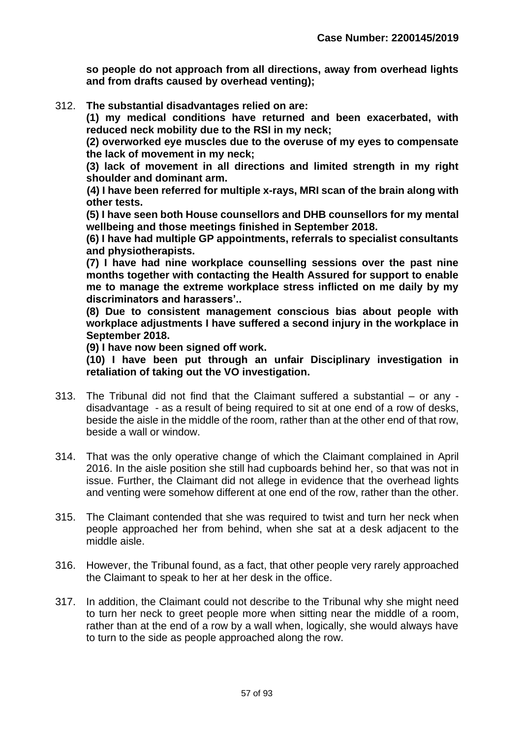**so people do not approach from all directions, away from overhead lights and from drafts caused by overhead venting);**

312. **The substantial disadvantages relied on are:**

**(1) my medical conditions have returned and been exacerbated, with reduced neck mobility due to the RSI in my neck;**

**(2) overworked eye muscles due to the overuse of my eyes to compensate the lack of movement in my neck;**

**(3) lack of movement in all directions and limited strength in my right shoulder and dominant arm.**

**(4) I have been referred for multiple x-rays, MRI scan of the brain along with other tests.**

**(5) I have seen both House counsellors and DHB counsellors for my mental wellbeing and those meetings finished in September 2018.**

**(6) I have had multiple GP appointments, referrals to specialist consultants and physiotherapists.**

**(7) I have had nine workplace counselling sessions over the past nine months together with contacting the Health Assured for support to enable me to manage the extreme workplace stress inflicted on me daily by my discriminators and harassers'..**

**(8) Due to consistent management conscious bias about people with workplace adjustments I have suffered a second injury in the workplace in September 2018.**

**(9) I have now been signed off work.**

**(10) I have been put through an unfair Disciplinary investigation in retaliation of taking out the VO investigation.**

313. The Tribunal did not find that the Claimant suffered a substantial – or any - disadvantage - as a result of being required to sit at one end of a row of desks, beside the aisle in the middle of the room, rather than at the other end of that row, beside a wall or window.

314. That was the only operative change of which the Claimant complained in April 2016. In the aisle position she still had cupboards behind her, so that was not in issue. Further, the Claimant did not allege in evidence that the overhead lights and venting were somehow different at one end of the row, rather than the other.

315. The Claimant contended that she was required to twist and turn her neck when people approached her from behind, when she sat at a desk adjacent to the middle aisle.

316. However, the Tribunal found, as a fact, that other people very rarely approached the Claimant to speak to her at her desk in the office.

317. In addition, the Claimant could not describe to the Tribunal why she might need to turn her neck to greet people more when sitting near the middle of a room, rather than at the end of a row by a wall when, logically, she would always have to turn to the side as people approached along the row.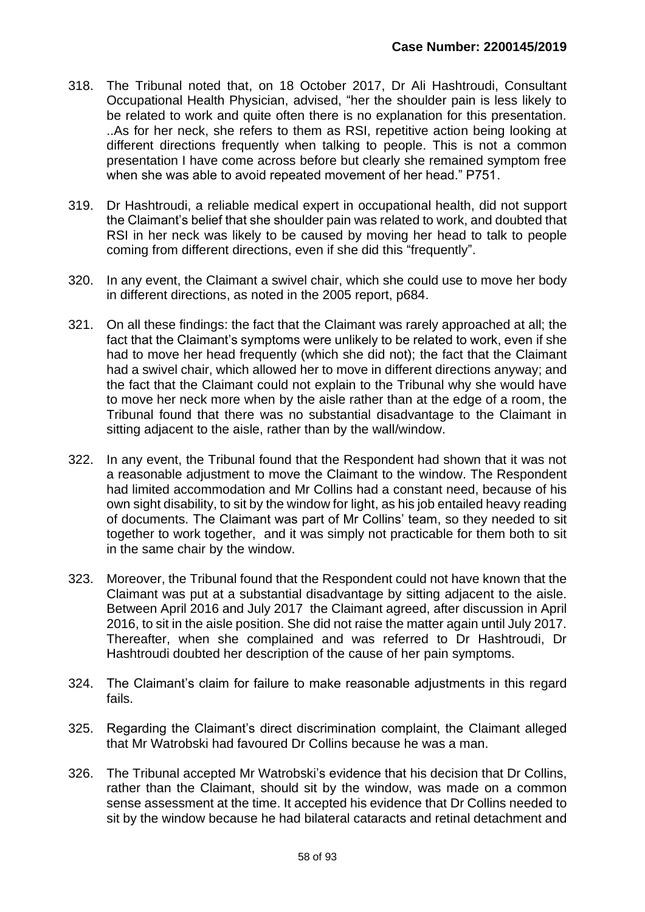318. The Tribunal noted that, on 18 October 2017, Dr Ali Hashtroudi, Consultant Occupational Health Physician, advised, "her the shoulder pain is less likely to be related to work and quite often there is no explanation for this presentation. ..As for her neck, she refers to them as RSI, repetitive action being looking at different directions frequently when talking to people. This is not a common presentation I have come across before but clearly she remained symptom free when she was able to avoid repeated movement of her head." P751.

319. Dr Hashtroudi, a reliable medical expert in occupational health, did not support the Claimant's belief that she shoulder pain was related to work, and doubted that RSI in her neck was likely to be caused by moving her head to talk to people coming from different directions, even if she did this "frequently".

320. In any event, the Claimant a swivel chair, which she could use to move her body in different directions, as noted in the 2005 report, p684.

321. On all these findings: the fact that the Claimant was rarely approached at all; the fact that the Claimant's symptoms were unlikely to be related to work, even if she had to move her head frequently (which she did not); the fact that the Claimant had a swivel chair, which allowed her to move in different directions anyway; and the fact that the Claimant could not explain to the Tribunal why she would have to move her neck more when by the aisle rather than at the edge of a room, the Tribunal found that there was no substantial disadvantage to the Claimant in sitting adjacent to the aisle, rather than by the wall/window.

322. In any event, the Tribunal found that the Respondent had shown that it was not a reasonable adjustment to move the Claimant to the window. The Respondent had limited accommodation and Mr Collins had a constant need, because of his own sight disability, to sit by the window for light, as his job entailed heavy reading of documents. The Claimant was part of Mr Collins' team, so they needed to sit together to work together, and it was simply not practicable for them both to sit in the same chair by the window.

323. Moreover, the Tribunal found that the Respondent could not have known that the Claimant was put at a substantial disadvantage by sitting adjacent to the aisle. Between April 2016 and July 2017 the Claimant agreed, after discussion in April 2016, to sit in the aisle position. She did not raise the matter again until July 2017. Thereafter, when she complained and was referred to Dr Hashtroudi, Dr Hashtroudi doubted her description of the cause of her pain symptoms.

324. The Claimant's claim for failure to make reasonable adjustments in this regard fails.

325. Regarding the Claimant's direct discrimination complaint, the Claimant alleged that Mr Watrobski had favoured Dr Collins because he was a man.

326. The Tribunal accepted Mr Watrobski's evidence that his decision that Dr Collins, rather than the Claimant, should sit by the window, was made on a common sense assessment at the time. It accepted his evidence that Dr Collins needed to sit by the window because he had bilateral cataracts and retinal detachment and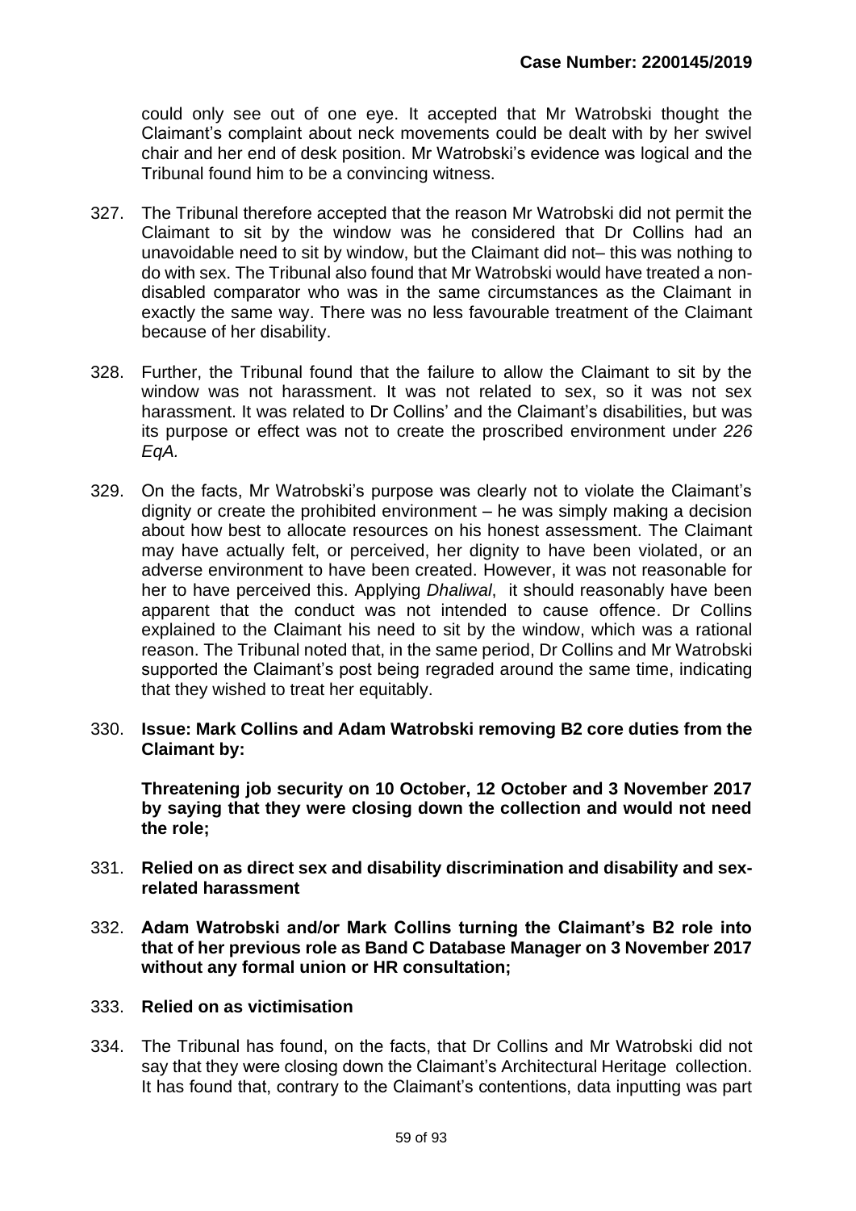could only see out of one eye. It accepted that Mr Watrobski thought the Claimant's complaint about neck movements could be dealt with by her swivel chair and her end of desk position. Mr Watrobski's evidence was logical and the Tribunal found him to be a convincing witness.

327. The Tribunal therefore accepted that the reason Mr Watrobski did not permit the Claimant to sit by the window was he considered that Dr Collins had an unavoidable need to sit by window, but the Claimant did not– this was nothing to do with sex. The Tribunal also found that Mr Watrobski would have treated a non-disabled comparator who was in the same circumstances as the Claimant in exactly the same way. There was no less favourable treatment of the Claimant because of her disability.

328. Further, the Tribunal found that the failure to allow the Claimant to sit by the window was not harassment. It was not related to sex, so it was not sex harassment. It was related to Dr Collins' and the Claimant's disabilities, but was its purpose or effect was not to create the proscribed environment under *226 EqA.*

329. On the facts, Mr Watrobski's purpose was clearly not to violate the Claimant's dignity or create the prohibited environment – he was simply making a decision about how best to allocate resources on his honest assessment. The Claimant may have actually felt, or perceived, her dignity to have been violated, or an adverse environment to have been created. However, it was not reasonable for her to have perceived this. Applying *Dhaliwal*, it should reasonably have been apparent that the conduct was not intended to cause offence. Dr Collins explained to the Claimant his need to sit by the window, which was a rational reason. The Tribunal noted that, in the same period, Dr Collins and Mr Watrobski supported the Claimant's post being regraded around the same time, indicating that they wished to treat her equitably.

330. **Issue: Mark Collins and Adam Watrobski removing B2 core duties from the Claimant by:**

    **Threatening job security on 10 October, 12 October and 3 November 2017 by saying that they were closing down the collection and would not need the role;**

331. **Relied on as direct sex and disability discrimination and disability and sex-related harassment**

332. **Adam Watrobski and/or Mark Collins turning the Claimant's B2 role into that of her previous role as Band C Database Manager on 3 November 2017 without any formal union or HR consultation;**

333. **Relied on as victimisation**

334. The Tribunal has found, on the facts, that Dr Collins and Mr Watrobski did not say that they were closing down the Claimant's Architectural Heritage collection. It has found that, contrary to the Claimant's contentions, data inputting was part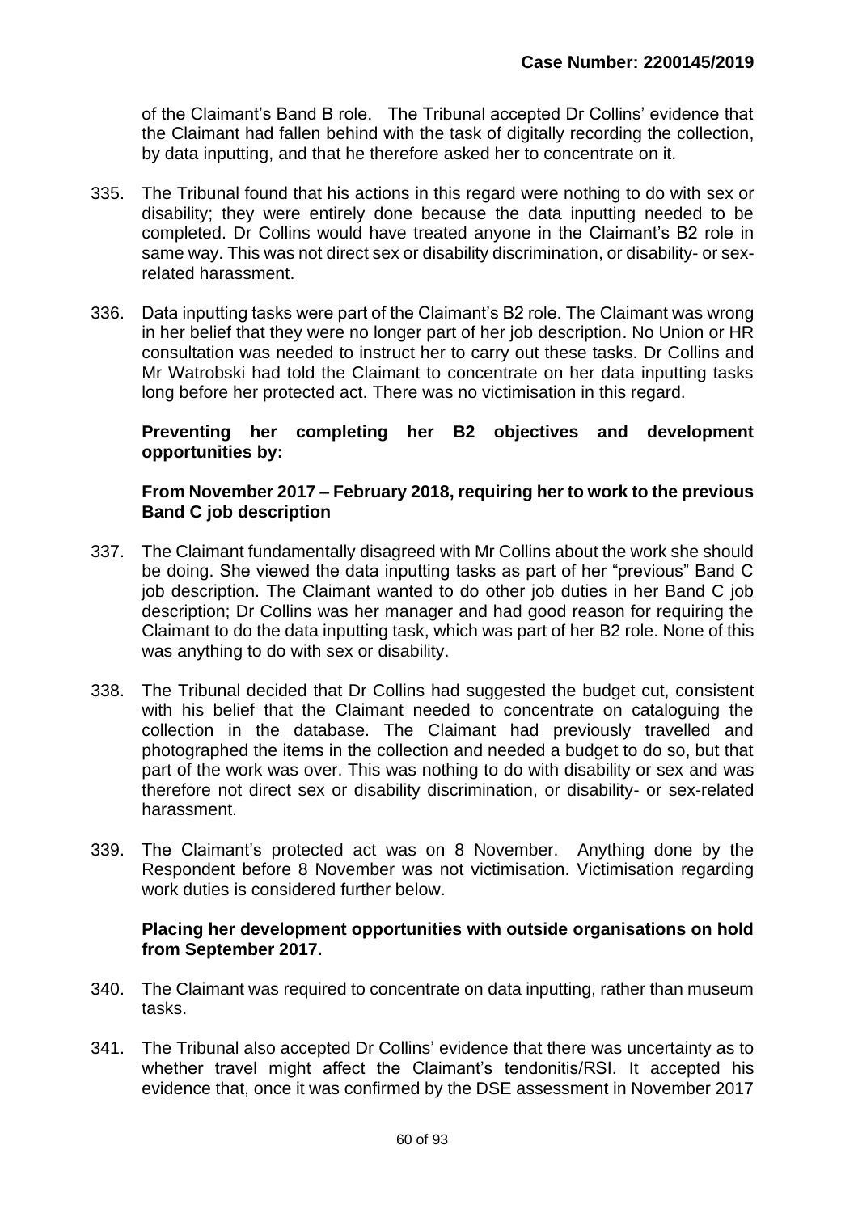of the Claimant's Band B role. The Tribunal accepted Dr Collins' evidence that the Claimant had fallen behind with the task of digitally recording the collection, by data inputting, and that he therefore asked her to concentrate on it.

335. The Tribunal found that his actions in this regard were nothing to do with sex or disability; they were entirely done because the data inputting needed to be completed. Dr Collins would have treated anyone in the Claimant's B2 role in same way. This was not direct sex or disability discrimination, or disability- or sex-related harassment.

336. Data inputting tasks were part of the Claimant's B2 role. The Claimant was wrong in her belief that they were no longer part of her job description. No Union or HR consultation was needed to instruct her to carry out these tasks. Dr Collins and Mr Watrobski had told the Claimant to concentrate on her data inputting tasks long before her protected act. There was no victimisation in this regard.

**Preventing her completing her B2 objectives and development opportunities by:**

**From November 2017 – February 2018, requiring her to work to the previous Band C job description**

337. The Claimant fundamentally disagreed with Mr Collins about the work she should be doing. She viewed the data inputting tasks as part of her "previous" Band C job description. The Claimant wanted to do other job duties in her Band C job description; Dr Collins was her manager and had good reason for requiring the Claimant to do the data inputting task, which was part of her B2 role. None of this was anything to do with sex or disability.

338. The Tribunal decided that Dr Collins had suggested the budget cut, consistent with his belief that the Claimant needed to concentrate on cataloguing the collection in the database. The Claimant had previously travelled and photographed the items in the collection and needed a budget to do so, but that part of the work was over. This was nothing to do with disability or sex and was therefore not direct sex or disability discrimination, or disability- or sex-related harassment.

339. The Claimant's protected act was on 8 November. Anything done by the Respondent before 8 November was not victimisation. Victimisation regarding work duties is considered further below.

**Placing her development opportunities with outside organisations on hold from September 2017.**

340. The Claimant was required to concentrate on data inputting, rather than museum tasks.

341. The Tribunal also accepted Dr Collins' evidence that there was uncertainty as to whether travel might affect the Claimant's tendonitis/RSI. It accepted his evidence that, once it was confirmed by the DSE assessment in November 2017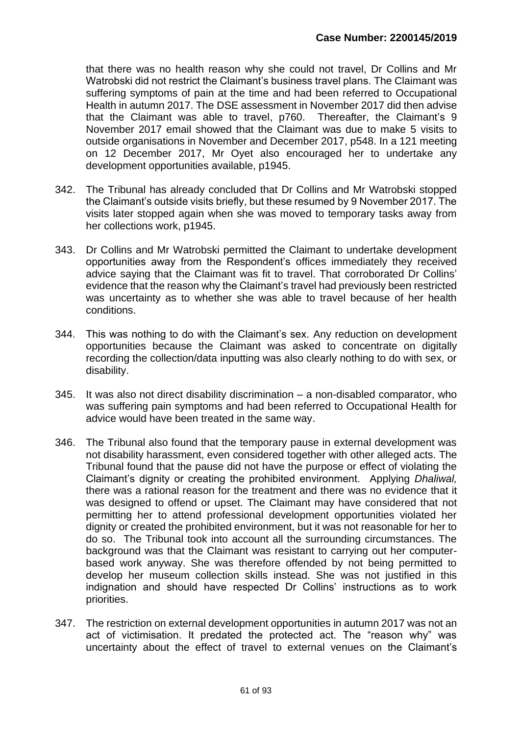that there was no health reason why she could not travel, Dr Collins and Mr Watrobski did not restrict the Claimant's business travel plans. The Claimant was suffering symptoms of pain at the time and had been referred to Occupational Health in autumn 2017. The DSE assessment in November 2017 did then advise that the Claimant was able to travel, p760. Thereafter, the Claimant's 9 November 2017 email showed that the Claimant was due to make 5 visits to outside organisations in November and December 2017, p548. In a 121 meeting on 12 December 2017, Mr Oyet also encouraged her to undertake any development opportunities available, p1945.

342. The Tribunal has already concluded that Dr Collins and Mr Watrobski stopped the Claimant's outside visits briefly, but these resumed by 9 November 2017. The visits later stopped again when she was moved to temporary tasks away from her collections work, p1945.

343. Dr Collins and Mr Watrobski permitted the Claimant to undertake development opportunities away from the Respondent's offices immediately they received advice saying that the Claimant was fit to travel. That corroborated Dr Collins' evidence that the reason why the Claimant's travel had previously been restricted was uncertainty as to whether she was able to travel because of her health conditions.

344. This was nothing to do with the Claimant's sex. Any reduction on development opportunities because the Claimant was asked to concentrate on digitally recording the collection/data inputting was also clearly nothing to do with sex, or disability.

345. It was also not direct disability discrimination – a non-disabled comparator, who was suffering pain symptoms and had been referred to Occupational Health for advice would have been treated in the same way.

346. The Tribunal also found that the temporary pause in external development was not disability harassment, even considered together with other alleged acts. The Tribunal found that the pause did not have the purpose or effect of violating the Claimant's dignity or creating the prohibited environment. Applying *Dhaliwal,* there was a rational reason for the treatment and there was no evidence that it was designed to offend or upset. The Claimant may have considered that not permitting her to attend professional development opportunities violated her dignity or created the prohibited environment, but it was not reasonable for her to do so. The Tribunal took into account all the surrounding circumstances. The background was that the Claimant was resistant to carrying out her computer-based work anyway. She was therefore offended by not being permitted to develop her museum collection skills instead. She was not justified in this indignation and should have respected Dr Collins' instructions as to work priorities.

347. The restriction on external development opportunities in autumn 2017 was not an act of victimisation. It predated the protected act. The "reason why" was uncertainty about the effect of travel to external venues on the Claimant's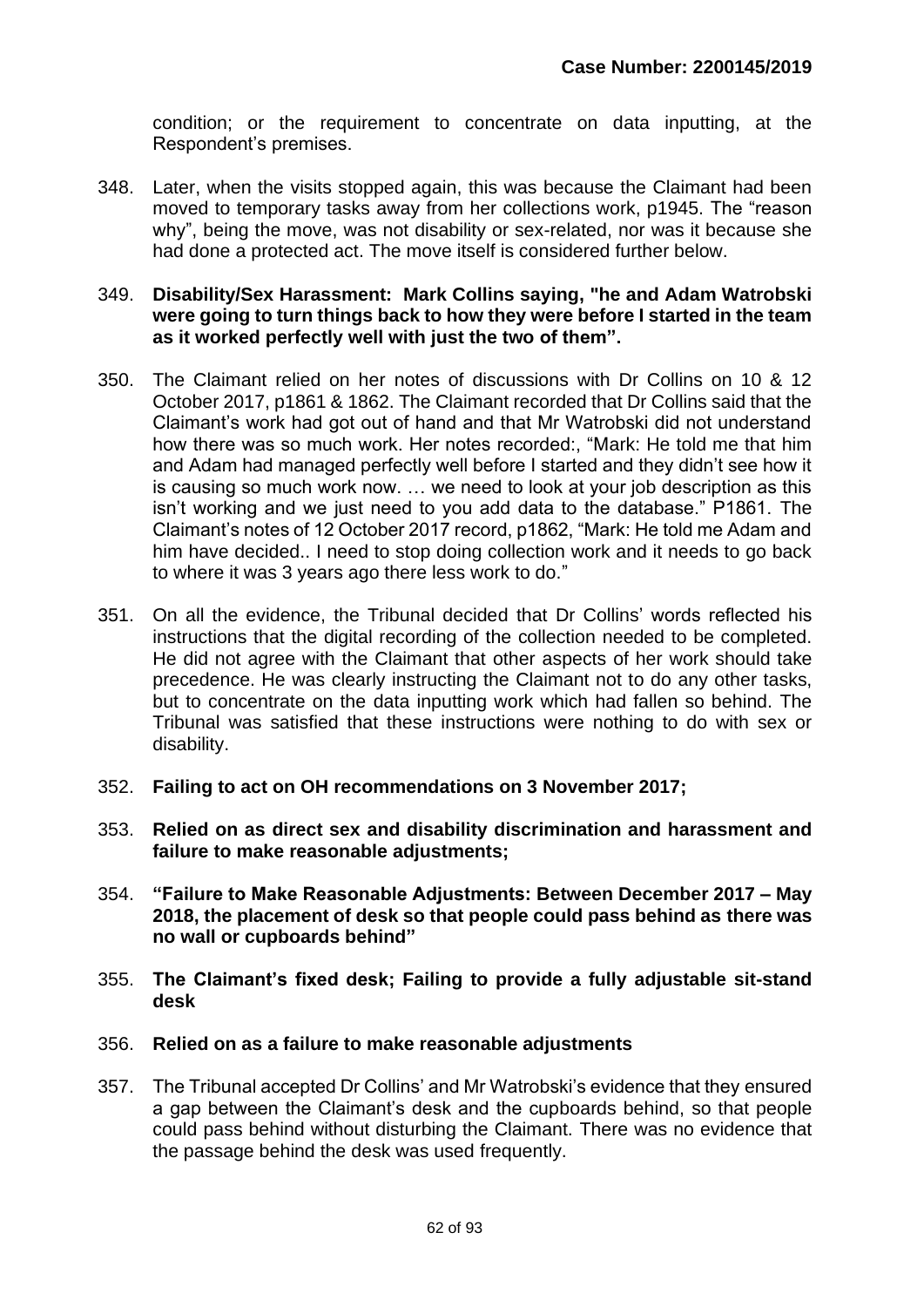condition; or the requirement to concentrate on data inputting, at the Respondent's premises.

348. Later, when the visits stopped again, this was because the Claimant had been moved to temporary tasks away from her collections work, p1945. The "reason why", being the move, was not disability or sex-related, nor was it because she had done a protected act. The move itself is considered further below.

349. **Disability/Sex Harassment: Mark Collins saying, "he and Adam Watrobski were going to turn things back to how they were before I started in the team as it worked perfectly well with just the two of them".**

350. The Claimant relied on her notes of discussions with Dr Collins on 10 & 12 October 2017, p1861 & 1862. The Claimant recorded that Dr Collins said that the Claimant's work had got out of hand and that Mr Watrobski did not understand how there was so much work. Her notes recorded:, "Mark: He told me that him and Adam had managed perfectly well before I started and they didn't see how it is causing so much work now. … we need to look at your job description as this isn't working and we just need to you add data to the database." P1861. The Claimant's notes of 12 October 2017 record, p1862, "Mark: He told me Adam and him have decided.. I need to stop doing collection work and it needs to go back to where it was 3 years ago there less work to do."

351. On all the evidence, the Tribunal decided that Dr Collins' words reflected his instructions that the digital recording of the collection needed to be completed. He did not agree with the Claimant that other aspects of her work should take precedence. He was clearly instructing the Claimant not to do any other tasks, but to concentrate on the data inputting work which had fallen so behind. The Tribunal was satisfied that these instructions were nothing to do with sex or disability.

352. **Failing to act on OH recommendations on 3 November 2017;**

353. **Relied on as direct sex and disability discrimination and harassment and failure to make reasonable adjustments;**

354. **"Failure to Make Reasonable Adjustments: Between December 2017 – May 2018, the placement of desk so that people could pass behind as there was no wall or cupboards behind"**

355. **The Claimant's fixed desk; Failing to provide a fully adjustable sit-stand desk**

356. **Relied on as a failure to make reasonable adjustments**

357. The Tribunal accepted Dr Collins' and Mr Watrobski's evidence that they ensured a gap between the Claimant's desk and the cupboards behind, so that people could pass behind without disturbing the Claimant. There was no evidence that the passage behind the desk was used frequently.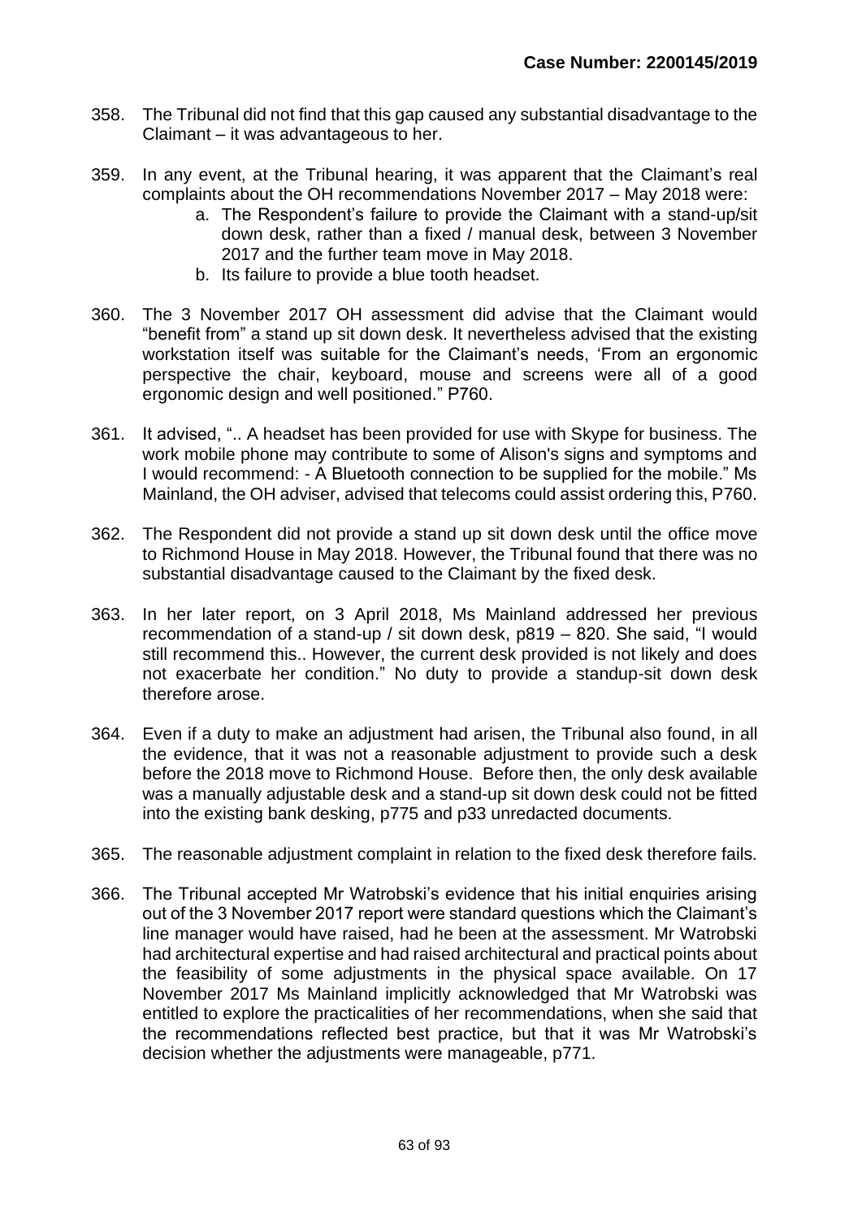358. The Tribunal did not find that this gap caused any substantial disadvantage to the Claimant – it was advantageous to her.

359. In any event, at the Tribunal hearing, it was apparent that the Claimant's real complaints about the OH recommendations November 2017 – May 2018 were:

    a. The Respondent's failure to provide the Claimant with a stand-up/sit down desk, rather than a fixed / manual desk, between 3 November 2017 and the further team move in May 2018.

    b. Its failure to provide a blue tooth headset.

360. The 3 November 2017 OH assessment did advise that the Claimant would "benefit from" a stand up sit down desk. It nevertheless advised that the existing workstation itself was suitable for the Claimant's needs, 'From an ergonomic perspective the chair, keyboard, mouse and screens were all of a good ergonomic design and well positioned." P760.

361. It advised, ".. A headset has been provided for use with Skype for business. The work mobile phone may contribute to some of Alison's signs and symptoms and I would recommend: - A Bluetooth connection to be supplied for the mobile." Ms Mainland, the OH adviser, advised that telecoms could assist ordering this, P760.

362. The Respondent did not provide a stand up sit down desk until the office move to Richmond House in May 2018. However, the Tribunal found that there was no substantial disadvantage caused to the Claimant by the fixed desk.

363. In her later report, on 3 April 2018, Ms Mainland addressed her previous recommendation of a stand-up / sit down desk, p819 – 820. She said, "I would still recommend this.. However, the current desk provided is not likely and does not exacerbate her condition." No duty to provide a standup-sit down desk therefore arose.

364. Even if a duty to make an adjustment had arisen, the Tribunal also found, in all the evidence, that it was not a reasonable adjustment to provide such a desk before the 2018 move to Richmond House. Before then, the only desk available was a manually adjustable desk and a stand-up sit down desk could not be fitted into the existing bank desking, p775 and p33 unredacted documents.

365. The reasonable adjustment complaint in relation to the fixed desk therefore fails.

366. The Tribunal accepted Mr Watrobski's evidence that his initial enquiries arising out of the 3 November 2017 report were standard questions which the Claimant's line manager would have raised, had he been at the assessment. Mr Watrobski had architectural expertise and had raised architectural and practical points about the feasibility of some adjustments in the physical space available. On 17 November 2017 Ms Mainland implicitly acknowledged that Mr Watrobski was entitled to explore the practicalities of her recommendations, when she said that the recommendations reflected best practice, but that it was Mr Watrobski's decision whether the adjustments were manageable, p771.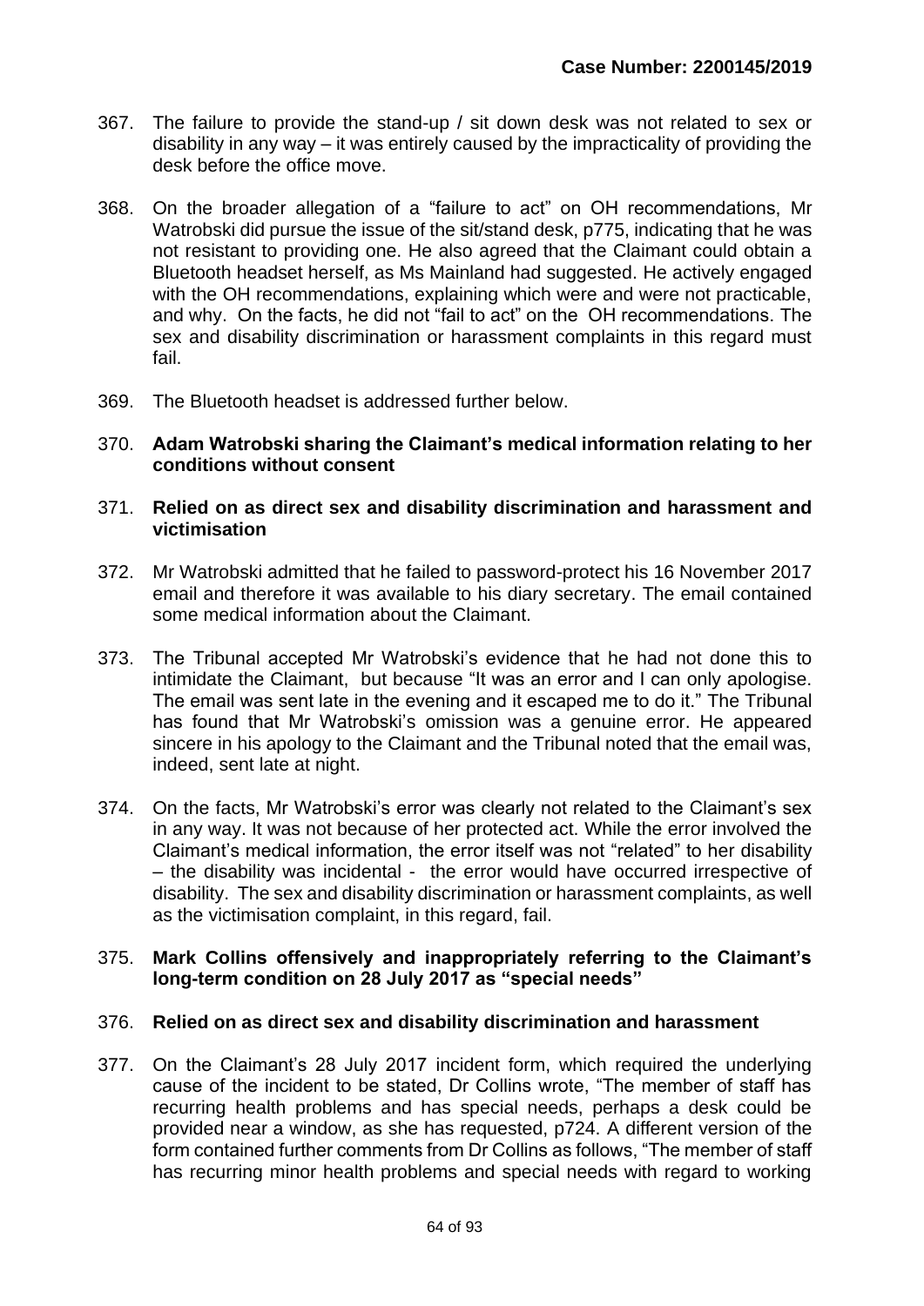367. The failure to provide the stand-up / sit down desk was not related to sex or disability in any way – it was entirely caused by the impracticality of providing the desk before the office move.

368. On the broader allegation of a "failure to act" on OH recommendations, Mr Watrobski did pursue the issue of the sit/stand desk, p775, indicating that he was not resistant to providing one. He also agreed that the Claimant could obtain a Bluetooth headset herself, as Ms Mainland had suggested. He actively engaged with the OH recommendations, explaining which were and were not practicable, and why. On the facts, he did not "fail to act" on the OH recommendations. The sex and disability discrimination or harassment complaints in this regard must fail.

369. The Bluetooth headset is addressed further below.

370. **Adam Watrobski sharing the Claimant's medical information relating to her conditions without consent**

371. **Relied on as direct sex and disability discrimination and harassment and victimisation**

372. Mr Watrobski admitted that he failed to password-protect his 16 November 2017 email and therefore it was available to his diary secretary. The email contained some medical information about the Claimant.

373. The Tribunal accepted Mr Watrobski's evidence that he had not done this to intimidate the Claimant, but because "It was an error and I can only apologise. The email was sent late in the evening and it escaped me to do it." The Tribunal has found that Mr Watrobski's omission was a genuine error. He appeared sincere in his apology to the Claimant and the Tribunal noted that the email was, indeed, sent late at night.

374. On the facts, Mr Watrobski's error was clearly not related to the Claimant's sex in any way. It was not because of her protected act. While the error involved the Claimant's medical information, the error itself was not "related" to her disability – the disability was incidental - the error would have occurred irrespective of disability. The sex and disability discrimination or harassment complaints, as well as the victimisation complaint, in this regard, fail.

375. **Mark Collins offensively and inappropriately referring to the Claimant's long-term condition on 28 July 2017 as "special needs"**

376. **Relied on as direct sex and disability discrimination and harassment**

377. On the Claimant's 28 July 2017 incident form, which required the underlying cause of the incident to be stated, Dr Collins wrote, "The member of staff has recurring health problems and has special needs, perhaps a desk could be provided near a window, as she has requested, p724. A different version of the form contained further comments from Dr Collins as follows, "The member of staff has recurring minor health problems and special needs with regard to working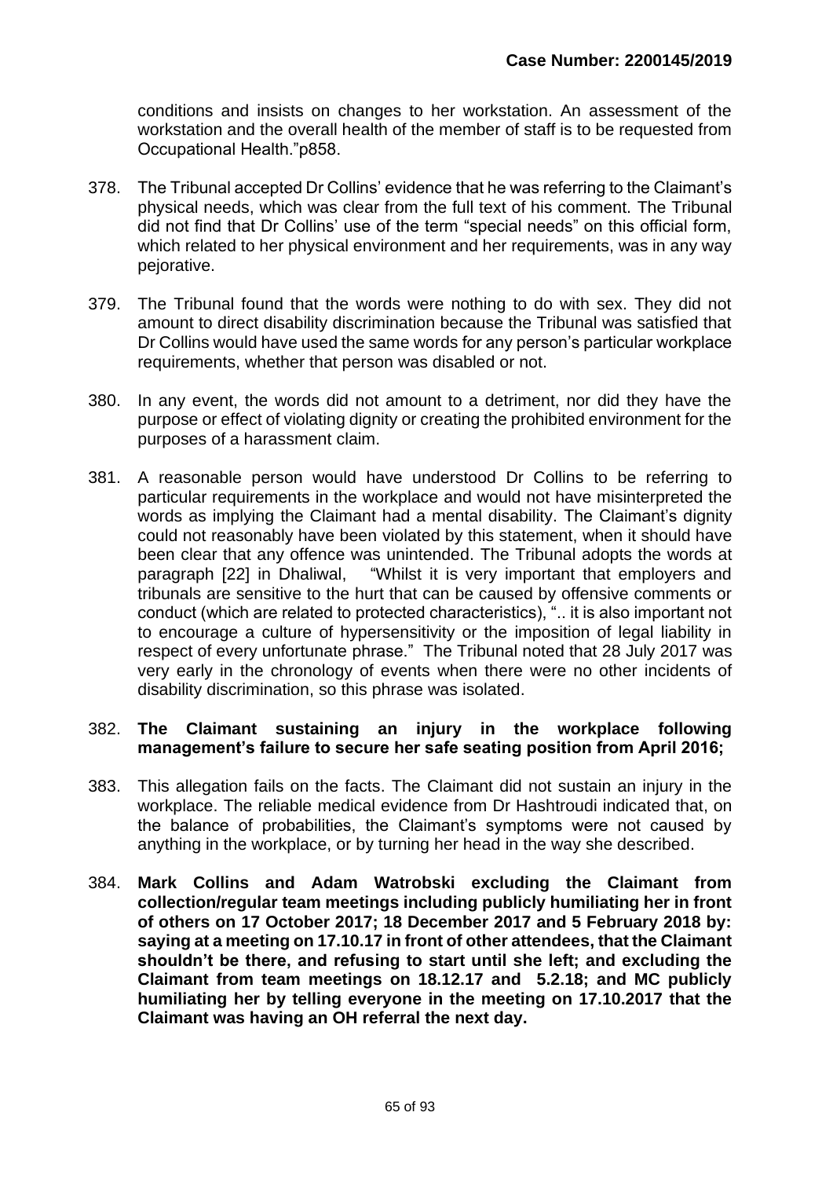conditions and insists on changes to her workstation. An assessment of the workstation and the overall health of the member of staff is to be requested from Occupational Health."p858.

378. The Tribunal accepted Dr Collins' evidence that he was referring to the Claimant's physical needs, which was clear from the full text of his comment. The Tribunal did not find that Dr Collins' use of the term "special needs" on this official form, which related to her physical environment and her requirements, was in any way pejorative.

379. The Tribunal found that the words were nothing to do with sex. They did not amount to direct disability discrimination because the Tribunal was satisfied that Dr Collins would have used the same words for any person's particular workplace requirements, whether that person was disabled or not.

380. In any event, the words did not amount to a detriment, nor did they have the purpose or effect of violating dignity or creating the prohibited environment for the purposes of a harassment claim.

381. A reasonable person would have understood Dr Collins to be referring to particular requirements in the workplace and would not have misinterpreted the words as implying the Claimant had a mental disability. The Claimant's dignity could not reasonably have been violated by this statement, when it should have been clear that any offence was unintended. The Tribunal adopts the words at paragraph [22] in Dhaliwal, "Whilst it is very important that employers and tribunals are sensitive to the hurt that can be caused by offensive comments or conduct (which are related to protected characteristics), ".. it is also important not to encourage a culture of hypersensitivity or the imposition of legal liability in respect of every unfortunate phrase." The Tribunal noted that 28 July 2017 was very early in the chronology of events when there were no other incidents of disability discrimination, so this phrase was isolated.

382. **The Claimant sustaining an injury in the workplace following management's failure to secure her safe seating position from April 2016;**

383. This allegation fails on the facts. The Claimant did not sustain an injury in the workplace. The reliable medical evidence from Dr Hashtroudi indicated that, on the balance of probabilities, the Claimant's symptoms were not caused by anything in the workplace, or by turning her head in the way she described.

384. **Mark Collins and Adam Watrobski excluding the Claimant from collection/regular team meetings including publicly humiliating her in front of others on 17 October 2017; 18 December 2017 and 5 February 2018 by: saying at a meeting on 17.10.17 in front of other attendees, that the Claimant shouldn't be there, and refusing to start until she left; and excluding the Claimant from team meetings on 18.12.17 and 5.2.18; and MC publicly humiliating her by telling everyone in the meeting on 17.10.2017 that the Claimant was having an OH referral the next day.**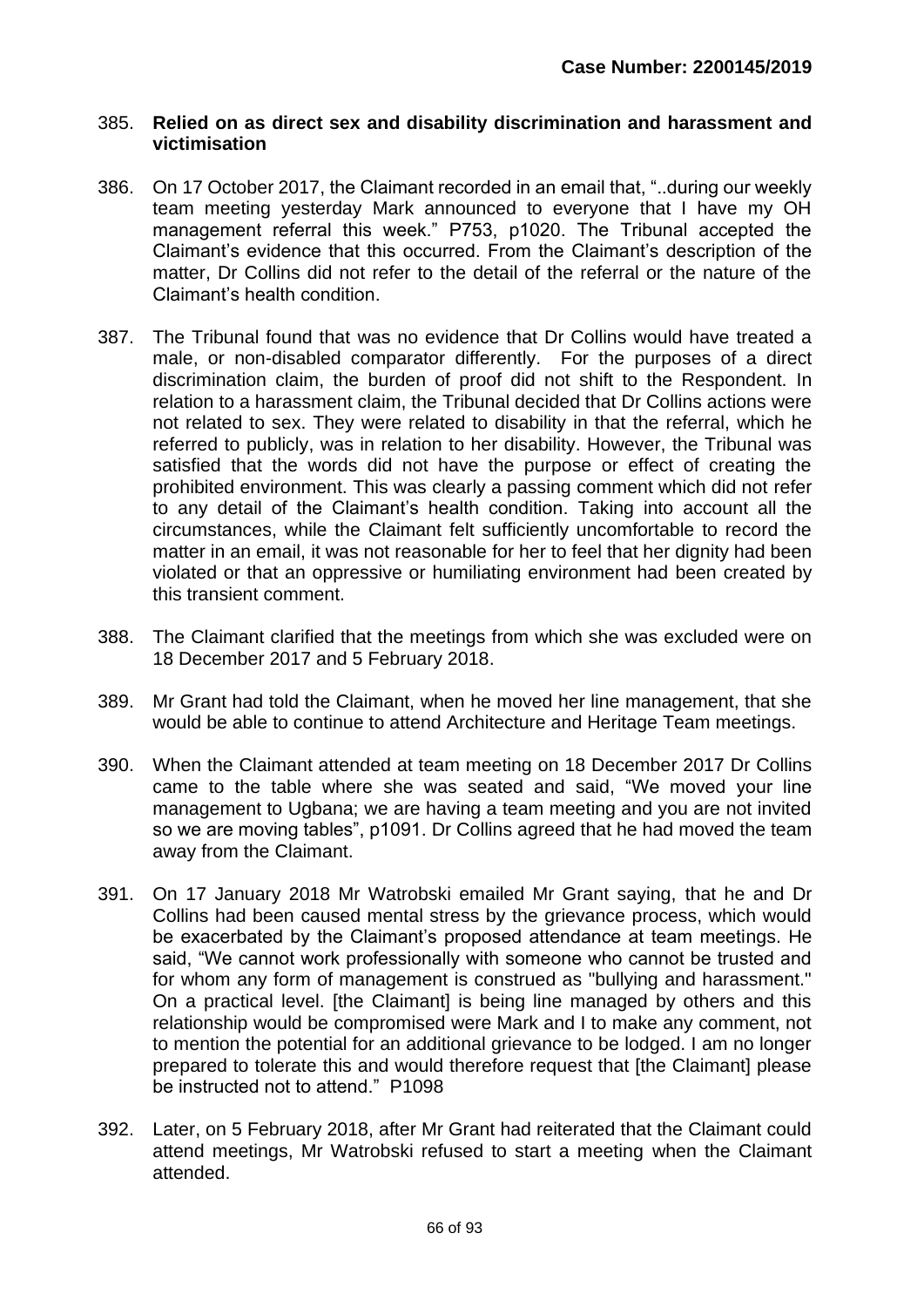385. **Relied on as direct sex and disability discrimination and harassment and victimisation**

386. On 17 October 2017, the Claimant recorded in an email that, "..during our weekly team meeting yesterday Mark announced to everyone that I have my OH management referral this week." P753, p1020. The Tribunal accepted the Claimant's evidence that this occurred. From the Claimant's description of the matter, Dr Collins did not refer to the detail of the referral or the nature of the Claimant's health condition.

387. The Tribunal found that was no evidence that Dr Collins would have treated a male, or non-disabled comparator differently. For the purposes of a direct discrimination claim, the burden of proof did not shift to the Respondent. In relation to a harassment claim, the Tribunal decided that Dr Collins actions were not related to sex. They were related to disability in that the referral, which he referred to publicly, was in relation to her disability. However, the Tribunal was satisfied that the words did not have the purpose or effect of creating the prohibited environment. This was clearly a passing comment which did not refer to any detail of the Claimant's health condition. Taking into account all the circumstances, while the Claimant felt sufficiently uncomfortable to record the matter in an email, it was not reasonable for her to feel that her dignity had been violated or that an oppressive or humiliating environment had been created by this transient comment.

388. The Claimant clarified that the meetings from which she was excluded were on 18 December 2017 and 5 February 2018.

389. Mr Grant had told the Claimant, when he moved her line management, that she would be able to continue to attend Architecture and Heritage Team meetings.

390. When the Claimant attended at team meeting on 18 December 2017 Dr Collins came to the table where she was seated and said, "We moved your line management to Ugbana; we are having a team meeting and you are not invited so we are moving tables", p1091. Dr Collins agreed that he had moved the team away from the Claimant.

391. On 17 January 2018 Mr Watrobski emailed Mr Grant saying, that he and Dr Collins had been caused mental stress by the grievance process, which would be exacerbated by the Claimant's proposed attendance at team meetings. He said, "We cannot work professionally with someone who cannot be trusted and for whom any form of management is construed as "bullying and harassment." On a practical level. [the Claimant] is being line managed by others and this relationship would be compromised were Mark and I to make any comment, not to mention the potential for an additional grievance to be lodged. I am no longer prepared to tolerate this and would therefore request that [the Claimant] please be instructed not to attend." P1098

392. Later, on 5 February 2018, after Mr Grant had reiterated that the Claimant could attend meetings, Mr Watrobski refused to start a meeting when the Claimant attended.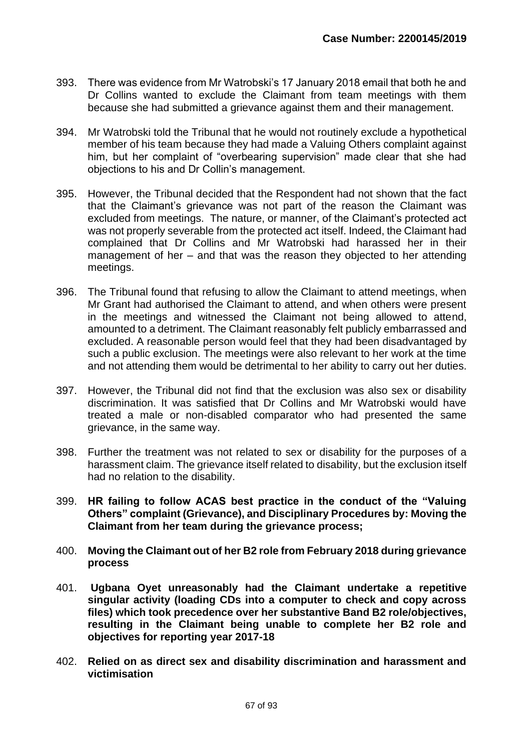393. There was evidence from Mr Watrobski's 17 January 2018 email that both he and Dr Collins wanted to exclude the Claimant from team meetings with them because she had submitted a grievance against them and their management.

394. Mr Watrobski told the Tribunal that he would not routinely exclude a hypothetical member of his team because they had made a Valuing Others complaint against him, but her complaint of "overbearing supervision" made clear that she had objections to his and Dr Collin's management.

395. However, the Tribunal decided that the Respondent had not shown that the fact that the Claimant's grievance was not part of the reason the Claimant was excluded from meetings. The nature, or manner, of the Claimant's protected act was not properly severable from the protected act itself. Indeed, the Claimant had complained that Dr Collins and Mr Watrobski had harassed her in their management of her – and that was the reason they objected to her attending meetings.

396. The Tribunal found that refusing to allow the Claimant to attend meetings, when Mr Grant had authorised the Claimant to attend, and when others were present in the meetings and witnessed the Claimant not being allowed to attend, amounted to a detriment. The Claimant reasonably felt publicly embarrassed and excluded. A reasonable person would feel that they had been disadvantaged by such a public exclusion. The meetings were also relevant to her work at the time and not attending them would be detrimental to her ability to carry out her duties.

397. However, the Tribunal did not find that the exclusion was also sex or disability discrimination. It was satisfied that Dr Collins and Mr Watrobski would have treated a male or non-disabled comparator who had presented the same grievance, in the same way.

398. Further the treatment was not related to sex or disability for the purposes of a harassment claim. The grievance itself related to disability, but the exclusion itself had no relation to the disability.

399. **HR failing to follow ACAS best practice in the conduct of the "Valuing Others" complaint (Grievance), and Disciplinary Procedures by: Moving the Claimant from her team during the grievance process;**

400. **Moving the Claimant out of her B2 role from February 2018 during grievance process**

401. **Ugbana Oyet unreasonably had the Claimant undertake a repetitive singular activity (loading CDs into a computer to check and copy across files) which took precedence over her substantive Band B2 role/objectives, resulting in the Claimant being unable to complete her B2 role and objectives for reporting year 2017-18**

402. **Relied on as direct sex and disability discrimination and harassment and victimisation**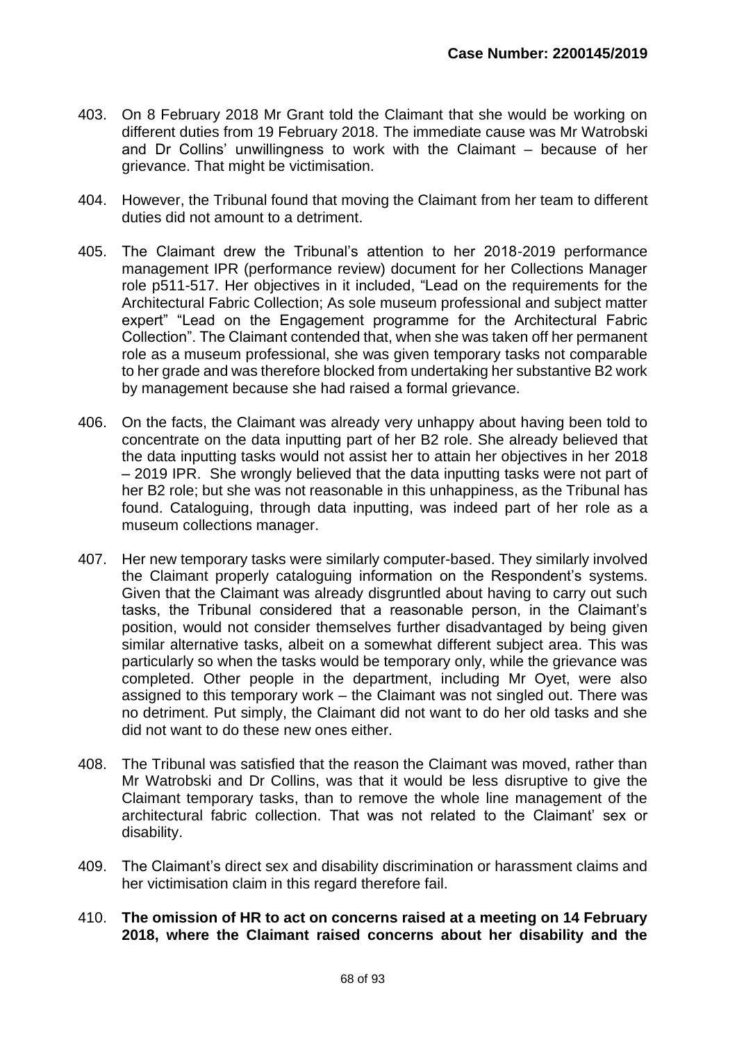403. On 8 February 2018 Mr Grant told the Claimant that she would be working on different duties from 19 February 2018. The immediate cause was Mr Watrobski and Dr Collins' unwillingness to work with the Claimant – because of her grievance. That might be victimisation.

404. However, the Tribunal found that moving the Claimant from her team to different duties did not amount to a detriment.

405. The Claimant drew the Tribunal's attention to her 2018-2019 performance management IPR (performance review) document for her Collections Manager role p511-517. Her objectives in it included, "Lead on the requirements for the Architectural Fabric Collection; As sole museum professional and subject matter expert" "Lead on the Engagement programme for the Architectural Fabric Collection". The Claimant contended that, when she was taken off her permanent role as a museum professional, she was given temporary tasks not comparable to her grade and was therefore blocked from undertaking her substantive B2 work by management because she had raised a formal grievance.

406. On the facts, the Claimant was already very unhappy about having been told to concentrate on the data inputting part of her B2 role. She already believed that the data inputting tasks would not assist her to attain her objectives in her 2018 – 2019 IPR. She wrongly believed that the data inputting tasks were not part of her B2 role; but she was not reasonable in this unhappiness, as the Tribunal has found. Cataloguing, through data inputting, was indeed part of her role as a museum collections manager.

407. Her new temporary tasks were similarly computer-based. They similarly involved the Claimant properly cataloguing information on the Respondent's systems. Given that the Claimant was already disgruntled about having to carry out such tasks, the Tribunal considered that a reasonable person, in the Claimant's position, would not consider themselves further disadvantaged by being given similar alternative tasks, albeit on a somewhat different subject area. This was particularly so when the tasks would be temporary only, while the grievance was completed. Other people in the department, including Mr Oyet, were also assigned to this temporary work – the Claimant was not singled out. There was no detriment. Put simply, the Claimant did not want to do her old tasks and she did not want to do these new ones either.

408. The Tribunal was satisfied that the reason the Claimant was moved, rather than Mr Watrobski and Dr Collins, was that it would be less disruptive to give the Claimant temporary tasks, than to remove the whole line management of the architectural fabric collection. That was not related to the Claimant' sex or disability.

409. The Claimant's direct sex and disability discrimination or harassment claims and her victimisation claim in this regard therefore fail.

410. **The omission of HR to act on concerns raised at a meeting on 14 February 2018, where the Claimant raised concerns about her disability and the**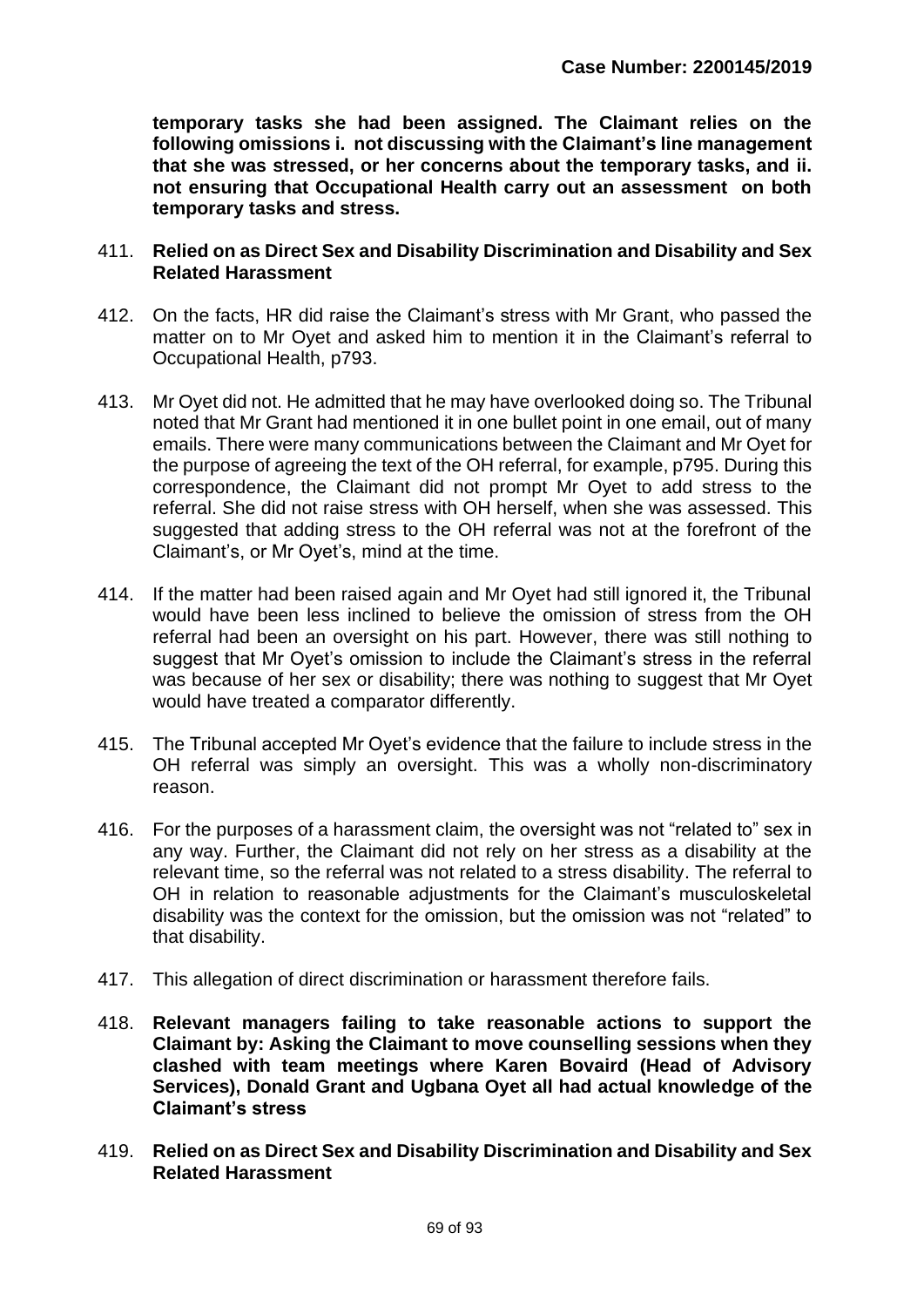**temporary tasks she had been assigned. The Claimant relies on the following omissions i. not discussing with the Claimant's line management that she was stressed, or her concerns about the temporary tasks, and ii. not ensuring that Occupational Health carry out an assessment on both temporary tasks and stress.**

411. **Relied on as Direct Sex and Disability Discrimination and Disability and Sex Related Harassment**

412. On the facts, HR did raise the Claimant's stress with Mr Grant, who passed the matter on to Mr Oyet and asked him to mention it in the Claimant's referral to Occupational Health, p793.

413. Mr Oyet did not. He admitted that he may have overlooked doing so. The Tribunal noted that Mr Grant had mentioned it in one bullet point in one email, out of many emails. There were many communications between the Claimant and Mr Oyet for the purpose of agreeing the text of the OH referral, for example, p795. During this correspondence, the Claimant did not prompt Mr Oyet to add stress to the referral. She did not raise stress with OH herself, when she was assessed. This suggested that adding stress to the OH referral was not at the forefront of the Claimant's, or Mr Oyet's, mind at the time.

414. If the matter had been raised again and Mr Oyet had still ignored it, the Tribunal would have been less inclined to believe the omission of stress from the OH referral had been an oversight on his part. However, there was still nothing to suggest that Mr Oyet's omission to include the Claimant's stress in the referral was because of her sex or disability; there was nothing to suggest that Mr Oyet would have treated a comparator differently.

415. The Tribunal accepted Mr Oyet's evidence that the failure to include stress in the OH referral was simply an oversight. This was a wholly non-discriminatory reason.

416. For the purposes of a harassment claim, the oversight was not "related to" sex in any way. Further, the Claimant did not rely on her stress as a disability at the relevant time, so the referral was not related to a stress disability. The referral to OH in relation to reasonable adjustments for the Claimant's musculoskeletal disability was the context for the omission, but the omission was not "related" to that disability.

417. This allegation of direct discrimination or harassment therefore fails.

418. **Relevant managers failing to take reasonable actions to support the Claimant by: Asking the Claimant to move counselling sessions when they clashed with team meetings where Karen Bovaird (Head of Advisory Services), Donald Grant and Ugbana Oyet all had actual knowledge of the Claimant's stress**

419. **Relied on as Direct Sex and Disability Discrimination and Disability and Sex Related Harassment**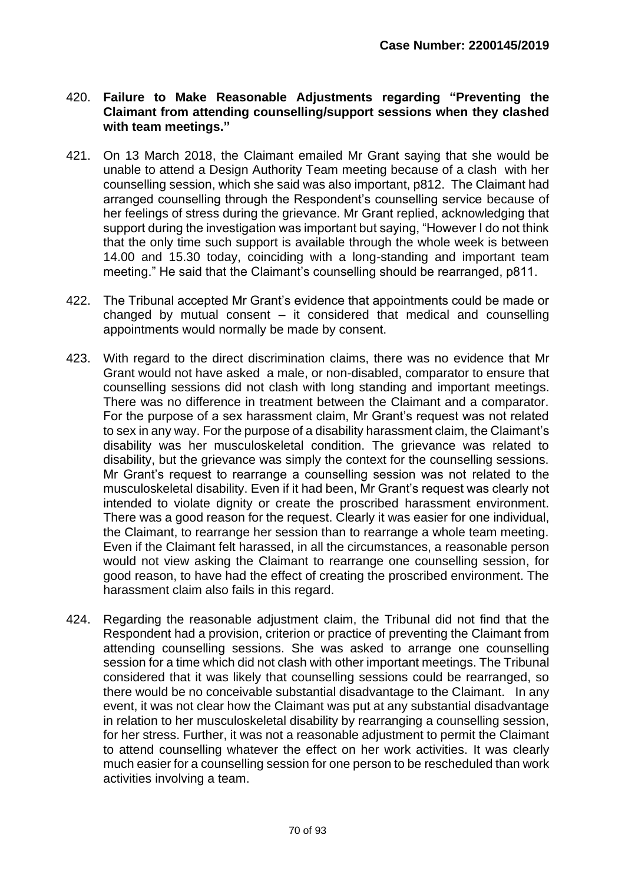420. **Failure to Make Reasonable Adjustments regarding "Preventing the Claimant from attending counselling/support sessions when they clashed with team meetings."**

421. On 13 March 2018, the Claimant emailed Mr Grant saying that she would be unable to attend a Design Authority Team meeting because of a clash with her counselling session, which she said was also important, p812. The Claimant had arranged counselling through the Respondent's counselling service because of her feelings of stress during the grievance. Mr Grant replied, acknowledging that support during the investigation was important but saying, "However I do not think that the only time such support is available through the whole week is between 14.00 and 15.30 today, coinciding with a long-standing and important team meeting." He said that the Claimant's counselling should be rearranged, p811.

422. The Tribunal accepted Mr Grant's evidence that appointments could be made or changed by mutual consent – it considered that medical and counselling appointments would normally be made by consent.

423. With regard to the direct discrimination claims, there was no evidence that Mr Grant would not have asked a male, or non-disabled, comparator to ensure that counselling sessions did not clash with long standing and important meetings. There was no difference in treatment between the Claimant and a comparator. For the purpose of a sex harassment claim, Mr Grant's request was not related to sex in any way. For the purpose of a disability harassment claim, the Claimant's disability was her musculoskeletal condition. The grievance was related to disability, but the grievance was simply the context for the counselling sessions. Mr Grant's request to rearrange a counselling session was not related to the musculoskeletal disability. Even if it had been, Mr Grant's request was clearly not intended to violate dignity or create the proscribed harassment environment. There was a good reason for the request. Clearly it was easier for one individual, the Claimant, to rearrange her session than to rearrange a whole team meeting. Even if the Claimant felt harassed, in all the circumstances, a reasonable person would not view asking the Claimant to rearrange one counselling session, for good reason, to have had the effect of creating the proscribed environment. The harassment claim also fails in this regard.

424. Regarding the reasonable adjustment claim, the Tribunal did not find that the Respondent had a provision, criterion or practice of preventing the Claimant from attending counselling sessions. She was asked to arrange one counselling session for a time which did not clash with other important meetings. The Tribunal considered that it was likely that counselling sessions could be rearranged, so there would be no conceivable substantial disadvantage to the Claimant. In any event, it was not clear how the Claimant was put at any substantial disadvantage in relation to her musculoskeletal disability by rearranging a counselling session, for her stress. Further, it was not a reasonable adjustment to permit the Claimant to attend counselling whatever the effect on her work activities. It was clearly much easier for a counselling session for one person to be rescheduled than work activities involving a team.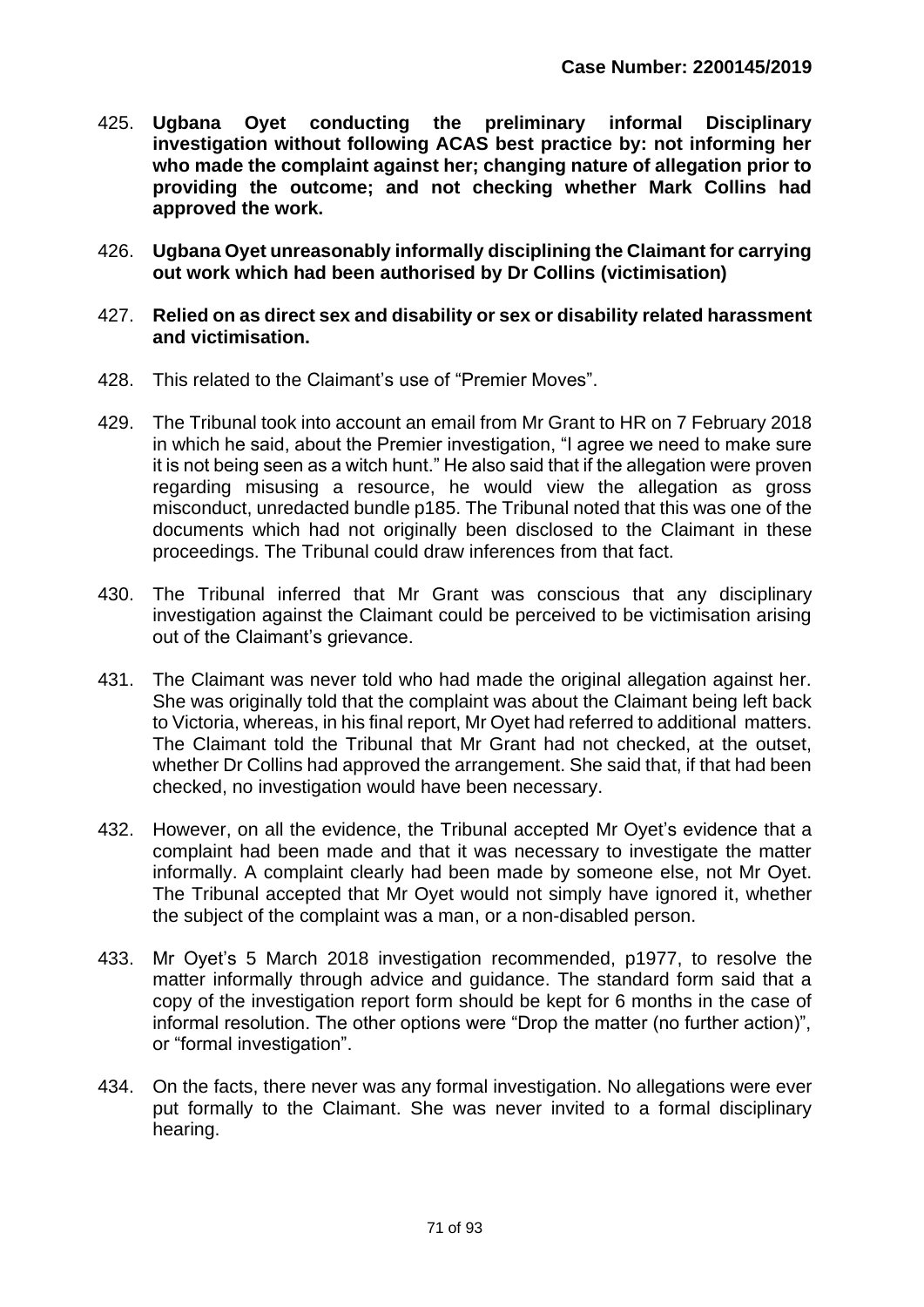425. **Ugbana Oyet conducting the preliminary informal Disciplinary investigation without following ACAS best practice by: not informing her who made the complaint against her; changing nature of allegation prior to providing the outcome; and not checking whether Mark Collins had approved the work.**

426. **Ugbana Oyet unreasonably informally disciplining the Claimant for carrying out work which had been authorised by Dr Collins (victimisation)**

427. **Relied on as direct sex and disability or sex or disability related harassment and victimisation.**

428. This related to the Claimant's use of "Premier Moves".

429. The Tribunal took into account an email from Mr Grant to HR on 7 February 2018 in which he said, about the Premier investigation, "I agree we need to make sure it is not being seen as a witch hunt." He also said that if the allegation were proven regarding misusing a resource, he would view the allegation as gross misconduct, unredacted bundle p185. The Tribunal noted that this was one of the documents which had not originally been disclosed to the Claimant in these proceedings. The Tribunal could draw inferences from that fact.

430. The Tribunal inferred that Mr Grant was conscious that any disciplinary investigation against the Claimant could be perceived to be victimisation arising out of the Claimant's grievance.

431. The Claimant was never told who had made the original allegation against her. She was originally told that the complaint was about the Claimant being left back to Victoria, whereas, in his final report, Mr Oyet had referred to additional matters. The Claimant told the Tribunal that Mr Grant had not checked, at the outset, whether Dr Collins had approved the arrangement. She said that, if that had been checked, no investigation would have been necessary.

432. However, on all the evidence, the Tribunal accepted Mr Oyet's evidence that a complaint had been made and that it was necessary to investigate the matter informally. A complaint clearly had been made by someone else, not Mr Oyet. The Tribunal accepted that Mr Oyet would not simply have ignored it, whether the subject of the complaint was a man, or a non-disabled person.

433. Mr Oyet's 5 March 2018 investigation recommended, p1977, to resolve the matter informally through advice and guidance. The standard form said that a copy of the investigation report form should be kept for 6 months in the case of informal resolution. The other options were "Drop the matter (no further action)", or "formal investigation".

434. On the facts, there never was any formal investigation. No allegations were ever put formally to the Claimant. She was never invited to a formal disciplinary hearing.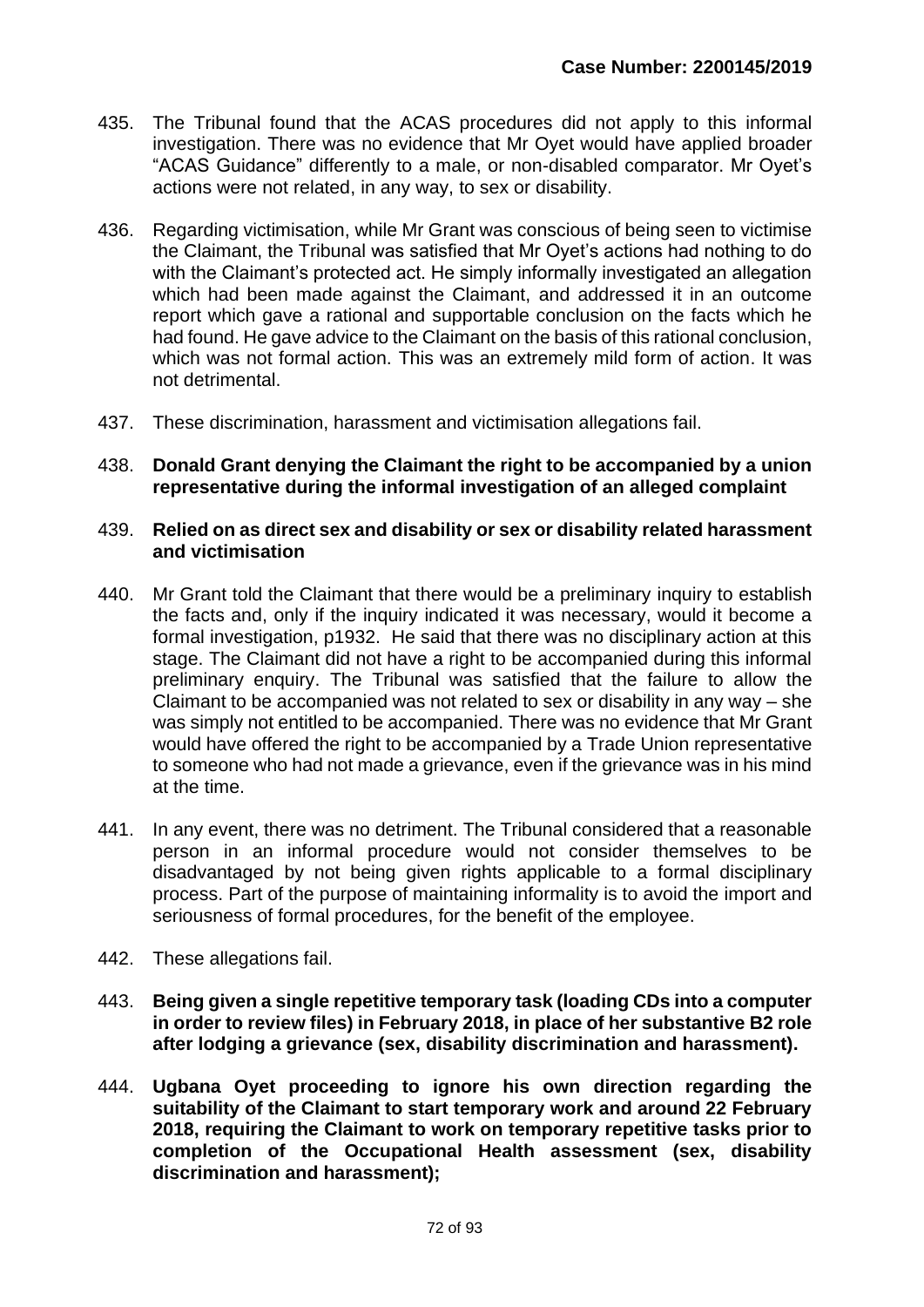435. The Tribunal found that the ACAS procedures did not apply to this informal investigation. There was no evidence that Mr Oyet would have applied broader "ACAS Guidance" differently to a male, or non-disabled comparator. Mr Oyet's actions were not related, in any way, to sex or disability.

436. Regarding victimisation, while Mr Grant was conscious of being seen to victimise the Claimant, the Tribunal was satisfied that Mr Oyet's actions had nothing to do with the Claimant's protected act. He simply informally investigated an allegation which had been made against the Claimant, and addressed it in an outcome report which gave a rational and supportable conclusion on the facts which he had found. He gave advice to the Claimant on the basis of this rational conclusion, which was not formal action. This was an extremely mild form of action. It was not detrimental.

437. These discrimination, harassment and victimisation allegations fail.

438. **Donald Grant denying the Claimant the right to be accompanied by a union representative during the informal investigation of an alleged complaint**

439. **Relied on as direct sex and disability or sex or disability related harassment and victimisation**

440. Mr Grant told the Claimant that there would be a preliminary inquiry to establish the facts and, only if the inquiry indicated it was necessary, would it become a formal investigation, p1932. He said that there was no disciplinary action at this stage. The Claimant did not have a right to be accompanied during this informal preliminary enquiry. The Tribunal was satisfied that the failure to allow the Claimant to be accompanied was not related to sex or disability in any way – she was simply not entitled to be accompanied. There was no evidence that Mr Grant would have offered the right to be accompanied by a Trade Union representative to someone who had not made a grievance, even if the grievance was in his mind at the time.

441. In any event, there was no detriment. The Tribunal considered that a reasonable person in an informal procedure would not consider themselves to be disadvantaged by not being given rights applicable to a formal disciplinary process. Part of the purpose of maintaining informality is to avoid the import and seriousness of formal procedures, for the benefit of the employee.

442. These allegations fail.

443. **Being given a single repetitive temporary task (loading CDs into a computer in order to review files) in February 2018, in place of her substantive B2 role after lodging a grievance (sex, disability discrimination and harassment).**

444. **Ugbana Oyet proceeding to ignore his own direction regarding the suitability of the Claimant to start temporary work and around 22 February 2018, requiring the Claimant to work on temporary repetitive tasks prior to completion of the Occupational Health assessment (sex, disability discrimination and harassment);**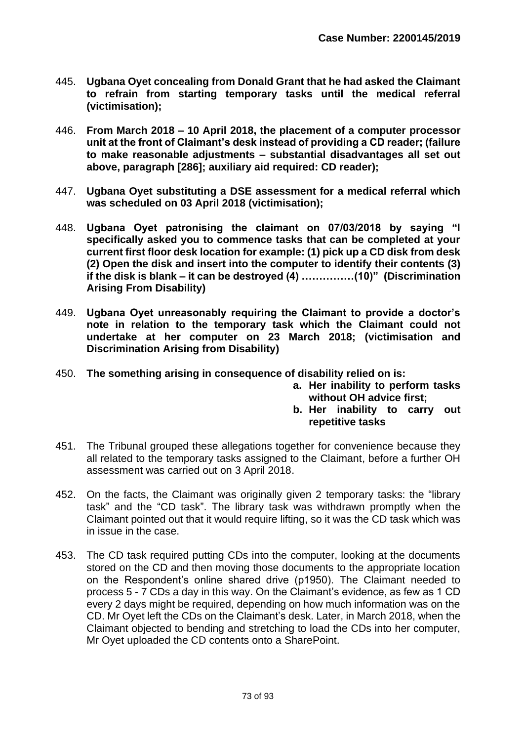445. **Ugbana Oyet concealing from Donald Grant that he had asked the Claimant to refrain from starting temporary tasks until the medical referral (victimisation);**

446. **From March 2018 – 10 April 2018, the placement of a computer processor unit at the front of Claimant's desk instead of providing a CD reader; (failure to make reasonable adjustments – substantial disadvantages all set out above, paragraph [286]; auxiliary aid required: CD reader);**

447. **Ugbana Oyet substituting a DSE assessment for a medical referral which was scheduled on 03 April 2018 (victimisation);**

448. **Ugbana Oyet patronising the claimant on 07/03/2018 by saying "I specifically asked you to commence tasks that can be completed at your current first floor desk location for example: (1) pick up a CD disk from desk (2) Open the disk and insert into the computer to identify their contents (3) if the disk is blank – it can be destroyed (4) ……………(10)" (Discrimination Arising From Disability)**

449. **Ugbana Oyet unreasonably requiring the Claimant to provide a doctor's note in relation to the temporary task which the Claimant could not undertake at her computer on 23 March 2018; (victimisation and Discrimination Arising from Disability)**

450. **The something arising in consequence of disability relied on is:**
   - **a. Her inability to perform tasks without OH advice first;**
   - **b. Her inability to carry out repetitive tasks**

451. The Tribunal grouped these allegations together for convenience because they all related to the temporary tasks assigned to the Claimant, before a further OH assessment was carried out on 3 April 2018.

452. On the facts, the Claimant was originally given 2 temporary tasks: the "library task" and the "CD task". The library task was withdrawn promptly when the Claimant pointed out that it would require lifting, so it was the CD task which was in issue in the case.

453. The CD task required putting CDs into the computer, looking at the documents stored on the CD and then moving those documents to the appropriate location on the Respondent's online shared drive (p1950). The Claimant needed to process 5 - 7 CDs a day in this way. On the Claimant's evidence, as few as 1 CD every 2 days might be required, depending on how much information was on the CD. Mr Oyet left the CDs on the Claimant's desk. Later, in March 2018, when the Claimant objected to bending and stretching to load the CDs into her computer, Mr Oyet uploaded the CD contents onto a SharePoint.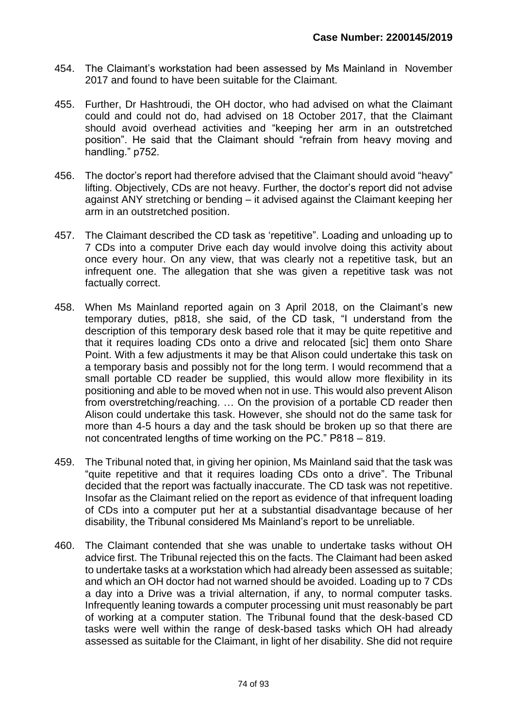454. The Claimant's workstation had been assessed by Ms Mainland in November 2017 and found to have been suitable for the Claimant.

455. Further, Dr Hashtroudi, the OH doctor, who had advised on what the Claimant could and could not do, had advised on 18 October 2017, that the Claimant should avoid overhead activities and "keeping her arm in an outstretched position". He said that the Claimant should "refrain from heavy moving and handling." p752.

456. The doctor's report had therefore advised that the Claimant should avoid "heavy" lifting. Objectively, CDs are not heavy. Further, the doctor's report did not advise against ANY stretching or bending – it advised against the Claimant keeping her arm in an outstretched position.

457. The Claimant described the CD task as 'repetitive". Loading and unloading up to 7 CDs into a computer Drive each day would involve doing this activity about once every hour. On any view, that was clearly not a repetitive task, but an infrequent one. The allegation that she was given a repetitive task was not factually correct.

458. When Ms Mainland reported again on 3 April 2018, on the Claimant's new temporary duties, p818, she said, of the CD task, "I understand from the description of this temporary desk based role that it may be quite repetitive and that it requires loading CDs onto a drive and relocated [sic] them onto Share Point. With a few adjustments it may be that Alison could undertake this task on a temporary basis and possibly not for the long term. I would recommend that a small portable CD reader be supplied, this would allow more flexibility in its positioning and able to be moved when not in use. This would also prevent Alison from overstretching/reaching. … On the provision of a portable CD reader then Alison could undertake this task. However, she should not do the same task for more than 4-5 hours a day and the task should be broken up so that there are not concentrated lengths of time working on the PC." P818 – 819.

459. The Tribunal noted that, in giving her opinion, Ms Mainland said that the task was "quite repetitive and that it requires loading CDs onto a drive". The Tribunal decided that the report was factually inaccurate. The CD task was not repetitive. Insofar as the Claimant relied on the report as evidence of that infrequent loading of CDs into a computer put her at a substantial disadvantage because of her disability, the Tribunal considered Ms Mainland's report to be unreliable.

460. The Claimant contended that she was unable to undertake tasks without OH advice first. The Tribunal rejected this on the facts. The Claimant had been asked to undertake tasks at a workstation which had already been assessed as suitable; and which an OH doctor had not warned should be avoided. Loading up to 7 CDs a day into a Drive was a trivial alternation, if any, to normal computer tasks. Infrequently leaning towards a computer processing unit must reasonably be part of working at a computer station. The Tribunal found that the desk-based CD tasks were well within the range of desk-based tasks which OH had already assessed as suitable for the Claimant, in light of her disability. She did not require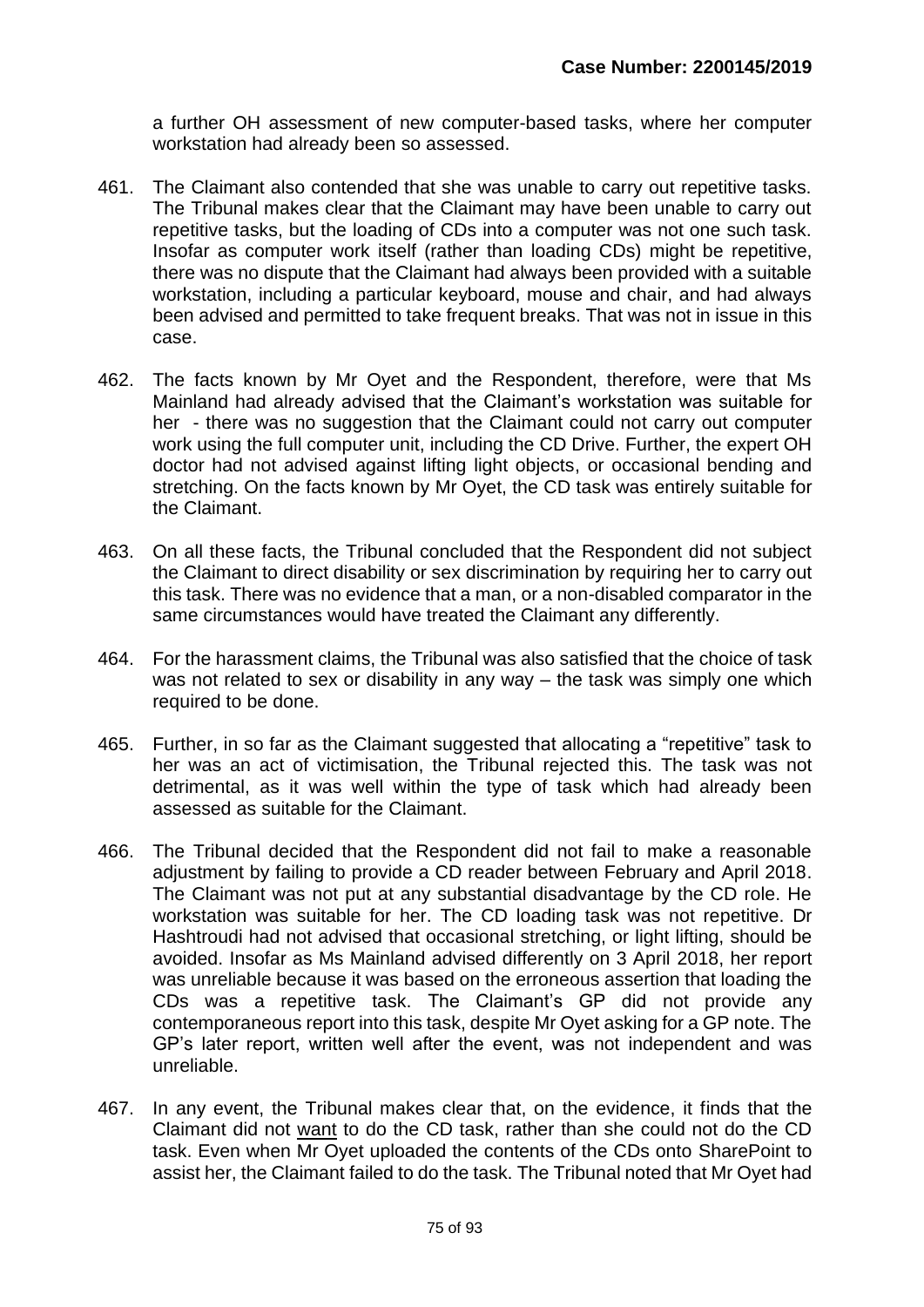a further OH assessment of new computer-based tasks, where her computer workstation had already been so assessed.

461. The Claimant also contended that she was unable to carry out repetitive tasks. The Tribunal makes clear that the Claimant may have been unable to carry out repetitive tasks, but the loading of CDs into a computer was not one such task. Insofar as computer work itself (rather than loading CDs) might be repetitive, there was no dispute that the Claimant had always been provided with a suitable workstation, including a particular keyboard, mouse and chair, and had always been advised and permitted to take frequent breaks. That was not in issue in this case.

462. The facts known by Mr Oyet and the Respondent, therefore, were that Ms Mainland had already advised that the Claimant's workstation was suitable for her - there was no suggestion that the Claimant could not carry out computer work using the full computer unit, including the CD Drive. Further, the expert OH doctor had not advised against lifting light objects, or occasional bending and stretching. On the facts known by Mr Oyet, the CD task was entirely suitable for the Claimant.

463. On all these facts, the Tribunal concluded that the Respondent did not subject the Claimant to direct disability or sex discrimination by requiring her to carry out this task. There was no evidence that a man, or a non-disabled comparator in the same circumstances would have treated the Claimant any differently.

464. For the harassment claims, the Tribunal was also satisfied that the choice of task was not related to sex or disability in any way – the task was simply one which required to be done.

465. Further, in so far as the Claimant suggested that allocating a "repetitive" task to her was an act of victimisation, the Tribunal rejected this. The task was not detrimental, as it was well within the type of task which had already been assessed as suitable for the Claimant.

466. The Tribunal decided that the Respondent did not fail to make a reasonable adjustment by failing to provide a CD reader between February and April 2018. The Claimant was not put at any substantial disadvantage by the CD role. He workstation was suitable for her. The CD loading task was not repetitive. Dr Hashtroudi had not advised that occasional stretching, or light lifting, should be avoided. Insofar as Ms Mainland advised differently on 3 April 2018, her report was unreliable because it was based on the erroneous assertion that loading the CDs was a repetitive task. The Claimant's GP did not provide any contemporaneous report into this task, despite Mr Oyet asking for a GP note. The GP's later report, written well after the event, was not independent and was unreliable.

467. In any event, the Tribunal makes clear that, on the evidence, it finds that the Claimant did not <u>want</u> to do the CD task, rather than she could not do the CD task. Even when Mr Oyet uploaded the contents of the CDs onto SharePoint to assist her, the Claimant failed to do the task. The Tribunal noted that Mr Oyet had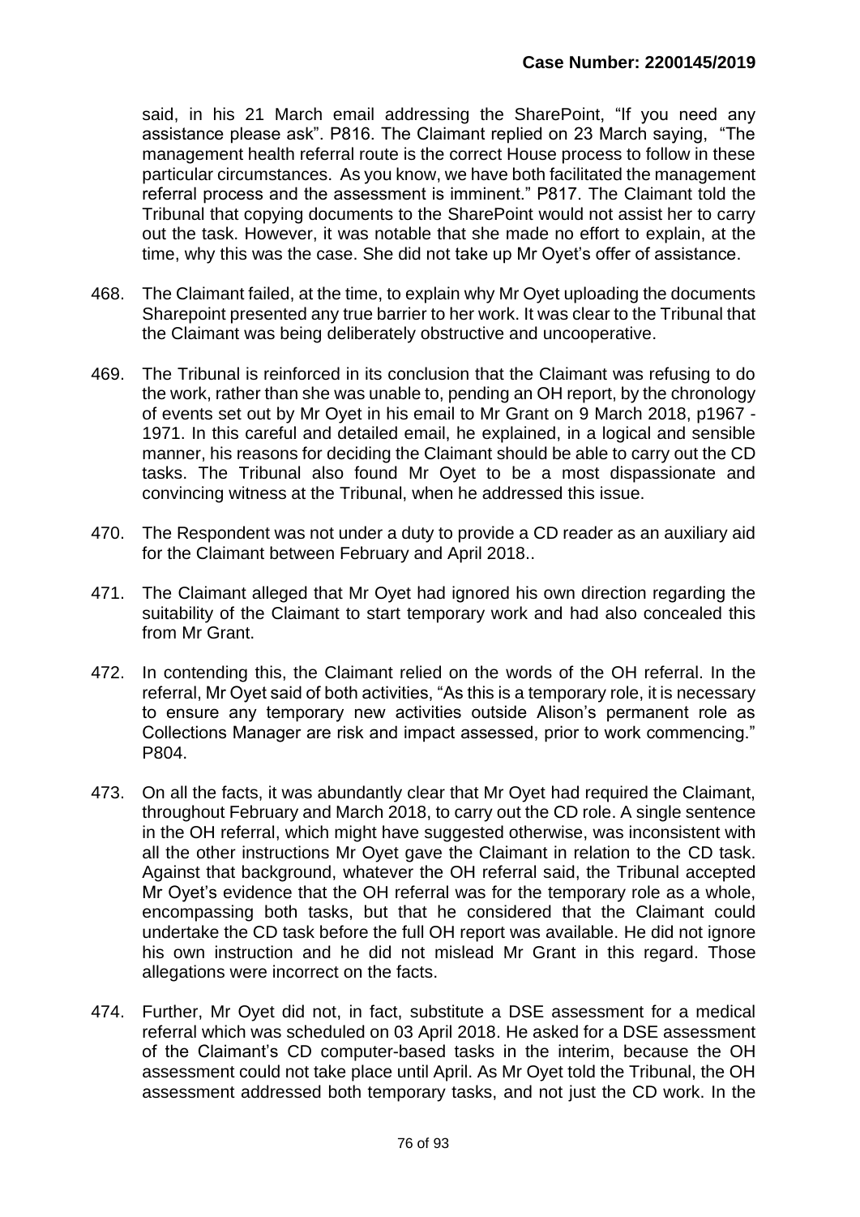said, in his 21 March email addressing the SharePoint, "If you need any assistance please ask". P816. The Claimant replied on 23 March saying, "The management health referral route is the correct House process to follow in these particular circumstances. As you know, we have both facilitated the management referral process and the assessment is imminent." P817. The Claimant told the Tribunal that copying documents to the SharePoint would not assist her to carry out the task. However, it was notable that she made no effort to explain, at the time, why this was the case. She did not take up Mr Oyet's offer of assistance.

468. The Claimant failed, at the time, to explain why Mr Oyet uploading the documents Sharepoint presented any true barrier to her work. It was clear to the Tribunal that the Claimant was being deliberately obstructive and uncooperative.

469. The Tribunal is reinforced in its conclusion that the Claimant was refusing to do the work, rather than she was unable to, pending an OH report, by the chronology of events set out by Mr Oyet in his email to Mr Grant on 9 March 2018, p1967 - 1971. In this careful and detailed email, he explained, in a logical and sensible manner, his reasons for deciding the Claimant should be able to carry out the CD tasks. The Tribunal also found Mr Oyet to be a most dispassionate and convincing witness at the Tribunal, when he addressed this issue.

470. The Respondent was not under a duty to provide a CD reader as an auxiliary aid for the Claimant between February and April 2018..

471. The Claimant alleged that Mr Oyet had ignored his own direction regarding the suitability of the Claimant to start temporary work and had also concealed this from Mr Grant.

472. In contending this, the Claimant relied on the words of the OH referral. In the referral, Mr Oyet said of both activities, "As this is a temporary role, it is necessary to ensure any temporary new activities outside Alison's permanent role as Collections Manager are risk and impact assessed, prior to work commencing." P804.

473. On all the facts, it was abundantly clear that Mr Oyet had required the Claimant, throughout February and March 2018, to carry out the CD role. A single sentence in the OH referral, which might have suggested otherwise, was inconsistent with all the other instructions Mr Oyet gave the Claimant in relation to the CD task. Against that background, whatever the OH referral said, the Tribunal accepted Mr Oyet's evidence that the OH referral was for the temporary role as a whole, encompassing both tasks, but that he considered that the Claimant could undertake the CD task before the full OH report was available. He did not ignore his own instruction and he did not mislead Mr Grant in this regard. Those allegations were incorrect on the facts.

474. Further, Mr Oyet did not, in fact, substitute a DSE assessment for a medical referral which was scheduled on 03 April 2018. He asked for a DSE assessment of the Claimant's CD computer-based tasks in the interim, because the OH assessment could not take place until April. As Mr Oyet told the Tribunal, the OH assessment addressed both temporary tasks, and not just the CD work. In the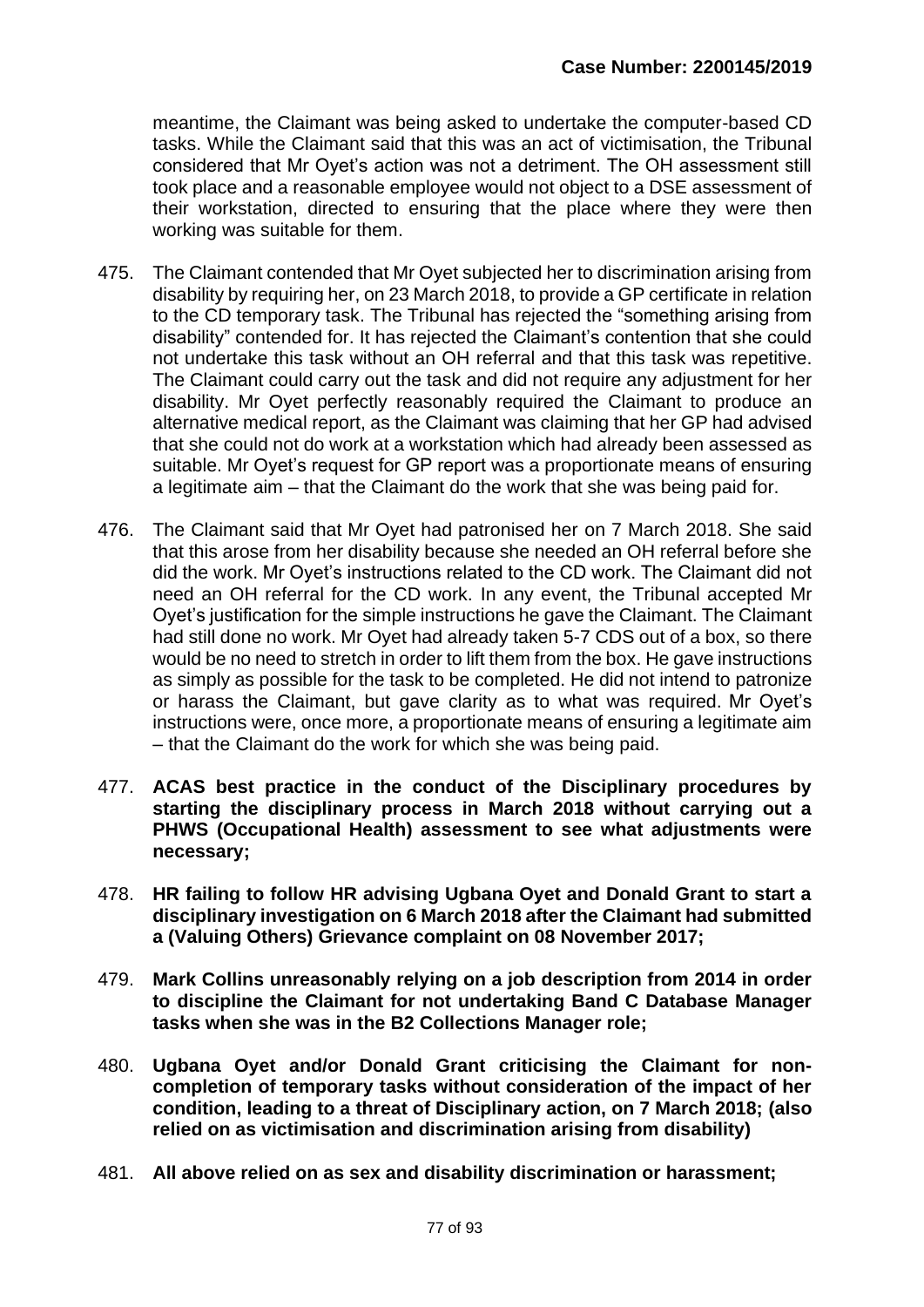meantime, the Claimant was being asked to undertake the computer-based CD tasks. While the Claimant said that this was an act of victimisation, the Tribunal considered that Mr Oyet's action was not a detriment. The OH assessment still took place and a reasonable employee would not object to a DSE assessment of their workstation, directed to ensuring that the place where they were then working was suitable for them.

475. The Claimant contended that Mr Oyet subjected her to discrimination arising from disability by requiring her, on 23 March 2018, to provide a GP certificate in relation to the CD temporary task. The Tribunal has rejected the "something arising from disability" contended for. It has rejected the Claimant's contention that she could not undertake this task without an OH referral and that this task was repetitive. The Claimant could carry out the task and did not require any adjustment for her disability. Mr Oyet perfectly reasonably required the Claimant to produce an alternative medical report, as the Claimant was claiming that her GP had advised that she could not do work at a workstation which had already been assessed as suitable. Mr Oyet's request for GP report was a proportionate means of ensuring a legitimate aim – that the Claimant do the work that she was being paid for.

476. The Claimant said that Mr Oyet had patronised her on 7 March 2018. She said that this arose from her disability because she needed an OH referral before she did the work. Mr Oyet's instructions related to the CD work. The Claimant did not need an OH referral for the CD work. In any event, the Tribunal accepted Mr Oyet's justification for the simple instructions he gave the Claimant. The Claimant had still done no work. Mr Oyet had already taken 5-7 CDS out of a box, so there would be no need to stretch in order to lift them from the box. He gave instructions as simply as possible for the task to be completed. He did not intend to patronize or harass the Claimant, but gave clarity as to what was required. Mr Oyet's instructions were, once more, a proportionate means of ensuring a legitimate aim – that the Claimant do the work for which she was being paid.

477. **ACAS best practice in the conduct of the Disciplinary procedures by starting the disciplinary process in March 2018 without carrying out a PHWS (Occupational Health) assessment to see what adjustments were necessary;**

478. **HR failing to follow HR advising Ugbana Oyet and Donald Grant to start a disciplinary investigation on 6 March 2018 after the Claimant had submitted a (Valuing Others) Grievance complaint on 08 November 2017;**

479. **Mark Collins unreasonably relying on a job description from 2014 in order to discipline the Claimant for not undertaking Band C Database Manager tasks when she was in the B2 Collections Manager role;**

480. **Ugbana Oyet and/or Donald Grant criticising the Claimant for non-completion of temporary tasks without consideration of the impact of her condition, leading to a threat of Disciplinary action, on 7 March 2018; (also relied on as victimisation and discrimination arising from disability)**

481. **All above relied on as sex and disability discrimination or harassment;**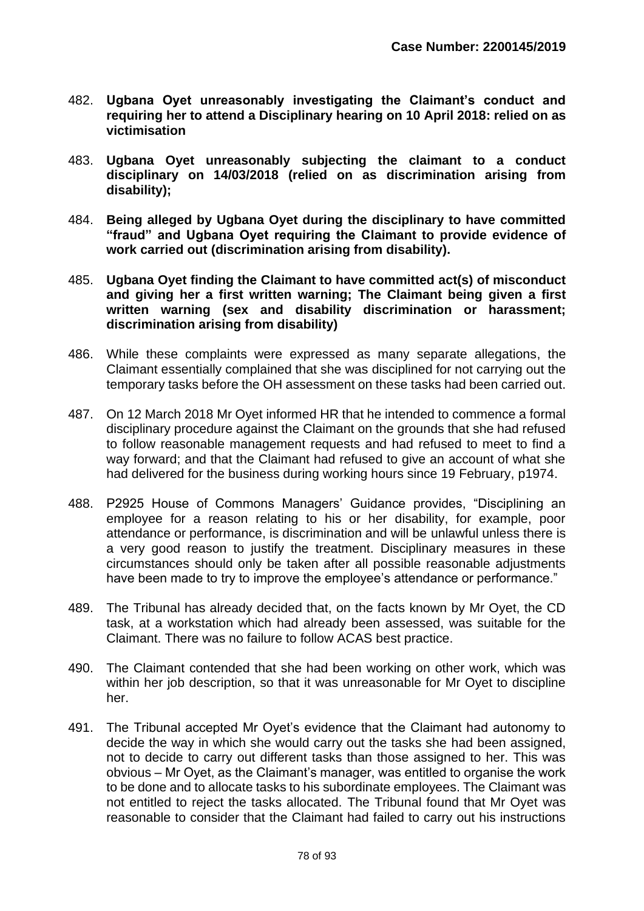482. **Ugbana Oyet unreasonably investigating the Claimant's conduct and requiring her to attend a Disciplinary hearing on 10 April 2018: relied on as victimisation**

483. **Ugbana Oyet unreasonably subjecting the claimant to a conduct disciplinary on 14/03/2018 (relied on as discrimination arising from disability);**

484. **Being alleged by Ugbana Oyet during the disciplinary to have committed "fraud" and Ugbana Oyet requiring the Claimant to provide evidence of work carried out (discrimination arising from disability).**

485. **Ugbana Oyet finding the Claimant to have committed act(s) of misconduct and giving her a first written warning; The Claimant being given a first written warning (sex and disability discrimination or harassment; discrimination arising from disability)**

486. While these complaints were expressed as many separate allegations, the Claimant essentially complained that she was disciplined for not carrying out the temporary tasks before the OH assessment on these tasks had been carried out.

487. On 12 March 2018 Mr Oyet informed HR that he intended to commence a formal disciplinary procedure against the Claimant on the grounds that she had refused to follow reasonable management requests and had refused to meet to find a way forward; and that the Claimant had refused to give an account of what she had delivered for the business during working hours since 19 February, p1974.

488. P2925 House of Commons Managers' Guidance provides, "Disciplining an employee for a reason relating to his or her disability, for example, poor attendance or performance, is discrimination and will be unlawful unless there is a very good reason to justify the treatment. Disciplinary measures in these circumstances should only be taken after all possible reasonable adjustments have been made to try to improve the employee's attendance or performance."

489. The Tribunal has already decided that, on the facts known by Mr Oyet, the CD task, at a workstation which had already been assessed, was suitable for the Claimant. There was no failure to follow ACAS best practice.

490. The Claimant contended that she had been working on other work, which was within her job description, so that it was unreasonable for Mr Oyet to discipline her.

491. The Tribunal accepted Mr Oyet's evidence that the Claimant had autonomy to decide the way in which she would carry out the tasks she had been assigned, not to decide to carry out different tasks than those assigned to her. This was obvious – Mr Oyet, as the Claimant's manager, was entitled to organise the work to be done and to allocate tasks to his subordinate employees. The Claimant was not entitled to reject the tasks allocated. The Tribunal found that Mr Oyet was reasonable to consider that the Claimant had failed to carry out his instructions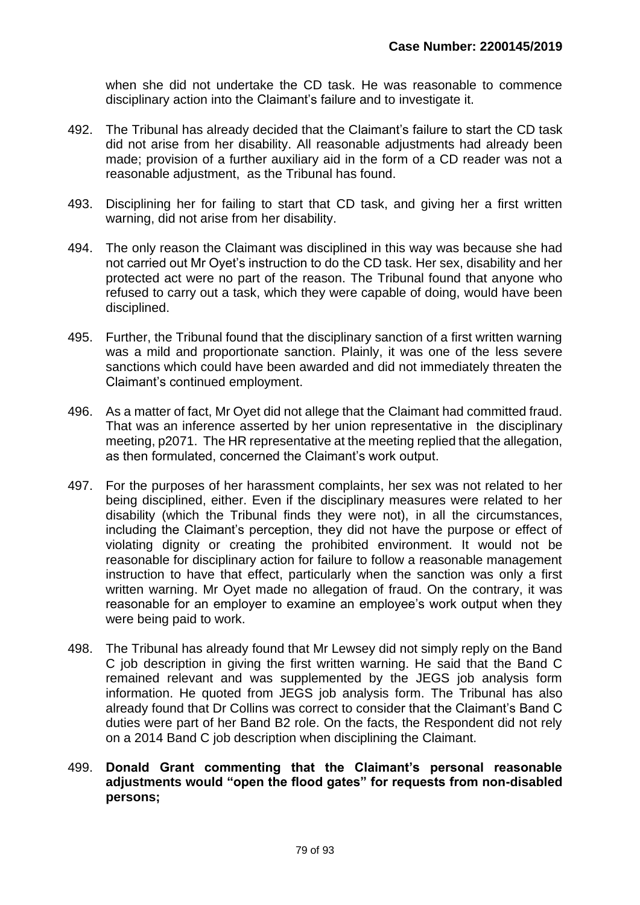when she did not undertake the CD task. He was reasonable to commence disciplinary action into the Claimant's failure and to investigate it.

492. The Tribunal has already decided that the Claimant's failure to start the CD task did not arise from her disability. All reasonable adjustments had already been made; provision of a further auxiliary aid in the form of a CD reader was not a reasonable adjustment, as the Tribunal has found.

493. Disciplining her for failing to start that CD task, and giving her a first written warning, did not arise from her disability.

494. The only reason the Claimant was disciplined in this way was because she had not carried out Mr Oyet's instruction to do the CD task. Her sex, disability and her protected act were no part of the reason. The Tribunal found that anyone who refused to carry out a task, which they were capable of doing, would have been disciplined.

495. Further, the Tribunal found that the disciplinary sanction of a first written warning was a mild and proportionate sanction. Plainly, it was one of the less severe sanctions which could have been awarded and did not immediately threaten the Claimant's continued employment.

496. As a matter of fact, Mr Oyet did not allege that the Claimant had committed fraud. That was an inference asserted by her union representative in the disciplinary meeting, p2071. The HR representative at the meeting replied that the allegation, as then formulated, concerned the Claimant's work output.

497. For the purposes of her harassment complaints, her sex was not related to her being disciplined, either. Even if the disciplinary measures were related to her disability (which the Tribunal finds they were not), in all the circumstances, including the Claimant's perception, they did not have the purpose or effect of violating dignity or creating the prohibited environment. It would not be reasonable for disciplinary action for failure to follow a reasonable management instruction to have that effect, particularly when the sanction was only a first written warning. Mr Oyet made no allegation of fraud. On the contrary, it was reasonable for an employer to examine an employee's work output when they were being paid to work.

498. The Tribunal has already found that Mr Lewsey did not simply reply on the Band C job description in giving the first written warning. He said that the Band C remained relevant and was supplemented by the JEGS job analysis form information. He quoted from JEGS job analysis form. The Tribunal has also already found that Dr Collins was correct to consider that the Claimant's Band C duties were part of her Band B2 role. On the facts, the Respondent did not rely on a 2014 Band C job description when disciplining the Claimant.

499. **Donald Grant commenting that the Claimant's personal reasonable adjustments would "open the flood gates" for requests from non-disabled persons;**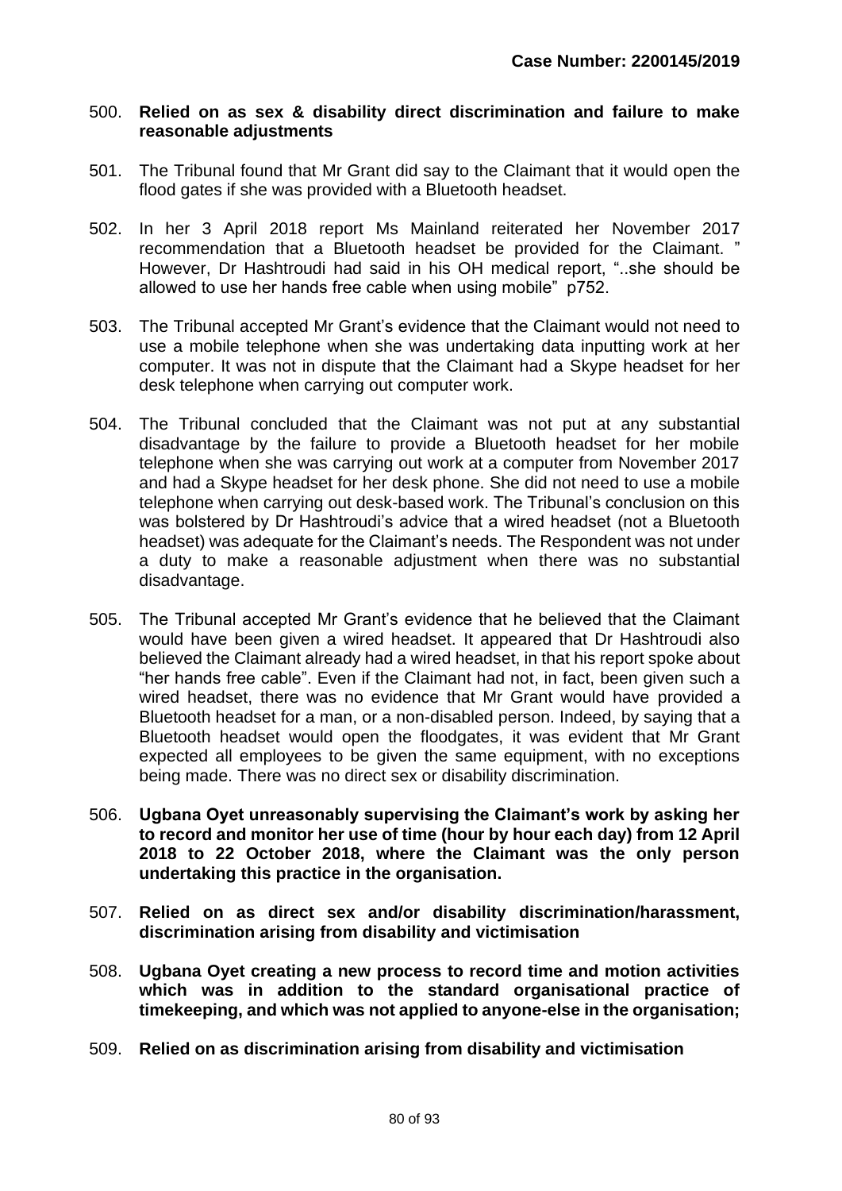500. **Relied on as sex & disability direct discrimination and failure to make reasonable adjustments**

501. The Tribunal found that Mr Grant did say to the Claimant that it would open the flood gates if she was provided with a Bluetooth headset.

502. In her 3 April 2018 report Ms Mainland reiterated her November 2017 recommendation that a Bluetooth headset be provided for the Claimant. " However, Dr Hashtroudi had said in his OH medical report, "..she should be allowed to use her hands free cable when using mobile" p752.

503. The Tribunal accepted Mr Grant's evidence that the Claimant would not need to use a mobile telephone when she was undertaking data inputting work at her computer. It was not in dispute that the Claimant had a Skype headset for her desk telephone when carrying out computer work.

504. The Tribunal concluded that the Claimant was not put at any substantial disadvantage by the failure to provide a Bluetooth headset for her mobile telephone when she was carrying out work at a computer from November 2017 and had a Skype headset for her desk phone. She did not need to use a mobile telephone when carrying out desk-based work. The Tribunal's conclusion on this was bolstered by Dr Hashtroudi's advice that a wired headset (not a Bluetooth headset) was adequate for the Claimant's needs. The Respondent was not under a duty to make a reasonable adjustment when there was no substantial disadvantage.

505. The Tribunal accepted Mr Grant's evidence that he believed that the Claimant would have been given a wired headset. It appeared that Dr Hashtroudi also believed the Claimant already had a wired headset, in that his report spoke about "her hands free cable". Even if the Claimant had not, in fact, been given such a wired headset, there was no evidence that Mr Grant would have provided a Bluetooth headset for a man, or a non-disabled person. Indeed, by saying that a Bluetooth headset would open the floodgates, it was evident that Mr Grant expected all employees to be given the same equipment, with no exceptions being made. There was no direct sex or disability discrimination.

506. **Ugbana Oyet unreasonably supervising the Claimant's work by asking her to record and monitor her use of time (hour by hour each day) from 12 April 2018 to 22 October 2018, where the Claimant was the only person undertaking this practice in the organisation.**

507. **Relied on as direct sex and/or disability discrimination/harassment, discrimination arising from disability and victimisation**

508. **Ugbana Oyet creating a new process to record time and motion activities which was in addition to the standard organisational practice of timekeeping, and which was not applied to anyone-else in the organisation;**

509. **Relied on as discrimination arising from disability and victimisation**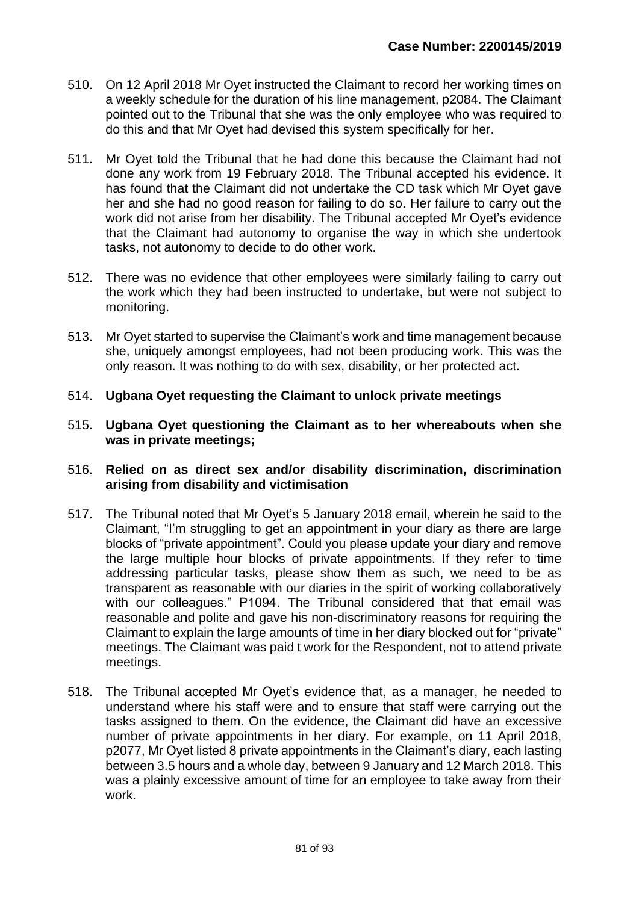510. On 12 April 2018 Mr Oyet instructed the Claimant to record her working times on a weekly schedule for the duration of his line management, p2084. The Claimant pointed out to the Tribunal that she was the only employee who was required to do this and that Mr Oyet had devised this system specifically for her.

511. Mr Oyet told the Tribunal that he had done this because the Claimant had not done any work from 19 February 2018. The Tribunal accepted his evidence. It has found that the Claimant did not undertake the CD task which Mr Oyet gave her and she had no good reason for failing to do so. Her failure to carry out the work did not arise from her disability. The Tribunal accepted Mr Oyet's evidence that the Claimant had autonomy to organise the way in which she undertook tasks, not autonomy to decide to do other work.

512. There was no evidence that other employees were similarly failing to carry out the work which they had been instructed to undertake, but were not subject to monitoring.

513. Mr Oyet started to supervise the Claimant's work and time management because she, uniquely amongst employees, had not been producing work. This was the only reason. It was nothing to do with sex, disability, or her protected act.

514. **Ugbana Oyet requesting the Claimant to unlock private meetings**

515. **Ugbana Oyet questioning the Claimant as to her whereabouts when she was in private meetings;**

516. **Relied on as direct sex and/or disability discrimination, discrimination arising from disability and victimisation**

517. The Tribunal noted that Mr Oyet's 5 January 2018 email, wherein he said to the Claimant, "I'm struggling to get an appointment in your diary as there are large blocks of "private appointment". Could you please update your diary and remove the large multiple hour blocks of private appointments. If they refer to time addressing particular tasks, please show them as such, we need to be as transparent as reasonable with our diaries in the spirit of working collaboratively with our colleagues." P1094. The Tribunal considered that that email was reasonable and polite and gave his non-discriminatory reasons for requiring the Claimant to explain the large amounts of time in her diary blocked out for "private" meetings. The Claimant was paid t work for the Respondent, not to attend private meetings.

518. The Tribunal accepted Mr Oyet's evidence that, as a manager, he needed to understand where his staff were and to ensure that staff were carrying out the tasks assigned to them. On the evidence, the Claimant did have an excessive number of private appointments in her diary. For example, on 11 April 2018, p2077, Mr Oyet listed 8 private appointments in the Claimant's diary, each lasting between 3.5 hours and a whole day, between 9 January and 12 March 2018. This was a plainly excessive amount of time for an employee to take away from their work.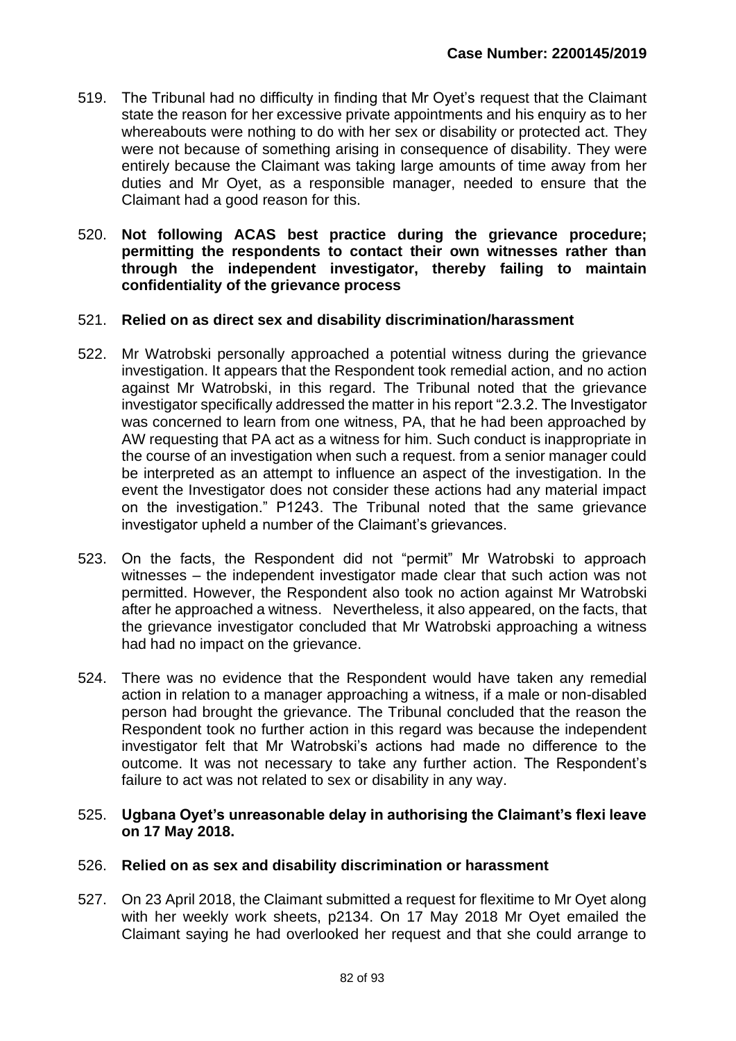**Case Number: 2200145/2019**

519. The Tribunal had no difficulty in finding that Mr Oyet's request that the Claimant state the reason for her excessive private appointments and his enquiry as to her whereabouts were nothing to do with her sex or disability or protected act. They were not because of something arising in consequence of disability. They were entirely because the Claimant was taking large amounts of time away from her duties and Mr Oyet, as a responsible manager, needed to ensure that the Claimant had a good reason for this.

520. **Not following ACAS best practice during the grievance procedure; permitting the respondents to contact their own witnesses rather than through the independent investigator, thereby failing to maintain confidentiality of the grievance process**

521. **Relied on as direct sex and disability discrimination/harassment**

522. Mr Watrobski personally approached a potential witness during the grievance investigation. It appears that the Respondent took remedial action, and no action against Mr Watrobski, in this regard. The Tribunal noted that the grievance investigator specifically addressed the matter in his report "2.3.2. The Investigator was concerned to learn from one witness, PA, that he had been approached by AW requesting that PA act as a witness for him. Such conduct is inappropriate in the course of an investigation when such a request. from a senior manager could be interpreted as an attempt to influence an aspect of the investigation. In the event the Investigator does not consider these actions had any material impact on the investigation." P1243. The Tribunal noted that the same grievance investigator upheld a number of the Claimant's grievances.

523. On the facts, the Respondent did not "permit" Mr Watrobski to approach witnesses – the independent investigator made clear that such action was not permitted. However, the Respondent also took no action against Mr Watrobski after he approached a witness. Nevertheless, it also appeared, on the facts, that the grievance investigator concluded that Mr Watrobski approaching a witness had had no impact on the grievance.

524. There was no evidence that the Respondent would have taken any remedial action in relation to a manager approaching a witness, if a male or non-disabled person had brought the grievance. The Tribunal concluded that the reason the Respondent took no further action in this regard was because the independent investigator felt that Mr Watrobski's actions had made no difference to the outcome. It was not necessary to take any further action. The Respondent's failure to act was not related to sex or disability in any way.

525. **Ugbana Oyet's unreasonable delay in authorising the Claimant's flexi leave on 17 May 2018.**

526. **Relied on as sex and disability discrimination or harassment**

527. On 23 April 2018, the Claimant submitted a request for flexitime to Mr Oyet along with her weekly work sheets, p2134. On 17 May 2018 Mr Oyet emailed the Claimant saying he had overlooked her request and that she could arrange to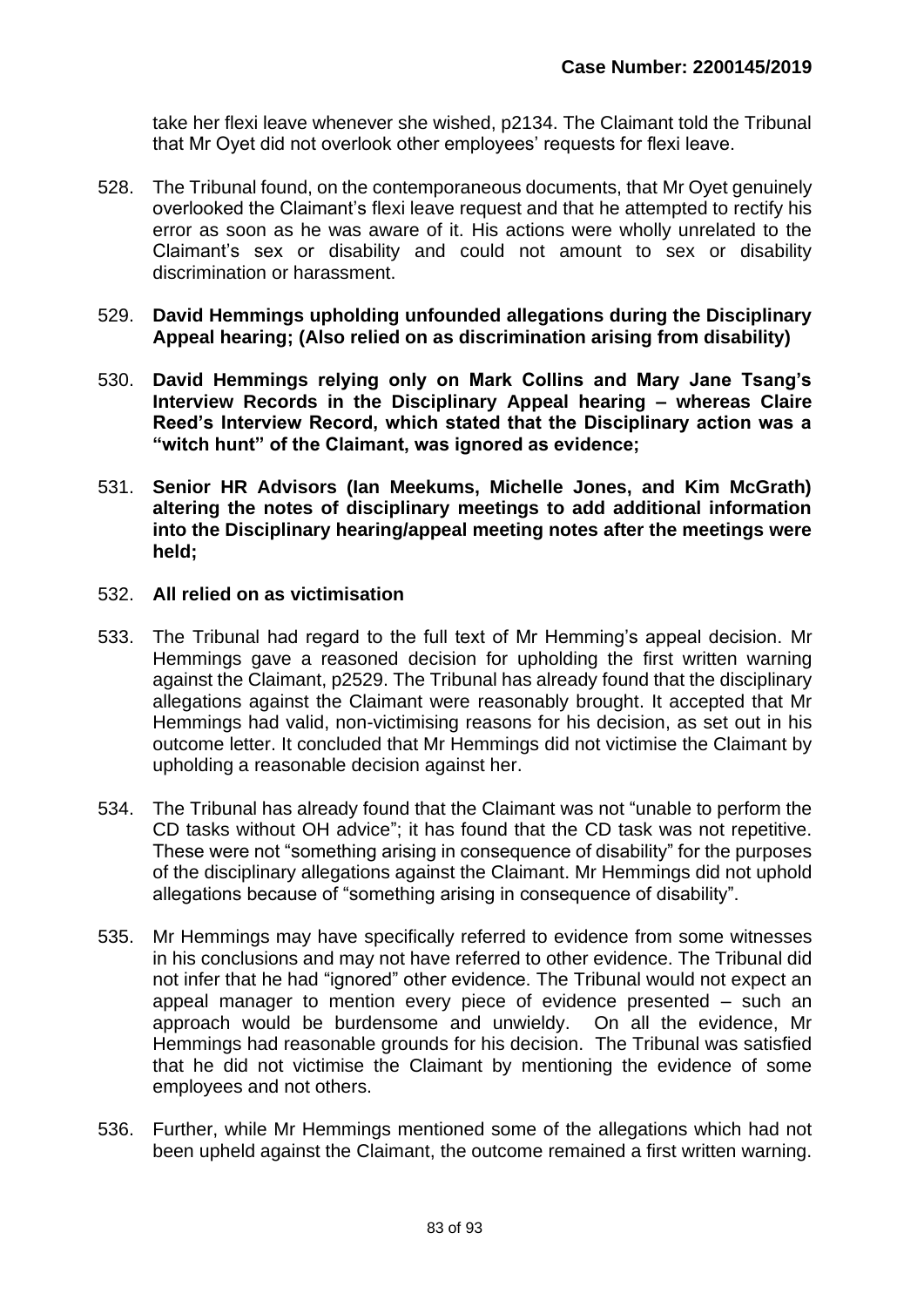take her flexi leave whenever she wished, p2134. The Claimant told the Tribunal that Mr Oyet did not overlook other employees' requests for flexi leave.

528. The Tribunal found, on the contemporaneous documents, that Mr Oyet genuinely overlooked the Claimant's flexi leave request and that he attempted to rectify his error as soon as he was aware of it. His actions were wholly unrelated to the Claimant's sex or disability and could not amount to sex or disability discrimination or harassment.

529. **David Hemmings upholding unfounded allegations during the Disciplinary Appeal hearing; (Also relied on as discrimination arising from disability)**

530. **David Hemmings relying only on Mark Collins and Mary Jane Tsang's Interview Records in the Disciplinary Appeal hearing – whereas Claire Reed's Interview Record, which stated that the Disciplinary action was a "witch hunt" of the Claimant, was ignored as evidence;**

531. **Senior HR Advisors (Ian Meekums, Michelle Jones, and Kim McGrath) altering the notes of disciplinary meetings to add additional information into the Disciplinary hearing/appeal meeting notes after the meetings were held;**

532. **All relied on as victimisation**

533. The Tribunal had regard to the full text of Mr Hemming's appeal decision. Mr Hemmings gave a reasoned decision for upholding the first written warning against the Claimant, p2529. The Tribunal has already found that the disciplinary allegations against the Claimant were reasonably brought. It accepted that Mr Hemmings had valid, non-victimising reasons for his decision, as set out in his outcome letter. It concluded that Mr Hemmings did not victimise the Claimant by upholding a reasonable decision against her.

534. The Tribunal has already found that the Claimant was not "unable to perform the CD tasks without OH advice"; it has found that the CD task was not repetitive. These were not "something arising in consequence of disability" for the purposes of the disciplinary allegations against the Claimant. Mr Hemmings did not uphold allegations because of "something arising in consequence of disability".

535. Mr Hemmings may have specifically referred to evidence from some witnesses in his conclusions and may not have referred to other evidence. The Tribunal did not infer that he had "ignored" other evidence. The Tribunal would not expect an appeal manager to mention every piece of evidence presented – such an approach would be burdensome and unwieldy. On all the evidence, Mr Hemmings had reasonable grounds for his decision. The Tribunal was satisfied that he did not victimise the Claimant by mentioning the evidence of some employees and not others.

536. Further, while Mr Hemmings mentioned some of the allegations which had not been upheld against the Claimant, the outcome remained a first written warning.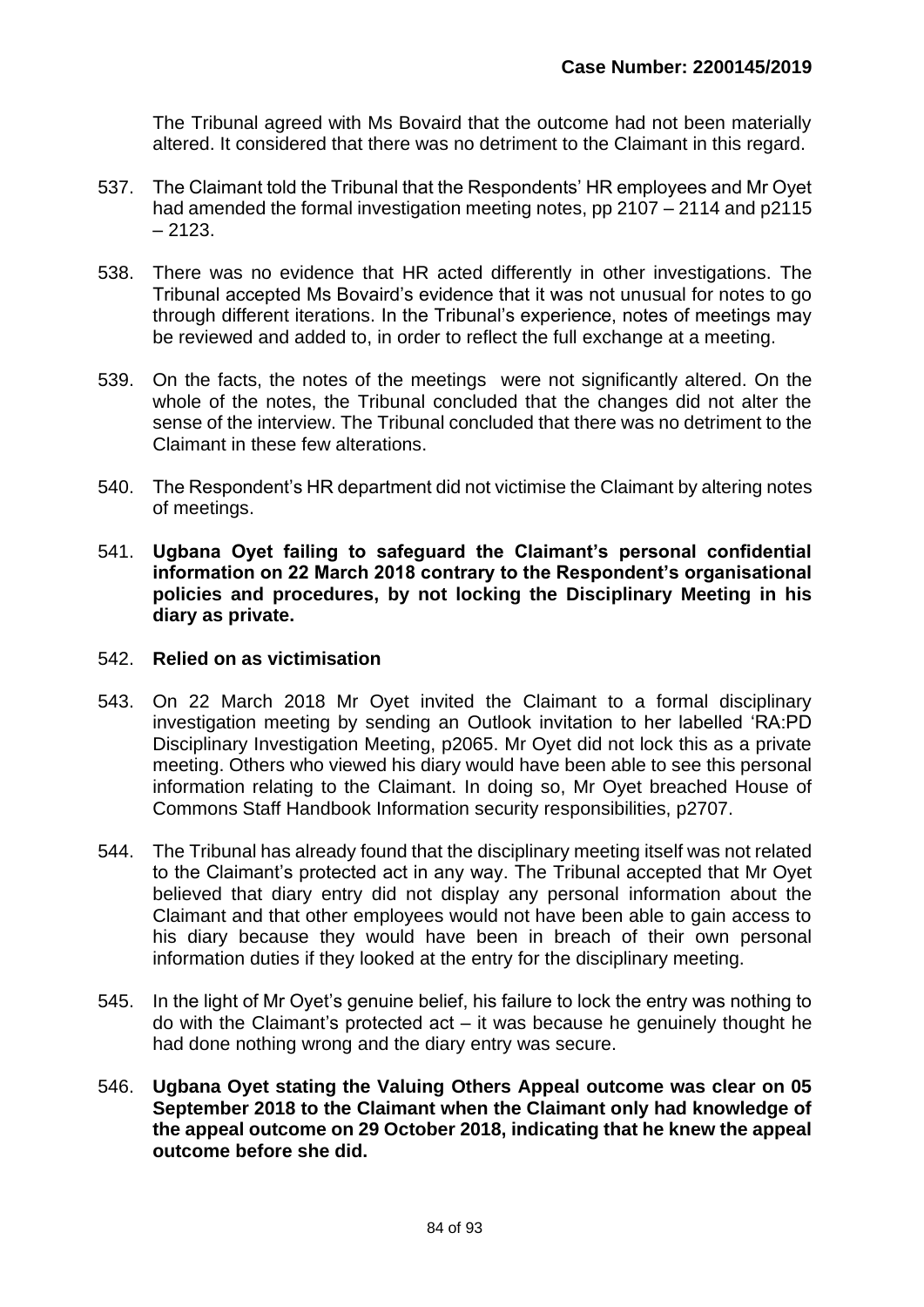The Tribunal agreed with Ms Bovaird that the outcome had not been materially altered. It considered that there was no detriment to the Claimant in this regard.

537. The Claimant told the Tribunal that the Respondents' HR employees and Mr Oyet had amended the formal investigation meeting notes, pp 2107 – 2114 and p2115 – 2123.

538. There was no evidence that HR acted differently in other investigations. The Tribunal accepted Ms Bovaird's evidence that it was not unusual for notes to go through different iterations. In the Tribunal's experience, notes of meetings may be reviewed and added to, in order to reflect the full exchange at a meeting.

539. On the facts, the notes of the meetings were not significantly altered. On the whole of the notes, the Tribunal concluded that the changes did not alter the sense of the interview. The Tribunal concluded that there was no detriment to the Claimant in these few alterations.

540. The Respondent's HR department did not victimise the Claimant by altering notes of meetings.

541. **Ugbana Oyet failing to safeguard the Claimant's personal confidential information on 22 March 2018 contrary to the Respondent's organisational policies and procedures, by not locking the Disciplinary Meeting in his diary as private.**

542. **Relied on as victimisation**

543. On 22 March 2018 Mr Oyet invited the Claimant to a formal disciplinary investigation meeting by sending an Outlook invitation to her labelled 'RA:PD Disciplinary Investigation Meeting, p2065. Mr Oyet did not lock this as a private meeting. Others who viewed his diary would have been able to see this personal information relating to the Claimant. In doing so, Mr Oyet breached House of Commons Staff Handbook Information security responsibilities, p2707.

544. The Tribunal has already found that the disciplinary meeting itself was not related to the Claimant's protected act in any way. The Tribunal accepted that Mr Oyet believed that diary entry did not display any personal information about the Claimant and that other employees would not have been able to gain access to his diary because they would have been in breach of their own personal information duties if they looked at the entry for the disciplinary meeting.

545. In the light of Mr Oyet's genuine belief, his failure to lock the entry was nothing to do with the Claimant's protected act – it was because he genuinely thought he had done nothing wrong and the diary entry was secure.

546. **Ugbana Oyet stating the Valuing Others Appeal outcome was clear on 05 September 2018 to the Claimant when the Claimant only had knowledge of the appeal outcome on 29 October 2018, indicating that he knew the appeal outcome before she did.**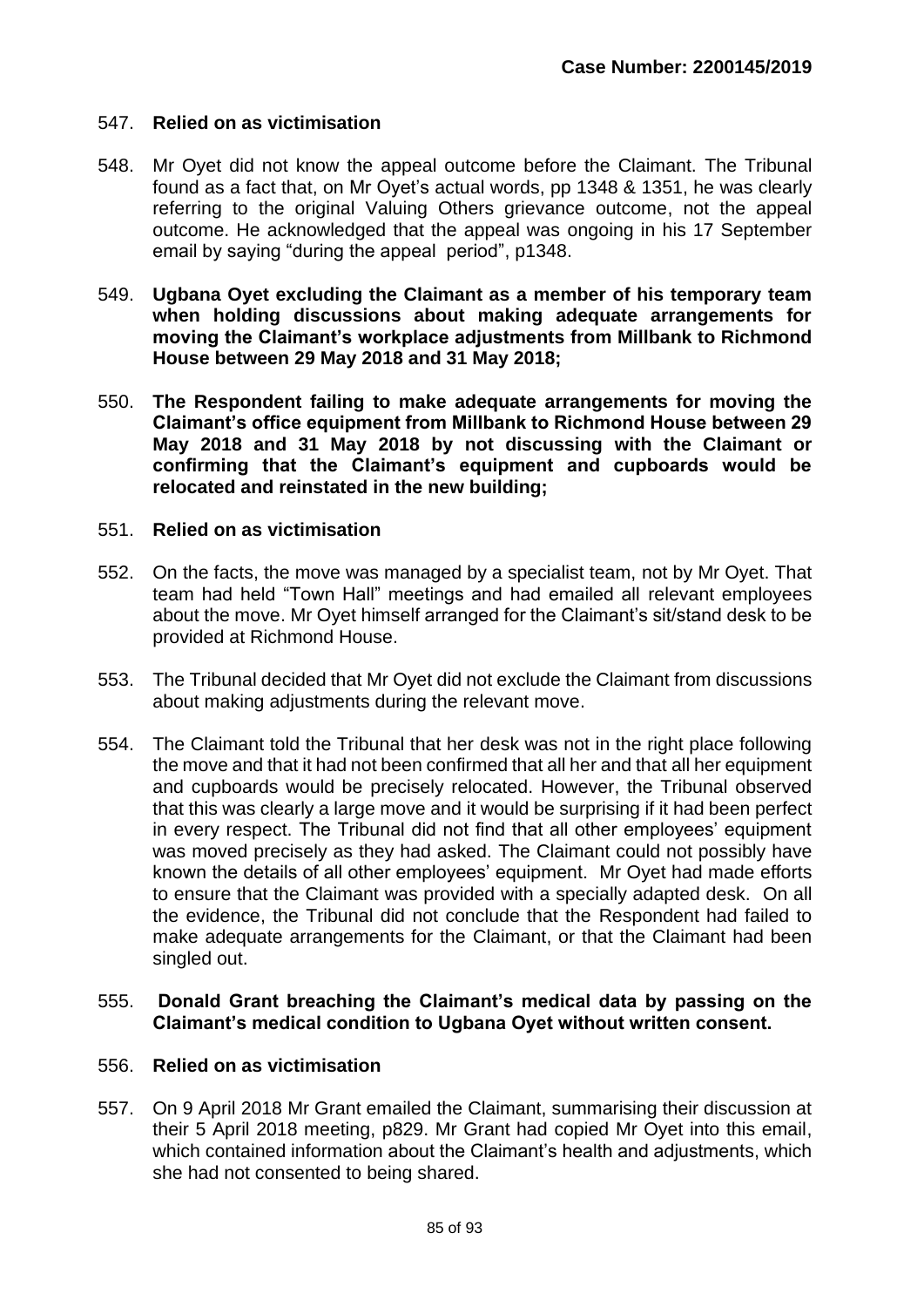547. **Relied on as victimisation**

548. Mr Oyet did not know the appeal outcome before the Claimant. The Tribunal found as a fact that, on Mr Oyet's actual words, pp 1348 & 1351, he was clearly referring to the original Valuing Others grievance outcome, not the appeal outcome. He acknowledged that the appeal was ongoing in his 17 September email by saying "during the appeal period", p1348.

549. **Ugbana Oyet excluding the Claimant as a member of his temporary team when holding discussions about making adequate arrangements for moving the Claimant's workplace adjustments from Millbank to Richmond House between 29 May 2018 and 31 May 2018;**

550. **The Respondent failing to make adequate arrangements for moving the Claimant's office equipment from Millbank to Richmond House between 29 May 2018 and 31 May 2018 by not discussing with the Claimant or confirming that the Claimant's equipment and cupboards would be relocated and reinstated in the new building;**

551. **Relied on as victimisation**

552. On the facts, the move was managed by a specialist team, not by Mr Oyet. That team had held "Town Hall" meetings and had emailed all relevant employees about the move. Mr Oyet himself arranged for the Claimant's sit/stand desk to be provided at Richmond House.

553. The Tribunal decided that Mr Oyet did not exclude the Claimant from discussions about making adjustments during the relevant move.

554. The Claimant told the Tribunal that her desk was not in the right place following the move and that it had not been confirmed that all her and that all her equipment and cupboards would be precisely relocated. However, the Tribunal observed that this was clearly a large move and it would be surprising if it had been perfect in every respect. The Tribunal did not find that all other employees' equipment was moved precisely as they had asked. The Claimant could not possibly have known the details of all other employees' equipment. Mr Oyet had made efforts to ensure that the Claimant was provided with a specially adapted desk. On all the evidence, the Tribunal did not conclude that the Respondent had failed to make adequate arrangements for the Claimant, or that the Claimant had been singled out.

555. **Donald Grant breaching the Claimant's medical data by passing on the Claimant's medical condition to Ugbana Oyet without written consent.**

556. **Relied on as victimisation**

557. On 9 April 2018 Mr Grant emailed the Claimant, summarising their discussion at their 5 April 2018 meeting, p829. Mr Grant had copied Mr Oyet into this email, which contained information about the Claimant's health and adjustments, which she had not consented to being shared.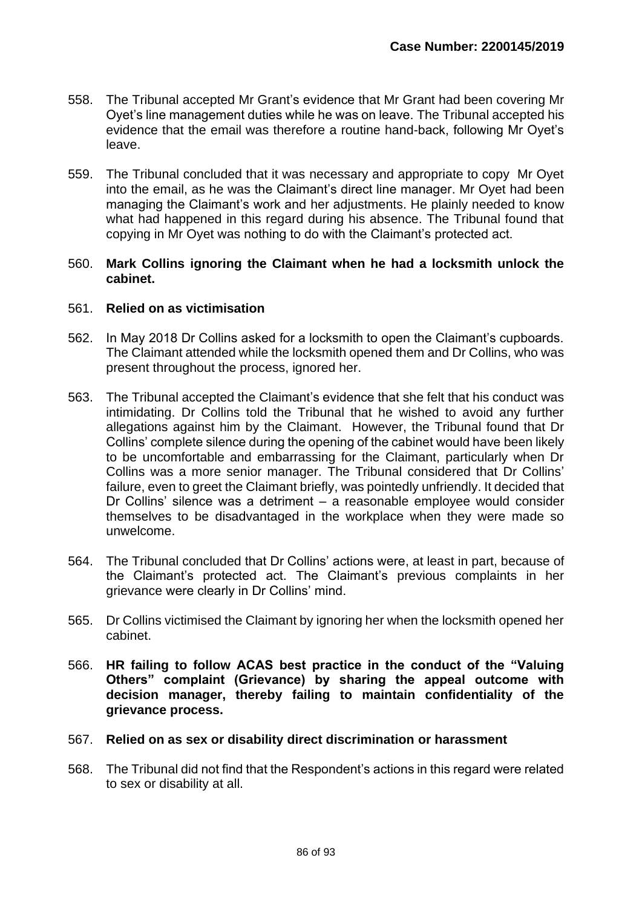558. The Tribunal accepted Mr Grant's evidence that Mr Grant had been covering Mr Oyet's line management duties while he was on leave. The Tribunal accepted his evidence that the email was therefore a routine hand-back, following Mr Oyet's leave.

559. The Tribunal concluded that it was necessary and appropriate to copy Mr Oyet into the email, as he was the Claimant's direct line manager. Mr Oyet had been managing the Claimant's work and her adjustments. He plainly needed to know what had happened in this regard during his absence. The Tribunal found that copying in Mr Oyet was nothing to do with the Claimant's protected act.

560. **Mark Collins ignoring the Claimant when he had a locksmith unlock the cabinet.**

561. **Relied on as victimisation**

562. In May 2018 Dr Collins asked for a locksmith to open the Claimant's cupboards. The Claimant attended while the locksmith opened them and Dr Collins, who was present throughout the process, ignored her.

563. The Tribunal accepted the Claimant's evidence that she felt that his conduct was intimidating. Dr Collins told the Tribunal that he wished to avoid any further allegations against him by the Claimant. However, the Tribunal found that Dr Collins' complete silence during the opening of the cabinet would have been likely to be uncomfortable and embarrassing for the Claimant, particularly when Dr Collins was a more senior manager. The Tribunal considered that Dr Collins' failure, even to greet the Claimant briefly, was pointedly unfriendly. It decided that Dr Collins' silence was a detriment – a reasonable employee would consider themselves to be disadvantaged in the workplace when they were made so unwelcome.

564. The Tribunal concluded that Dr Collins' actions were, at least in part, because of the Claimant's protected act. The Claimant's previous complaints in her grievance were clearly in Dr Collins' mind.

565. Dr Collins victimised the Claimant by ignoring her when the locksmith opened her cabinet.

566. **HR failing to follow ACAS best practice in the conduct of the "Valuing Others" complaint (Grievance) by sharing the appeal outcome with decision manager, thereby failing to maintain confidentiality of the grievance process.**

567. **Relied on as sex or disability direct discrimination or harassment**

568. The Tribunal did not find that the Respondent's actions in this regard were related to sex or disability at all.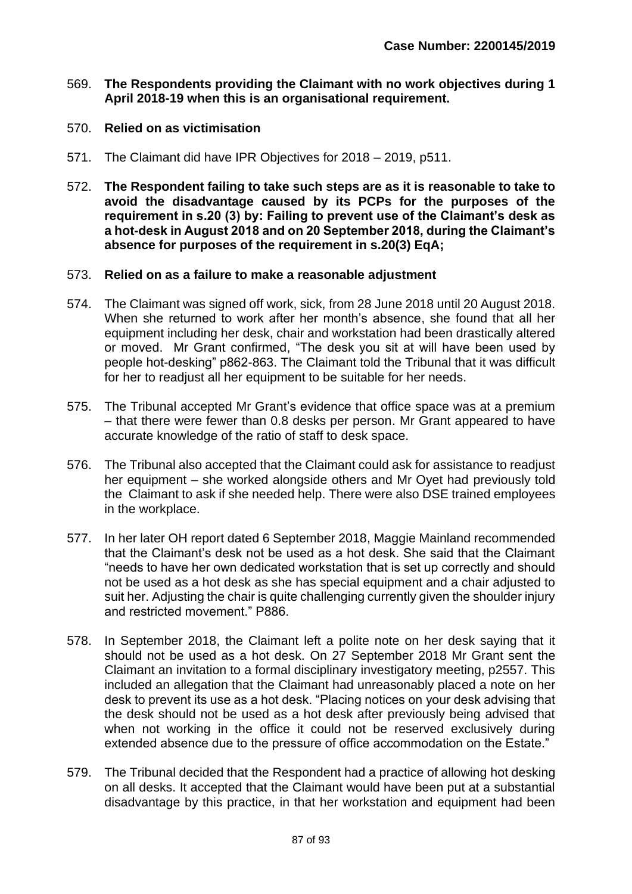569. **The Respondents providing the Claimant with no work objectives during 1 April 2018-19 when this is an organisational requirement.**

570. **Relied on as victimisation**

571. The Claimant did have IPR Objectives for 2018 – 2019, p511.

572. **The Respondent failing to take such steps are as it is reasonable to take to avoid the disadvantage caused by its PCPs for the purposes of the requirement in s.20 (3) by: Failing to prevent use of the Claimant's desk as a hot-desk in August 2018 and on 20 September 2018, during the Claimant's absence for purposes of the requirement in s.20(3) EqA;**

573. **Relied on as a failure to make a reasonable adjustment**

574. The Claimant was signed off work, sick, from 28 June 2018 until 20 August 2018. When she returned to work after her month's absence, she found that all her equipment including her desk, chair and workstation had been drastically altered or moved. Mr Grant confirmed, "The desk you sit at will have been used by people hot-desking" p862-863. The Claimant told the Tribunal that it was difficult for her to readjust all her equipment to be suitable for her needs.

575. The Tribunal accepted Mr Grant's evidence that office space was at a premium – that there were fewer than 0.8 desks per person. Mr Grant appeared to have accurate knowledge of the ratio of staff to desk space.

576. The Tribunal also accepted that the Claimant could ask for assistance to readjust her equipment – she worked alongside others and Mr Oyet had previously told the Claimant to ask if she needed help. There were also DSE trained employees in the workplace.

577. In her later OH report dated 6 September 2018, Maggie Mainland recommended that the Claimant's desk not be used as a hot desk. She said that the Claimant "needs to have her own dedicated workstation that is set up correctly and should not be used as a hot desk as she has special equipment and a chair adjusted to suit her. Adjusting the chair is quite challenging currently given the shoulder injury and restricted movement." P886.

578. In September 2018, the Claimant left a polite note on her desk saying that it should not be used as a hot desk. On 27 September 2018 Mr Grant sent the Claimant an invitation to a formal disciplinary investigatory meeting, p2557. This included an allegation that the Claimant had unreasonably placed a note on her desk to prevent its use as a hot desk. "Placing notices on your desk advising that the desk should not be used as a hot desk after previously being advised that when not working in the office it could not be reserved exclusively during extended absence due to the pressure of office accommodation on the Estate."

579. The Tribunal decided that the Respondent had a practice of allowing hot desking on all desks. It accepted that the Claimant would have been put at a substantial disadvantage by this practice, in that her workstation and equipment had been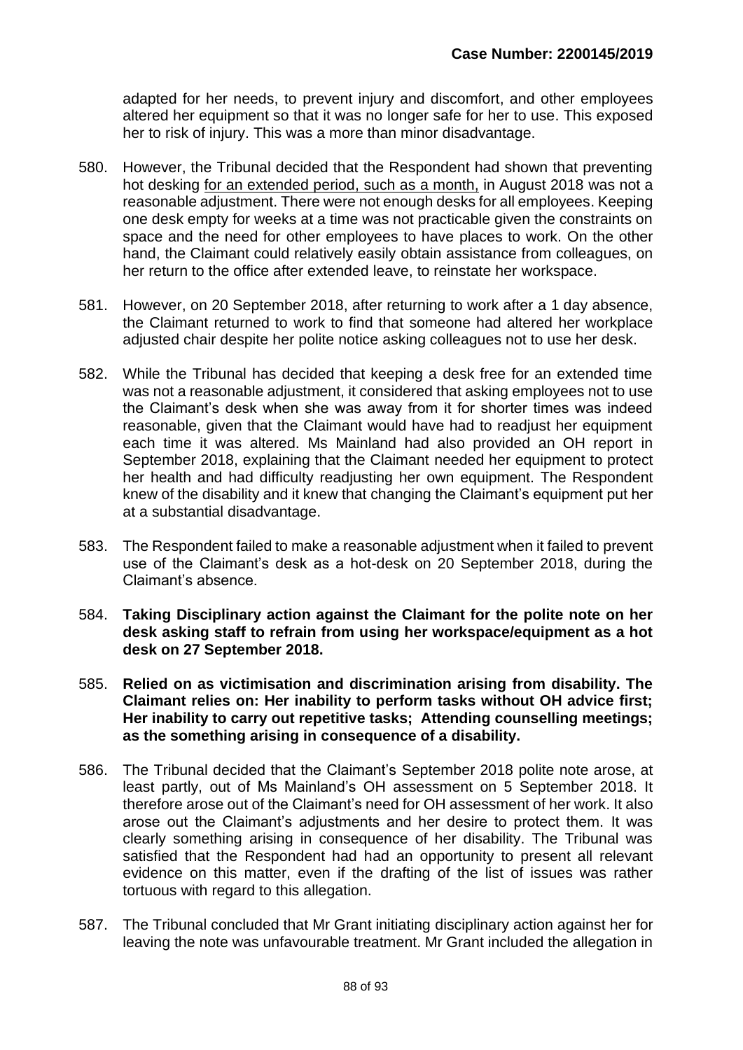adapted for her needs, to prevent injury and discomfort, and other employees altered her equipment so that it was no longer safe for her to use. This exposed her to risk of injury. This was a more than minor disadvantage.

580. However, the Tribunal decided that the Respondent had shown that preventing hot desking for an extended period, such as a month, in August 2018 was not a reasonable adjustment. There were not enough desks for all employees. Keeping one desk empty for weeks at a time was not practicable given the constraints on space and the need for other employees to have places to work. On the other hand, the Claimant could relatively easily obtain assistance from colleagues, on her return to the office after extended leave, to reinstate her workspace.

581. However, on 20 September 2018, after returning to work after a 1 day absence, the Claimant returned to work to find that someone had altered her workplace adjusted chair despite her polite notice asking colleagues not to use her desk.

582. While the Tribunal has decided that keeping a desk free for an extended time was not a reasonable adjustment, it considered that asking employees not to use the Claimant's desk when she was away from it for shorter times was indeed reasonable, given that the Claimant would have had to readjust her equipment each time it was altered. Ms Mainland had also provided an OH report in September 2018, explaining that the Claimant needed her equipment to protect her health and had difficulty readjusting her own equipment. The Respondent knew of the disability and it knew that changing the Claimant's equipment put her at a substantial disadvantage.

583. The Respondent failed to make a reasonable adjustment when it failed to prevent use of the Claimant's desk as a hot-desk on 20 September 2018, during the Claimant's absence.

584. **Taking Disciplinary action against the Claimant for the polite note on her desk asking staff to refrain from using her workspace/equipment as a hot desk on 27 September 2018.**

585. **Relied on as victimisation and discrimination arising from disability. The Claimant relies on: Her inability to perform tasks without OH advice first; Her inability to carry out repetitive tasks; Attending counselling meetings; as the something arising in consequence of a disability.**

586. The Tribunal decided that the Claimant's September 2018 polite note arose, at least partly, out of Ms Mainland's OH assessment on 5 September 2018. It therefore arose out of the Claimant's need for OH assessment of her work. It also arose out the Claimant's adjustments and her desire to protect them. It was clearly something arising in consequence of her disability. The Tribunal was satisfied that the Respondent had had an opportunity to present all relevant evidence on this matter, even if the drafting of the list of issues was rather tortuous with regard to this allegation.

587. The Tribunal concluded that Mr Grant initiating disciplinary action against her for leaving the note was unfavourable treatment. Mr Grant included the allegation in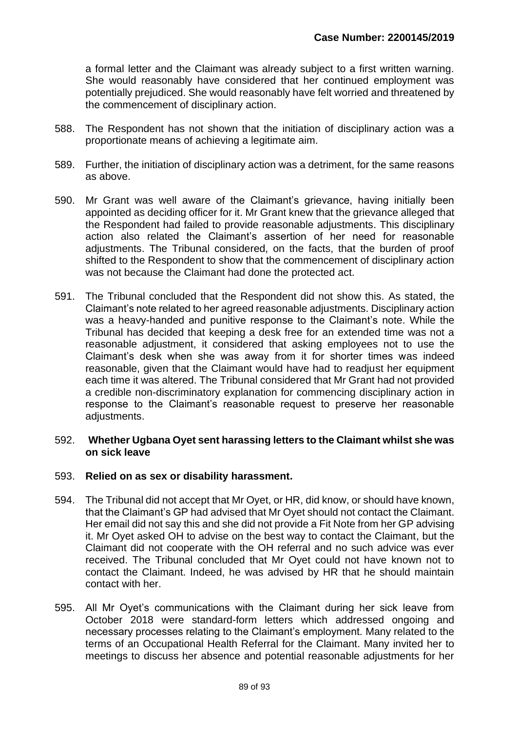a formal letter and the Claimant was already subject to a first written warning. She would reasonably have considered that her continued employment was potentially prejudiced. She would reasonably have felt worried and threatened by the commencement of disciplinary action.

588. The Respondent has not shown that the initiation of disciplinary action was a proportionate means of achieving a legitimate aim.

589. Further, the initiation of disciplinary action was a detriment, for the same reasons as above.

590. Mr Grant was well aware of the Claimant's grievance, having initially been appointed as deciding officer for it. Mr Grant knew that the grievance alleged that the Respondent had failed to provide reasonable adjustments. This disciplinary action also related the Claimant's assertion of her need for reasonable adjustments. The Tribunal considered, on the facts, that the burden of proof shifted to the Respondent to show that the commencement of disciplinary action was not because the Claimant had done the protected act.

591. The Tribunal concluded that the Respondent did not show this. As stated, the Claimant's note related to her agreed reasonable adjustments. Disciplinary action was a heavy-handed and punitive response to the Claimant's note. While the Tribunal has decided that keeping a desk free for an extended time was not a reasonable adjustment, it considered that asking employees not to use the Claimant's desk when she was away from it for shorter times was indeed reasonable, given that the Claimant would have had to readjust her equipment each time it was altered. The Tribunal considered that Mr Grant had not provided a credible non-discriminatory explanation for commencing disciplinary action in response to the Claimant's reasonable request to preserve her reasonable adjustments.

592. **Whether Ugbana Oyet sent harassing letters to the Claimant whilst she was on sick leave**

593. **Relied on as sex or disability harassment.**

594. The Tribunal did not accept that Mr Oyet, or HR, did know, or should have known, that the Claimant's GP had advised that Mr Oyet should not contact the Claimant. Her email did not say this and she did not provide a Fit Note from her GP advising it. Mr Oyet asked OH to advise on the best way to contact the Claimant, but the Claimant did not cooperate with the OH referral and no such advice was ever received. The Tribunal concluded that Mr Oyet could not have known not to contact the Claimant. Indeed, he was advised by HR that he should maintain contact with her.

595. All Mr Oyet's communications with the Claimant during her sick leave from October 2018 were standard-form letters which addressed ongoing and necessary processes relating to the Claimant's employment. Many related to the terms of an Occupational Health Referral for the Claimant. Many invited her to meetings to discuss her absence and potential reasonable adjustments for her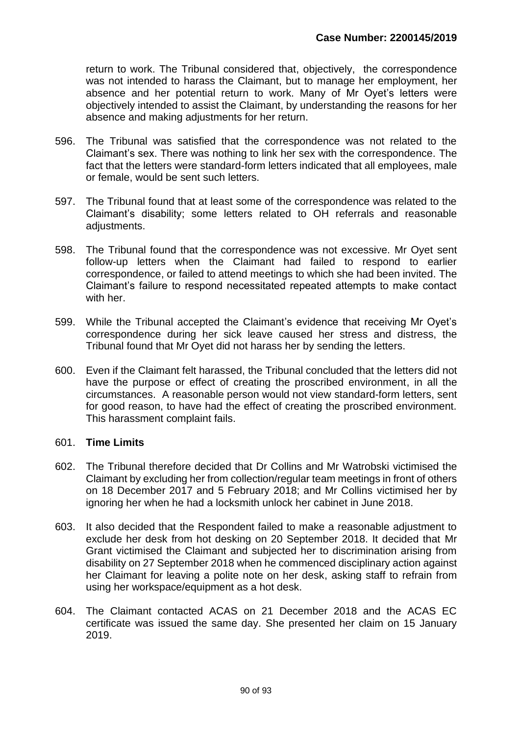return to work. The Tribunal considered that, objectively, the correspondence was not intended to harass the Claimant, but to manage her employment, her absence and her potential return to work. Many of Mr Oyet's letters were objectively intended to assist the Claimant, by understanding the reasons for her absence and making adjustments for her return.

596. The Tribunal was satisfied that the correspondence was not related to the Claimant's sex. There was nothing to link her sex with the correspondence. The fact that the letters were standard-form letters indicated that all employees, male or female, would be sent such letters.

597. The Tribunal found that at least some of the correspondence was related to the Claimant's disability; some letters related to OH referrals and reasonable adjustments.

598. The Tribunal found that the correspondence was not excessive. Mr Oyet sent follow-up letters when the Claimant had failed to respond to earlier correspondence, or failed to attend meetings to which she had been invited. The Claimant's failure to respond necessitated repeated attempts to make contact with her.

599. While the Tribunal accepted the Claimant's evidence that receiving Mr Oyet's correspondence during her sick leave caused her stress and distress, the Tribunal found that Mr Oyet did not harass her by sending the letters.

600. Even if the Claimant felt harassed, the Tribunal concluded that the letters did not have the purpose or effect of creating the proscribed environment, in all the circumstances. A reasonable person would not view standard-form letters, sent for good reason, to have had the effect of creating the proscribed environment. This harassment complaint fails.

601. **Time Limits**

602. The Tribunal therefore decided that Dr Collins and Mr Watrobski victimised the Claimant by excluding her from collection/regular team meetings in front of others on 18 December 2017 and 5 February 2018; and Mr Collins victimised her by ignoring her when he had a locksmith unlock her cabinet in June 2018.

603. It also decided that the Respondent failed to make a reasonable adjustment to exclude her desk from hot desking on 20 September 2018. It decided that Mr Grant victimised the Claimant and subjected her to discrimination arising from disability on 27 September 2018 when he commenced disciplinary action against her Claimant for leaving a polite note on her desk, asking staff to refrain from using her workspace/equipment as a hot desk.

604. The Claimant contacted ACAS on 21 December 2018 and the ACAS EC certificate was issued the same day. She presented her claim on 15 January 2019.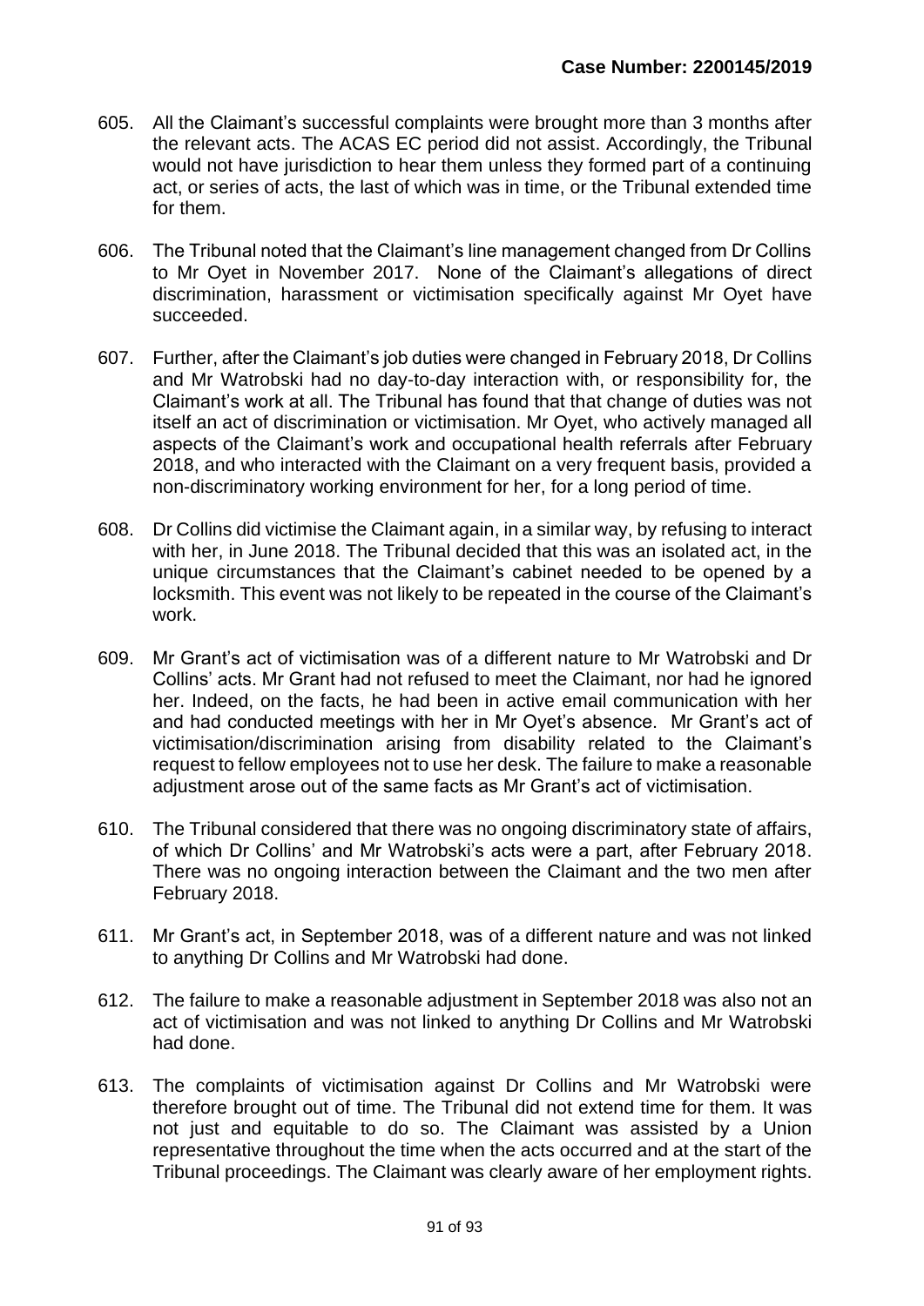605. All the Claimant's successful complaints were brought more than 3 months after the relevant acts. The ACAS EC period did not assist. Accordingly, the Tribunal would not have jurisdiction to hear them unless they formed part of a continuing act, or series of acts, the last of which was in time, or the Tribunal extended time for them.

606. The Tribunal noted that the Claimant's line management changed from Dr Collins to Mr Oyet in November 2017. None of the Claimant's allegations of direct discrimination, harassment or victimisation specifically against Mr Oyet have succeeded.

607. Further, after the Claimant's job duties were changed in February 2018, Dr Collins and Mr Watrobski had no day-to-day interaction with, or responsibility for, the Claimant's work at all. The Tribunal has found that that change of duties was not itself an act of discrimination or victimisation. Mr Oyet, who actively managed all aspects of the Claimant's work and occupational health referrals after February 2018, and who interacted with the Claimant on a very frequent basis, provided a non-discriminatory working environment for her, for a long period of time.

608. Dr Collins did victimise the Claimant again, in a similar way, by refusing to interact with her, in June 2018. The Tribunal decided that this was an isolated act, in the unique circumstances that the Claimant's cabinet needed to be opened by a locksmith. This event was not likely to be repeated in the course of the Claimant's work.

609. Mr Grant's act of victimisation was of a different nature to Mr Watrobski and Dr Collins' acts. Mr Grant had not refused to meet the Claimant, nor had he ignored her. Indeed, on the facts, he had been in active email communication with her and had conducted meetings with her in Mr Oyet's absence. Mr Grant's act of victimisation/discrimination arising from disability related to the Claimant's request to fellow employees not to use her desk. The failure to make a reasonable adjustment arose out of the same facts as Mr Grant's act of victimisation.

610. The Tribunal considered that there was no ongoing discriminatory state of affairs, of which Dr Collins' and Mr Watrobski's acts were a part, after February 2018. There was no ongoing interaction between the Claimant and the two men after February 2018.

611. Mr Grant's act, in September 2018, was of a different nature and was not linked to anything Dr Collins and Mr Watrobski had done.

612. The failure to make a reasonable adjustment in September 2018 was also not an act of victimisation and was not linked to anything Dr Collins and Mr Watrobski had done.

613. The complaints of victimisation against Dr Collins and Mr Watrobski were therefore brought out of time. The Tribunal did not extend time for them. It was not just and equitable to do so. The Claimant was assisted by a Union representative throughout the time when the acts occurred and at the start of the Tribunal proceedings. The Claimant was clearly aware of her employment rights.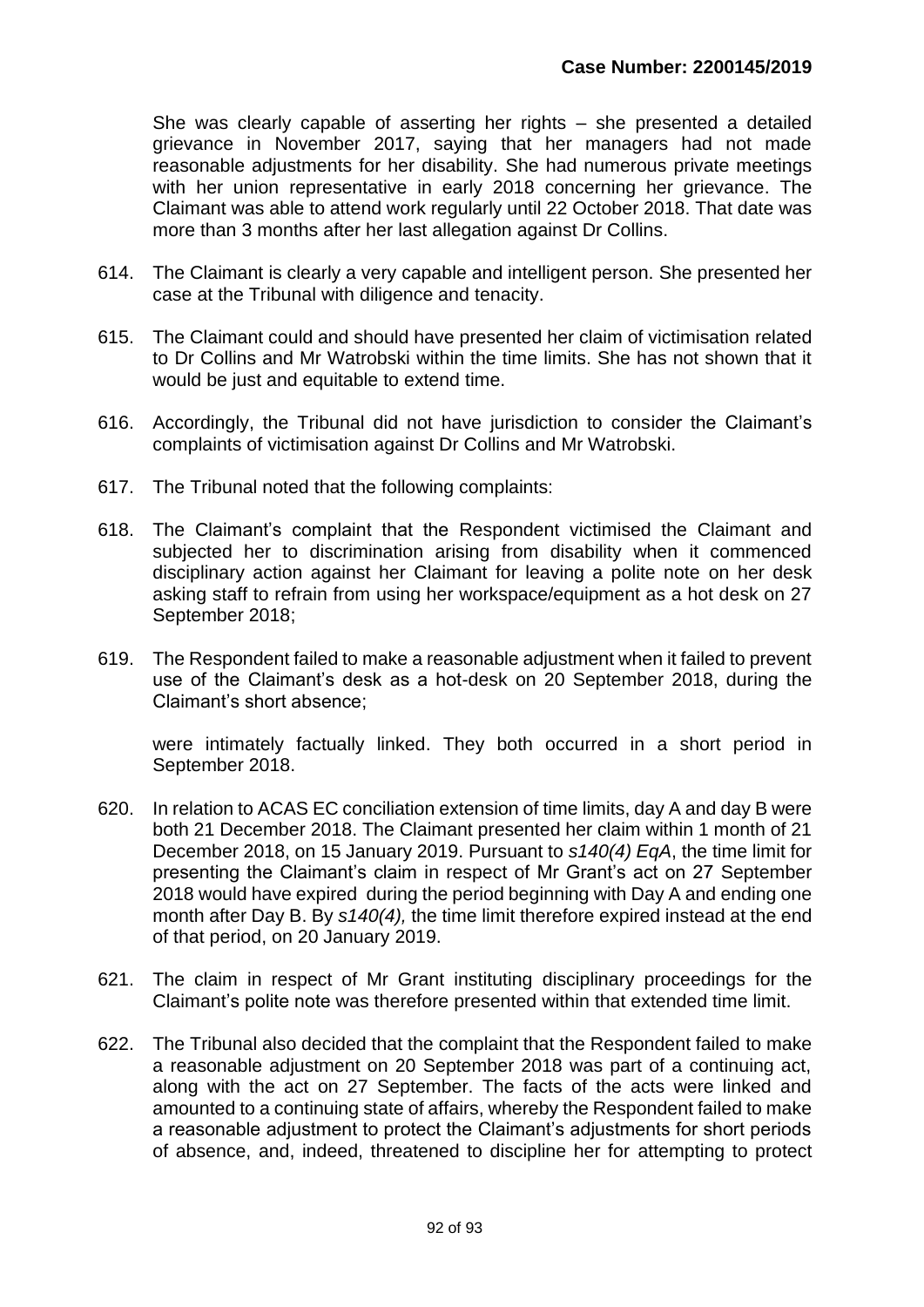She was clearly capable of asserting her rights – she presented a detailed grievance in November 2017, saying that her managers had not made reasonable adjustments for her disability. She had numerous private meetings with her union representative in early 2018 concerning her grievance. The Claimant was able to attend work regularly until 22 October 2018. That date was more than 3 months after her last allegation against Dr Collins.

614. The Claimant is clearly a very capable and intelligent person. She presented her case at the Tribunal with diligence and tenacity.

615. The Claimant could and should have presented her claim of victimisation related to Dr Collins and Mr Watrobski within the time limits. She has not shown that it would be just and equitable to extend time.

616. Accordingly, the Tribunal did not have jurisdiction to consider the Claimant's complaints of victimisation against Dr Collins and Mr Watrobski.

617. The Tribunal noted that the following complaints:

618. The Claimant's complaint that the Respondent victimised the Claimant and subjected her to discrimination arising from disability when it commenced disciplinary action against her Claimant for leaving a polite note on her desk asking staff to refrain from using her workspace/equipment as a hot desk on 27 September 2018;

619. The Respondent failed to make a reasonable adjustment when it failed to prevent use of the Claimant's desk as a hot-desk on 20 September 2018, during the Claimant's short absence;

were intimately factually linked. They both occurred in a short period in September 2018.

620. In relation to ACAS EC conciliation extension of time limits, day A and day B were both 21 December 2018. The Claimant presented her claim within 1 month of 21 December 2018, on 15 January 2019. Pursuant to *s140(4) EqA*, the time limit for presenting the Claimant's claim in respect of Mr Grant's act on 27 September 2018 would have expired during the period beginning with Day A and ending one month after Day B. By *s140(4),* the time limit therefore expired instead at the end of that period, on 20 January 2019.

621. The claim in respect of Mr Grant instituting disciplinary proceedings for the Claimant's polite note was therefore presented within that extended time limit.

622. The Tribunal also decided that the complaint that the Respondent failed to make a reasonable adjustment on 20 September 2018 was part of a continuing act, along with the act on 27 September. The facts of the acts were linked and amounted to a continuing state of affairs, whereby the Respondent failed to make a reasonable adjustment to protect the Claimant's adjustments for short periods of absence, and, indeed, threatened to discipline her for attempting to protect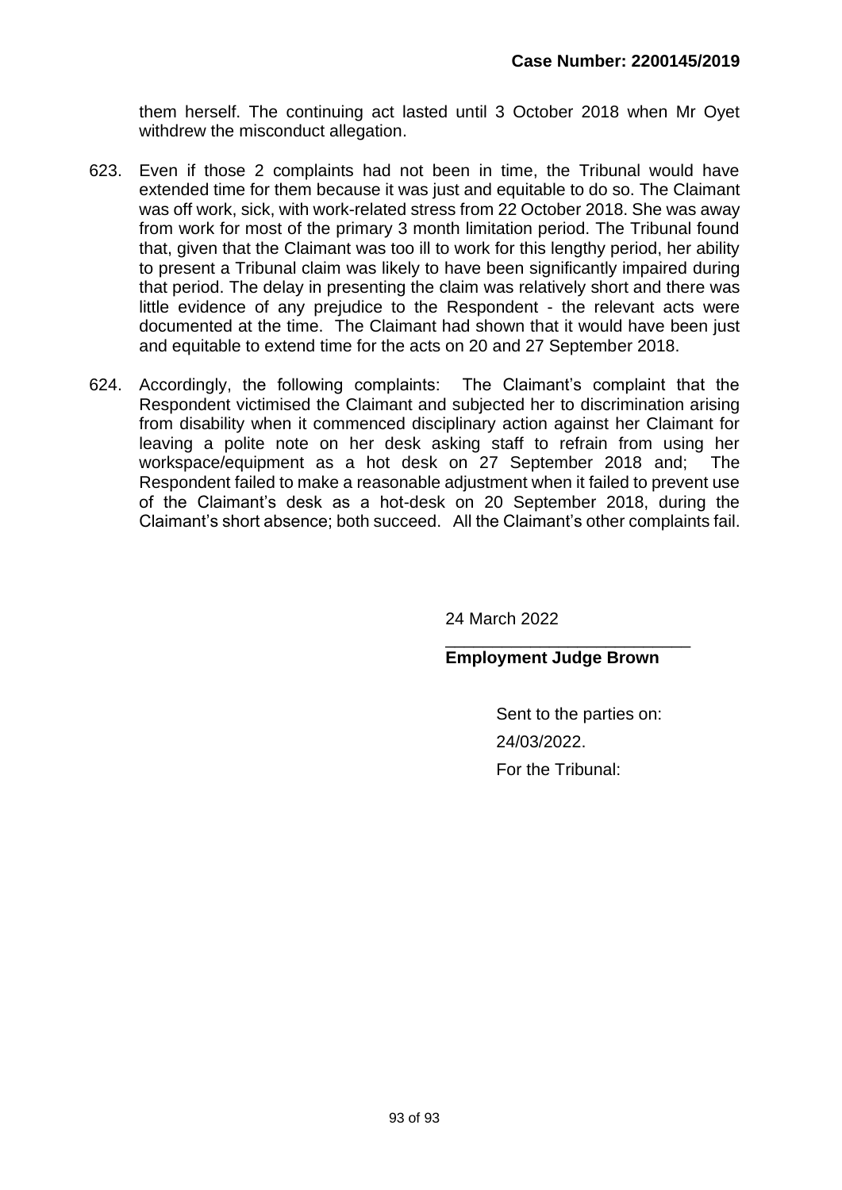them herself. The continuing act lasted until 3 October 2018 when Mr Oyet withdrew the misconduct allegation.

623. Even if those 2 complaints had not been in time, the Tribunal would have extended time for them because it was just and equitable to do so. The Claimant was off work, sick, with work-related stress from 22 October 2018. She was away from work for most of the primary 3 month limitation period. The Tribunal found that, given that the Claimant was too ill to work for this lengthy period, her ability to present a Tribunal claim was likely to have been significantly impaired during that period. The delay in presenting the claim was relatively short and there was little evidence of any prejudice to the Respondent - the relevant acts were documented at the time. The Claimant had shown that it would have been just and equitable to extend time for the acts on 20 and 27 September 2018.

624. Accordingly, the following complaints: The Claimant's complaint that the Respondent victimised the Claimant and subjected her to discrimination arising from disability when it commenced disciplinary action against her Claimant for leaving a polite note on her desk asking staff to refrain from using her workspace/equipment as a hot desk on 27 September 2018 and; The Respondent failed to make a reasonable adjustment when it failed to prevent use of the Claimant's desk as a hot-desk on 20 September 2018, during the Claimant's short absence; both succeed. All the Claimant's other complaints fail.

24 March 2022

______________________________

**Employment Judge Brown**

Sent to the parties on:

24/03/2022.

For the Tribunal: